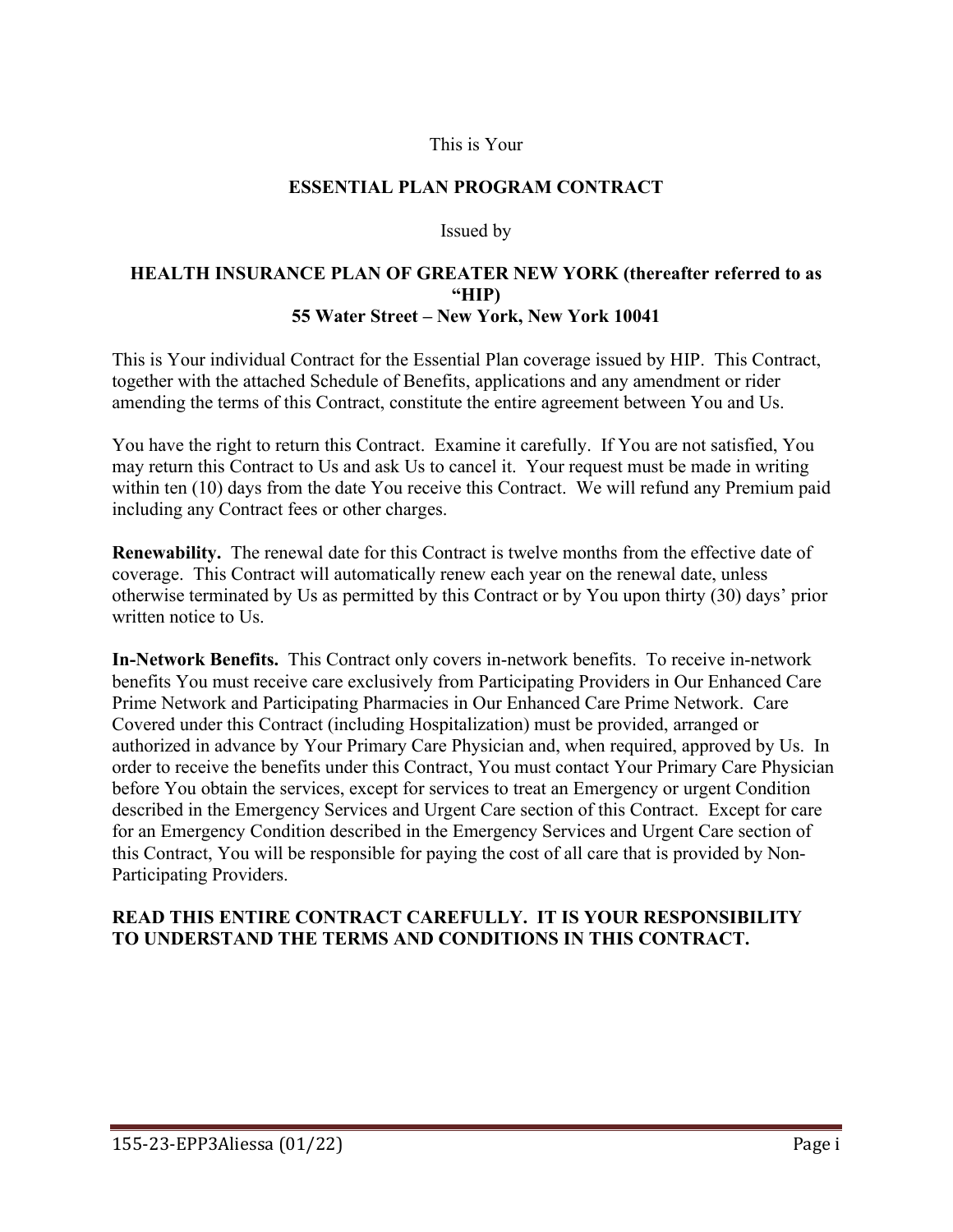This is Your

# ESSENTIAL PLAN PROGRAM CONTRACT

Issued by

## HEALTH INSURANCE PLAN OF GREATER NEW YORK (thereafter referred to as "HIP)
## 55 Water Street – New York, New York 10041

This is Your individual Contract for the Essential Plan coverage issued by HIP. This Contract, together with the attached Schedule of Benefits, applications and any amendment or rider amending the terms of this Contract, constitute the entire agreement between You and Us.

You have the right to return this Contract. Examine it carefully. If You are not satisfied, You may return this Contract to Us and ask Us to cancel it. Your request must be made in writing within ten (10) days from the date You receive this Contract. We will refund any Premium paid including any Contract fees or other charges.

**Renewability.** The renewal date for this Contract is twelve months from the effective date of coverage. This Contract will automatically renew each year on the renewal date, unless otherwise terminated by Us as permitted by this Contract or by You upon thirty (30) days' prior written notice to Us.

**In-Network Benefits.** This Contract only covers in-network benefits. To receive in-network benefits You must receive care exclusively from Participating Providers in Our Enhanced Care Prime Network and Participating Pharmacies in Our Enhanced Care Prime Network. Care Covered under this Contract (including Hospitalization) must be provided, arranged or authorized in advance by Your Primary Care Physician and, when required, approved by Us. In order to receive the benefits under this Contract, You must contact Your Primary Care Physician before You obtain the services, except for services to treat an Emergency or urgent Condition described in the Emergency Services and Urgent Care section of this Contract. Except for care for an Emergency Condition described in the Emergency Services and Urgent Care section of this Contract, You will be responsible for paying the cost of all care that is provided by Non-Participating Providers.

**READ THIS ENTIRE CONTRACT CAREFULLY. IT IS YOUR RESPONSIBILITY TO UNDERSTAND THE TERMS AND CONDITIONS IN THIS CONTRACT.**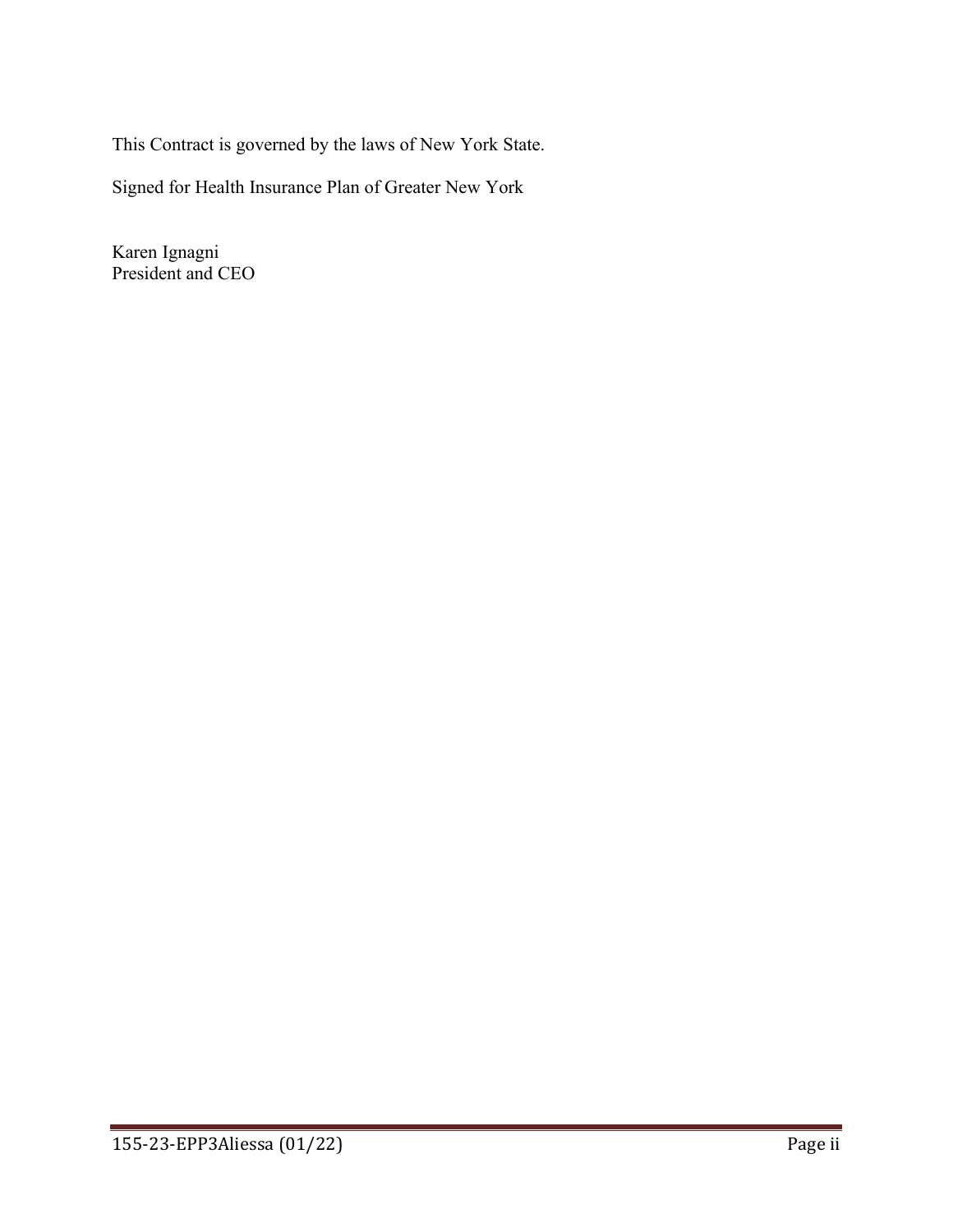This Contract is governed by the laws of New York State.

Signed for Health Insurance Plan of Greater New York

Karen Ignagni
President and CEO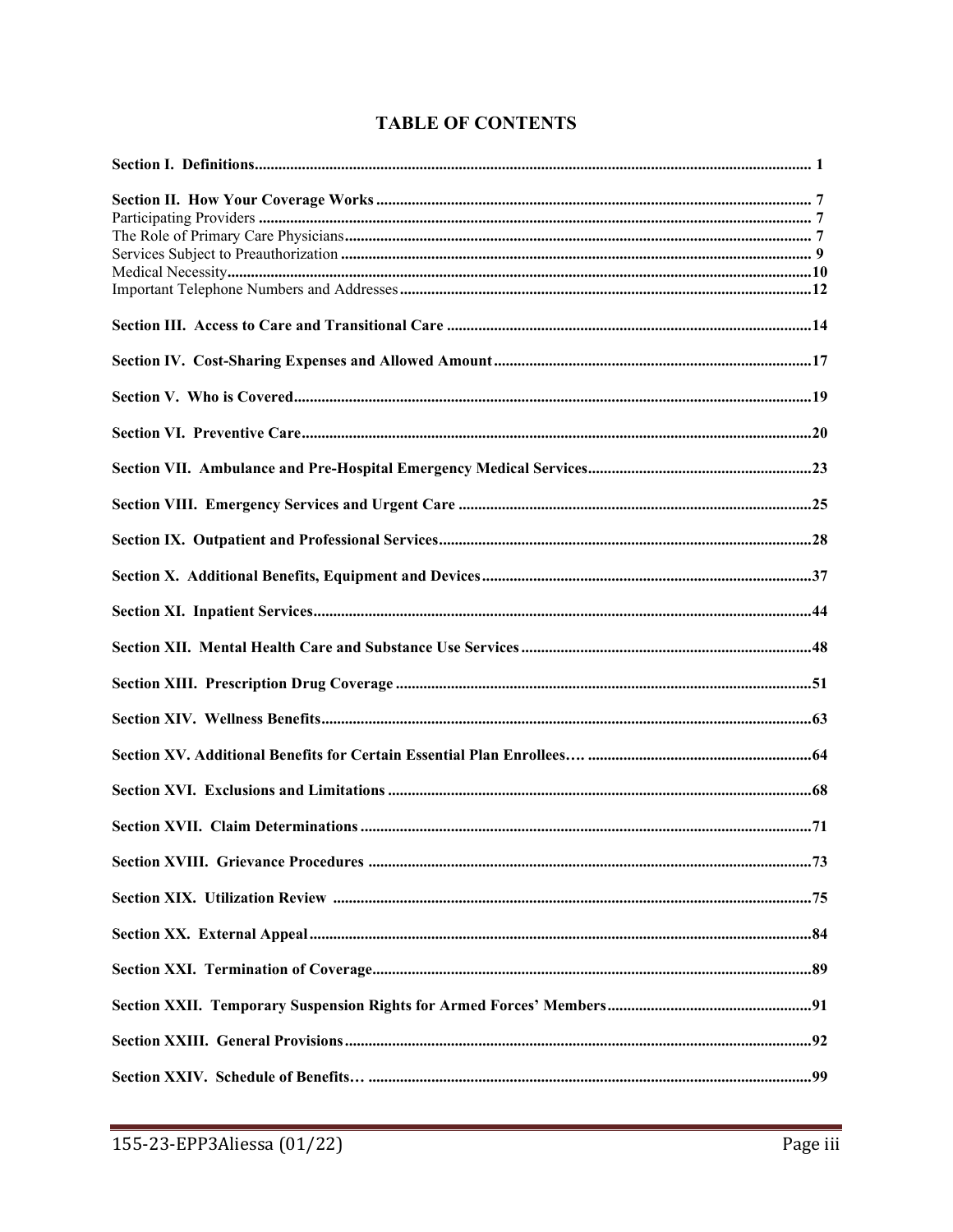# TABLE OF CONTENTS

| | |
|---|---|
| **Section I. Definitions** | **1** |
| **Section II. How Your Coverage Works** | **7** |
| Participating Providers | 7 |
| The Role of Primary Care Physicians | 7 |
| Services Subject to Preauthorization | 9 |
| Medical Necessity | 10 |
| Important Telephone Numbers and Addresses | 12 |
| **Section III. Access to Care and Transitional Care** | **14** |
| **Section IV. Cost-Sharing Expenses and Allowed Amount** | **17** |
| **Section V. Who is Covered** | **19** |
| **Section VI. Preventive Care** | **20** |
| **Section VII. Ambulance and Pre-Hospital Emergency Medical Services** | **23** |
| **Section VIII. Emergency Services and Urgent Care** | **25** |
| **Section IX. Outpatient and Professional Services** | **28** |
| **Section X. Additional Benefits, Equipment and Devices** | **37** |
| **Section XI. Inpatient Services** | **44** |
| **Section XII. Mental Health Care and Substance Use Services** | **48** |
| **Section XIII. Prescription Drug Coverage** | **51** |
| **Section XIV. Wellness Benefits** | **63** |
| **Section XV. Additional Benefits for Certain Essential Plan Enrollees…** | **64** |
| **Section XVI. Exclusions and Limitations** | **68** |
| **Section XVII. Claim Determinations** | **71** |
| **Section XVIII. Grievance Procedures** | **73** |
| **Section XIX. Utilization Review** | **75** |
| **Section XX. External Appeal** | **84** |
| **Section XXI. Termination of Coverage** | **89** |
| **Section XXII. Temporary Suspension Rights for Armed Forces' Members** | **91** |
| **Section XXIII. General Provisions** | **92** |
| **Section XXIV. Schedule of Benefits…** | **99** |

155-23-EPP3Aliessa (01/22)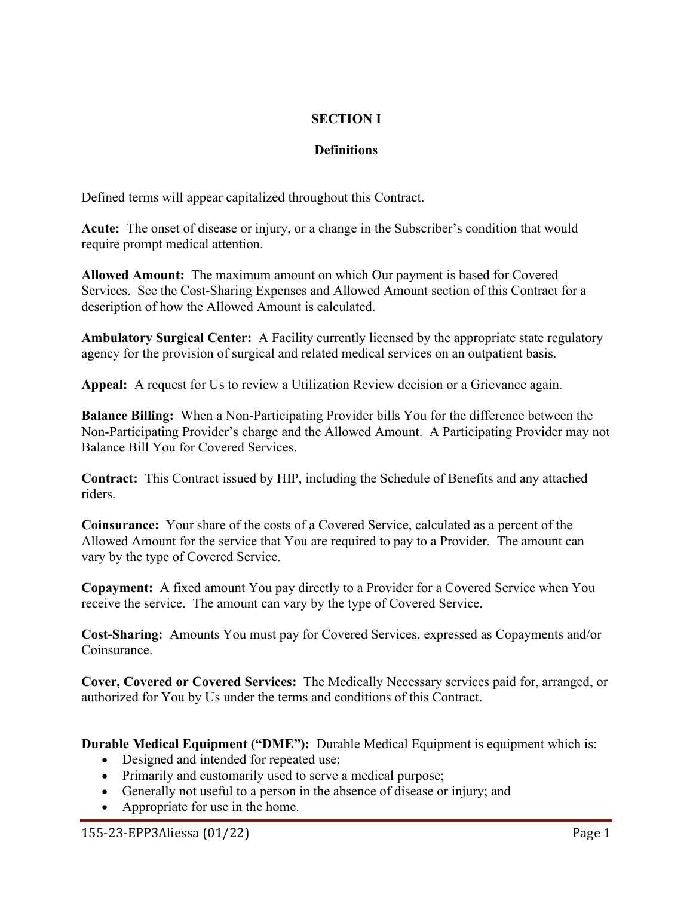# SECTION I

## Definitions

Defined terms will appear capitalized throughout this Contract.

**Acute:** The onset of disease or injury, or a change in the Subscriber's condition that would require prompt medical attention.

**Allowed Amount:** The maximum amount on which Our payment is based for Covered Services. See the Cost-Sharing Expenses and Allowed Amount section of this Contract for a description of how the Allowed Amount is calculated.

**Ambulatory Surgical Center:** A Facility currently licensed by the appropriate state regulatory agency for the provision of surgical and related medical services on an outpatient basis.

**Appeal:** A request for Us to review a Utilization Review decision or a Grievance again.

**Balance Billing:** When a Non-Participating Provider bills You for the difference between the Non-Participating Provider's charge and the Allowed Amount. A Participating Provider may not Balance Bill You for Covered Services.

**Contract:** This Contract issued by HIP, including the Schedule of Benefits and any attached riders.

**Coinsurance:** Your share of the costs of a Covered Service, calculated as a percent of the Allowed Amount for the service that You are required to pay to a Provider. The amount can vary by the type of Covered Service.

**Copayment:** A fixed amount You pay directly to a Provider for a Covered Service when You receive the service. The amount can vary by the type of Covered Service.

**Cost-Sharing:** Amounts You must pay for Covered Services, expressed as Copayments and/or Coinsurance.

**Cover, Covered or Covered Services:** The Medically Necessary services paid for, arranged, or authorized for You by Us under the terms and conditions of this Contract.

**Durable Medical Equipment ("DME"):** Durable Medical Equipment is equipment which is:

- Designed and intended for repeated use;
- Primarily and customarily used to serve a medical purpose;
- Generally not useful to a person in the absence of disease or injury; and
- Appropriate for use in the home.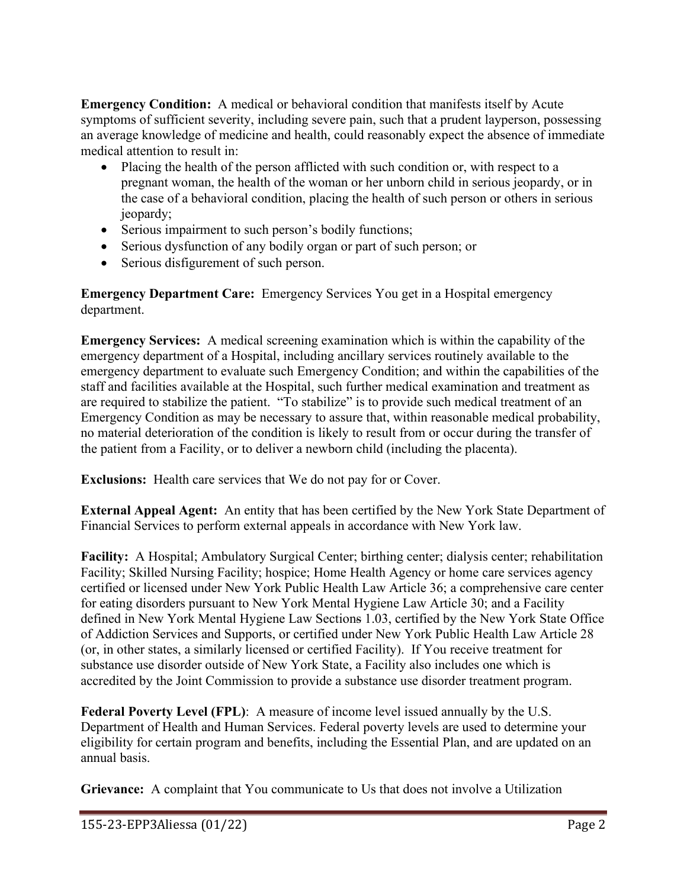**Emergency Condition:** A medical or behavioral condition that manifests itself by Acute symptoms of sufficient severity, including severe pain, such that a prudent layperson, possessing an average knowledge of medicine and health, could reasonably expect the absence of immediate medical attention to result in:

- Placing the health of the person afflicted with such condition or, with respect to a pregnant woman, the health of the woman or her unborn child in serious jeopardy, or in the case of a behavioral condition, placing the health of such person or others in serious jeopardy;
- Serious impairment to such person's bodily functions;
- Serious dysfunction of any bodily organ or part of such person; or
- Serious disfigurement of such person.

**Emergency Department Care:** Emergency Services You get in a Hospital emergency department.

**Emergency Services:** A medical screening examination which is within the capability of the emergency department of a Hospital, including ancillary services routinely available to the emergency department to evaluate such Emergency Condition; and within the capabilities of the staff and facilities available at the Hospital, such further medical examination and treatment as are required to stabilize the patient. "To stabilize" is to provide such medical treatment of an Emergency Condition as may be necessary to assure that, within reasonable medical probability, no material deterioration of the condition is likely to result from or occur during the transfer of the patient from a Facility, or to deliver a newborn child (including the placenta).

**Exclusions:** Health care services that We do not pay for or Cover.

**External Appeal Agent:** An entity that has been certified by the New York State Department of Financial Services to perform external appeals in accordance with New York law.

**Facility:** A Hospital; Ambulatory Surgical Center; birthing center; dialysis center; rehabilitation Facility; Skilled Nursing Facility; hospice; Home Health Agency or home care services agency certified or licensed under New York Public Health Law Article 36; a comprehensive care center for eating disorders pursuant to New York Mental Hygiene Law Article 30; and a Facility defined in New York Mental Hygiene Law Sections 1.03, certified by the New York State Office of Addiction Services and Supports, or certified under New York Public Health Law Article 28 (or, in other states, a similarly licensed or certified Facility). If You receive treatment for substance use disorder outside of New York State, a Facility also includes one which is accredited by the Joint Commission to provide a substance use disorder treatment program.

**Federal Poverty Level (FPL)**: A measure of income level issued annually by the U.S. Department of Health and Human Services. Federal poverty levels are used to determine your eligibility for certain program and benefits, including the Essential Plan, and are updated on an annual basis.

**Grievance:** A complaint that You communicate to Us that does not involve a Utilization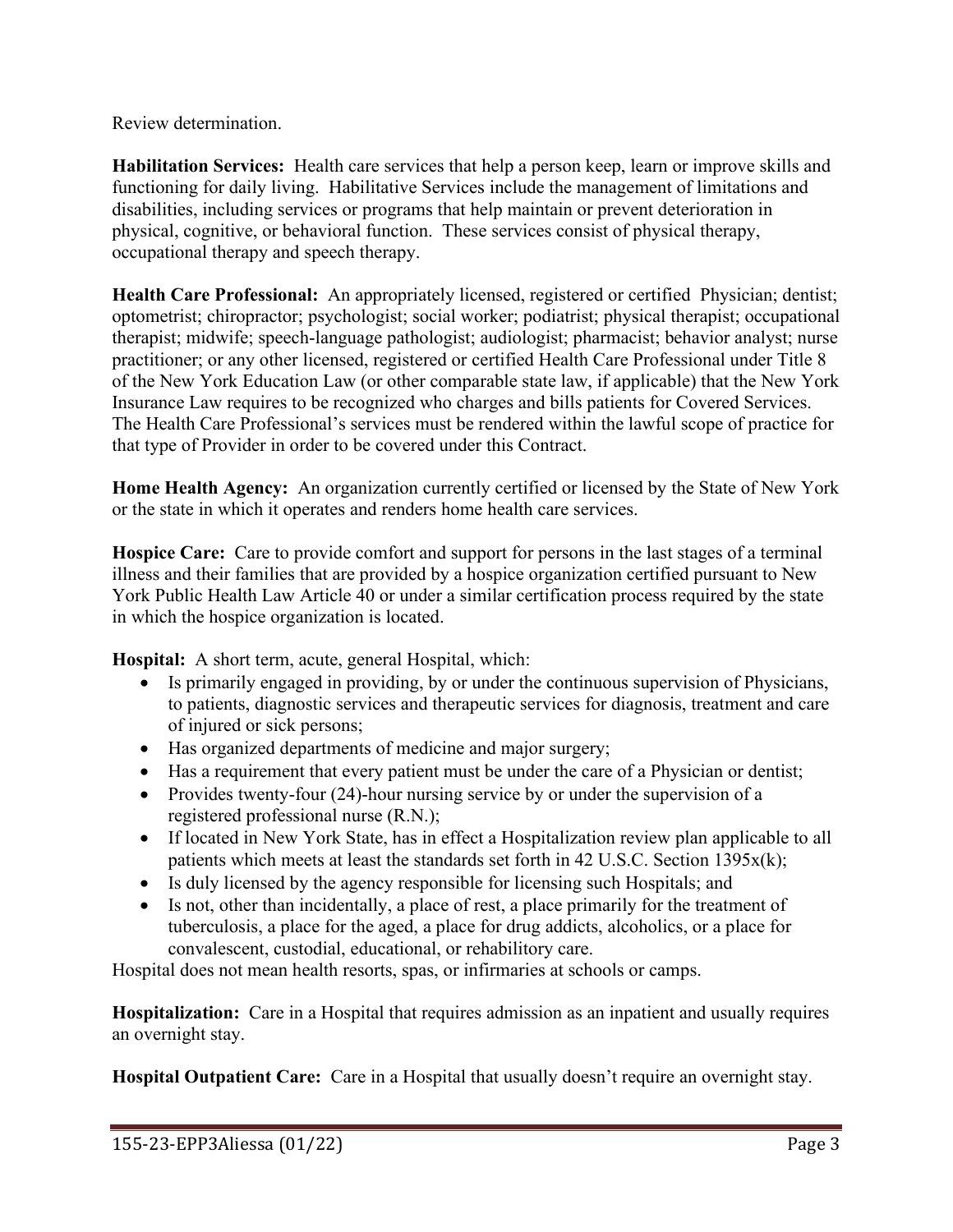Review determination.

**Habilitation Services:** Health care services that help a person keep, learn or improve skills and functioning for daily living. Habilitative Services include the management of limitations and disabilities, including services or programs that help maintain or prevent deterioration in physical, cognitive, or behavioral function. These services consist of physical therapy, occupational therapy and speech therapy.

**Health Care Professional:** An appropriately licensed, registered or certified Physician; dentist; optometrist; chiropractor; psychologist; social worker; podiatrist; physical therapist; occupational therapist; midwife; speech-language pathologist; audiologist; pharmacist; behavior analyst; nurse practitioner; or any other licensed, registered or certified Health Care Professional under Title 8 of the New York Education Law (or other comparable state law, if applicable) that the New York Insurance Law requires to be recognized who charges and bills patients for Covered Services. The Health Care Professional's services must be rendered within the lawful scope of practice for that type of Provider in order to be covered under this Contract.

**Home Health Agency:** An organization currently certified or licensed by the State of New York or the state in which it operates and renders home health care services.

**Hospice Care:** Care to provide comfort and support for persons in the last stages of a terminal illness and their families that are provided by a hospice organization certified pursuant to New York Public Health Law Article 40 or under a similar certification process required by the state in which the hospice organization is located.

**Hospital:** A short term, acute, general Hospital, which:

- Is primarily engaged in providing, by or under the continuous supervision of Physicians, to patients, diagnostic services and therapeutic services for diagnosis, treatment and care of injured or sick persons;
- Has organized departments of medicine and major surgery;
- Has a requirement that every patient must be under the care of a Physician or dentist;
- Provides twenty-four (24)-hour nursing service by or under the supervision of a registered professional nurse (R.N.);
- If located in New York State, has in effect a Hospitalization review plan applicable to all patients which meets at least the standards set forth in 42 U.S.C. Section 1395x(k);
- Is duly licensed by the agency responsible for licensing such Hospitals; and
- Is not, other than incidentally, a place of rest, a place primarily for the treatment of tuberculosis, a place for the aged, a place for drug addicts, alcoholics, or a place for convalescent, custodial, educational, or rehabilitory care.

Hospital does not mean health resorts, spas, or infirmaries at schools or camps.

**Hospitalization:** Care in a Hospital that requires admission as an inpatient and usually requires an overnight stay.

**Hospital Outpatient Care:** Care in a Hospital that usually doesn't require an overnight stay.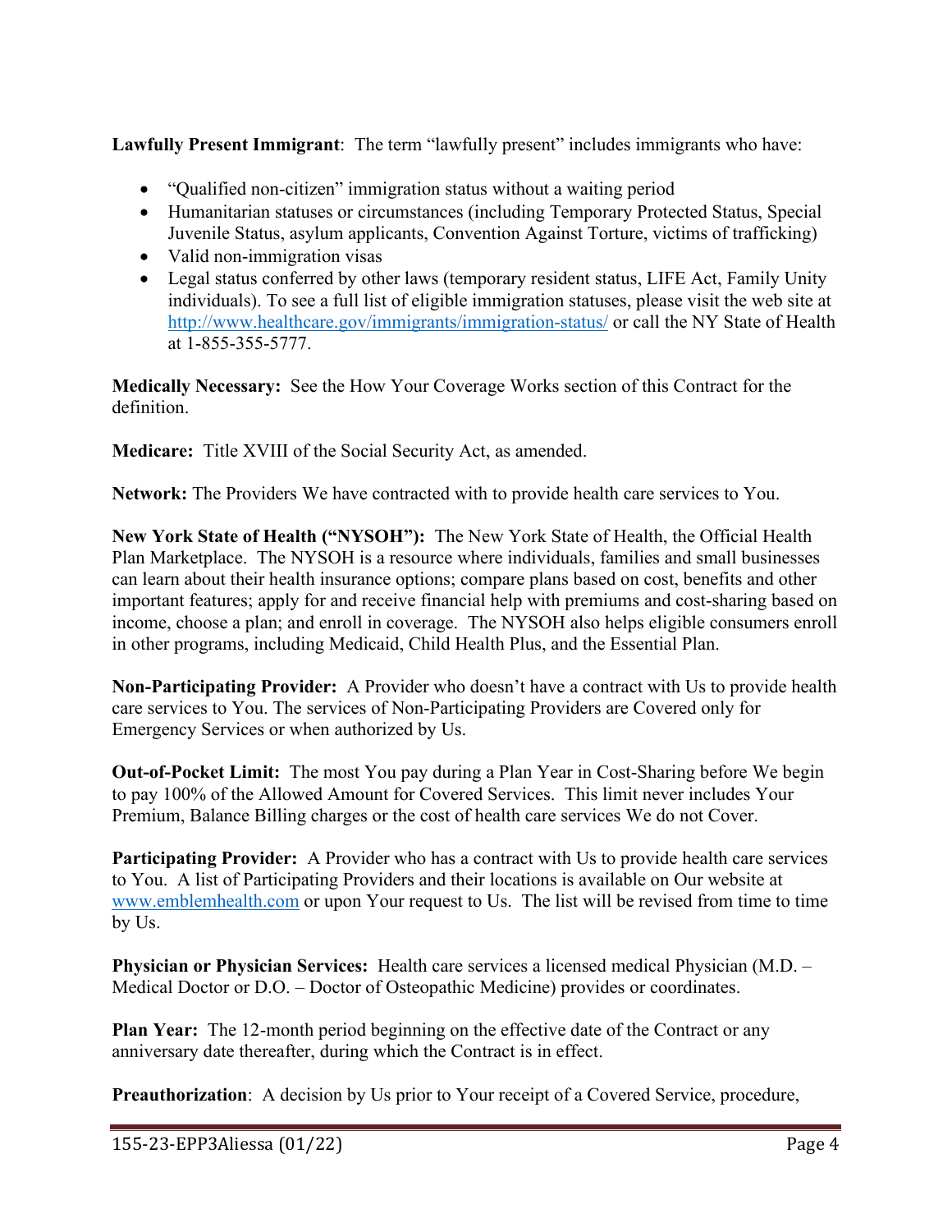**Lawfully Present Immigrant**: The term "lawfully present" includes immigrants who have:

- "Qualified non-citizen" immigration status without a waiting period
- Humanitarian statuses or circumstances (including Temporary Protected Status, Special Juvenile Status, asylum applicants, Convention Against Torture, victims of trafficking)
- Valid non-immigration visas
- Legal status conferred by other laws (temporary resident status, LIFE Act, Family Unity individuals). To see a full list of eligible immigration statuses, please visit the web site at http://www.healthcare.gov/immigrants/immigration-status/ or call the NY State of Health at 1-855-355-5777.

**Medically Necessary:** See the How Your Coverage Works section of this Contract for the definition.

**Medicare:** Title XVIII of the Social Security Act, as amended.

**Network:** The Providers We have contracted with to provide health care services to You.

**New York State of Health ("NYSOH"):** The New York State of Health, the Official Health Plan Marketplace. The NYSOH is a resource where individuals, families and small businesses can learn about their health insurance options; compare plans based on cost, benefits and other important features; apply for and receive financial help with premiums and cost-sharing based on income, choose a plan; and enroll in coverage. The NYSOH also helps eligible consumers enroll in other programs, including Medicaid, Child Health Plus, and the Essential Plan.

**Non-Participating Provider:** A Provider who doesn't have a contract with Us to provide health care services to You. The services of Non-Participating Providers are Covered only for Emergency Services or when authorized by Us.

**Out-of-Pocket Limit:** The most You pay during a Plan Year in Cost-Sharing before We begin to pay 100% of the Allowed Amount for Covered Services. This limit never includes Your Premium, Balance Billing charges or the cost of health care services We do not Cover.

**Participating Provider:** A Provider who has a contract with Us to provide health care services to You. A list of Participating Providers and their locations is available on Our website at www.emblemhealth.com or upon Your request to Us. The list will be revised from time to time by Us.

**Physician or Physician Services:** Health care services a licensed medical Physician (M.D. – Medical Doctor or D.O. – Doctor of Osteopathic Medicine) provides or coordinates.

**Plan Year:** The 12-month period beginning on the effective date of the Contract or any anniversary date thereafter, during which the Contract is in effect.

**Preauthorization**: A decision by Us prior to Your receipt of a Covered Service, procedure,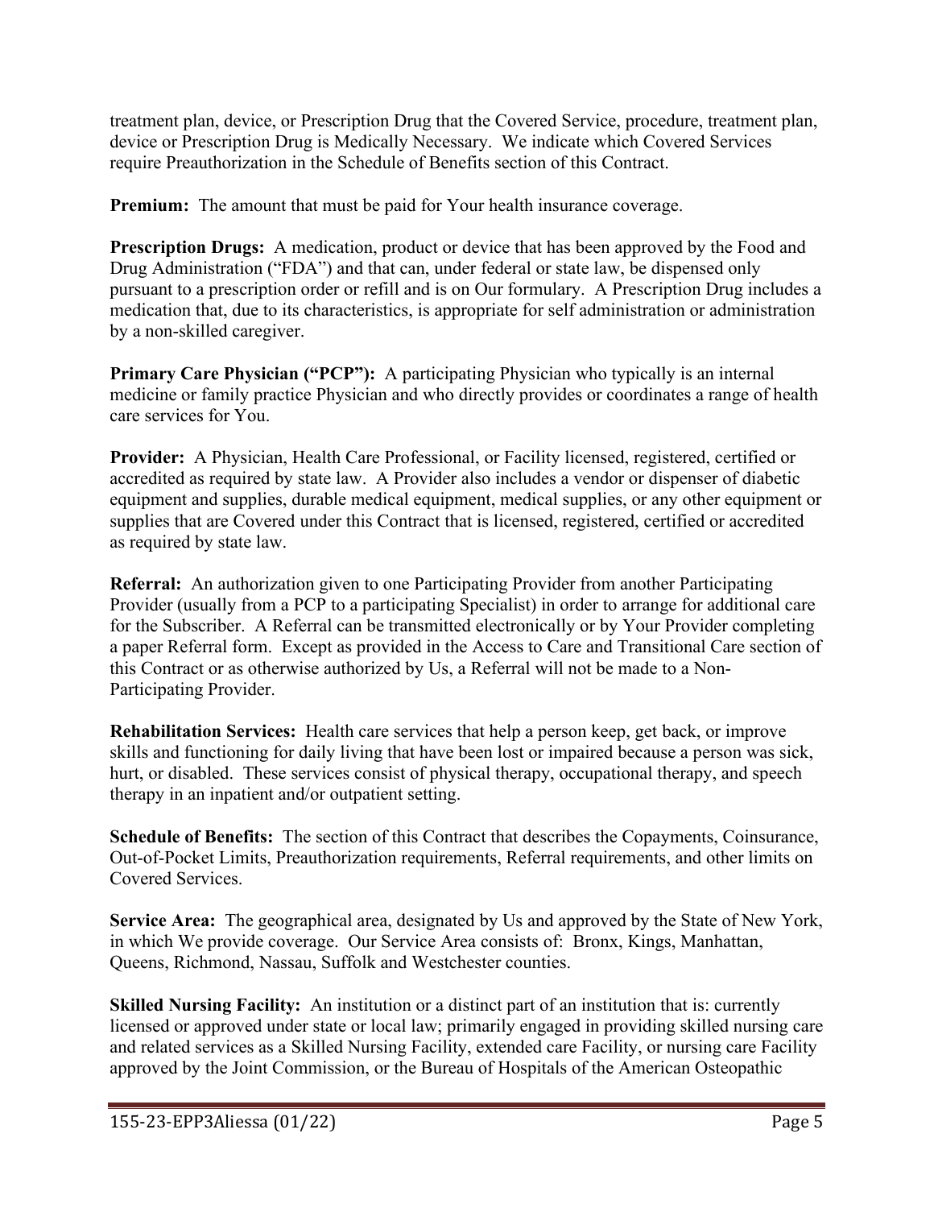treatment plan, device, or Prescription Drug that the Covered Service, procedure, treatment plan, device or Prescription Drug is Medically Necessary. We indicate which Covered Services require Preauthorization in the Schedule of Benefits section of this Contract.

**Premium:** The amount that must be paid for Your health insurance coverage.

**Prescription Drugs:** A medication, product or device that has been approved by the Food and Drug Administration ("FDA") and that can, under federal or state law, be dispensed only pursuant to a prescription order or refill and is on Our formulary. A Prescription Drug includes a medication that, due to its characteristics, is appropriate for self administration or administration by a non-skilled caregiver.

**Primary Care Physician ("PCP"):** A participating Physician who typically is an internal medicine or family practice Physician and who directly provides or coordinates a range of health care services for You.

**Provider:** A Physician, Health Care Professional, or Facility licensed, registered, certified or accredited as required by state law. A Provider also includes a vendor or dispenser of diabetic equipment and supplies, durable medical equipment, medical supplies, or any other equipment or supplies that are Covered under this Contract that is licensed, registered, certified or accredited as required by state law.

**Referral:** An authorization given to one Participating Provider from another Participating Provider (usually from a PCP to a participating Specialist) in order to arrange for additional care for the Subscriber. A Referral can be transmitted electronically or by Your Provider completing a paper Referral form. Except as provided in the Access to Care and Transitional Care section of this Contract or as otherwise authorized by Us, a Referral will not be made to a Non-Participating Provider.

**Rehabilitation Services:** Health care services that help a person keep, get back, or improve skills and functioning for daily living that have been lost or impaired because a person was sick, hurt, or disabled. These services consist of physical therapy, occupational therapy, and speech therapy in an inpatient and/or outpatient setting.

**Schedule of Benefits:** The section of this Contract that describes the Copayments, Coinsurance, Out-of-Pocket Limits, Preauthorization requirements, Referral requirements, and other limits on Covered Services.

**Service Area:** The geographical area, designated by Us and approved by the State of New York, in which We provide coverage. Our Service Area consists of: Bronx, Kings, Manhattan, Queens, Richmond, Nassau, Suffolk and Westchester counties.

**Skilled Nursing Facility:** An institution or a distinct part of an institution that is: currently licensed or approved under state or local law; primarily engaged in providing skilled nursing care and related services as a Skilled Nursing Facility, extended care Facility, or nursing care Facility approved by the Joint Commission, or the Bureau of Hospitals of the American Osteopathic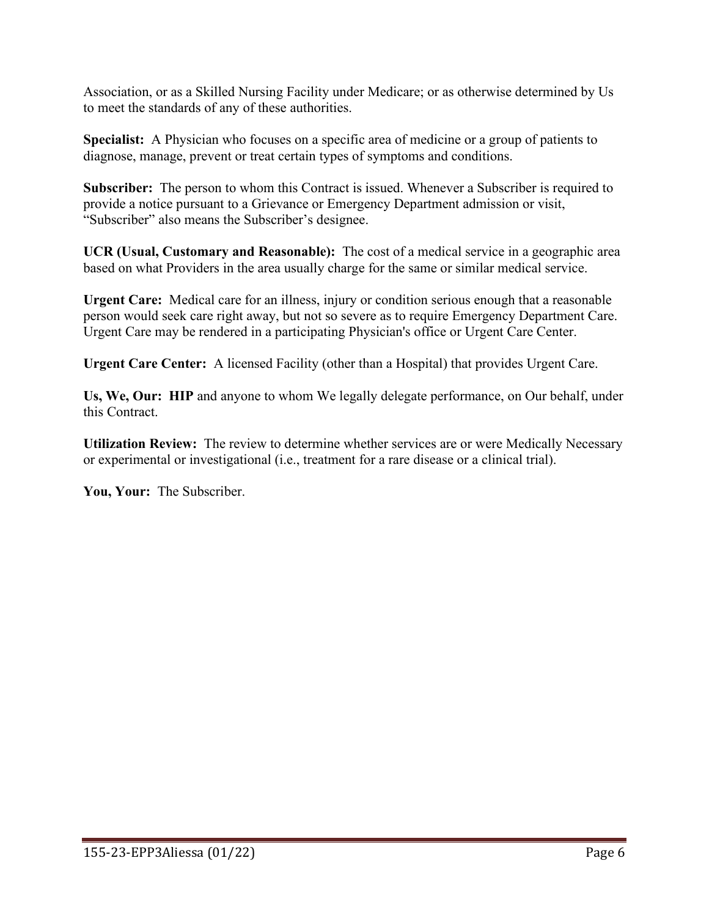Association, or as a Skilled Nursing Facility under Medicare; or as otherwise determined by Us to meet the standards of any of these authorities.

**Specialist:** A Physician who focuses on a specific area of medicine or a group of patients to diagnose, manage, prevent or treat certain types of symptoms and conditions.

**Subscriber:** The person to whom this Contract is issued. Whenever a Subscriber is required to provide a notice pursuant to a Grievance or Emergency Department admission or visit, "Subscriber" also means the Subscriber's designee.

**UCR (Usual, Customary and Reasonable):** The cost of a medical service in a geographic area based on what Providers in the area usually charge for the same or similar medical service.

**Urgent Care:** Medical care for an illness, injury or condition serious enough that a reasonable person would seek care right away, but not so severe as to require Emergency Department Care. Urgent Care may be rendered in a participating Physician's office or Urgent Care Center.

**Urgent Care Center:** A licensed Facility (other than a Hospital) that provides Urgent Care.

**Us, We, Our: HIP** and anyone to whom We legally delegate performance, on Our behalf, under this Contract.

**Utilization Review:** The review to determine whether services are or were Medically Necessary or experimental or investigational (i.e., treatment for a rare disease or a clinical trial).

**You, Your:** The Subscriber.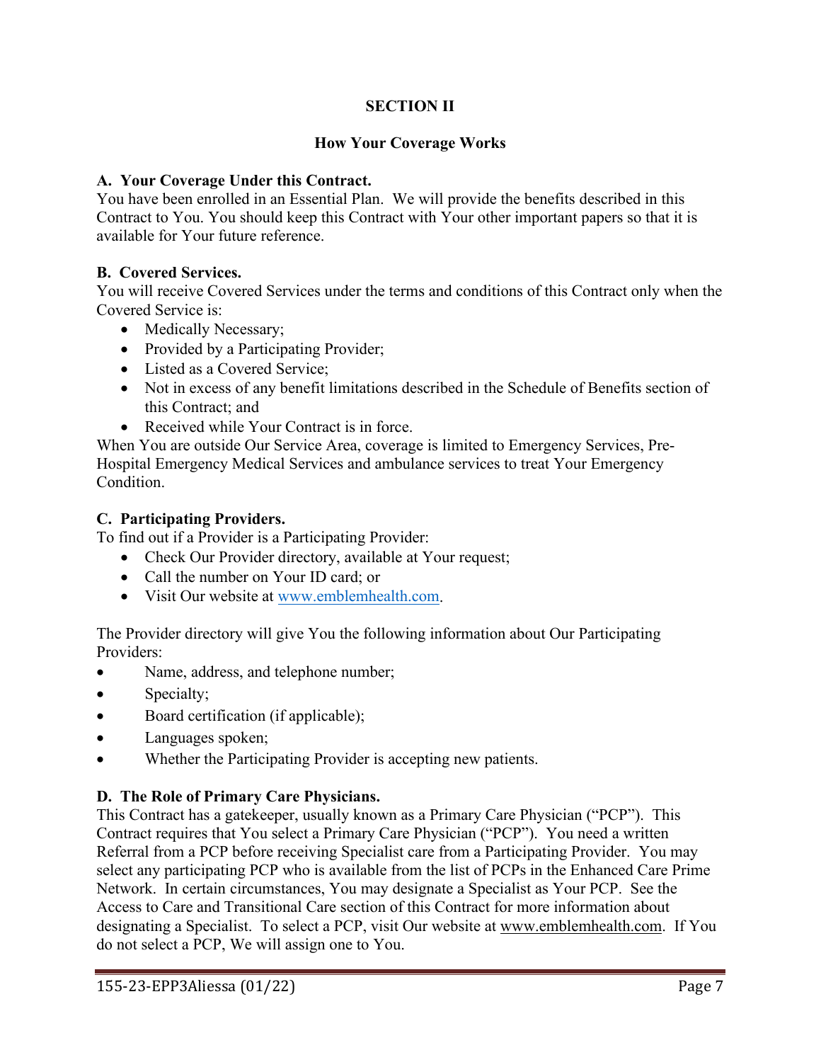# SECTION II

## How Your Coverage Works

**A. Your Coverage Under this Contract.**
You have been enrolled in an Essential Plan. We will provide the benefits described in this Contract to You. You should keep this Contract with Your other important papers so that it is available for Your future reference.

**B. Covered Services.**
You will receive Covered Services under the terms and conditions of this Contract only when the Covered Service is:

- Medically Necessary;
- Provided by a Participating Provider;
- Listed as a Covered Service;
- Not in excess of any benefit limitations described in the Schedule of Benefits section of this Contract; and
- Received while Your Contract is in force.

When You are outside Our Service Area, coverage is limited to Emergency Services, Pre-Hospital Emergency Medical Services and ambulance services to treat Your Emergency Condition.

**C. Participating Providers.**
To find out if a Provider is a Participating Provider:

- Check Our Provider directory, available at Your request;
- Call the number on Your ID card; or
- Visit Our website at www.emblemhealth.com.

The Provider directory will give You the following information about Our Participating Providers:

- Name, address, and telephone number;
- Specialty;
- Board certification (if applicable);
- Languages spoken;
- Whether the Participating Provider is accepting new patients.

**D. The Role of Primary Care Physicians.**
This Contract has a gatekeeper, usually known as a Primary Care Physician ("PCP"). This Contract requires that You select a Primary Care Physician ("PCP"). You need a written Referral from a PCP before receiving Specialist care from a Participating Provider. You may select any participating PCP who is available from the list of PCPs in the Enhanced Care Prime Network. In certain circumstances, You may designate a Specialist as Your PCP. See the Access to Care and Transitional Care section of this Contract for more information about designating a Specialist. To select a PCP, visit Our website at www.emblemhealth.com. If You do not select a PCP, We will assign one to You.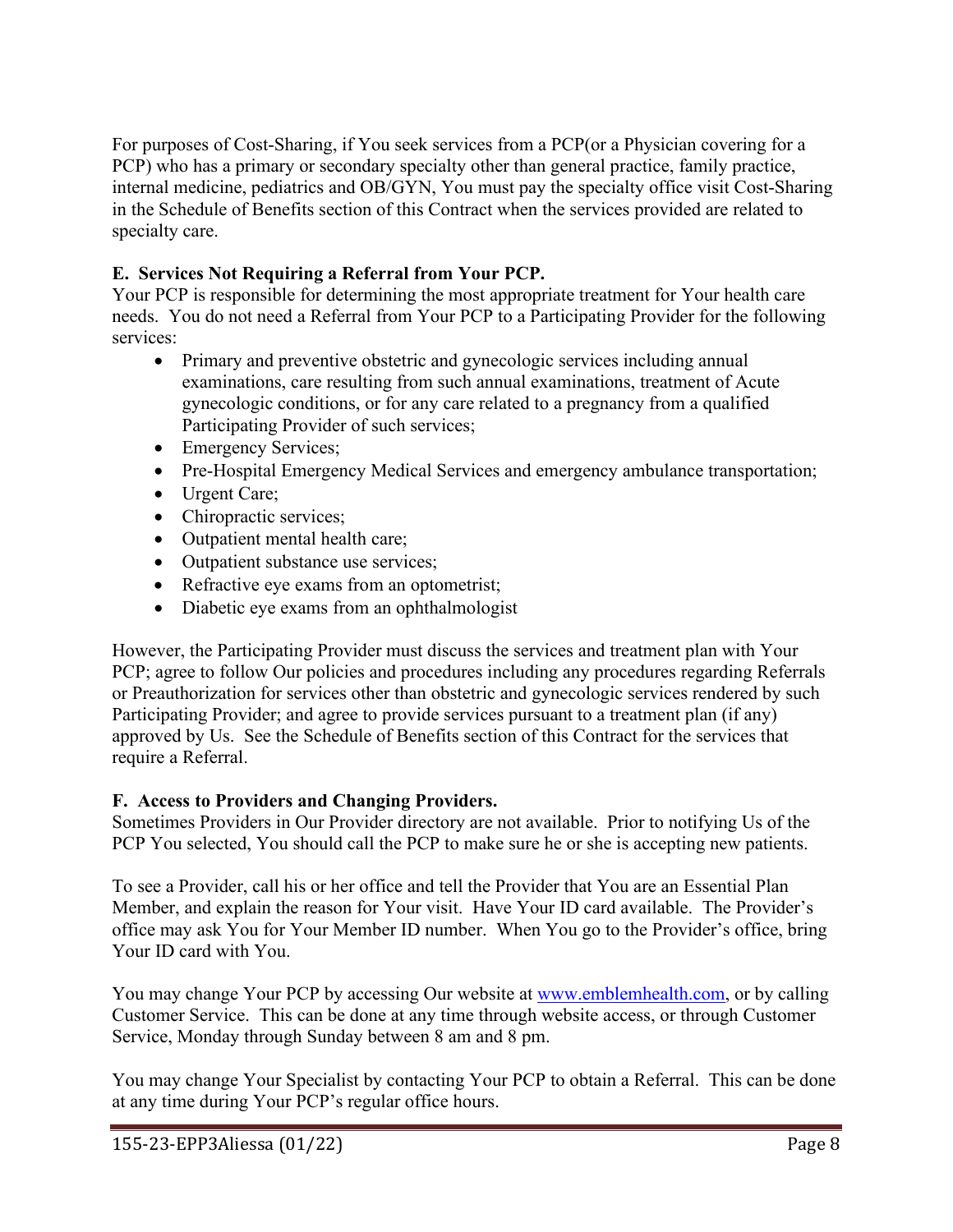For purposes of Cost-Sharing, if You seek services from a PCP(or a Physician covering for a PCP) who has a primary or secondary specialty other than general practice, family practice, internal medicine, pediatrics and OB/GYN, You must pay the specialty office visit Cost-Sharing in the Schedule of Benefits section of this Contract when the services provided are related to specialty care.

**E. Services Not Requiring a Referral from Your PCP.**

Your PCP is responsible for determining the most appropriate treatment for Your health care needs. You do not need a Referral from Your PCP to a Participating Provider for the following services:

- Primary and preventive obstetric and gynecologic services including annual examinations, care resulting from such annual examinations, treatment of Acute gynecologic conditions, or for any care related to a pregnancy from a qualified Participating Provider of such services;
- Emergency Services;
- Pre-Hospital Emergency Medical Services and emergency ambulance transportation;
- Urgent Care;
- Chiropractic services;
- Outpatient mental health care;
- Outpatient substance use services;
- Refractive eye exams from an optometrist;
- Diabetic eye exams from an ophthalmologist

However, the Participating Provider must discuss the services and treatment plan with Your PCP; agree to follow Our policies and procedures including any procedures regarding Referrals or Preauthorization for services other than obstetric and gynecologic services rendered by such Participating Provider; and agree to provide services pursuant to a treatment plan (if any) approved by Us. See the Schedule of Benefits section of this Contract for the services that require a Referral.

**F. Access to Providers and Changing Providers.**

Sometimes Providers in Our Provider directory are not available. Prior to notifying Us of the PCP You selected, You should call the PCP to make sure he or she is accepting new patients.

To see a Provider, call his or her office and tell the Provider that You are an Essential Plan Member, and explain the reason for Your visit. Have Your ID card available. The Provider's office may ask You for Your Member ID number. When You go to the Provider's office, bring Your ID card with You.

You may change Your PCP by accessing Our website at [www.emblemhealth.com](http://www.emblemhealth.com), or by calling Customer Service. This can be done at any time through website access, or through Customer Service, Monday through Sunday between 8 am and 8 pm.

You may change Your Specialist by contacting Your PCP to obtain a Referral. This can be done at any time during Your PCP's regular office hours.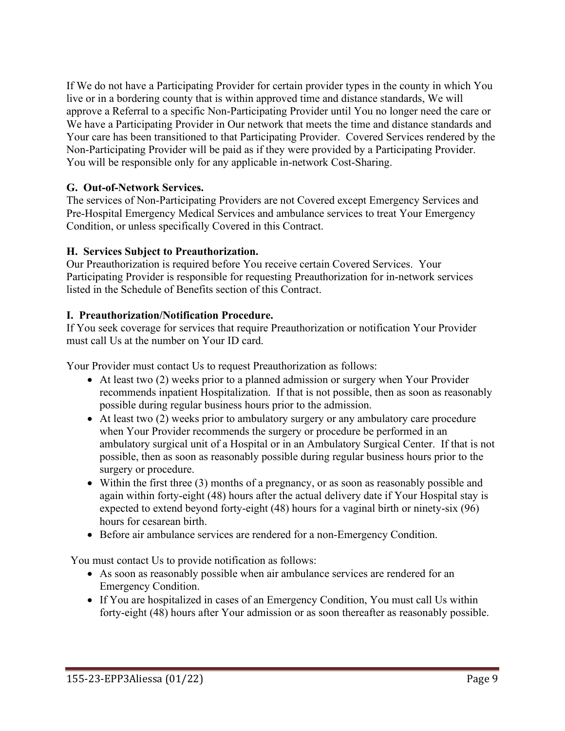If We do not have a Participating Provider for certain provider types in the county in which You live or in a bordering county that is within approved time and distance standards, We will approve a Referral to a specific Non-Participating Provider until You no longer need the care or We have a Participating Provider in Our network that meets the time and distance standards and Your care has been transitioned to that Participating Provider. Covered Services rendered by the Non-Participating Provider will be paid as if they were provided by a Participating Provider. You will be responsible only for any applicable in-network Cost-Sharing.

**G. Out-of-Network Services.**

The services of Non-Participating Providers are not Covered except Emergency Services and Pre-Hospital Emergency Medical Services and ambulance services to treat Your Emergency Condition, or unless specifically Covered in this Contract.

**H. Services Subject to Preauthorization.**

Our Preauthorization is required before You receive certain Covered Services. Your Participating Provider is responsible for requesting Preauthorization for in-network services listed in the Schedule of Benefits section of this Contract.

**I. Preauthorization/Notification Procedure.**

If You seek coverage for services that require Preauthorization or notification Your Provider must call Us at the number on Your ID card.

Your Provider must contact Us to request Preauthorization as follows:

- At least two (2) weeks prior to a planned admission or surgery when Your Provider recommends inpatient Hospitalization. If that is not possible, then as soon as reasonably possible during regular business hours prior to the admission.
- At least two (2) weeks prior to ambulatory surgery or any ambulatory care procedure when Your Provider recommends the surgery or procedure be performed in an ambulatory surgical unit of a Hospital or in an Ambulatory Surgical Center. If that is not possible, then as soon as reasonably possible during regular business hours prior to the surgery or procedure.
- Within the first three (3) months of a pregnancy, or as soon as reasonably possible and again within forty-eight (48) hours after the actual delivery date if Your Hospital stay is expected to extend beyond forty-eight (48) hours for a vaginal birth or ninety-six (96) hours for cesarean birth.
- Before air ambulance services are rendered for a non-Emergency Condition.

You must contact Us to provide notification as follows:

- As soon as reasonably possible when air ambulance services are rendered for an Emergency Condition.
- If You are hospitalized in cases of an Emergency Condition, You must call Us within forty-eight (48) hours after Your admission or as soon thereafter as reasonably possible.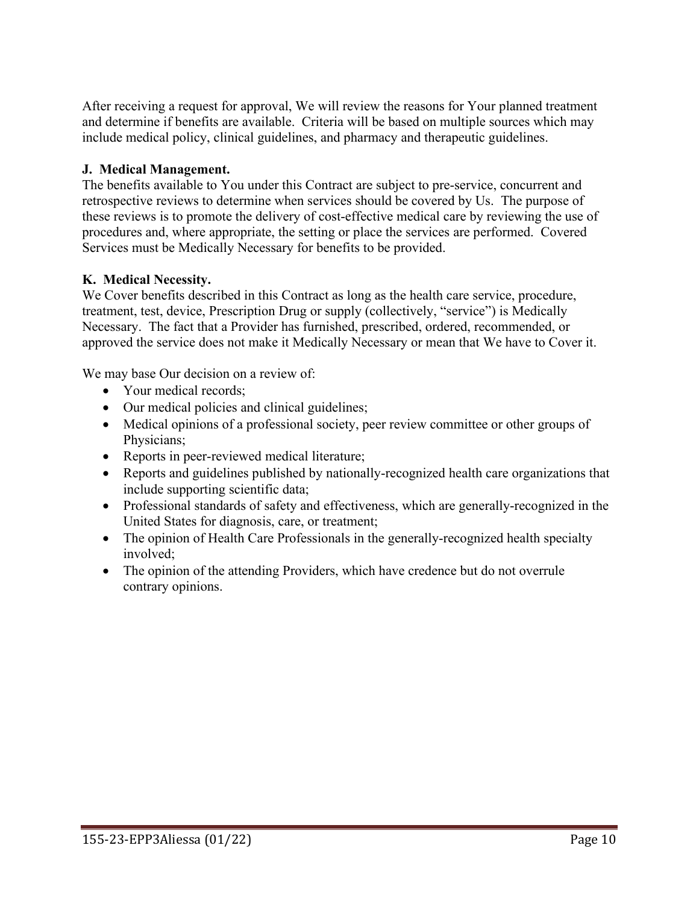After receiving a request for approval, We will review the reasons for Your planned treatment and determine if benefits are available. Criteria will be based on multiple sources which may include medical policy, clinical guidelines, and pharmacy and therapeutic guidelines.

**J. Medical Management.**

The benefits available to You under this Contract are subject to pre-service, concurrent and retrospective reviews to determine when services should be covered by Us. The purpose of these reviews is to promote the delivery of cost-effective medical care by reviewing the use of procedures and, where appropriate, the setting or place the services are performed. Covered Services must be Medically Necessary for benefits to be provided.

**K. Medical Necessity.**

We Cover benefits described in this Contract as long as the health care service, procedure, treatment, test, device, Prescription Drug or supply (collectively, "service") is Medically Necessary. The fact that a Provider has furnished, prescribed, ordered, recommended, or approved the service does not make it Medically Necessary or mean that We have to Cover it.

We may base Our decision on a review of:

- Your medical records;
- Our medical policies and clinical guidelines;
- Medical opinions of a professional society, peer review committee or other groups of Physicians;
- Reports in peer-reviewed medical literature;
- Reports and guidelines published by nationally-recognized health care organizations that include supporting scientific data;
- Professional standards of safety and effectiveness, which are generally-recognized in the United States for diagnosis, care, or treatment;
- The opinion of Health Care Professionals in the generally-recognized health specialty involved;
- The opinion of the attending Providers, which have credence but do not overrule contrary opinions.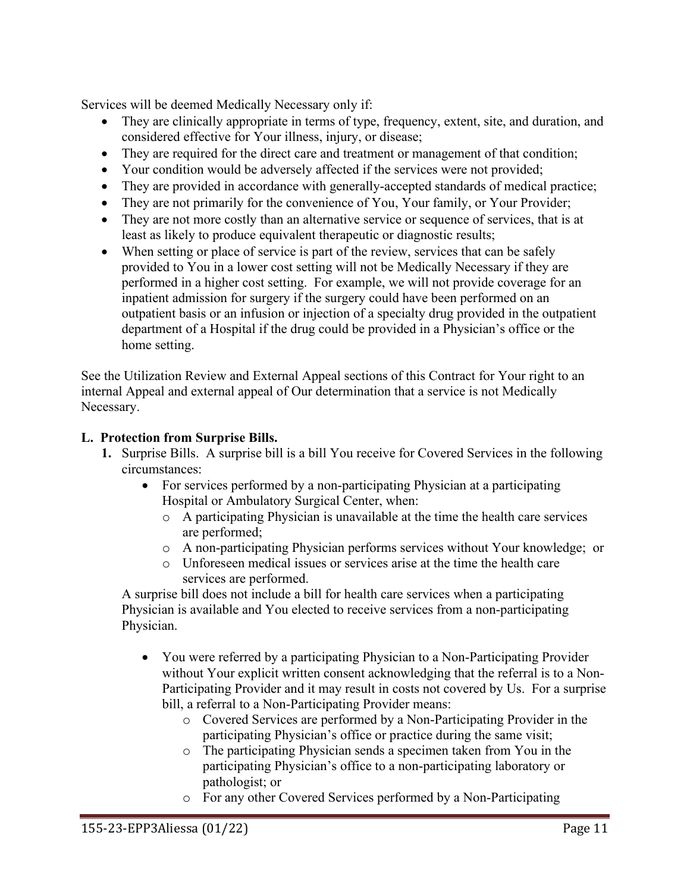Services will be deemed Medically Necessary only if:

- They are clinically appropriate in terms of type, frequency, extent, site, and duration, and considered effective for Your illness, injury, or disease;
- They are required for the direct care and treatment or management of that condition;
- Your condition would be adversely affected if the services were not provided;
- They are provided in accordance with generally-accepted standards of medical practice;
- They are not primarily for the convenience of You, Your family, or Your Provider;
- They are not more costly than an alternative service or sequence of services, that is at least as likely to produce equivalent therapeutic or diagnostic results;
- When setting or place of service is part of the review, services that can be safely provided to You in a lower cost setting will not be Medically Necessary if they are performed in a higher cost setting. For example, we will not provide coverage for an inpatient admission for surgery if the surgery could have been performed on an outpatient basis or an infusion or injection of a specialty drug provided in the outpatient department of a Hospital if the drug could be provided in a Physician's office or the home setting.

See the Utilization Review and External Appeal sections of this Contract for Your right to an internal Appeal and external appeal of Our determination that a service is not Medically Necessary.

**L. Protection from Surprise Bills.**

1. Surprise Bills. A surprise bill is a bill You receive for Covered Services in the following circumstances:
   - For services performed by a non-participating Physician at a participating Hospital or Ambulatory Surgical Center, when:
     - A participating Physician is unavailable at the time the health care services are performed;
     - A non-participating Physician performs services without Your knowledge; or
     - Unforeseen medical issues or services arise at the time the health care services are performed.

   A surprise bill does not include a bill for health care services when a participating Physician is available and You elected to receive services from a non-participating Physician.

   - You were referred by a participating Physician to a Non-Participating Provider without Your explicit written consent acknowledging that the referral is to a Non-Participating Provider and it may result in costs not covered by Us. For a surprise bill, a referral to a Non-Participating Provider means:
     - Covered Services are performed by a Non-Participating Provider in the participating Physician's office or practice during the same visit;
     - The participating Physician sends a specimen taken from You in the participating Physician's office to a non-participating laboratory or pathologist; or
     - For any other Covered Services performed by a Non-Participating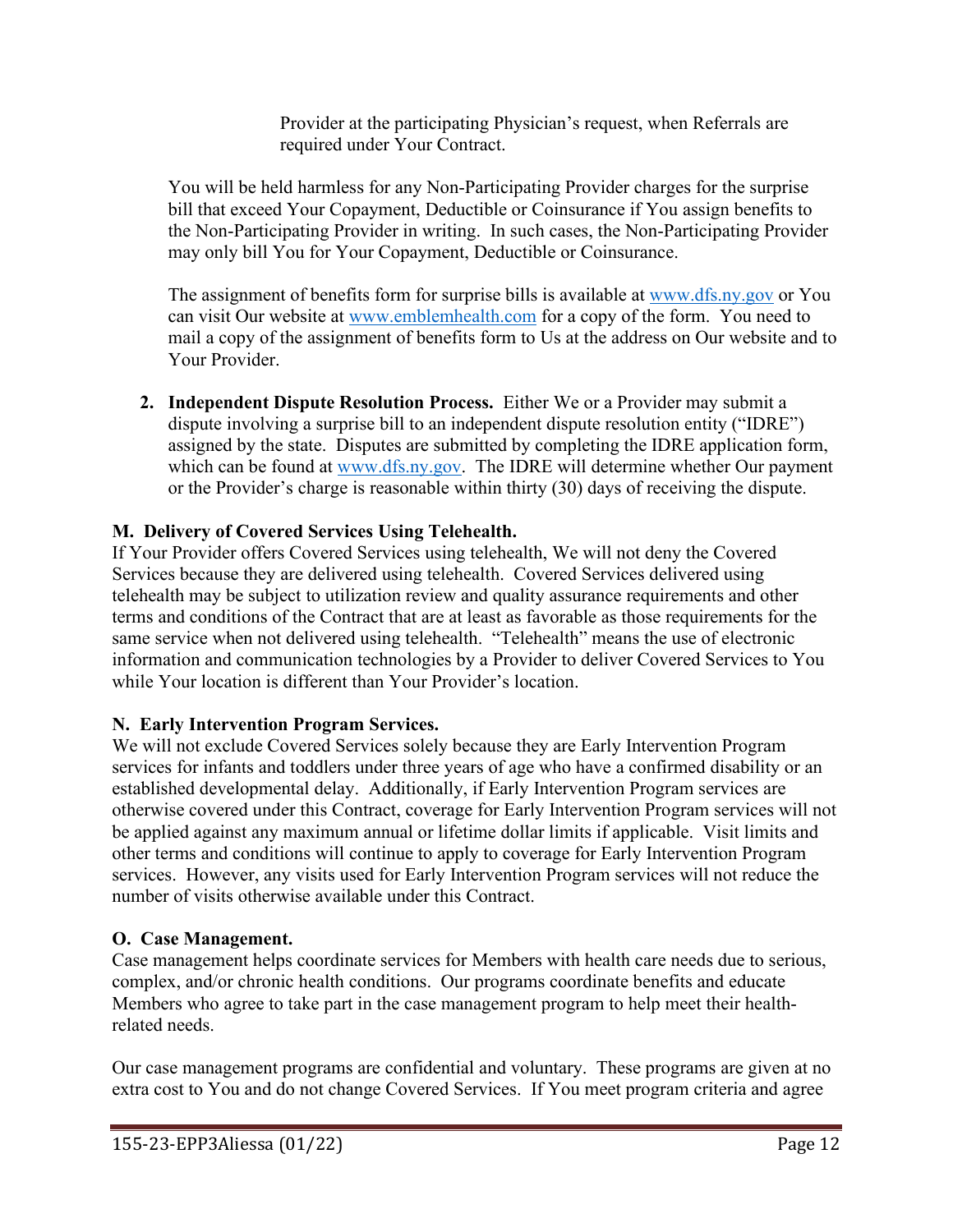Provider at the participating Physician's request, when Referrals are required under Your Contract.

You will be held harmless for any Non-Participating Provider charges for the surprise bill that exceed Your Copayment, Deductible or Coinsurance if You assign benefits to the Non-Participating Provider in writing. In such cases, the Non-Participating Provider may only bill You for Your Copayment, Deductible or Coinsurance.

The assignment of benefits form for surprise bills is available at www.dfs.ny.gov or You can visit Our website at www.emblemhealth.com for a copy of the form. You need to mail a copy of the assignment of benefits form to Us at the address on Our website and to Your Provider.

2. **Independent Dispute Resolution Process.** Either We or a Provider may submit a dispute involving a surprise bill to an independent dispute resolution entity ("IDRE") assigned by the state. Disputes are submitted by completing the IDRE application form, which can be found at www.dfs.ny.gov. The IDRE will determine whether Our payment or the Provider's charge is reasonable within thirty (30) days of receiving the dispute.

**M. Delivery of Covered Services Using Telehealth.**

If Your Provider offers Covered Services using telehealth, We will not deny the Covered Services because they are delivered using telehealth. Covered Services delivered using telehealth may be subject to utilization review and quality assurance requirements and other terms and conditions of the Contract that are at least as favorable as those requirements for the same service when not delivered using telehealth. "Telehealth" means the use of electronic information and communication technologies by a Provider to deliver Covered Services to You while Your location is different than Your Provider's location.

**N. Early Intervention Program Services.**

We will not exclude Covered Services solely because they are Early Intervention Program services for infants and toddlers under three years of age who have a confirmed disability or an established developmental delay. Additionally, if Early Intervention Program services are otherwise covered under this Contract, coverage for Early Intervention Program services will not be applied against any maximum annual or lifetime dollar limits if applicable. Visit limits and other terms and conditions will continue to apply to coverage for Early Intervention Program services. However, any visits used for Early Intervention Program services will not reduce the number of visits otherwise available under this Contract.

**O. Case Management.**

Case management helps coordinate services for Members with health care needs due to serious, complex, and/or chronic health conditions. Our programs coordinate benefits and educate Members who agree to take part in the case management program to help meet their health-related needs.

Our case management programs are confidential and voluntary. These programs are given at no extra cost to You and do not change Covered Services. If You meet program criteria and agree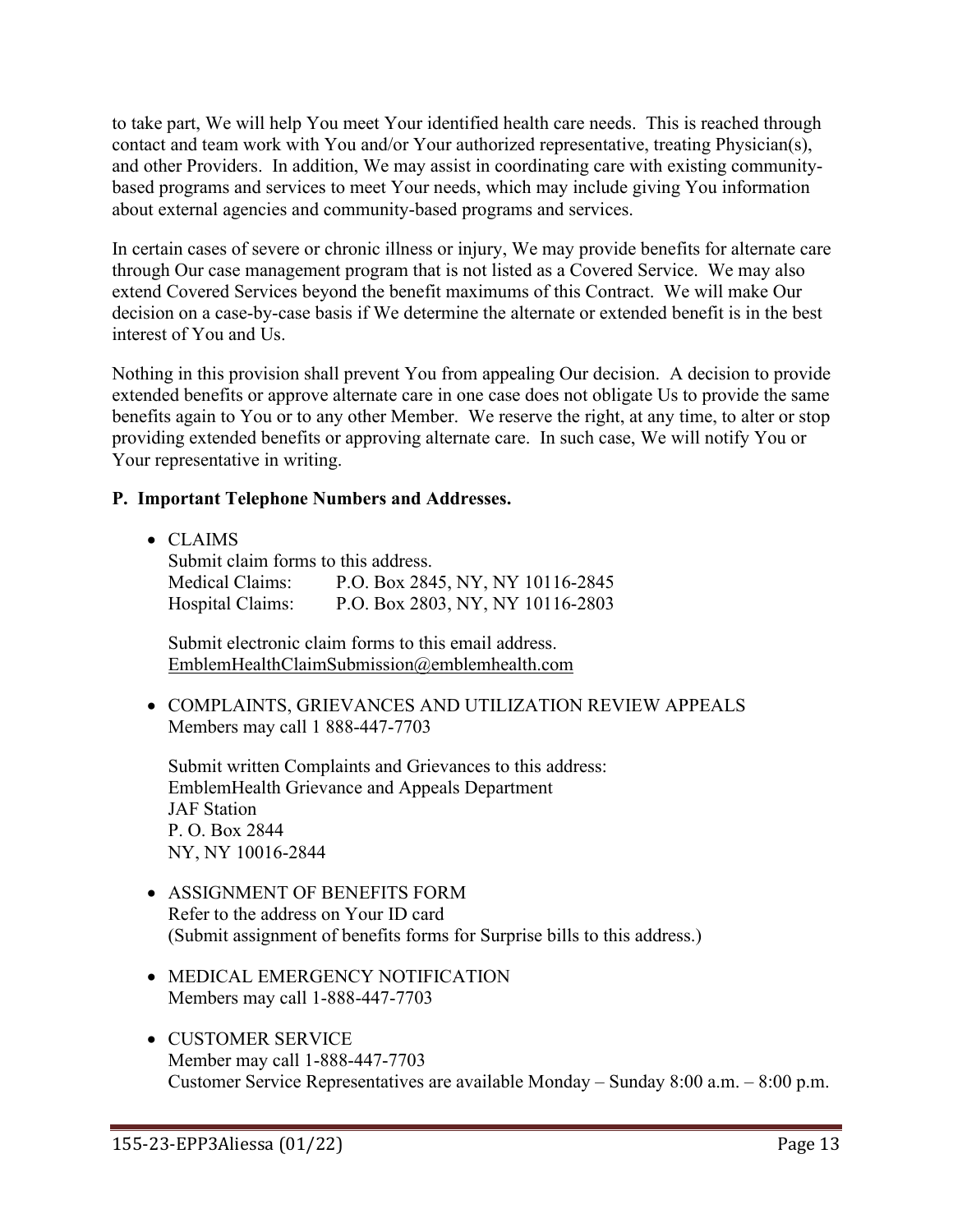to take part, We will help You meet Your identified health care needs. This is reached through contact and team work with You and/or Your authorized representative, treating Physician(s), and other Providers. In addition, We may assist in coordinating care with existing community-based programs and services to meet Your needs, which may include giving You information about external agencies and community-based programs and services.

In certain cases of severe or chronic illness or injury, We may provide benefits for alternate care through Our case management program that is not listed as a Covered Service. We may also extend Covered Services beyond the benefit maximums of this Contract. We will make Our decision on a case-by-case basis if We determine the alternate or extended benefit is in the best interest of You and Us.

Nothing in this provision shall prevent You from appealing Our decision. A decision to provide extended benefits or approve alternate care in one case does not obligate Us to provide the same benefits again to You or to any other Member. We reserve the right, at any time, to alter or stop providing extended benefits or approving alternate care. In such case, We will notify You or Your representative in writing.

**P. Important Telephone Numbers and Addresses.**

- CLAIMS
  Submit claim forms to this address.
  Medical Claims: P.O. Box 2845, NY, NY 10116-2845
  Hospital Claims: P.O. Box 2803, NY, NY 10116-2803

  Submit electronic claim forms to this email address.
  EmblemHealthClaimSubmission@emblemhealth.com

- COMPLAINTS, GRIEVANCES AND UTILIZATION REVIEW APPEALS
  Members may call 1 888-447-7703

  Submit written Complaints and Grievances to this address:
  EmblemHealth Grievance and Appeals Department
  JAF Station
  P. O. Box 2844
  NY, NY 10016-2844

- ASSIGNMENT OF BENEFITS FORM
  Refer to the address on Your ID card
  (Submit assignment of benefits forms for Surprise bills to this address.)

- MEDICAL EMERGENCY NOTIFICATION
  Members may call 1-888-447-7703

- CUSTOMER SERVICE
  Member may call 1-888-447-7703
  Customer Service Representatives are available Monday – Sunday 8:00 a.m. – 8:00 p.m.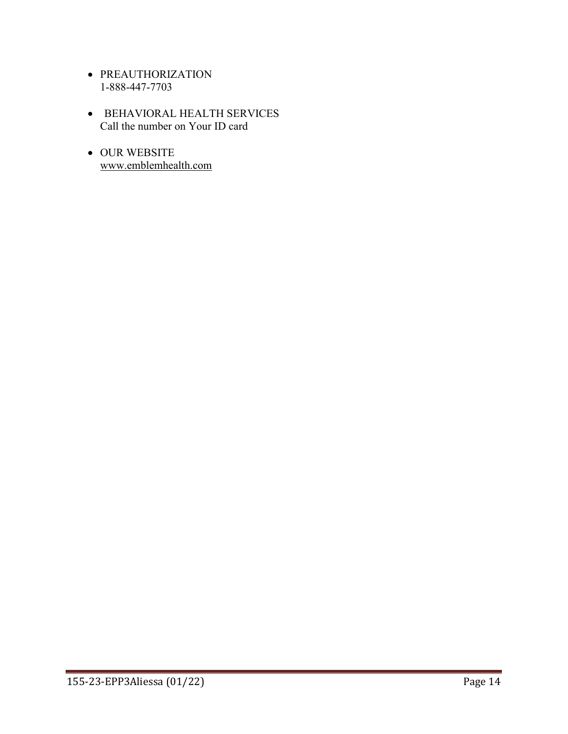- PREAUTHORIZATION
  1-888-447-7703

- BEHAVIORAL HEALTH SERVICES
  Call the number on Your ID card

- OUR WEBSITE
  www.emblemhealth.com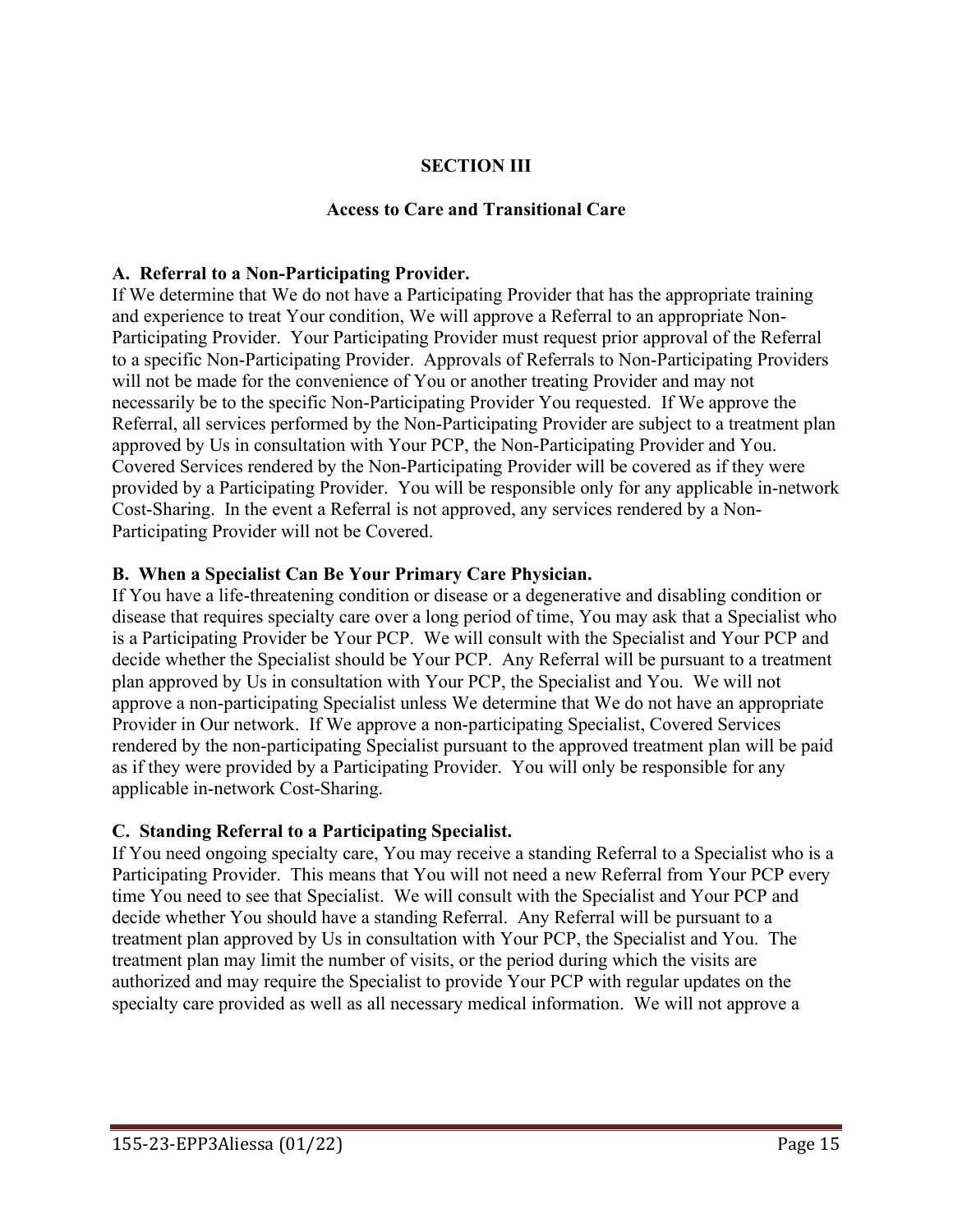# SECTION III

## Access to Care and Transitional Care

**A. Referral to a Non-Participating Provider.**
If We determine that We do not have a Participating Provider that has the appropriate training and experience to treat Your condition, We will approve a Referral to an appropriate Non-Participating Provider. Your Participating Provider must request prior approval of the Referral to a specific Non-Participating Provider. Approvals of Referrals to Non-Participating Providers will not be made for the convenience of You or another treating Provider and may not necessarily be to the specific Non-Participating Provider You requested. If We approve the Referral, all services performed by the Non-Participating Provider are subject to a treatment plan approved by Us in consultation with Your PCP, the Non-Participating Provider and You. Covered Services rendered by the Non-Participating Provider will be covered as if they were provided by a Participating Provider. You will be responsible only for any applicable in-network Cost-Sharing. In the event a Referral is not approved, any services rendered by a Non-Participating Provider will not be Covered.

**B. When a Specialist Can Be Your Primary Care Physician.**
If You have a life-threatening condition or disease or a degenerative and disabling condition or disease that requires specialty care over a long period of time, You may ask that a Specialist who is a Participating Provider be Your PCP. We will consult with the Specialist and Your PCP and decide whether the Specialist should be Your PCP. Any Referral will be pursuant to a treatment plan approved by Us in consultation with Your PCP, the Specialist and You. We will not approve a non-participating Specialist unless We determine that We do not have an appropriate Provider in Our network. If We approve a non-participating Specialist, Covered Services rendered by the non-participating Specialist pursuant to the approved treatment plan will be paid as if they were provided by a Participating Provider. You will only be responsible for any applicable in-network Cost-Sharing.

**C. Standing Referral to a Participating Specialist.**
If You need ongoing specialty care, You may receive a standing Referral to a Specialist who is a Participating Provider. This means that You will not need a new Referral from Your PCP every time You need to see that Specialist. We will consult with the Specialist and Your PCP and decide whether You should have a standing Referral. Any Referral will be pursuant to a treatment plan approved by Us in consultation with Your PCP, the Specialist and You. The treatment plan may limit the number of visits, or the period during which the visits are authorized and may require the Specialist to provide Your PCP with regular updates on the specialty care provided as well as all necessary medical information. We will not approve a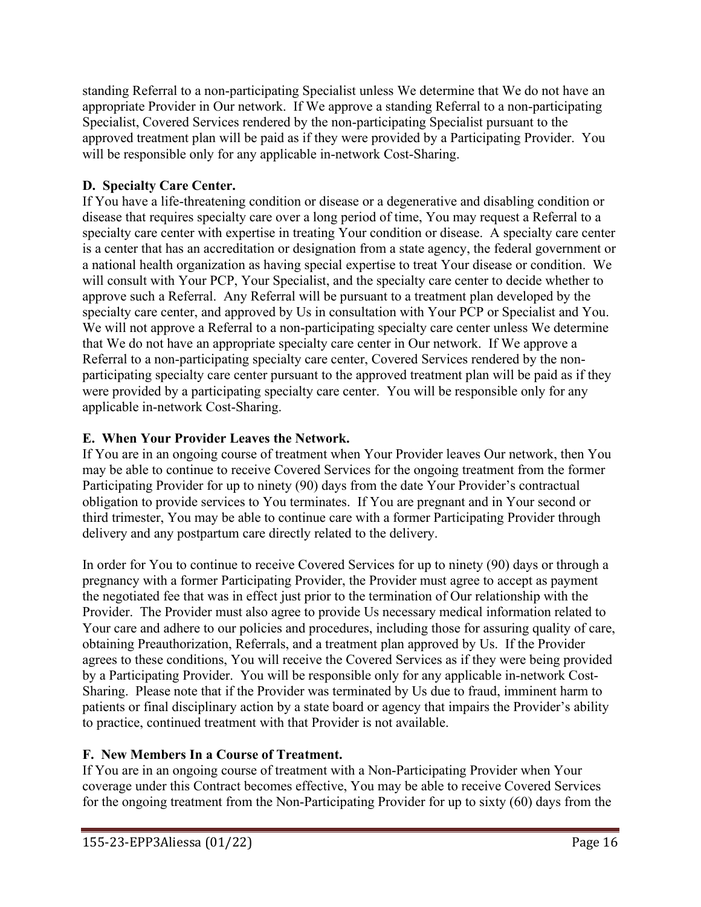standing Referral to a non-participating Specialist unless We determine that We do not have an appropriate Provider in Our network. If We approve a standing Referral to a non-participating Specialist, Covered Services rendered by the non-participating Specialist pursuant to the approved treatment plan will be paid as if they were provided by a Participating Provider. You will be responsible only for any applicable in-network Cost-Sharing.

**D. Specialty Care Center.**

If You have a life-threatening condition or disease or a degenerative and disabling condition or disease that requires specialty care over a long period of time, You may request a Referral to a specialty care center with expertise in treating Your condition or disease. A specialty care center is a center that has an accreditation or designation from a state agency, the federal government or a national health organization as having special expertise to treat Your disease or condition. We will consult with Your PCP, Your Specialist, and the specialty care center to decide whether to approve such a Referral. Any Referral will be pursuant to a treatment plan developed by the specialty care center, and approved by Us in consultation with Your PCP or Specialist and You. We will not approve a Referral to a non-participating specialty care center unless We determine that We do not have an appropriate specialty care center in Our network. If We approve a Referral to a non-participating specialty care center, Covered Services rendered by the non-participating specialty care center pursuant to the approved treatment plan will be paid as if they were provided by a participating specialty care center. You will be responsible only for any applicable in-network Cost-Sharing.

**E. When Your Provider Leaves the Network.**

If You are in an ongoing course of treatment when Your Provider leaves Our network, then You may be able to continue to receive Covered Services for the ongoing treatment from the former Participating Provider for up to ninety (90) days from the date Your Provider's contractual obligation to provide services to You terminates. If You are pregnant and in Your second or third trimester, You may be able to continue care with a former Participating Provider through delivery and any postpartum care directly related to the delivery.

In order for You to continue to receive Covered Services for up to ninety (90) days or through a pregnancy with a former Participating Provider, the Provider must agree to accept as payment the negotiated fee that was in effect just prior to the termination of Our relationship with the Provider. The Provider must also agree to provide Us necessary medical information related to Your care and adhere to our policies and procedures, including those for assuring quality of care, obtaining Preauthorization, Referrals, and a treatment plan approved by Us. If the Provider agrees to these conditions, You will receive the Covered Services as if they were being provided by a Participating Provider. You will be responsible only for any applicable in-network Cost-Sharing. Please note that if the Provider was terminated by Us due to fraud, imminent harm to patients or final disciplinary action by a state board or agency that impairs the Provider's ability to practice, continued treatment with that Provider is not available.

**F. New Members In a Course of Treatment.**

If You are in an ongoing course of treatment with a Non-Participating Provider when Your coverage under this Contract becomes effective, You may be able to receive Covered Services for the ongoing treatment from the Non-Participating Provider for up to sixty (60) days from the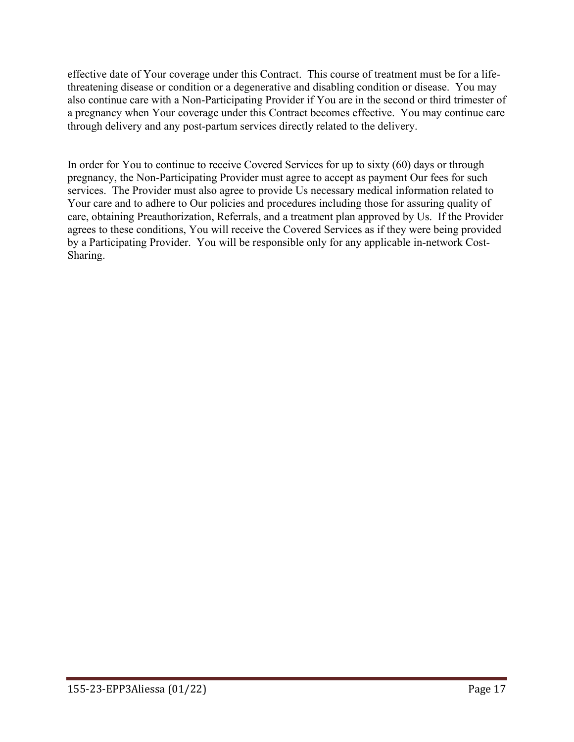effective date of Your coverage under this Contract. This course of treatment must be for a life-threatening disease or condition or a degenerative and disabling condition or disease. You may also continue care with a Non-Participating Provider if You are in the second or third trimester of a pregnancy when Your coverage under this Contract becomes effective. You may continue care through delivery and any post-partum services directly related to the delivery.

In order for You to continue to receive Covered Services for up to sixty (60) days or through pregnancy, the Non-Participating Provider must agree to accept as payment Our fees for such services. The Provider must also agree to provide Us necessary medical information related to Your care and to adhere to Our policies and procedures including those for assuring quality of care, obtaining Preauthorization, Referrals, and a treatment plan approved by Us. If the Provider agrees to these conditions, You will receive the Covered Services as if they were being provided by a Participating Provider. You will be responsible only for any applicable in-network Cost-Sharing.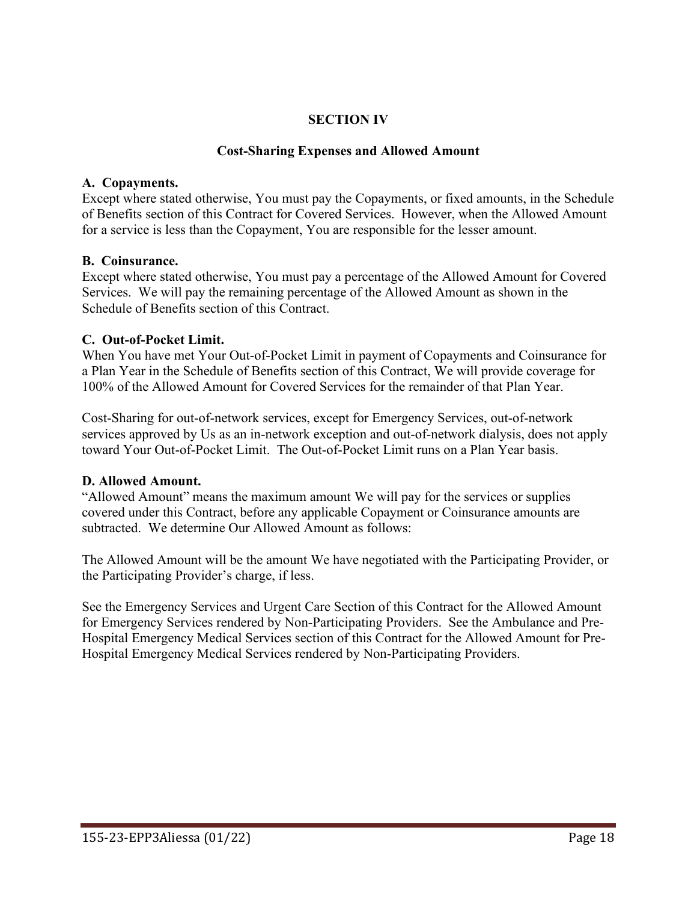# SECTION IV

## Cost-Sharing Expenses and Allowed Amount

**A. Copayments.**
Except where stated otherwise, You must pay the Copayments, or fixed amounts, in the Schedule of Benefits section of this Contract for Covered Services. However, when the Allowed Amount for a service is less than the Copayment, You are responsible for the lesser amount.

**B. Coinsurance.**
Except where stated otherwise, You must pay a percentage of the Allowed Amount for Covered Services. We will pay the remaining percentage of the Allowed Amount as shown in the Schedule of Benefits section of this Contract.

**C. Out-of-Pocket Limit.**
When You have met Your Out-of-Pocket Limit in payment of Copayments and Coinsurance for a Plan Year in the Schedule of Benefits section of this Contract, We will provide coverage for 100% of the Allowed Amount for Covered Services for the remainder of that Plan Year.

Cost-Sharing for out-of-network services, except for Emergency Services, out-of-network services approved by Us as an in-network exception and out-of-network dialysis, does not apply toward Your Out-of-Pocket Limit. The Out-of-Pocket Limit runs on a Plan Year basis.

**D. Allowed Amount.**
"Allowed Amount" means the maximum amount We will pay for the services or supplies covered under this Contract, before any applicable Copayment or Coinsurance amounts are subtracted. We determine Our Allowed Amount as follows:

The Allowed Amount will be the amount We have negotiated with the Participating Provider, or the Participating Provider's charge, if less.

See the Emergency Services and Urgent Care Section of this Contract for the Allowed Amount for Emergency Services rendered by Non-Participating Providers. See the Ambulance and Pre-Hospital Emergency Medical Services section of this Contract for the Allowed Amount for Pre-Hospital Emergency Medical Services rendered by Non-Participating Providers.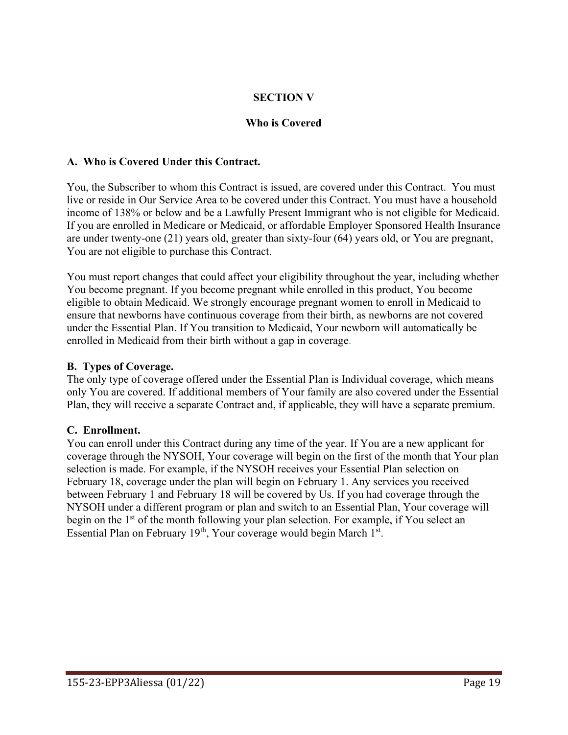# SECTION V

## Who is Covered

### A. Who is Covered Under this Contract.

You, the Subscriber to whom this Contract is issued, are covered under this Contract. You must live or reside in Our Service Area to be covered under this Contract. You must have a household income of 138% or below and be a Lawfully Present Immigrant who is not eligible for Medicaid. If you are enrolled in Medicare or Medicaid, or affordable Employer Sponsored Health Insurance are under twenty-one (21) years old, greater than sixty-four (64) years old, or You are pregnant, You are not eligible to purchase this Contract.

You must report changes that could affect your eligibility throughout the year, including whether You become pregnant. If you become pregnant while enrolled in this product, You become eligible to obtain Medicaid. We strongly encourage pregnant women to enroll in Medicaid to ensure that newborns have continuous coverage from their birth, as newborns are not covered under the Essential Plan. If You transition to Medicaid, Your newborn will automatically be enrolled in Medicaid from their birth without a gap in coverage.

### B. Types of Coverage.

The only type of coverage offered under the Essential Plan is Individual coverage, which means only You are covered. If additional members of Your family are also covered under the Essential Plan, they will receive a separate Contract and, if applicable, they will have a separate premium.

### C. Enrollment.

You can enroll under this Contract during any time of the year. If You are a new applicant for coverage through the NYSOH, Your coverage will begin on the first of the month that Your plan selection is made. For example, if the NYSOH receives your Essential Plan selection on February 18, coverage under the plan will begin on February 1. Any services you received between February 1 and February 18 will be covered by Us. If you had coverage through the NYSOH under a different program or plan and switch to an Essential Plan, Your coverage will begin on the 1st of the month following your plan selection. For example, if You select an Essential Plan on February 19th, Your coverage would begin March 1st.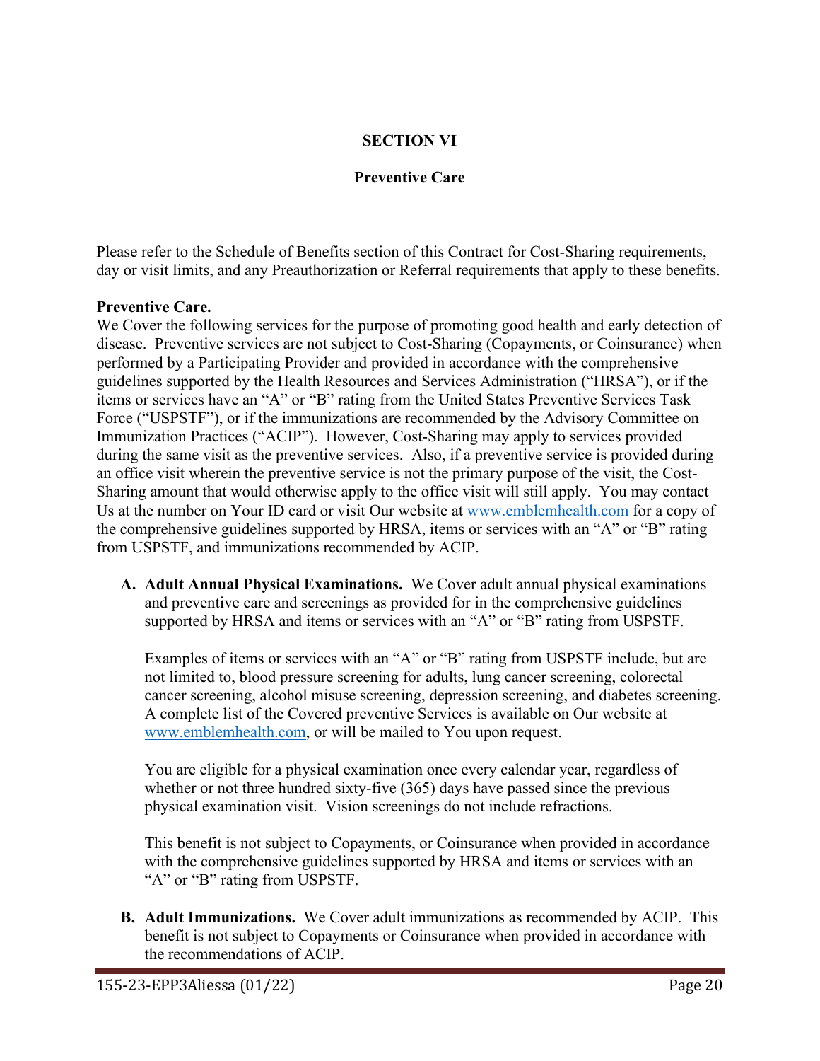# SECTION VI

## Preventive Care

Please refer to the Schedule of Benefits section of this Contract for Cost-Sharing requirements, day or visit limits, and any Preauthorization or Referral requirements that apply to these benefits.

**Preventive Care.**
We Cover the following services for the purpose of promoting good health and early detection of disease. Preventive services are not subject to Cost-Sharing (Copayments, or Coinsurance) when performed by a Participating Provider and provided in accordance with the comprehensive guidelines supported by the Health Resources and Services Administration ("HRSA"), or if the items or services have an "A" or "B" rating from the United States Preventive Services Task Force ("USPSTF"), or if the immunizations are recommended by the Advisory Committee on Immunization Practices ("ACIP"). However, Cost-Sharing may apply to services provided during the same visit as the preventive services. Also, if a preventive service is provided during an office visit wherein the preventive service is not the primary purpose of the visit, the Cost-Sharing amount that would otherwise apply to the office visit will still apply. You may contact Us at the number on Your ID card or visit Our website at www.emblemhealth.com for a copy of the comprehensive guidelines supported by HRSA, items or services with an "A" or "B" rating from USPSTF, and immunizations recommended by ACIP.

A. **Adult Annual Physical Examinations.** We Cover adult annual physical examinations and preventive care and screenings as provided for in the comprehensive guidelines supported by HRSA and items or services with an "A" or "B" rating from USPSTF.

   Examples of items or services with an "A" or "B" rating from USPSTF include, but are not limited to, blood pressure screening for adults, lung cancer screening, colorectal cancer screening, alcohol misuse screening, depression screening, and diabetes screening. A complete list of the Covered preventive Services is available on Our website at www.emblemhealth.com, or will be mailed to You upon request.

   You are eligible for a physical examination once every calendar year, regardless of whether or not three hundred sixty-five (365) days have passed since the previous physical examination visit. Vision screenings do not include refractions.

   This benefit is not subject to Copayments, or Coinsurance when provided in accordance with the comprehensive guidelines supported by HRSA and items or services with an "A" or "B" rating from USPSTF.

B. **Adult Immunizations.** We Cover adult immunizations as recommended by ACIP. This benefit is not subject to Copayments or Coinsurance when provided in accordance with the recommendations of ACIP.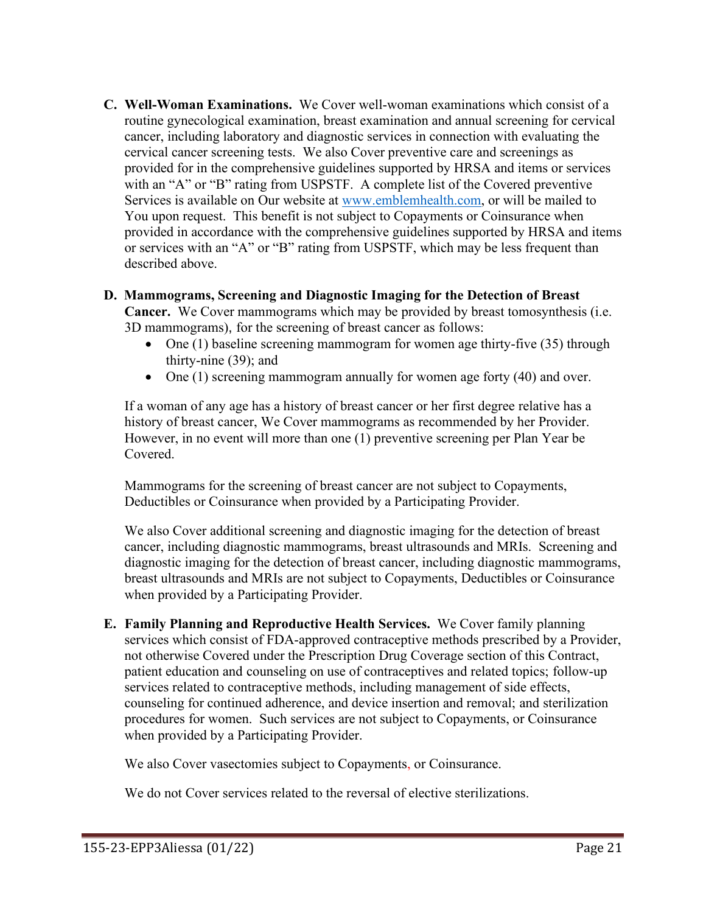**C. Well-Woman Examinations.** We Cover well-woman examinations which consist of a routine gynecological examination, breast examination and annual screening for cervical cancer, including laboratory and diagnostic services in connection with evaluating the cervical cancer screening tests. We also Cover preventive care and screenings as provided for in the comprehensive guidelines supported by HRSA and items or services with an "A" or "B" rating from USPSTF. A complete list of the Covered preventive Services is available on Our website at www.emblemhealth.com, or will be mailed to You upon request. This benefit is not subject to Copayments or Coinsurance when provided in accordance with the comprehensive guidelines supported by HRSA and items or services with an "A" or "B" rating from USPSTF, which may be less frequent than described above.

**D. Mammograms, Screening and Diagnostic Imaging for the Detection of Breast Cancer.** We Cover mammograms which may be provided by breast tomosynthesis (i.e. 3D mammograms), for the screening of breast cancer as follows:

- One (1) baseline screening mammogram for women age thirty-five (35) through thirty-nine (39); and
- One (1) screening mammogram annually for women age forty (40) and over.

If a woman of any age has a history of breast cancer or her first degree relative has a history of breast cancer, We Cover mammograms as recommended by her Provider. However, in no event will more than one (1) preventive screening per Plan Year be Covered.

Mammograms for the screening of breast cancer are not subject to Copayments, Deductibles or Coinsurance when provided by a Participating Provider.

We also Cover additional screening and diagnostic imaging for the detection of breast cancer, including diagnostic mammograms, breast ultrasounds and MRIs. Screening and diagnostic imaging for the detection of breast cancer, including diagnostic mammograms, breast ultrasounds and MRIs are not subject to Copayments, Deductibles or Coinsurance when provided by a Participating Provider.

**E. Family Planning and Reproductive Health Services.** We Cover family planning services which consist of FDA-approved contraceptive methods prescribed by a Provider, not otherwise Covered under the Prescription Drug Coverage section of this Contract, patient education and counseling on use of contraceptives and related topics; follow-up services related to contraceptive methods, including management of side effects, counseling for continued adherence, and device insertion and removal; and sterilization procedures for women. Such services are not subject to Copayments, or Coinsurance when provided by a Participating Provider.

We also Cover vasectomies subject to Copayments, or Coinsurance.

We do not Cover services related to the reversal of elective sterilizations.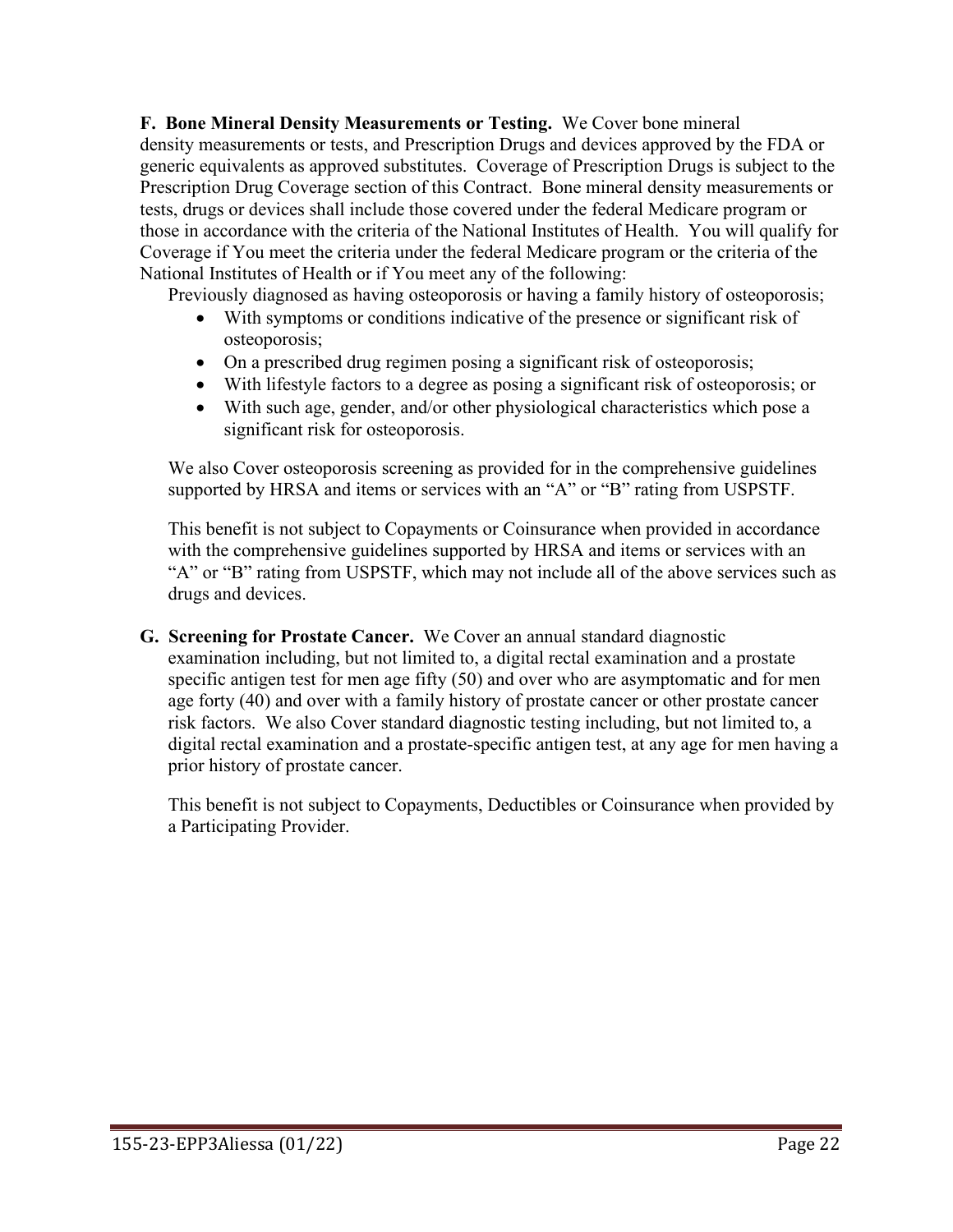**F. Bone Mineral Density Measurements or Testing.** We Cover bone mineral density measurements or tests, and Prescription Drugs and devices approved by the FDA or generic equivalents as approved substitutes. Coverage of Prescription Drugs is subject to the Prescription Drug Coverage section of this Contract. Bone mineral density measurements or tests, drugs or devices shall include those covered under the federal Medicare program or those in accordance with the criteria of the National Institutes of Health. You will qualify for Coverage if You meet the criteria under the federal Medicare program or the criteria of the National Institutes of Health or if You meet any of the following:

Previously diagnosed as having osteoporosis or having a family history of osteoporosis;

- With symptoms or conditions indicative of the presence or significant risk of osteoporosis;
- On a prescribed drug regimen posing a significant risk of osteoporosis;
- With lifestyle factors to a degree as posing a significant risk of osteoporosis; or
- With such age, gender, and/or other physiological characteristics which pose a significant risk for osteoporosis.

We also Cover osteoporosis screening as provided for in the comprehensive guidelines supported by HRSA and items or services with an "A" or "B" rating from USPSTF.

This benefit is not subject to Copayments or Coinsurance when provided in accordance with the comprehensive guidelines supported by HRSA and items or services with an "A" or "B" rating from USPSTF, which may not include all of the above services such as drugs and devices.

**G. Screening for Prostate Cancer.** We Cover an annual standard diagnostic examination including, but not limited to, a digital rectal examination and a prostate specific antigen test for men age fifty (50) and over who are asymptomatic and for men age forty (40) and over with a family history of prostate cancer or other prostate cancer risk factors. We also Cover standard diagnostic testing including, but not limited to, a digital rectal examination and a prostate-specific antigen test, at any age for men having a prior history of prostate cancer.

This benefit is not subject to Copayments, Deductibles or Coinsurance when provided by a Participating Provider.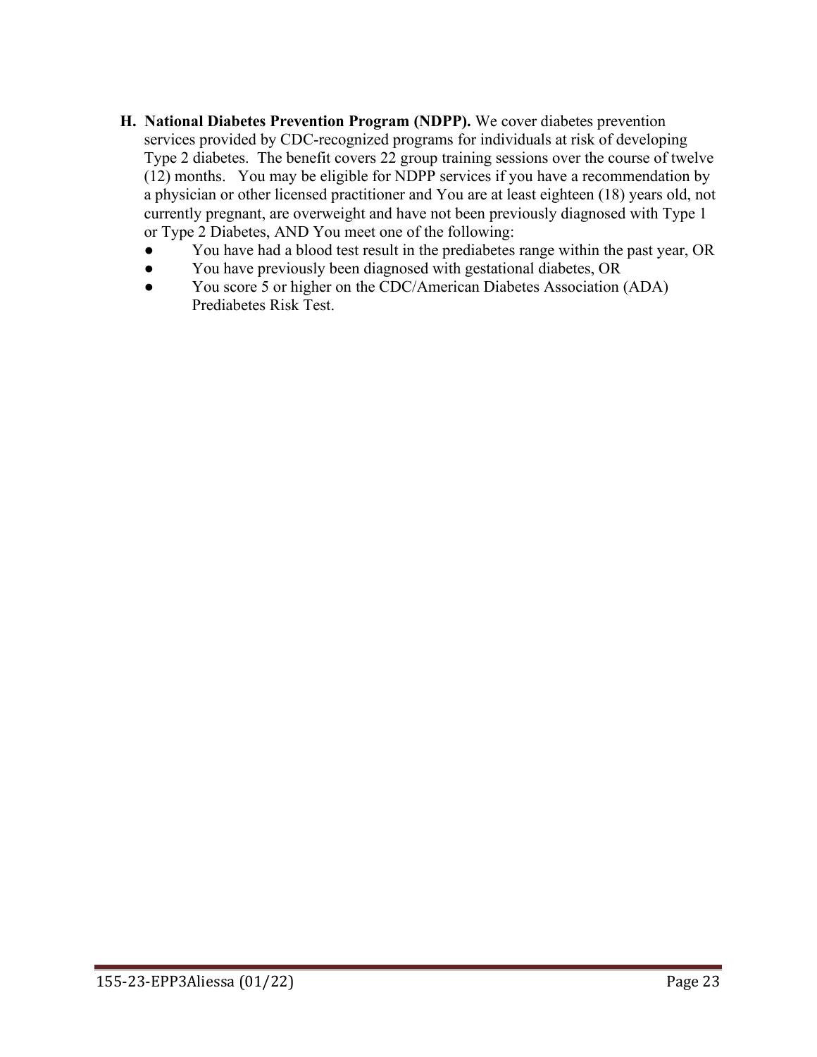H. **National Diabetes Prevention Program (NDPP).** We cover diabetes prevention services provided by CDC-recognized programs for individuals at risk of developing Type 2 diabetes. The benefit covers 22 group training sessions over the course of twelve (12) months. You may be eligible for NDPP services if you have a recommendation by a physician or other licensed practitioner and You are at least eighteen (18) years old, not currently pregnant, are overweight and have not been previously diagnosed with Type 1 or Type 2 Diabetes, AND You meet one of the following:
   - You have had a blood test result in the prediabetes range within the past year, OR
   - You have previously been diagnosed with gestational diabetes, OR
   - You score 5 or higher on the CDC/American Diabetes Association (ADA) Prediabetes Risk Test.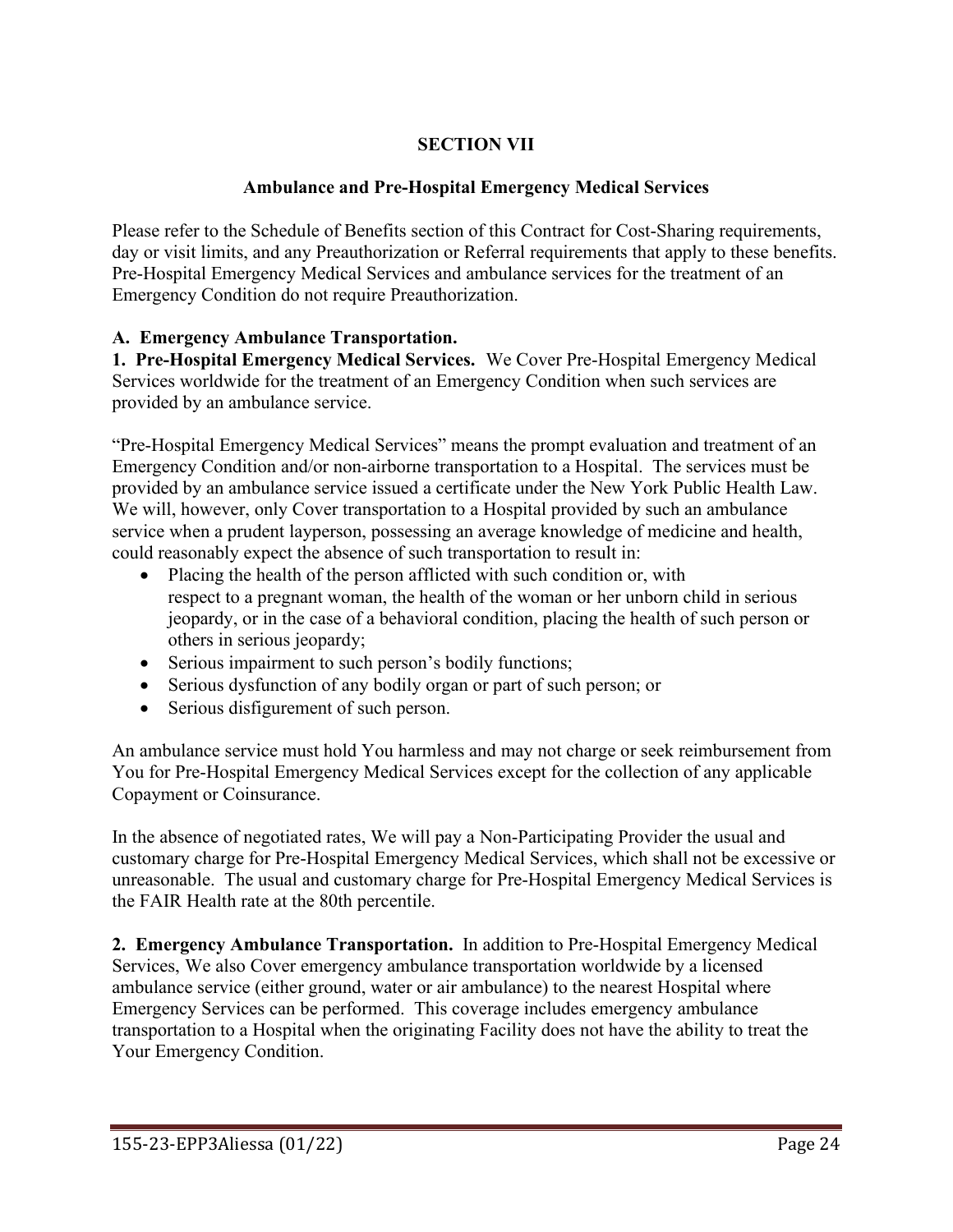# SECTION VII

## Ambulance and Pre-Hospital Emergency Medical Services

Please refer to the Schedule of Benefits section of this Contract for Cost-Sharing requirements, day or visit limits, and any Preauthorization or Referral requirements that apply to these benefits. Pre-Hospital Emergency Medical Services and ambulance services for the treatment of an Emergency Condition do not require Preauthorization.

**A. Emergency Ambulance Transportation.**

**1. Pre-Hospital Emergency Medical Services.** We Cover Pre-Hospital Emergency Medical Services worldwide for the treatment of an Emergency Condition when such services are provided by an ambulance service.

"Pre-Hospital Emergency Medical Services" means the prompt evaluation and treatment of an Emergency Condition and/or non-airborne transportation to a Hospital. The services must be provided by an ambulance service issued a certificate under the New York Public Health Law. We will, however, only Cover transportation to a Hospital provided by such an ambulance service when a prudent layperson, possessing an average knowledge of medicine and health, could reasonably expect the absence of such transportation to result in:

- Placing the health of the person afflicted with such condition or, with respect to a pregnant woman, the health of the woman or her unborn child in serious jeopardy, or in the case of a behavioral condition, placing the health of such person or others in serious jeopardy;
- Serious impairment to such person's bodily functions;
- Serious dysfunction of any bodily organ or part of such person; or
- Serious disfigurement of such person.

An ambulance service must hold You harmless and may not charge or seek reimbursement from You for Pre-Hospital Emergency Medical Services except for the collection of any applicable Copayment or Coinsurance.

In the absence of negotiated rates, We will pay a Non-Participating Provider the usual and customary charge for Pre-Hospital Emergency Medical Services, which shall not be excessive or unreasonable. The usual and customary charge for Pre-Hospital Emergency Medical Services is the FAIR Health rate at the 80th percentile.

**2. Emergency Ambulance Transportation.** In addition to Pre-Hospital Emergency Medical Services, We also Cover emergency ambulance transportation worldwide by a licensed ambulance service (either ground, water or air ambulance) to the nearest Hospital where Emergency Services can be performed. This coverage includes emergency ambulance transportation to a Hospital when the originating Facility does not have the ability to treat the Your Emergency Condition.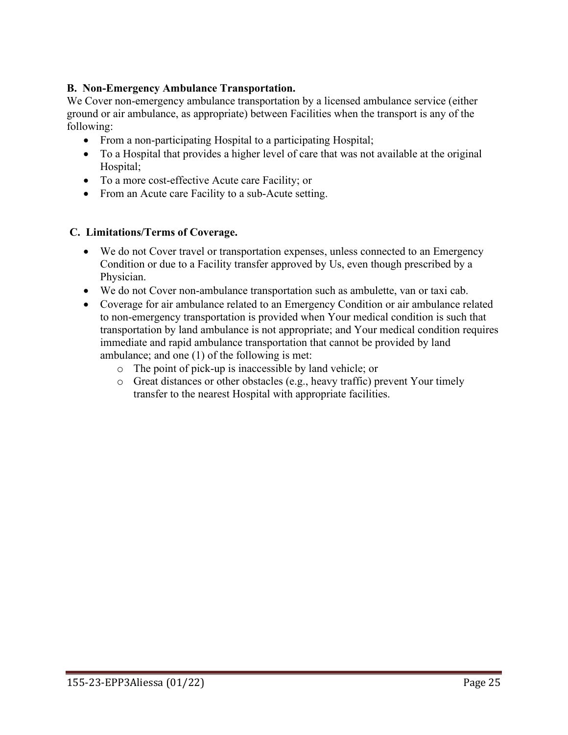**B. Non-Emergency Ambulance Transportation.**

We Cover non-emergency ambulance transportation by a licensed ambulance service (either ground or air ambulance, as appropriate) between Facilities when the transport is any of the following:

- From a non-participating Hospital to a participating Hospital;
- To a Hospital that provides a higher level of care that was not available at the original Hospital;
- To a more cost-effective Acute care Facility; or
- From an Acute care Facility to a sub-Acute setting.

**C. Limitations/Terms of Coverage.**

- We do not Cover travel or transportation expenses, unless connected to an Emergency Condition or due to a Facility transfer approved by Us, even though prescribed by a Physician.
- We do not Cover non-ambulance transportation such as ambulette, van or taxi cab.
- Coverage for air ambulance related to an Emergency Condition or air ambulance related to non-emergency transportation is provided when Your medical condition is such that transportation by land ambulance is not appropriate; and Your medical condition requires immediate and rapid ambulance transportation that cannot be provided by land ambulance; and one (1) of the following is met:
  - The point of pick-up is inaccessible by land vehicle; or
  - Great distances or other obstacles (e.g., heavy traffic) prevent Your timely transfer to the nearest Hospital with appropriate facilities.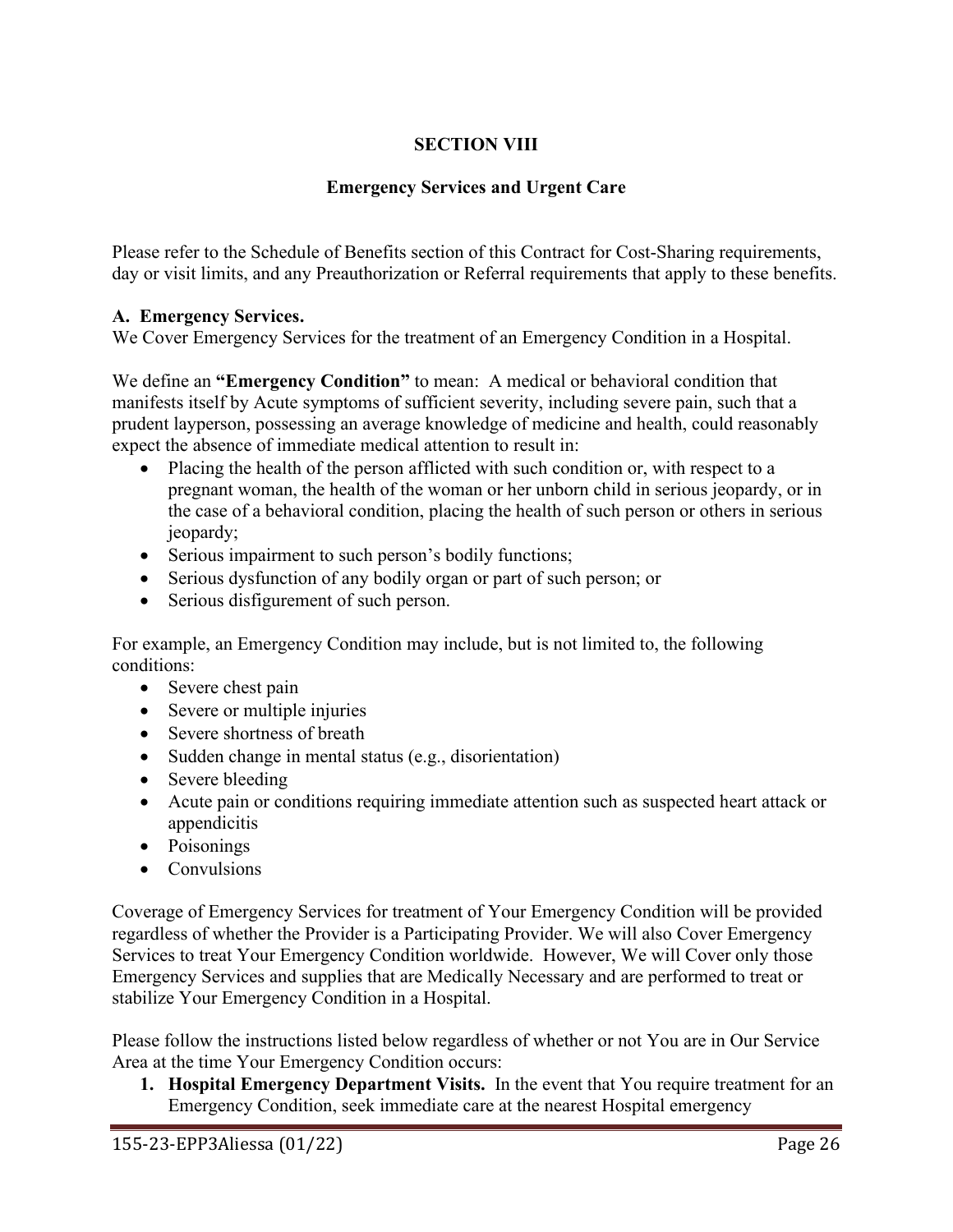# SECTION VIII

## Emergency Services and Urgent Care

Please refer to the Schedule of Benefits section of this Contract for Cost-Sharing requirements, day or visit limits, and any Preauthorization or Referral requirements that apply to these benefits.

**A. Emergency Services.**
We Cover Emergency Services for the treatment of an Emergency Condition in a Hospital.

We define an **"Emergency Condition"** to mean: A medical or behavioral condition that manifests itself by Acute symptoms of sufficient severity, including severe pain, such that a prudent layperson, possessing an average knowledge of medicine and health, could reasonably expect the absence of immediate medical attention to result in:

- Placing the health of the person afflicted with such condition or, with respect to a pregnant woman, the health of the woman or her unborn child in serious jeopardy, or in the case of a behavioral condition, placing the health of such person or others in serious jeopardy;
- Serious impairment to such person's bodily functions;
- Serious dysfunction of any bodily organ or part of such person; or
- Serious disfigurement of such person.

For example, an Emergency Condition may include, but is not limited to, the following conditions:

- Severe chest pain
- Severe or multiple injuries
- Severe shortness of breath
- Sudden change in mental status (e.g., disorientation)
- Severe bleeding
- Acute pain or conditions requiring immediate attention such as suspected heart attack or appendicitis
- Poisonings
- Convulsions

Coverage of Emergency Services for treatment of Your Emergency Condition will be provided regardless of whether the Provider is a Participating Provider. We will also Cover Emergency Services to treat Your Emergency Condition worldwide. However, We will Cover only those Emergency Services and supplies that are Medically Necessary and are performed to treat or stabilize Your Emergency Condition in a Hospital.

Please follow the instructions listed below regardless of whether or not You are in Our Service Area at the time Your Emergency Condition occurs:

1. **Hospital Emergency Department Visits.** In the event that You require treatment for an Emergency Condition, seek immediate care at the nearest Hospital emergency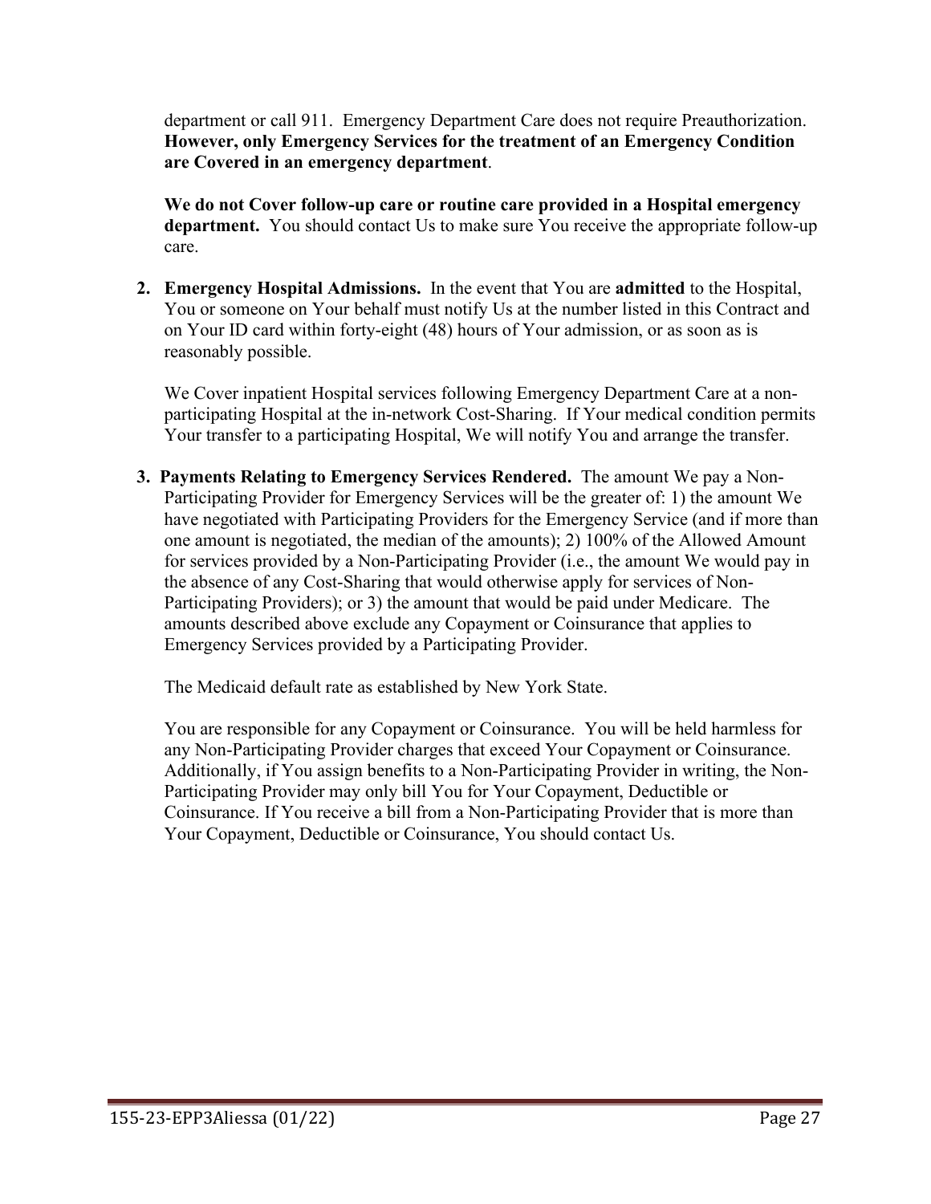department or call 911. Emergency Department Care does not require Preauthorization. **However, only Emergency Services for the treatment of an Emergency Condition are Covered in an emergency department**.

**We do not Cover follow-up care or routine care provided in a Hospital emergency department.** You should contact Us to make sure You receive the appropriate follow-up care.

2. **Emergency Hospital Admissions.** In the event that You are **admitted** to the Hospital, You or someone on Your behalf must notify Us at the number listed in this Contract and on Your ID card within forty-eight (48) hours of Your admission, or as soon as is reasonably possible.

   We Cover inpatient Hospital services following Emergency Department Care at a non-participating Hospital at the in-network Cost-Sharing. If Your medical condition permits Your transfer to a participating Hospital, We will notify You and arrange the transfer.

3. **Payments Relating to Emergency Services Rendered.** The amount We pay a Non-Participating Provider for Emergency Services will be the greater of: 1) the amount We have negotiated with Participating Providers for the Emergency Service (and if more than one amount is negotiated, the median of the amounts); 2) 100% of the Allowed Amount for services provided by a Non-Participating Provider (i.e., the amount We would pay in the absence of any Cost-Sharing that would otherwise apply for services of Non-Participating Providers); or 3) the amount that would be paid under Medicare. The amounts described above exclude any Copayment or Coinsurance that applies to Emergency Services provided by a Participating Provider.

   The Medicaid default rate as established by New York State.

   You are responsible for any Copayment or Coinsurance. You will be held harmless for any Non-Participating Provider charges that exceed Your Copayment or Coinsurance. Additionally, if You assign benefits to a Non-Participating Provider in writing, the Non-Participating Provider may only bill You for Your Copayment, Deductible or Coinsurance. If You receive a bill from a Non-Participating Provider that is more than Your Copayment, Deductible or Coinsurance, You should contact Us.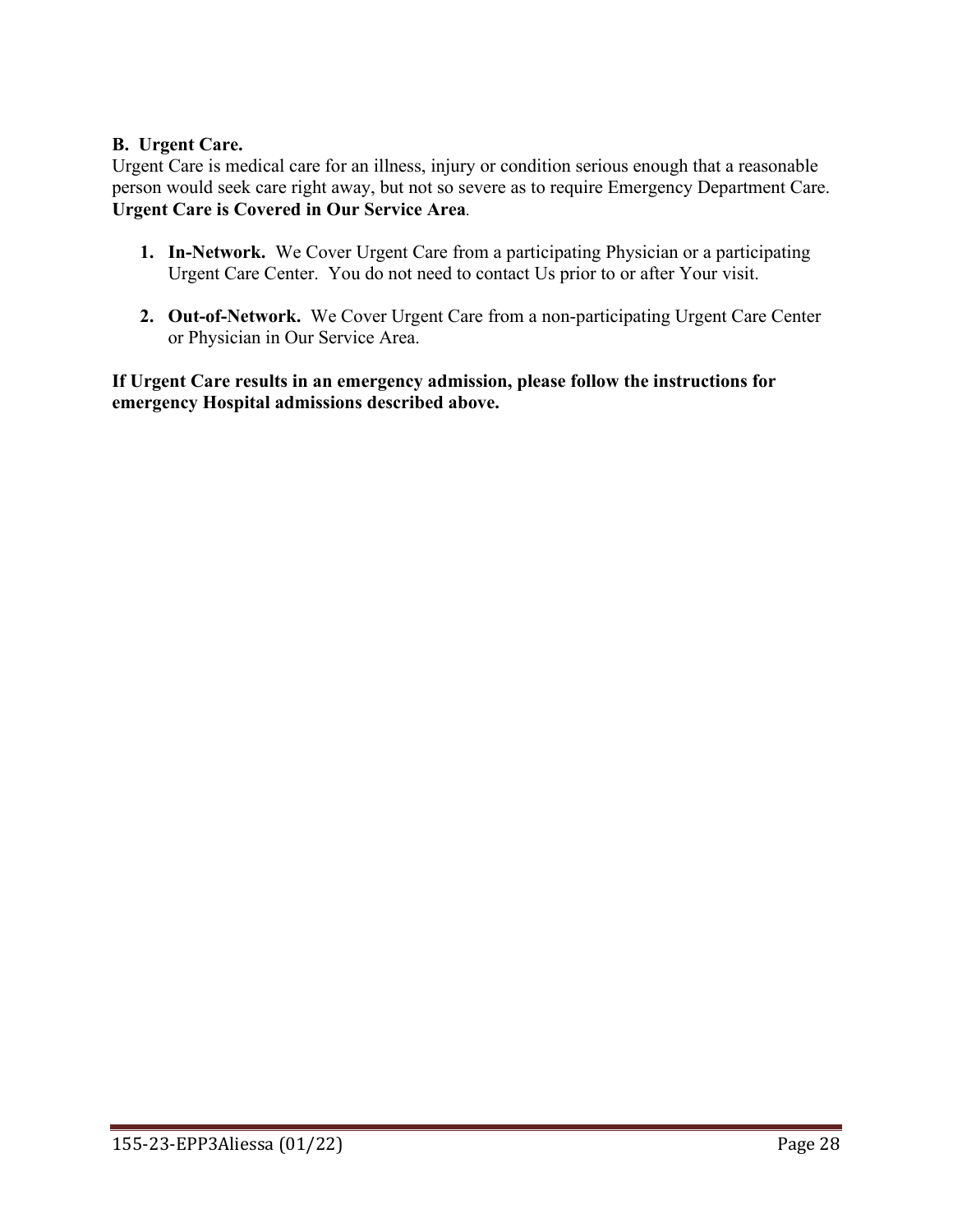### B. Urgent Care.

Urgent Care is medical care for an illness, injury or condition serious enough that a reasonable person would seek care right away, but not so severe as to require Emergency Department Care. **Urgent Care is Covered in Our Service Area**.

1. **In-Network.** We Cover Urgent Care from a participating Physician or a participating Urgent Care Center. You do not need to contact Us prior to or after Your visit.

2. **Out-of-Network.** We Cover Urgent Care from a non-participating Urgent Care Center or Physician in Our Service Area.

**If Urgent Care results in an emergency admission, please follow the instructions for emergency Hospital admissions described above.**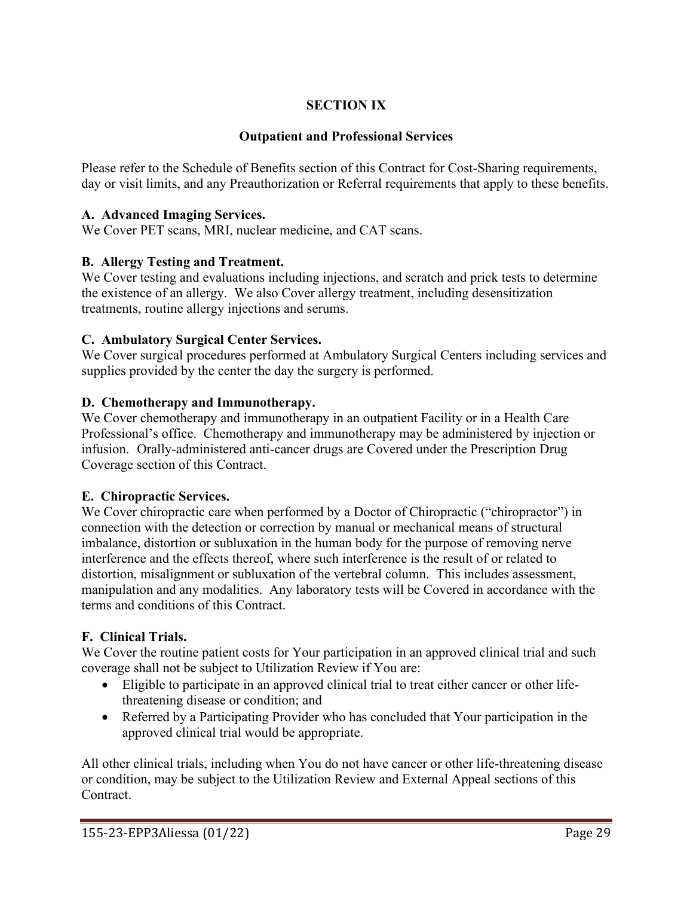# SECTION IX

## Outpatient and Professional Services

Please refer to the Schedule of Benefits section of this Contract for Cost-Sharing requirements, day or visit limits, and any Preauthorization or Referral requirements that apply to these benefits.

**A. Advanced Imaging Services.**
We Cover PET scans, MRI, nuclear medicine, and CAT scans.

**B. Allergy Testing and Treatment.**
We Cover testing and evaluations including injections, and scratch and prick tests to determine the existence of an allergy. We also Cover allergy treatment, including desensitization treatments, routine allergy injections and serums.

**C. Ambulatory Surgical Center Services.**
We Cover surgical procedures performed at Ambulatory Surgical Centers including services and supplies provided by the center the day the surgery is performed.

**D. Chemotherapy and Immunotherapy.**
We Cover chemotherapy and immunotherapy in an outpatient Facility or in a Health Care Professional's office. Chemotherapy and immunotherapy may be administered by injection or infusion. Orally-administered anti-cancer drugs are Covered under the Prescription Drug Coverage section of this Contract.

**E. Chiropractic Services.**
We Cover chiropractic care when performed by a Doctor of Chiropractic ("chiropractor") in connection with the detection or correction by manual or mechanical means of structural imbalance, distortion or subluxation in the human body for the purpose of removing nerve interference and the effects thereof, where such interference is the result of or related to distortion, misalignment or subluxation of the vertebral column. This includes assessment, manipulation and any modalities. Any laboratory tests will be Covered in accordance with the terms and conditions of this Contract.

**F. Clinical Trials.**
We Cover the routine patient costs for Your participation in an approved clinical trial and such coverage shall not be subject to Utilization Review if You are:

- Eligible to participate in an approved clinical trial to treat either cancer or other life-threatening disease or condition; and
- Referred by a Participating Provider who has concluded that Your participation in the approved clinical trial would be appropriate.

All other clinical trials, including when You do not have cancer or other life-threatening disease or condition, may be subject to the Utilization Review and External Appeal sections of this Contract.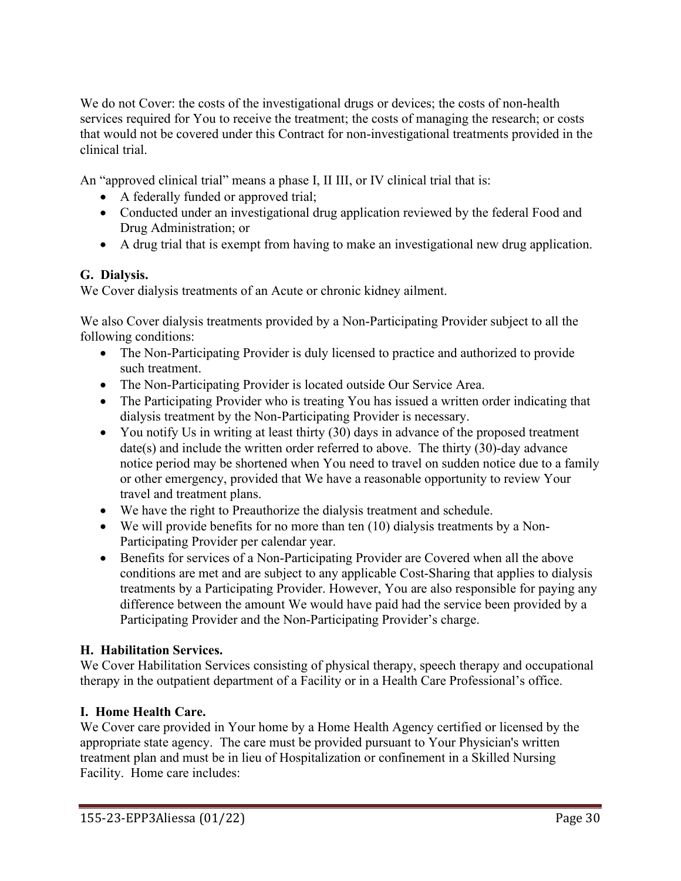We do not Cover: the costs of the investigational drugs or devices; the costs of non-health services required for You to receive the treatment; the costs of managing the research; or costs that would not be covered under this Contract for non-investigational treatments provided in the clinical trial.

An "approved clinical trial" means a phase I, II III, or IV clinical trial that is:

- A federally funded or approved trial;
- Conducted under an investigational drug application reviewed by the federal Food and Drug Administration; or
- A drug trial that is exempt from having to make an investigational new drug application.

**G. Dialysis.**
We Cover dialysis treatments of an Acute or chronic kidney ailment.

We also Cover dialysis treatments provided by a Non-Participating Provider subject to all the following conditions:

- The Non-Participating Provider is duly licensed to practice and authorized to provide such treatment.
- The Non-Participating Provider is located outside Our Service Area.
- The Participating Provider who is treating You has issued a written order indicating that dialysis treatment by the Non-Participating Provider is necessary.
- You notify Us in writing at least thirty (30) days in advance of the proposed treatment date(s) and include the written order referred to above. The thirty (30)-day advance notice period may be shortened when You need to travel on sudden notice due to a family or other emergency, provided that We have a reasonable opportunity to review Your travel and treatment plans.
- We have the right to Preauthorize the dialysis treatment and schedule.
- We will provide benefits for no more than ten (10) dialysis treatments by a Non-Participating Provider per calendar year.
- Benefits for services of a Non-Participating Provider are Covered when all the above conditions are met and are subject to any applicable Cost-Sharing that applies to dialysis treatments by a Participating Provider. However, You are also responsible for paying any difference between the amount We would have paid had the service been provided by a Participating Provider and the Non-Participating Provider's charge.

**H. Habilitation Services.**
We Cover Habilitation Services consisting of physical therapy, speech therapy and occupational therapy in the outpatient department of a Facility or in a Health Care Professional's office.

**I. Home Health Care.**
We Cover care provided in Your home by a Home Health Agency certified or licensed by the appropriate state agency. The care must be provided pursuant to Your Physician's written treatment plan and must be in lieu of Hospitalization or confinement in a Skilled Nursing Facility. Home care includes: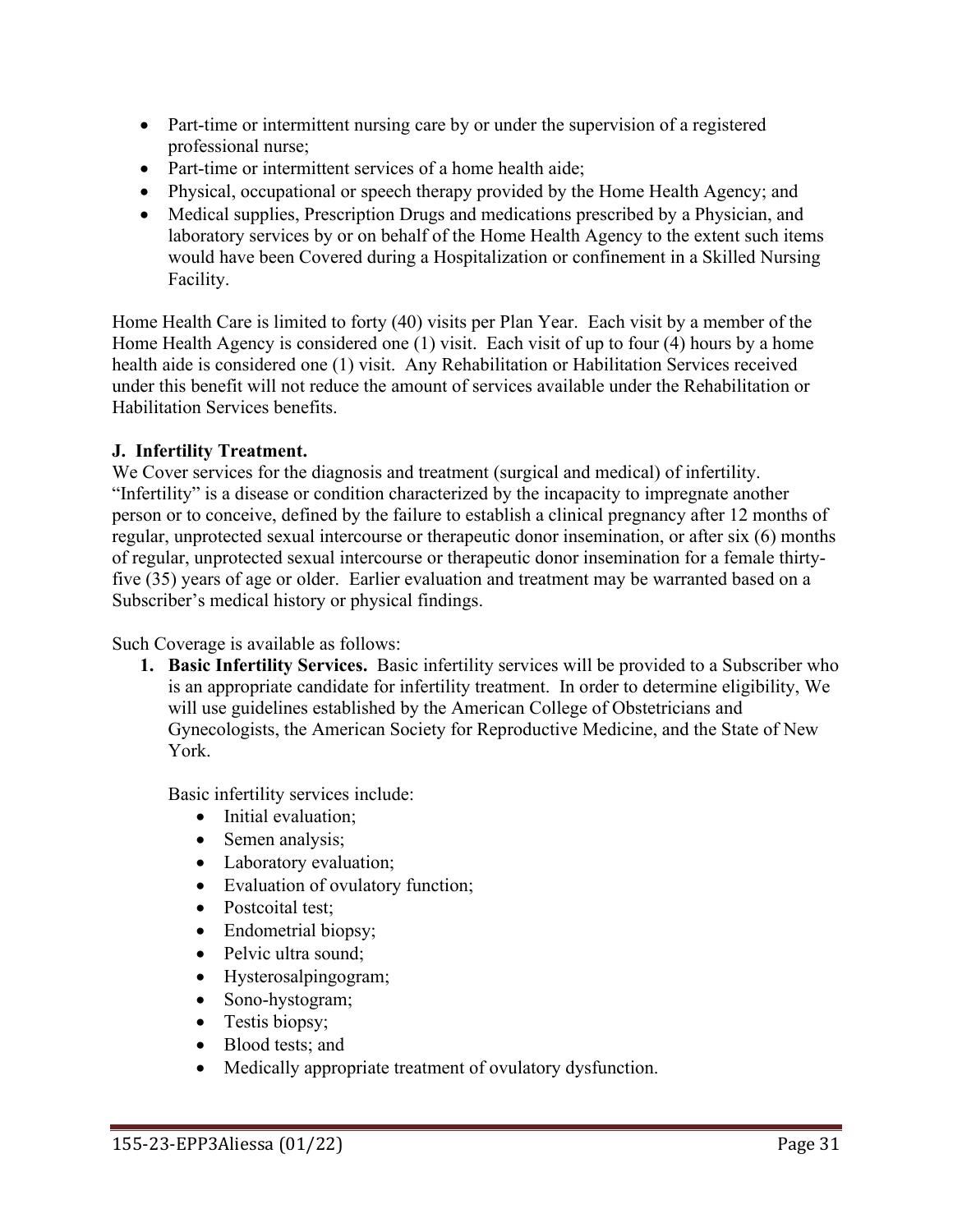- Part-time or intermittent nursing care by or under the supervision of a registered professional nurse;
- Part-time or intermittent services of a home health aide;
- Physical, occupational or speech therapy provided by the Home Health Agency; and
- Medical supplies, Prescription Drugs and medications prescribed by a Physician, and laboratory services by or on behalf of the Home Health Agency to the extent such items would have been Covered during a Hospitalization or confinement in a Skilled Nursing Facility.

Home Health Care is limited to forty (40) visits per Plan Year. Each visit by a member of the Home Health Agency is considered one (1) visit. Each visit of up to four (4) hours by a home health aide is considered one (1) visit. Any Rehabilitation or Habilitation Services received under this benefit will not reduce the amount of services available under the Rehabilitation or Habilitation Services benefits.

**J. Infertility Treatment.**
We Cover services for the diagnosis and treatment (surgical and medical) of infertility. "Infertility" is a disease or condition characterized by the incapacity to impregnate another person or to conceive, defined by the failure to establish a clinical pregnancy after 12 months of regular, unprotected sexual intercourse or therapeutic donor insemination, or after six (6) months of regular, unprotected sexual intercourse or therapeutic donor insemination for a female thirty-five (35) years of age or older. Earlier evaluation and treatment may be warranted based on a Subscriber's medical history or physical findings.

Such Coverage is available as follows:

1. **Basic Infertility Services.** Basic infertility services will be provided to a Subscriber who is an appropriate candidate for infertility treatment. In order to determine eligibility, We will use guidelines established by the American College of Obstetricians and Gynecologists, the American Society for Reproductive Medicine, and the State of New York.

   Basic infertility services include:
   - Initial evaluation;
   - Semen analysis;
   - Laboratory evaluation;
   - Evaluation of ovulatory function;
   - Postcoital test;
   - Endometrial biopsy;
   - Pelvic ultra sound;
   - Hysterosalpingogram;
   - Sono-hystogram;
   - Testis biopsy;
   - Blood tests; and
   - Medically appropriate treatment of ovulatory dysfunction.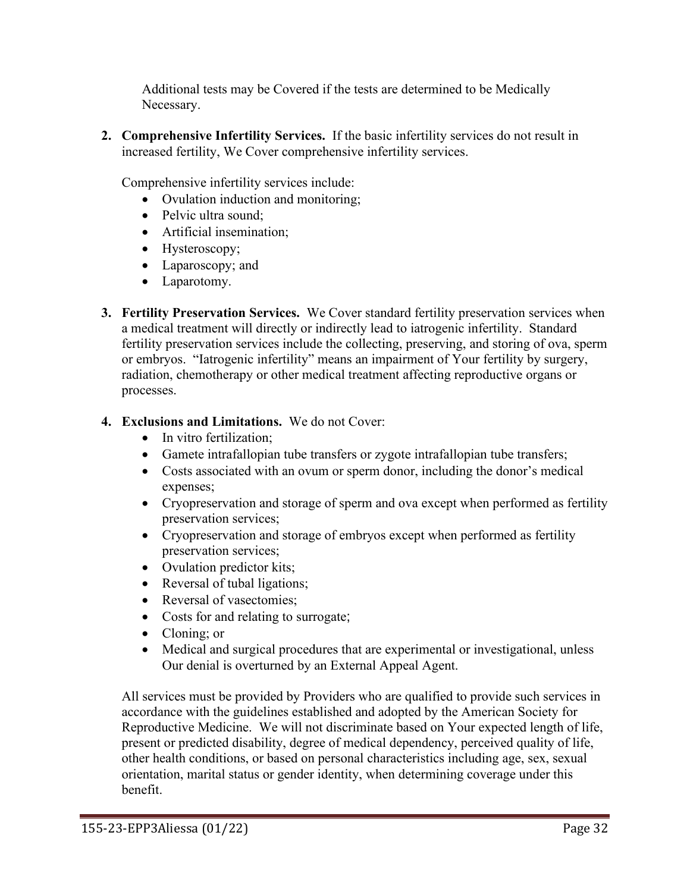Additional tests may be Covered if the tests are determined to be Medically Necessary.

2. **Comprehensive Infertility Services.** If the basic infertility services do not result in increased fertility, We Cover comprehensive infertility services.

   Comprehensive infertility services include:
   - Ovulation induction and monitoring;
   - Pelvic ultra sound;
   - Artificial insemination;
   - Hysteroscopy;
   - Laparoscopy; and
   - Laparotomy.

3. **Fertility Preservation Services.** We Cover standard fertility preservation services when a medical treatment will directly or indirectly lead to iatrogenic infertility. Standard fertility preservation services include the collecting, preserving, and storing of ova, sperm or embryos. "Iatrogenic infertility" means an impairment of Your fertility by surgery, radiation, chemotherapy or other medical treatment affecting reproductive organs or processes.

4. **Exclusions and Limitations.** We do not Cover:
   - In vitro fertilization;
   - Gamete intrafallopian tube transfers or zygote intrafallopian tube transfers;
   - Costs associated with an ovum or sperm donor, including the donor's medical expenses;
   - Cryopreservation and storage of sperm and ova except when performed as fertility preservation services;
   - Cryopreservation and storage of embryos except when performed as fertility preservation services;
   - Ovulation predictor kits;
   - Reversal of tubal ligations;
   - Reversal of vasectomies;
   - Costs for and relating to surrogate;
   - Cloning; or
   - Medical and surgical procedures that are experimental or investigational, unless Our denial is overturned by an External Appeal Agent.

   All services must be provided by Providers who are qualified to provide such services in accordance with the guidelines established and adopted by the American Society for Reproductive Medicine. We will not discriminate based on Your expected length of life, present or predicted disability, degree of medical dependency, perceived quality of life, other health conditions, or based on personal characteristics including age, sex, sexual orientation, marital status or gender identity, when determining coverage under this benefit.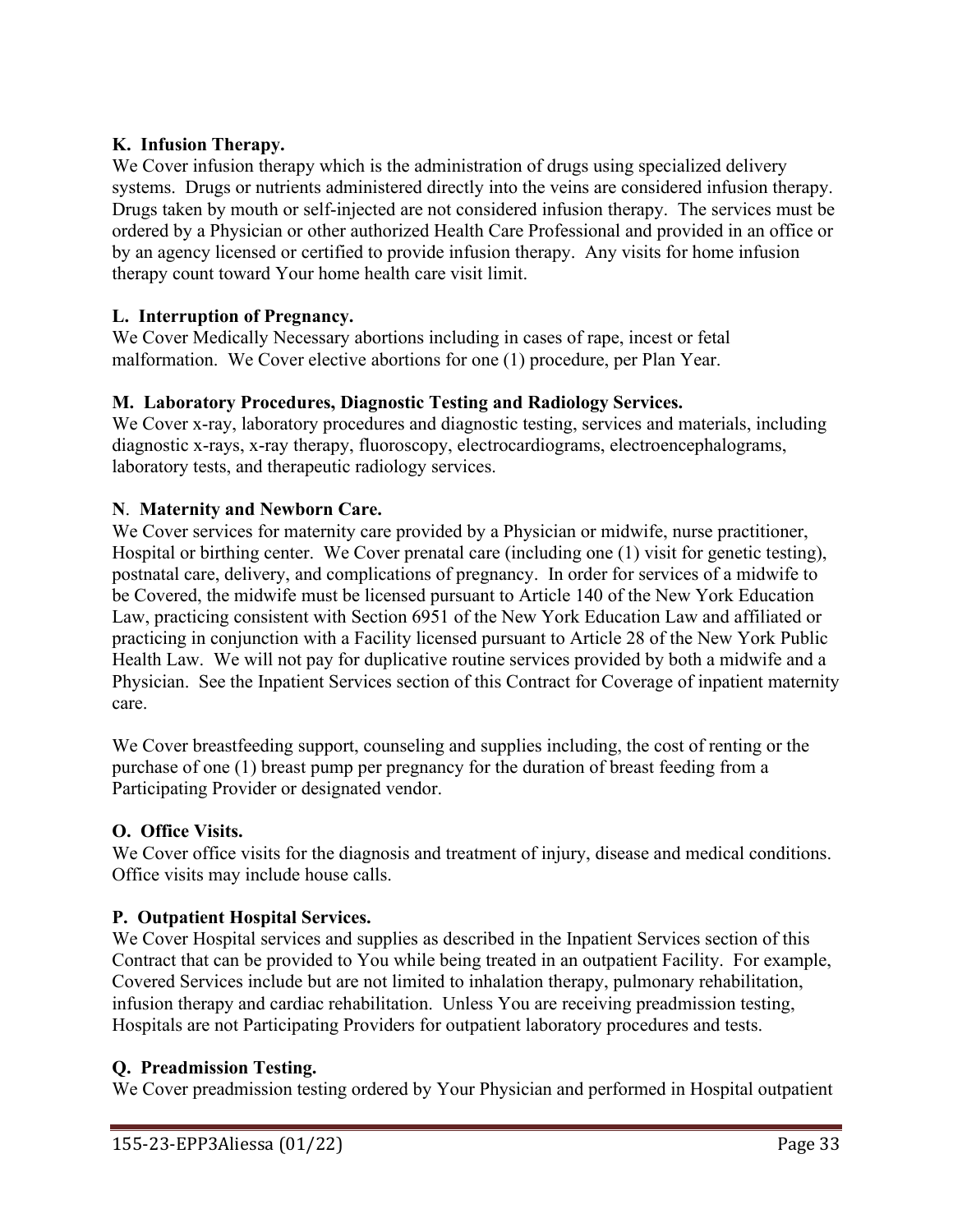**K. Infusion Therapy.**
We Cover infusion therapy which is the administration of drugs using specialized delivery systems. Drugs or nutrients administered directly into the veins are considered infusion therapy. Drugs taken by mouth or self-injected are not considered infusion therapy. The services must be ordered by a Physician or other authorized Health Care Professional and provided in an office or by an agency licensed or certified to provide infusion therapy. Any visits for home infusion therapy count toward Your home health care visit limit.

**L. Interruption of Pregnancy.**
We Cover Medically Necessary abortions including in cases of rape, incest or fetal malformation. We Cover elective abortions for one (1) procedure, per Plan Year.

**M. Laboratory Procedures, Diagnostic Testing and Radiology Services.**
We Cover x-ray, laboratory procedures and diagnostic testing, services and materials, including diagnostic x-rays, x-ray therapy, fluoroscopy, electrocardiograms, electroencephalograms, laboratory tests, and therapeutic radiology services.

**N. Maternity and Newborn Care.**
We Cover services for maternity care provided by a Physician or midwife, nurse practitioner, Hospital or birthing center. We Cover prenatal care (including one (1) visit for genetic testing), postnatal care, delivery, and complications of pregnancy. In order for services of a midwife to be Covered, the midwife must be licensed pursuant to Article 140 of the New York Education Law, practicing consistent with Section 6951 of the New York Education Law and affiliated or practicing in conjunction with a Facility licensed pursuant to Article 28 of the New York Public Health Law. We will not pay for duplicative routine services provided by both a midwife and a Physician. See the Inpatient Services section of this Contract for Coverage of inpatient maternity care.

We Cover breastfeeding support, counseling and supplies including, the cost of renting or the purchase of one (1) breast pump per pregnancy for the duration of breast feeding from a Participating Provider or designated vendor.

**O. Office Visits.**
We Cover office visits for the diagnosis and treatment of injury, disease and medical conditions. Office visits may include house calls.

**P. Outpatient Hospital Services.**
We Cover Hospital services and supplies as described in the Inpatient Services section of this Contract that can be provided to You while being treated in an outpatient Facility. For example, Covered Services include but are not limited to inhalation therapy, pulmonary rehabilitation, infusion therapy and cardiac rehabilitation. Unless You are receiving preadmission testing, Hospitals are not Participating Providers for outpatient laboratory procedures and tests.

**Q. Preadmission Testing.**
We Cover preadmission testing ordered by Your Physician and performed in Hospital outpatient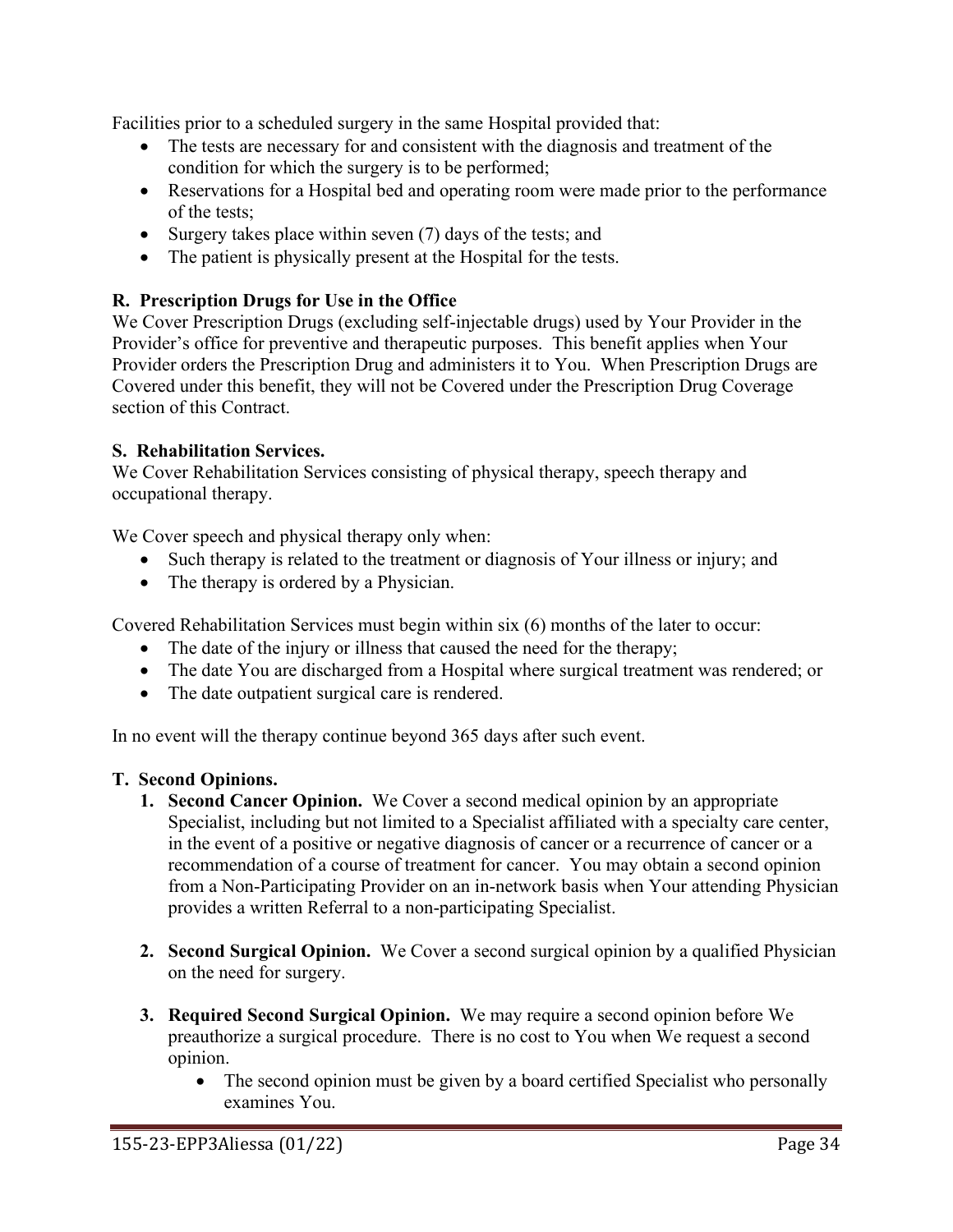Facilities prior to a scheduled surgery in the same Hospital provided that:

- The tests are necessary for and consistent with the diagnosis and treatment of the condition for which the surgery is to be performed;
- Reservations for a Hospital bed and operating room were made prior to the performance of the tests;
- Surgery takes place within seven (7) days of the tests; and
- The patient is physically present at the Hospital for the tests.

**R. Prescription Drugs for Use in the Office**

We Cover Prescription Drugs (excluding self-injectable drugs) used by Your Provider in the Provider's office for preventive and therapeutic purposes. This benefit applies when Your Provider orders the Prescription Drug and administers it to You. When Prescription Drugs are Covered under this benefit, they will not be Covered under the Prescription Drug Coverage section of this Contract.

**S. Rehabilitation Services.**

We Cover Rehabilitation Services consisting of physical therapy, speech therapy and occupational therapy.

We Cover speech and physical therapy only when:

- Such therapy is related to the treatment or diagnosis of Your illness or injury; and
- The therapy is ordered by a Physician.

Covered Rehabilitation Services must begin within six (6) months of the later to occur:

- The date of the injury or illness that caused the need for the therapy;
- The date You are discharged from a Hospital where surgical treatment was rendered; or
- The date outpatient surgical care is rendered.

In no event will the therapy continue beyond 365 days after such event.

**T. Second Opinions.**

1. **Second Cancer Opinion.** We Cover a second medical opinion by an appropriate Specialist, including but not limited to a Specialist affiliated with a specialty care center, in the event of a positive or negative diagnosis of cancer or a recurrence of cancer or a recommendation of a course of treatment for cancer. You may obtain a second opinion from a Non-Participating Provider on an in-network basis when Your attending Physician provides a written Referral to a non-participating Specialist.

2. **Second Surgical Opinion.** We Cover a second surgical opinion by a qualified Physician on the need for surgery.

3. **Required Second Surgical Opinion.** We may require a second opinion before We preauthorize a surgical procedure. There is no cost to You when We request a second opinion.
   - The second opinion must be given by a board certified Specialist who personally examines You.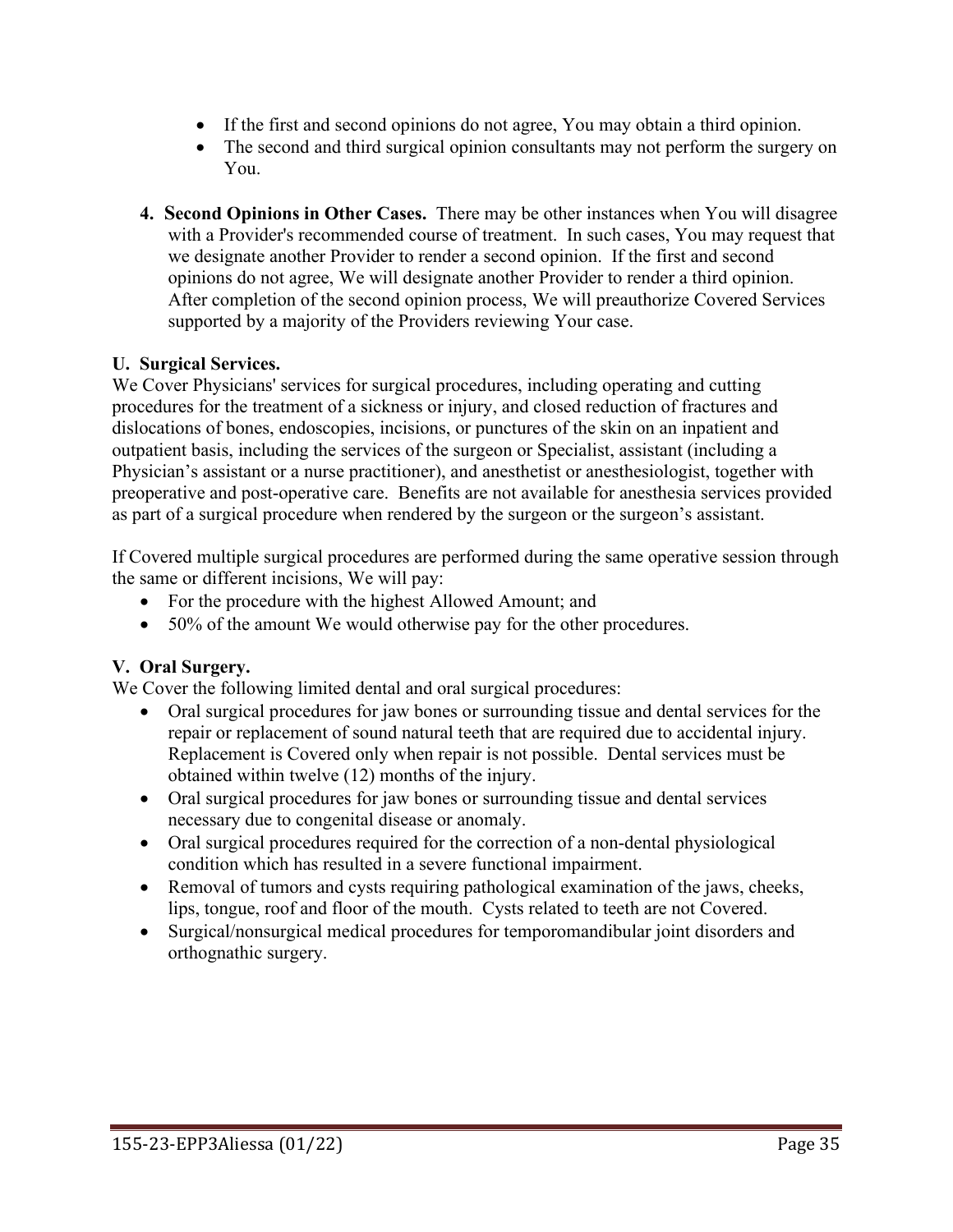- If the first and second opinions do not agree, You may obtain a third opinion.
- The second and third surgical opinion consultants may not perform the surgery on You.

**4. Second Opinions in Other Cases.** There may be other instances when You will disagree with a Provider's recommended course of treatment. In such cases, You may request that we designate another Provider to render a second opinion. If the first and second opinions do not agree, We will designate another Provider to render a third opinion. After completion of the second opinion process, We will preauthorize Covered Services supported by a majority of the Providers reviewing Your case.

**U. Surgical Services.**

We Cover Physicians' services for surgical procedures, including operating and cutting procedures for the treatment of a sickness or injury, and closed reduction of fractures and dislocations of bones, endoscopies, incisions, or punctures of the skin on an inpatient and outpatient basis, including the services of the surgeon or Specialist, assistant (including a Physician's assistant or a nurse practitioner), and anesthetist or anesthesiologist, together with preoperative and post-operative care. Benefits are not available for anesthesia services provided as part of a surgical procedure when rendered by the surgeon or the surgeon's assistant.

If Covered multiple surgical procedures are performed during the same operative session through the same or different incisions, We will pay:

- For the procedure with the highest Allowed Amount; and
- 50% of the amount We would otherwise pay for the other procedures.

**V. Oral Surgery.**

We Cover the following limited dental and oral surgical procedures:

- Oral surgical procedures for jaw bones or surrounding tissue and dental services for the repair or replacement of sound natural teeth that are required due to accidental injury. Replacement is Covered only when repair is not possible. Dental services must be obtained within twelve (12) months of the injury.
- Oral surgical procedures for jaw bones or surrounding tissue and dental services necessary due to congenital disease or anomaly.
- Oral surgical procedures required for the correction of a non-dental physiological condition which has resulted in a severe functional impairment.
- Removal of tumors and cysts requiring pathological examination of the jaws, cheeks, lips, tongue, roof and floor of the mouth. Cysts related to teeth are not Covered.
- Surgical/nonsurgical medical procedures for temporomandibular joint disorders and orthognathic surgery.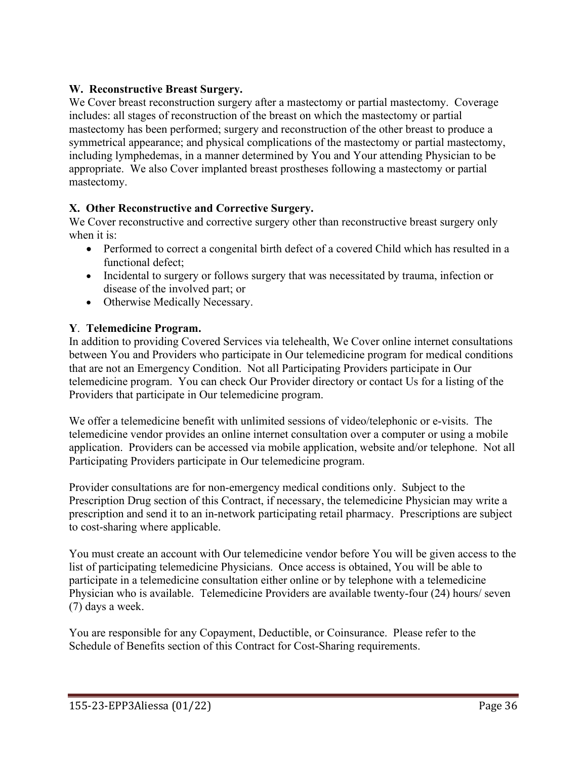### W. Reconstructive Breast Surgery.

We Cover breast reconstruction surgery after a mastectomy or partial mastectomy. Coverage includes: all stages of reconstruction of the breast on which the mastectomy or partial mastectomy has been performed; surgery and reconstruction of the other breast to produce a symmetrical appearance; and physical complications of the mastectomy or partial mastectomy, including lymphedemas, in a manner determined by You and Your attending Physician to be appropriate. We also Cover implanted breast prostheses following a mastectomy or partial mastectomy.

### X. Other Reconstructive and Corrective Surgery.

We Cover reconstructive and corrective surgery other than reconstructive breast surgery only when it is:

- Performed to correct a congenital birth defect of a covered Child which has resulted in a functional defect;
- Incidental to surgery or follows surgery that was necessitated by trauma, infection or disease of the involved part; or
- Otherwise Medically Necessary.

### Y. Telemedicine Program.

In addition to providing Covered Services via telehealth, We Cover online internet consultations between You and Providers who participate in Our telemedicine program for medical conditions that are not an Emergency Condition. Not all Participating Providers participate in Our telemedicine program. You can check Our Provider directory or contact Us for a listing of the Providers that participate in Our telemedicine program.

We offer a telemedicine benefit with unlimited sessions of video/telephonic or e-visits. The telemedicine vendor provides an online internet consultation over a computer or using a mobile application. Providers can be accessed via mobile application, website and/or telephone. Not all Participating Providers participate in Our telemedicine program.

Provider consultations are for non-emergency medical conditions only. Subject to the Prescription Drug section of this Contract, if necessary, the telemedicine Physician may write a prescription and send it to an in-network participating retail pharmacy. Prescriptions are subject to cost-sharing where applicable.

You must create an account with Our telemedicine vendor before You will be given access to the list of participating telemedicine Physicians. Once access is obtained, You will be able to participate in a telemedicine consultation either online or by telephone with a telemedicine Physician who is available. Telemedicine Providers are available twenty-four (24) hours/ seven (7) days a week.

You are responsible for any Copayment, Deductible, or Coinsurance. Please refer to the Schedule of Benefits section of this Contract for Cost-Sharing requirements.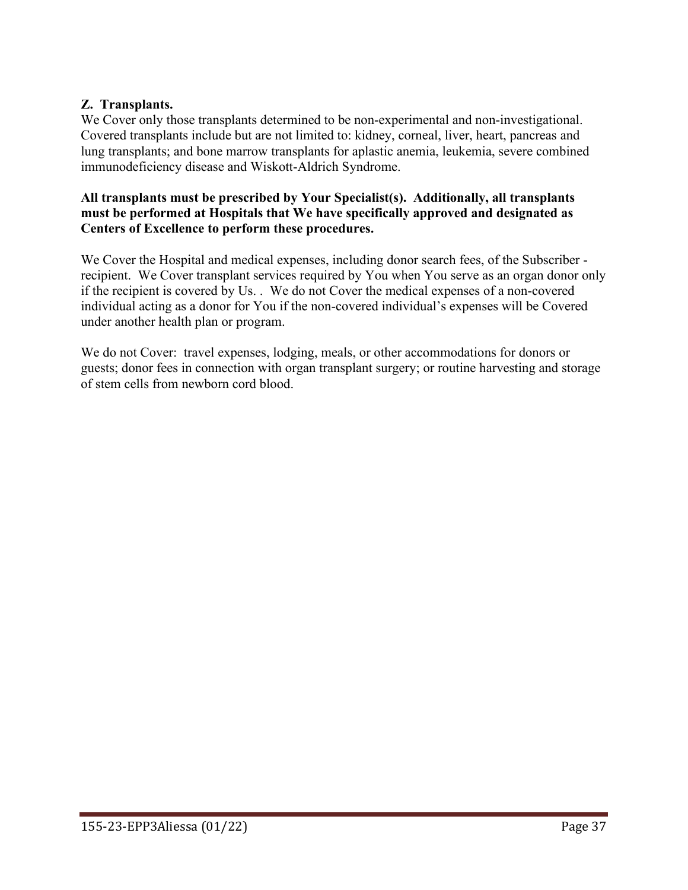**Z. Transplants.**

We Cover only those transplants determined to be non-experimental and non-investigational. Covered transplants include but are not limited to: kidney, corneal, liver, heart, pancreas and lung transplants; and bone marrow transplants for aplastic anemia, leukemia, severe combined immunodeficiency disease and Wiskott-Aldrich Syndrome.

**All transplants must be prescribed by Your Specialist(s). Additionally, all transplants must be performed at Hospitals that We have specifically approved and designated as Centers of Excellence to perform these procedures.**

We Cover the Hospital and medical expenses, including donor search fees, of the Subscriber - recipient. We Cover transplant services required by You when You serve as an organ donor only if the recipient is covered by Us. . We do not Cover the medical expenses of a non-covered individual acting as a donor for You if the non-covered individual's expenses will be Covered under another health plan or program.

We do not Cover: travel expenses, lodging, meals, or other accommodations for donors or guests; donor fees in connection with organ transplant surgery; or routine harvesting and storage of stem cells from newborn cord blood.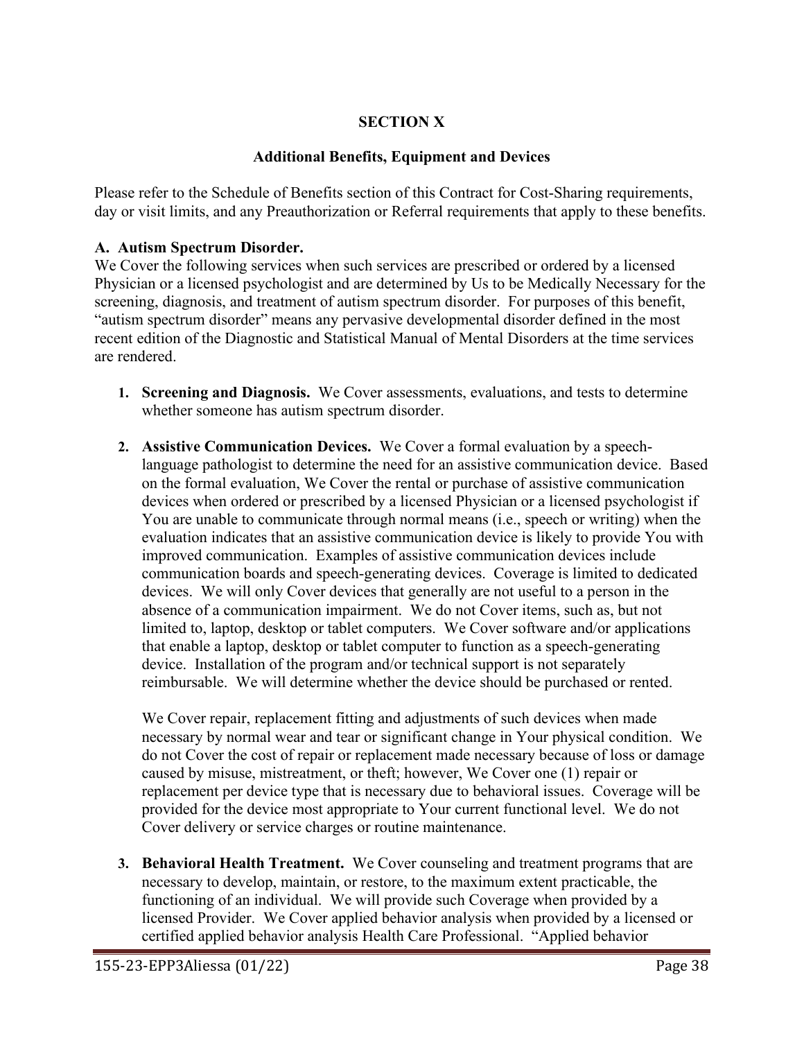# SECTION X

## Additional Benefits, Equipment and Devices

Please refer to the Schedule of Benefits section of this Contract for Cost-Sharing requirements, day or visit limits, and any Preauthorization or Referral requirements that apply to these benefits.

### A. Autism Spectrum Disorder.

We Cover the following services when such services are prescribed or ordered by a licensed Physician or a licensed psychologist and are determined by Us to be Medically Necessary for the screening, diagnosis, and treatment of autism spectrum disorder. For purposes of this benefit, "autism spectrum disorder" means any pervasive developmental disorder defined in the most recent edition of the Diagnostic and Statistical Manual of Mental Disorders at the time services are rendered.

1. **Screening and Diagnosis.** We Cover assessments, evaluations, and tests to determine whether someone has autism spectrum disorder.

2. **Assistive Communication Devices.** We Cover a formal evaluation by a speech-language pathologist to determine the need for an assistive communication device. Based on the formal evaluation, We Cover the rental or purchase of assistive communication devices when ordered or prescribed by a licensed Physician or a licensed psychologist if You are unable to communicate through normal means (i.e., speech or writing) when the evaluation indicates that an assistive communication device is likely to provide You with improved communication. Examples of assistive communication devices include communication boards and speech-generating devices. Coverage is limited to dedicated devices. We will only Cover devices that generally are not useful to a person in the absence of a communication impairment. We do not Cover items, such as, but not limited to, laptop, desktop or tablet computers. We Cover software and/or applications that enable a laptop, desktop or tablet computer to function as a speech-generating device. Installation of the program and/or technical support is not separately reimbursable. We will determine whether the device should be purchased or rented.

   We Cover repair, replacement fitting and adjustments of such devices when made necessary by normal wear and tear or significant change in Your physical condition. We do not Cover the cost of repair or replacement made necessary because of loss or damage caused by misuse, mistreatment, or theft; however, We Cover one (1) repair or replacement per device type that is necessary due to behavioral issues. Coverage will be provided for the device most appropriate to Your current functional level. We do not Cover delivery or service charges or routine maintenance.

3. **Behavioral Health Treatment.** We Cover counseling and treatment programs that are necessary to develop, maintain, or restore, to the maximum extent practicable, the functioning of an individual. We will provide such Coverage when provided by a licensed Provider. We Cover applied behavior analysis when provided by a licensed or certified applied behavior analysis Health Care Professional. "Applied behavior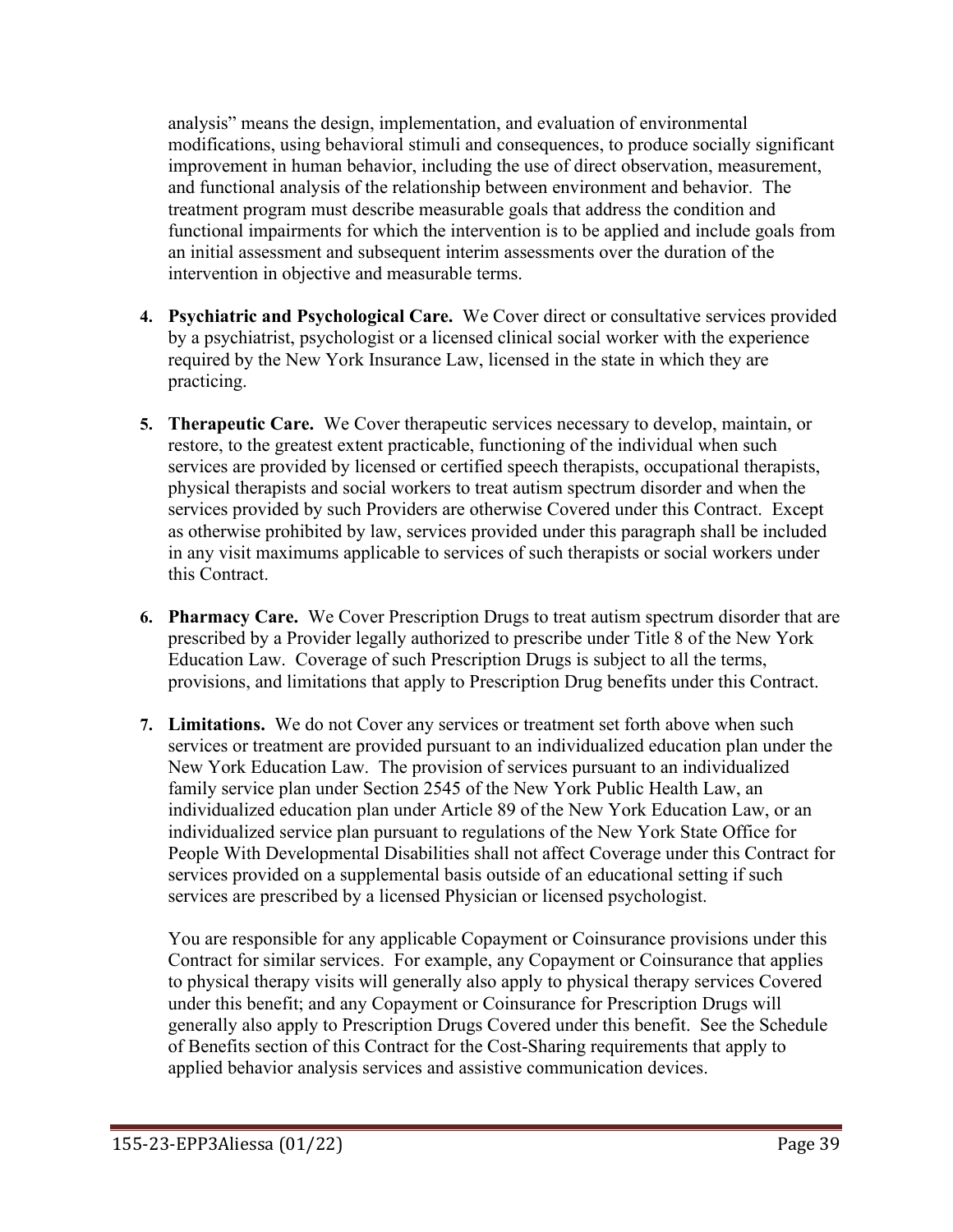analysis" means the design, implementation, and evaluation of environmental modifications, using behavioral stimuli and consequences, to produce socially significant improvement in human behavior, including the use of direct observation, measurement, and functional analysis of the relationship between environment and behavior. The treatment program must describe measurable goals that address the condition and functional impairments for which the intervention is to be applied and include goals from an initial assessment and subsequent interim assessments over the duration of the intervention in objective and measurable terms.

4. **Psychiatric and Psychological Care.** We Cover direct or consultative services provided by a psychiatrist, psychologist or a licensed clinical social worker with the experience required by the New York Insurance Law, licensed in the state in which they are practicing.

5. **Therapeutic Care.** We Cover therapeutic services necessary to develop, maintain, or restore, to the greatest extent practicable, functioning of the individual when such services are provided by licensed or certified speech therapists, occupational therapists, physical therapists and social workers to treat autism spectrum disorder and when the services provided by such Providers are otherwise Covered under this Contract. Except as otherwise prohibited by law, services provided under this paragraph shall be included in any visit maximums applicable to services of such therapists or social workers under this Contract.

6. **Pharmacy Care.** We Cover Prescription Drugs to treat autism spectrum disorder that are prescribed by a Provider legally authorized to prescribe under Title 8 of the New York Education Law. Coverage of such Prescription Drugs is subject to all the terms, provisions, and limitations that apply to Prescription Drug benefits under this Contract.

7. **Limitations.** We do not Cover any services or treatment set forth above when such services or treatment are provided pursuant to an individualized education plan under the New York Education Law. The provision of services pursuant to an individualized family service plan under Section 2545 of the New York Public Health Law, an individualized education plan under Article 89 of the New York Education Law, or an individualized service plan pursuant to regulations of the New York State Office for People With Developmental Disabilities shall not affect Coverage under this Contract for services provided on a supplemental basis outside of an educational setting if such services are prescribed by a licensed Physician or licensed psychologist.

   You are responsible for any applicable Copayment or Coinsurance provisions under this Contract for similar services. For example, any Copayment or Coinsurance that applies to physical therapy visits will generally also apply to physical therapy services Covered under this benefit; and any Copayment or Coinsurance for Prescription Drugs will generally also apply to Prescription Drugs Covered under this benefit. See the Schedule of Benefits section of this Contract for the Cost-Sharing requirements that apply to applied behavior analysis services and assistive communication devices.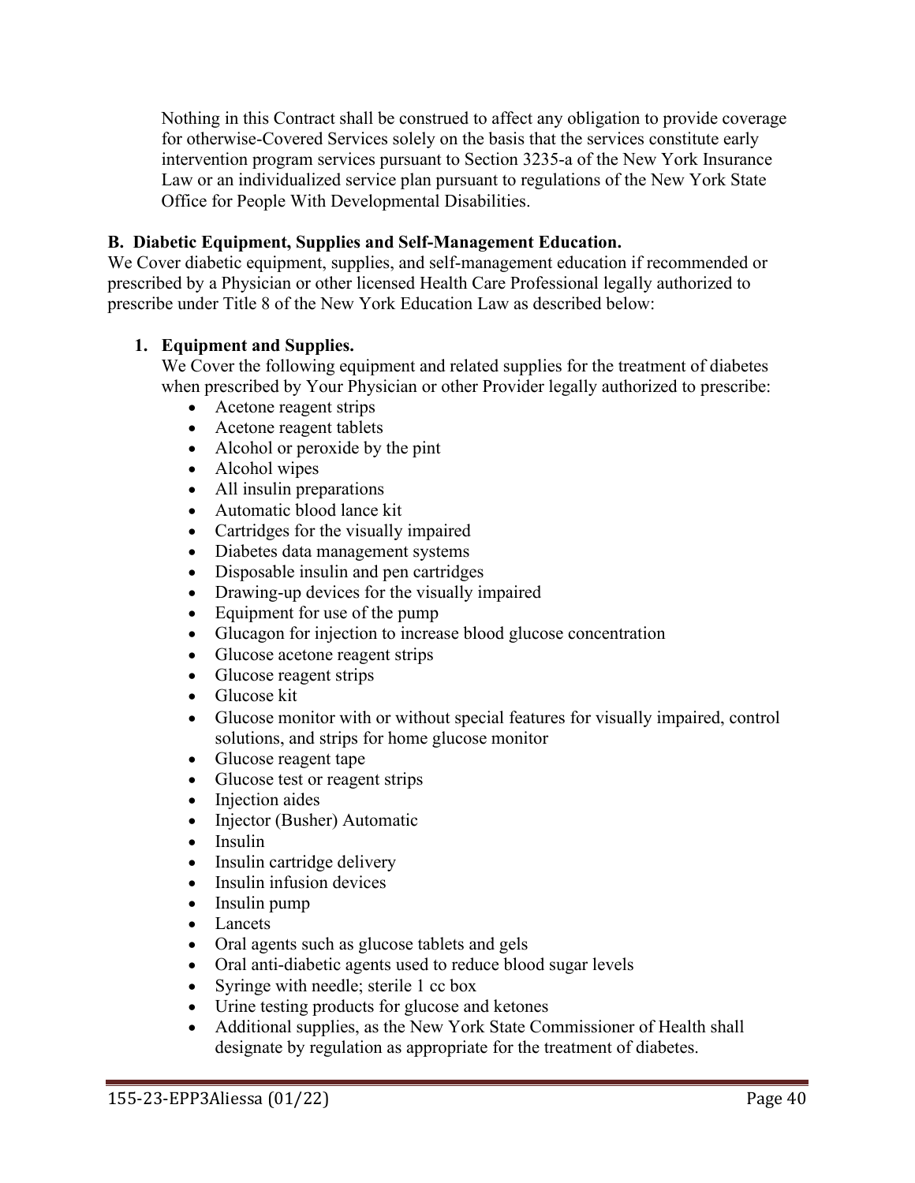Nothing in this Contract shall be construed to affect any obligation to provide coverage for otherwise-Covered Services solely on the basis that the services constitute early intervention program services pursuant to Section 3235-a of the New York Insurance Law or an individualized service plan pursuant to regulations of the New York State Office for People With Developmental Disabilities.

**B. Diabetic Equipment, Supplies and Self-Management Education.**

We Cover diabetic equipment, supplies, and self-management education if recommended or prescribed by a Physician or other licensed Health Care Professional legally authorized to prescribe under Title 8 of the New York Education Law as described below:

1. **Equipment and Supplies.**

   We Cover the following equipment and related supplies for the treatment of diabetes when prescribed by Your Physician or other Provider legally authorized to prescribe:

   - Acetone reagent strips
   - Acetone reagent tablets
   - Alcohol or peroxide by the pint
   - Alcohol wipes
   - All insulin preparations
   - Automatic blood lance kit
   - Cartridges for the visually impaired
   - Diabetes data management systems
   - Disposable insulin and pen cartridges
   - Drawing-up devices for the visually impaired
   - Equipment for use of the pump
   - Glucagon for injection to increase blood glucose concentration
   - Glucose acetone reagent strips
   - Glucose reagent strips
   - Glucose kit
   - Glucose monitor with or without special features for visually impaired, control solutions, and strips for home glucose monitor
   - Glucose reagent tape
   - Glucose test or reagent strips
   - Injection aides
   - Injector (Busher) Automatic
   - Insulin
   - Insulin cartridge delivery
   - Insulin infusion devices
   - Insulin pump
   - Lancets
   - Oral agents such as glucose tablets and gels
   - Oral anti-diabetic agents used to reduce blood sugar levels
   - Syringe with needle; sterile 1 cc box
   - Urine testing products for glucose and ketones
   - Additional supplies, as the New York State Commissioner of Health shall designate by regulation as appropriate for the treatment of diabetes.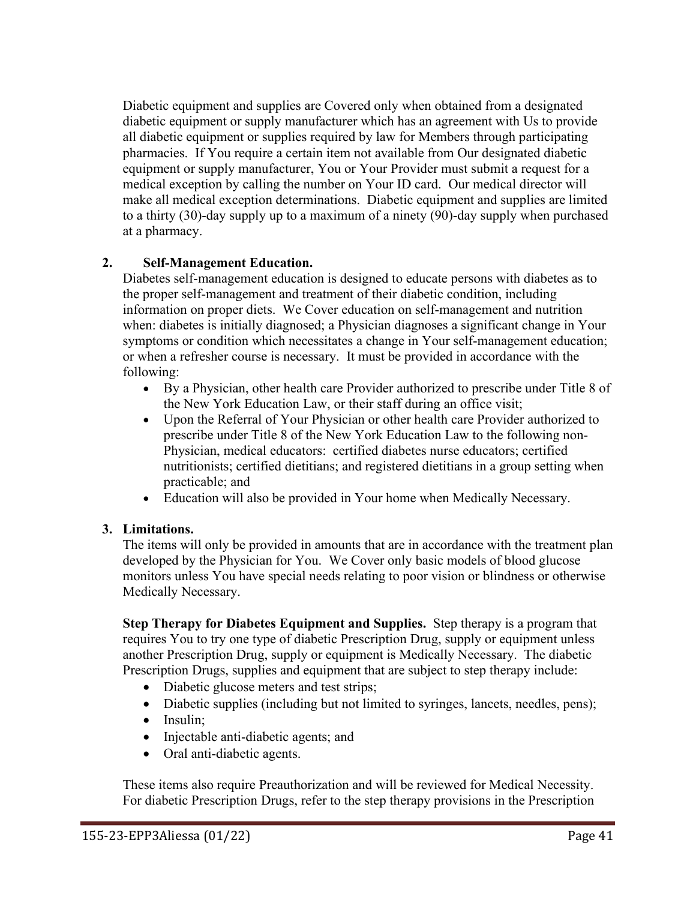Diabetic equipment and supplies are Covered only when obtained from a designated diabetic equipment or supply manufacturer which has an agreement with Us to provide all diabetic equipment or supplies required by law for Members through participating pharmacies. If You require a certain item not available from Our designated diabetic equipment or supply manufacturer, You or Your Provider must submit a request for a medical exception by calling the number on Your ID card. Our medical director will make all medical exception determinations. Diabetic equipment and supplies are limited to a thirty (30)-day supply up to a maximum of a ninety (90)-day supply when purchased at a pharmacy.

**2. Self-Management Education.**

Diabetes self-management education is designed to educate persons with diabetes as to the proper self-management and treatment of their diabetic condition, including information on proper diets. We Cover education on self-management and nutrition when: diabetes is initially diagnosed; a Physician diagnoses a significant change in Your symptoms or condition which necessitates a change in Your self-management education; or when a refresher course is necessary. It must be provided in accordance with the following:

- By a Physician, other health care Provider authorized to prescribe under Title 8 of the New York Education Law, or their staff during an office visit;
- Upon the Referral of Your Physician or other health care Provider authorized to prescribe under Title 8 of the New York Education Law to the following non-Physician, medical educators: certified diabetes nurse educators; certified nutritionists; certified dietitians; and registered dietitians in a group setting when practicable; and
- Education will also be provided in Your home when Medically Necessary.

**3. Limitations.**

The items will only be provided in amounts that are in accordance with the treatment plan developed by the Physician for You. We Cover only basic models of blood glucose monitors unless You have special needs relating to poor vision or blindness or otherwise Medically Necessary.

**Step Therapy for Diabetes Equipment and Supplies.** Step therapy is a program that requires You to try one type of diabetic Prescription Drug, supply or equipment unless another Prescription Drug, supply or equipment is Medically Necessary. The diabetic Prescription Drugs, supplies and equipment that are subject to step therapy include:

- Diabetic glucose meters and test strips;
- Diabetic supplies (including but not limited to syringes, lancets, needles, pens);
- Insulin;
- Injectable anti-diabetic agents; and
- Oral anti-diabetic agents.

These items also require Preauthorization and will be reviewed for Medical Necessity. For diabetic Prescription Drugs, refer to the step therapy provisions in the Prescription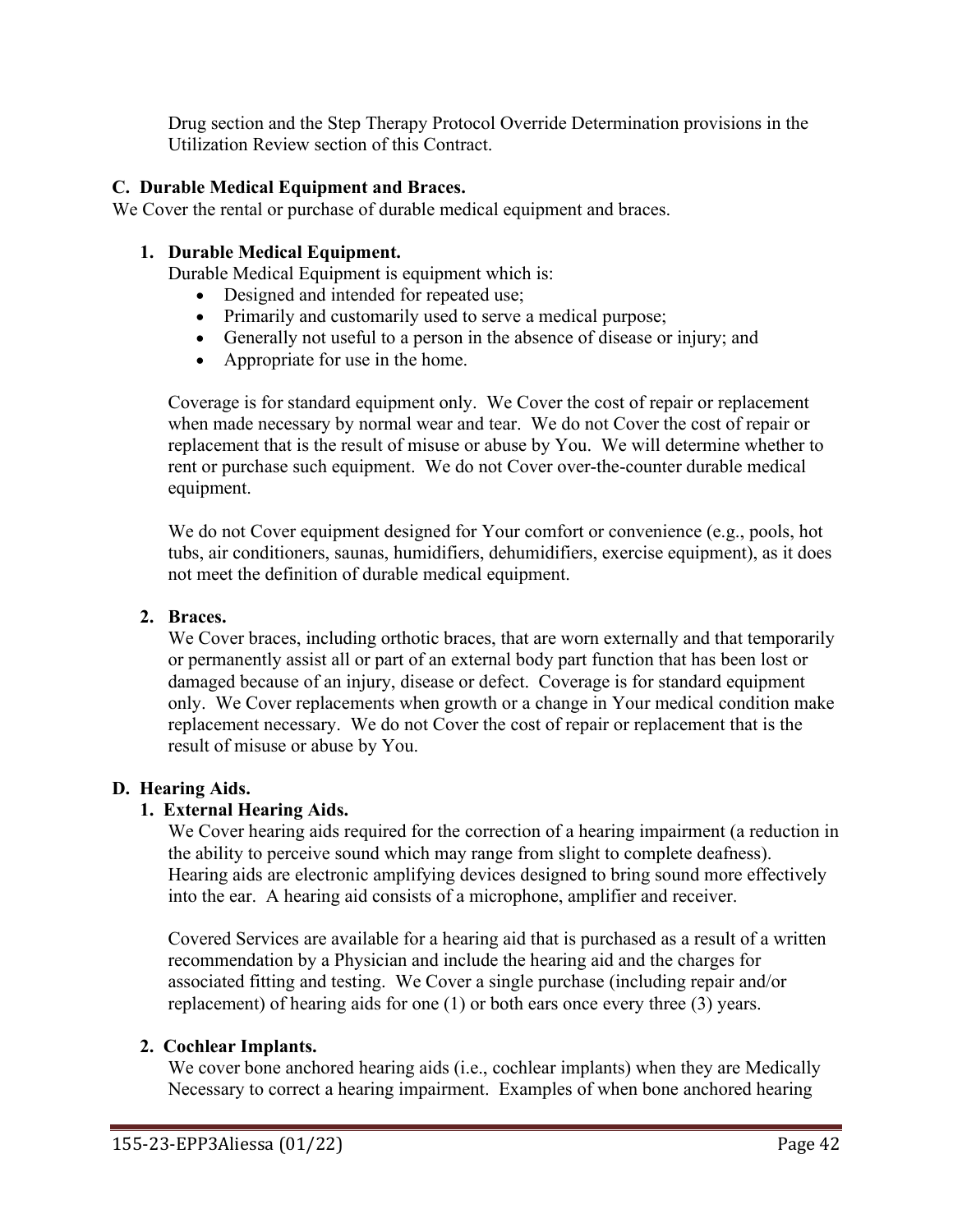Drug section and the Step Therapy Protocol Override Determination provisions in the Utilization Review section of this Contract.

## C. Durable Medical Equipment and Braces.

We Cover the rental or purchase of durable medical equipment and braces.

### 1. Durable Medical Equipment.

Durable Medical Equipment is equipment which is:

- Designed and intended for repeated use;
- Primarily and customarily used to serve a medical purpose;
- Generally not useful to a person in the absence of disease or injury; and
- Appropriate for use in the home.

Coverage is for standard equipment only. We Cover the cost of repair or replacement when made necessary by normal wear and tear. We do not Cover the cost of repair or replacement that is the result of misuse or abuse by You. We will determine whether to rent or purchase such equipment. We do not Cover over-the-counter durable medical equipment.

We do not Cover equipment designed for Your comfort or convenience (e.g., pools, hot tubs, air conditioners, saunas, humidifiers, dehumidifiers, exercise equipment), as it does not meet the definition of durable medical equipment.

### 2. Braces.

We Cover braces, including orthotic braces, that are worn externally and that temporarily or permanently assist all or part of an external body part function that has been lost or damaged because of an injury, disease or defect. Coverage is for standard equipment only. We Cover replacements when growth or a change in Your medical condition make replacement necessary. We do not Cover the cost of repair or replacement that is the result of misuse or abuse by You.

## D. Hearing Aids.

### 1. External Hearing Aids.

We Cover hearing aids required for the correction of a hearing impairment (a reduction in the ability to perceive sound which may range from slight to complete deafness). Hearing aids are electronic amplifying devices designed to bring sound more effectively into the ear. A hearing aid consists of a microphone, amplifier and receiver.

Covered Services are available for a hearing aid that is purchased as a result of a written recommendation by a Physician and include the hearing aid and the charges for associated fitting and testing. We Cover a single purchase (including repair and/or replacement) of hearing aids for one (1) or both ears once every three (3) years.

### 2. Cochlear Implants.

We cover bone anchored hearing aids (i.e., cochlear implants) when they are Medically Necessary to correct a hearing impairment. Examples of when bone anchored hearing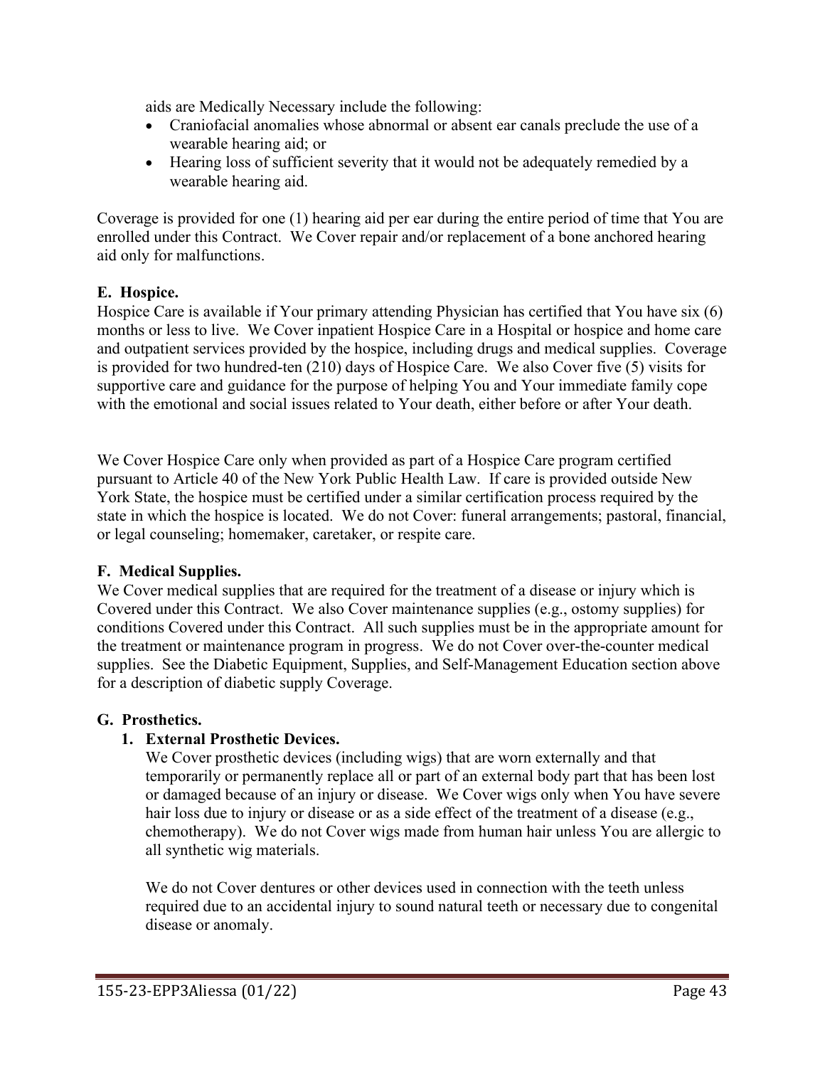aids are Medically Necessary include the following:

- Craniofacial anomalies whose abnormal or absent ear canals preclude the use of a wearable hearing aid; or
- Hearing loss of sufficient severity that it would not be adequately remedied by a wearable hearing aid.

Coverage is provided for one (1) hearing aid per ear during the entire period of time that You are enrolled under this Contract. We Cover repair and/or replacement of a bone anchored hearing aid only for malfunctions.

**E. Hospice.**

Hospice Care is available if Your primary attending Physician has certified that You have six (6) months or less to live. We Cover inpatient Hospice Care in a Hospital or hospice and home care and outpatient services provided by the hospice, including drugs and medical supplies. Coverage is provided for two hundred-ten (210) days of Hospice Care. We also Cover five (5) visits for supportive care and guidance for the purpose of helping You and Your immediate family cope with the emotional and social issues related to Your death, either before or after Your death.

We Cover Hospice Care only when provided as part of a Hospice Care program certified pursuant to Article 40 of the New York Public Health Law. If care is provided outside New York State, the hospice must be certified under a similar certification process required by the state in which the hospice is located. We do not Cover: funeral arrangements; pastoral, financial, or legal counseling; homemaker, caretaker, or respite care.

**F. Medical Supplies.**

We Cover medical supplies that are required for the treatment of a disease or injury which is Covered under this Contract. We also Cover maintenance supplies (e.g., ostomy supplies) for conditions Covered under this Contract. All such supplies must be in the appropriate amount for the treatment or maintenance program in progress. We do not Cover over-the-counter medical supplies. See the Diabetic Equipment, Supplies, and Self-Management Education section above for a description of diabetic supply Coverage.

**G. Prosthetics.**

1. **External Prosthetic Devices.**

   We Cover prosthetic devices (including wigs) that are worn externally and that temporarily or permanently replace all or part of an external body part that has been lost or damaged because of an injury or disease. We Cover wigs only when You have severe hair loss due to injury or disease or as a side effect of the treatment of a disease (e.g., chemotherapy). We do not Cover wigs made from human hair unless You are allergic to all synthetic wig materials.

   We do not Cover dentures or other devices used in connection with the teeth unless required due to an accidental injury to sound natural teeth or necessary due to congenital disease or anomaly.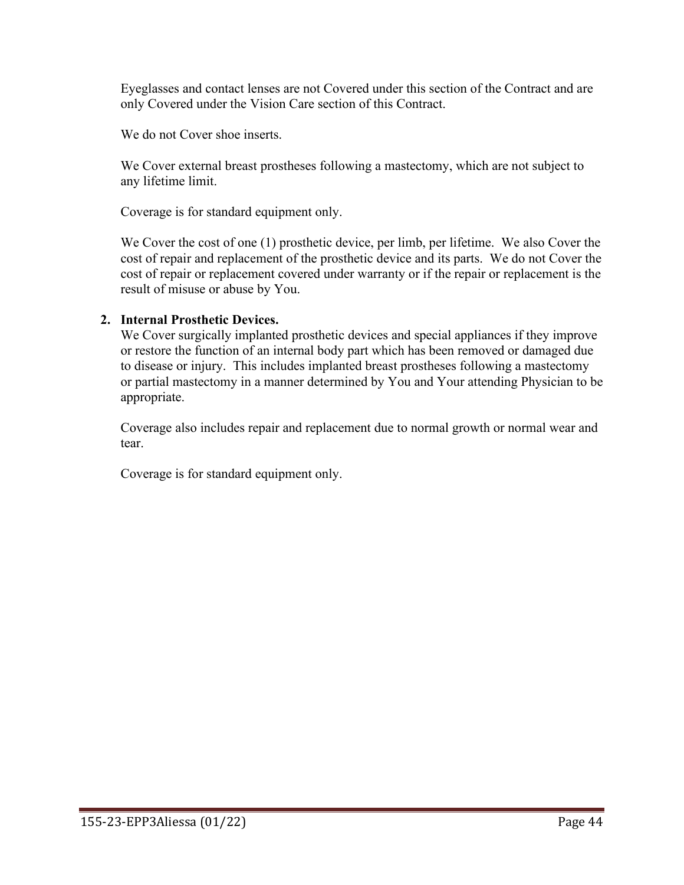Eyeglasses and contact lenses are not Covered under this section of the Contract and are only Covered under the Vision Care section of this Contract.

We do not Cover shoe inserts.

We Cover external breast prostheses following a mastectomy, which are not subject to any lifetime limit.

Coverage is for standard equipment only.

We Cover the cost of one (1) prosthetic device, per limb, per lifetime. We also Cover the cost of repair and replacement of the prosthetic device and its parts. We do not Cover the cost of repair or replacement covered under warranty or if the repair or replacement is the result of misuse or abuse by You.

2. **Internal Prosthetic Devices.**
   We Cover surgically implanted prosthetic devices and special appliances if they improve or restore the function of an internal body part which has been removed or damaged due to disease or injury. This includes implanted breast prostheses following a mastectomy or partial mastectomy in a manner determined by You and Your attending Physician to be appropriate.

   Coverage also includes repair and replacement due to normal growth or normal wear and tear.

   Coverage is for standard equipment only.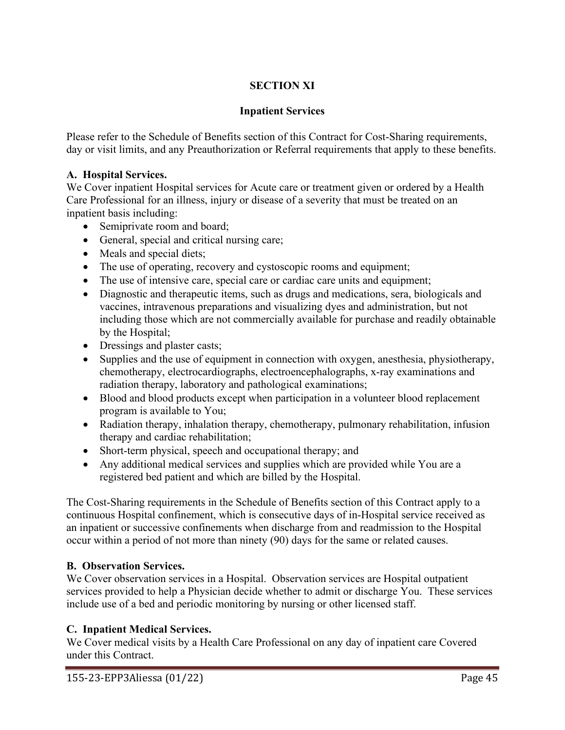# SECTION XI

## Inpatient Services

Please refer to the Schedule of Benefits section of this Contract for Cost-Sharing requirements, day or visit limits, and any Preauthorization or Referral requirements that apply to these benefits.

### A. Hospital Services.

We Cover inpatient Hospital services for Acute care or treatment given or ordered by a Health Care Professional for an illness, injury or disease of a severity that must be treated on an inpatient basis including:

- Semiprivate room and board;
- General, special and critical nursing care;
- Meals and special diets;
- The use of operating, recovery and cystoscopic rooms and equipment;
- The use of intensive care, special care or cardiac care units and equipment;
- Diagnostic and therapeutic items, such as drugs and medications, sera, biologicals and vaccines, intravenous preparations and visualizing dyes and administration, but not including those which are not commercially available for purchase and readily obtainable by the Hospital;
- Dressings and plaster casts;
- Supplies and the use of equipment in connection with oxygen, anesthesia, physiotherapy, chemotherapy, electrocardiographs, electroencephalographs, x-ray examinations and radiation therapy, laboratory and pathological examinations;
- Blood and blood products except when participation in a volunteer blood replacement program is available to You;
- Radiation therapy, inhalation therapy, chemotherapy, pulmonary rehabilitation, infusion therapy and cardiac rehabilitation;
- Short-term physical, speech and occupational therapy; and
- Any additional medical services and supplies which are provided while You are a registered bed patient and which are billed by the Hospital.

The Cost-Sharing requirements in the Schedule of Benefits section of this Contract apply to a continuous Hospital confinement, which is consecutive days of in-Hospital service received as an inpatient or successive confinements when discharge from and readmission to the Hospital occur within a period of not more than ninety (90) days for the same or related causes.

### B. Observation Services.

We Cover observation services in a Hospital. Observation services are Hospital outpatient services provided to help a Physician decide whether to admit or discharge You. These services include use of a bed and periodic monitoring by nursing or other licensed staff.

### C. Inpatient Medical Services.

We Cover medical visits by a Health Care Professional on any day of inpatient care Covered under this Contract.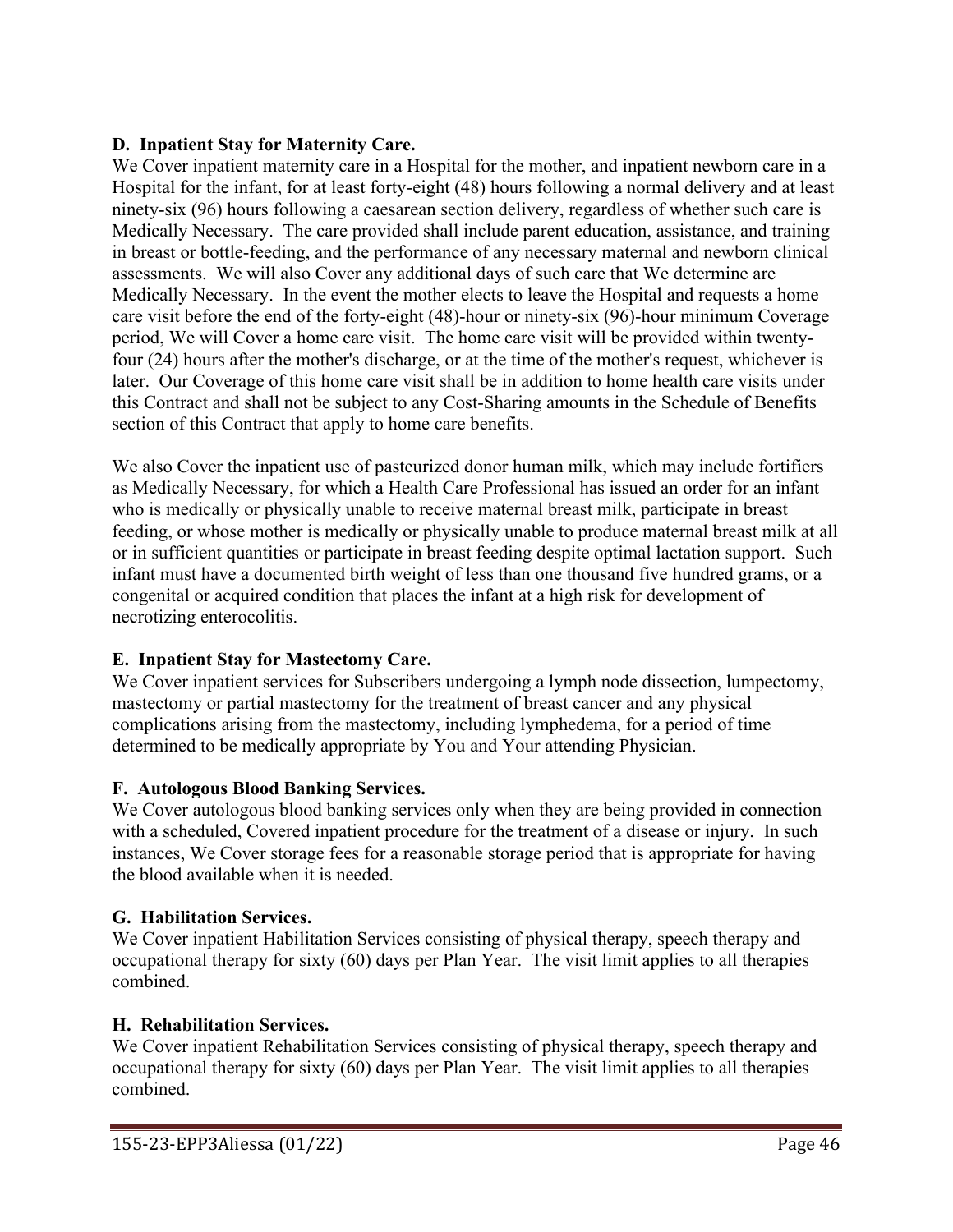### D. Inpatient Stay for Maternity Care.

We Cover inpatient maternity care in a Hospital for the mother, and inpatient newborn care in a Hospital for the infant, for at least forty-eight (48) hours following a normal delivery and at least ninety-six (96) hours following a caesarean section delivery, regardless of whether such care is Medically Necessary. The care provided shall include parent education, assistance, and training in breast or bottle-feeding, and the performance of any necessary maternal and newborn clinical assessments. We will also Cover any additional days of such care that We determine are Medically Necessary. In the event the mother elects to leave the Hospital and requests a home care visit before the end of the forty-eight (48)-hour or ninety-six (96)-hour minimum Coverage period, We will Cover a home care visit. The home care visit will be provided within twenty-four (24) hours after the mother's discharge, or at the time of the mother's request, whichever is later. Our Coverage of this home care visit shall be in addition to home health care visits under this Contract and shall not be subject to any Cost-Sharing amounts in the Schedule of Benefits section of this Contract that apply to home care benefits.

We also Cover the inpatient use of pasteurized donor human milk, which may include fortifiers as Medically Necessary, for which a Health Care Professional has issued an order for an infant who is medically or physically unable to receive maternal breast milk, participate in breast feeding, or whose mother is medically or physically unable to produce maternal breast milk at all or in sufficient quantities or participate in breast feeding despite optimal lactation support. Such infant must have a documented birth weight of less than one thousand five hundred grams, or a congenital or acquired condition that places the infant at a high risk for development of necrotizing enterocolitis.

### E. Inpatient Stay for Mastectomy Care.

We Cover inpatient services for Subscribers undergoing a lymph node dissection, lumpectomy, mastectomy or partial mastectomy for the treatment of breast cancer and any physical complications arising from the mastectomy, including lymphedema, for a period of time determined to be medically appropriate by You and Your attending Physician.

### F. Autologous Blood Banking Services.

We Cover autologous blood banking services only when they are being provided in connection with a scheduled, Covered inpatient procedure for the treatment of a disease or injury. In such instances, We Cover storage fees for a reasonable storage period that is appropriate for having the blood available when it is needed.

### G. Habilitation Services.

We Cover inpatient Habilitation Services consisting of physical therapy, speech therapy and occupational therapy for sixty (60) days per Plan Year. The visit limit applies to all therapies combined.

### H. Rehabilitation Services.

We Cover inpatient Rehabilitation Services consisting of physical therapy, speech therapy and occupational therapy for sixty (60) days per Plan Year. The visit limit applies to all therapies combined.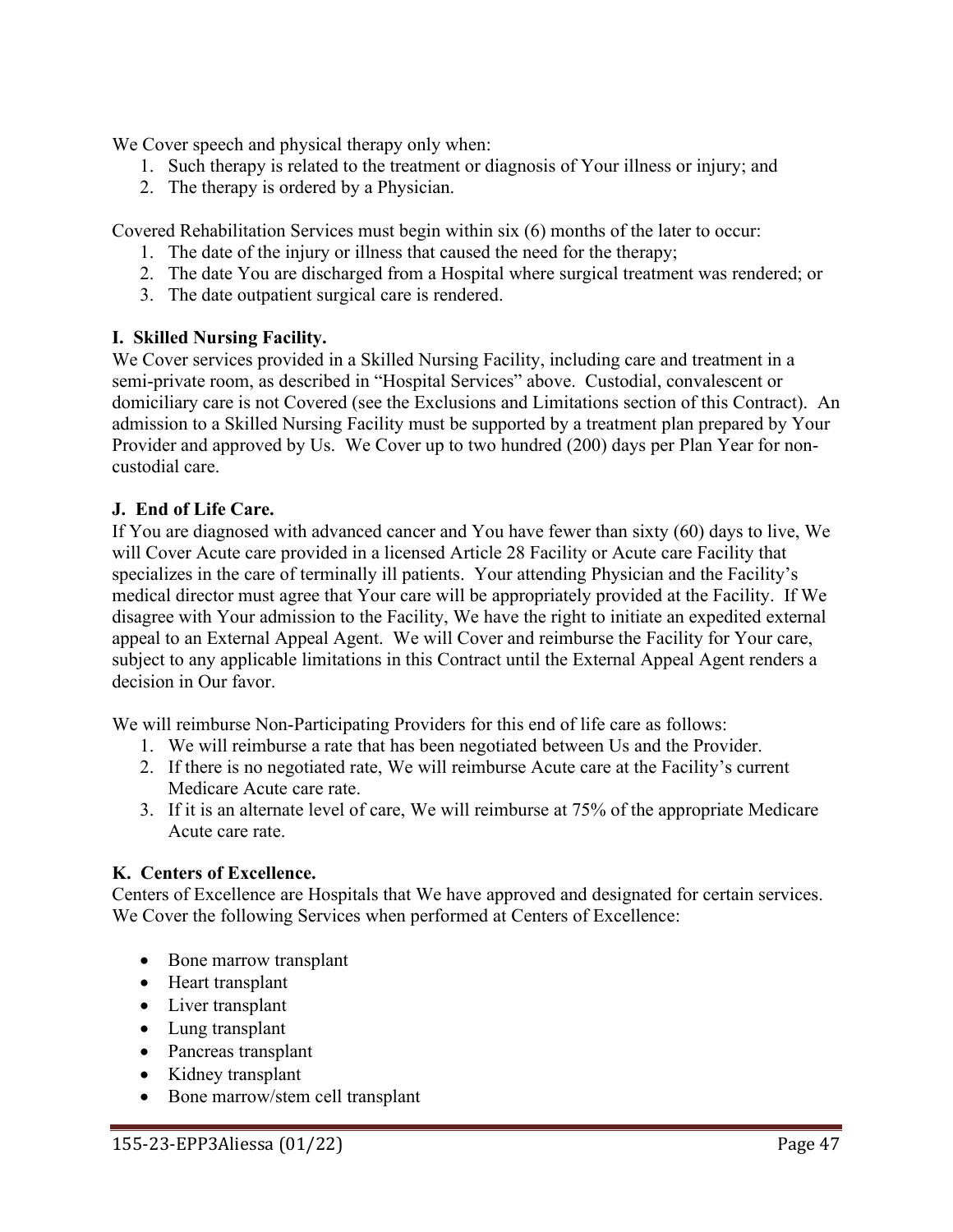We Cover speech and physical therapy only when:

1. Such therapy is related to the treatment or diagnosis of Your illness or injury; and
2. The therapy is ordered by a Physician.

Covered Rehabilitation Services must begin within six (6) months of the later to occur:

1. The date of the injury or illness that caused the need for the therapy;
2. The date You are discharged from a Hospital where surgical treatment was rendered; or
3. The date outpatient surgical care is rendered.

**I. Skilled Nursing Facility.**

We Cover services provided in a Skilled Nursing Facility, including care and treatment in a semi-private room, as described in "Hospital Services" above. Custodial, convalescent or domiciliary care is not Covered (see the Exclusions and Limitations section of this Contract). An admission to a Skilled Nursing Facility must be supported by a treatment plan prepared by Your Provider and approved by Us. We Cover up to two hundred (200) days per Plan Year for non-custodial care.

**J. End of Life Care.**

If You are diagnosed with advanced cancer and You have fewer than sixty (60) days to live, We will Cover Acute care provided in a licensed Article 28 Facility or Acute care Facility that specializes in the care of terminally ill patients. Your attending Physician and the Facility's medical director must agree that Your care will be appropriately provided at the Facility. If We disagree with Your admission to the Facility, We have the right to initiate an expedited external appeal to an External Appeal Agent. We will Cover and reimburse the Facility for Your care, subject to any applicable limitations in this Contract until the External Appeal Agent renders a decision in Our favor.

We will reimburse Non-Participating Providers for this end of life care as follows:

1. We will reimburse a rate that has been negotiated between Us and the Provider.
2. If there is no negotiated rate, We will reimburse Acute care at the Facility's current Medicare Acute care rate.
3. If it is an alternate level of care, We will reimburse at 75% of the appropriate Medicare Acute care rate.

**K. Centers of Excellence.**

Centers of Excellence are Hospitals that We have approved and designated for certain services. We Cover the following Services when performed at Centers of Excellence:

- Bone marrow transplant
- Heart transplant
- Liver transplant
- Lung transplant
- Pancreas transplant
- Kidney transplant
- Bone marrow/stem cell transplant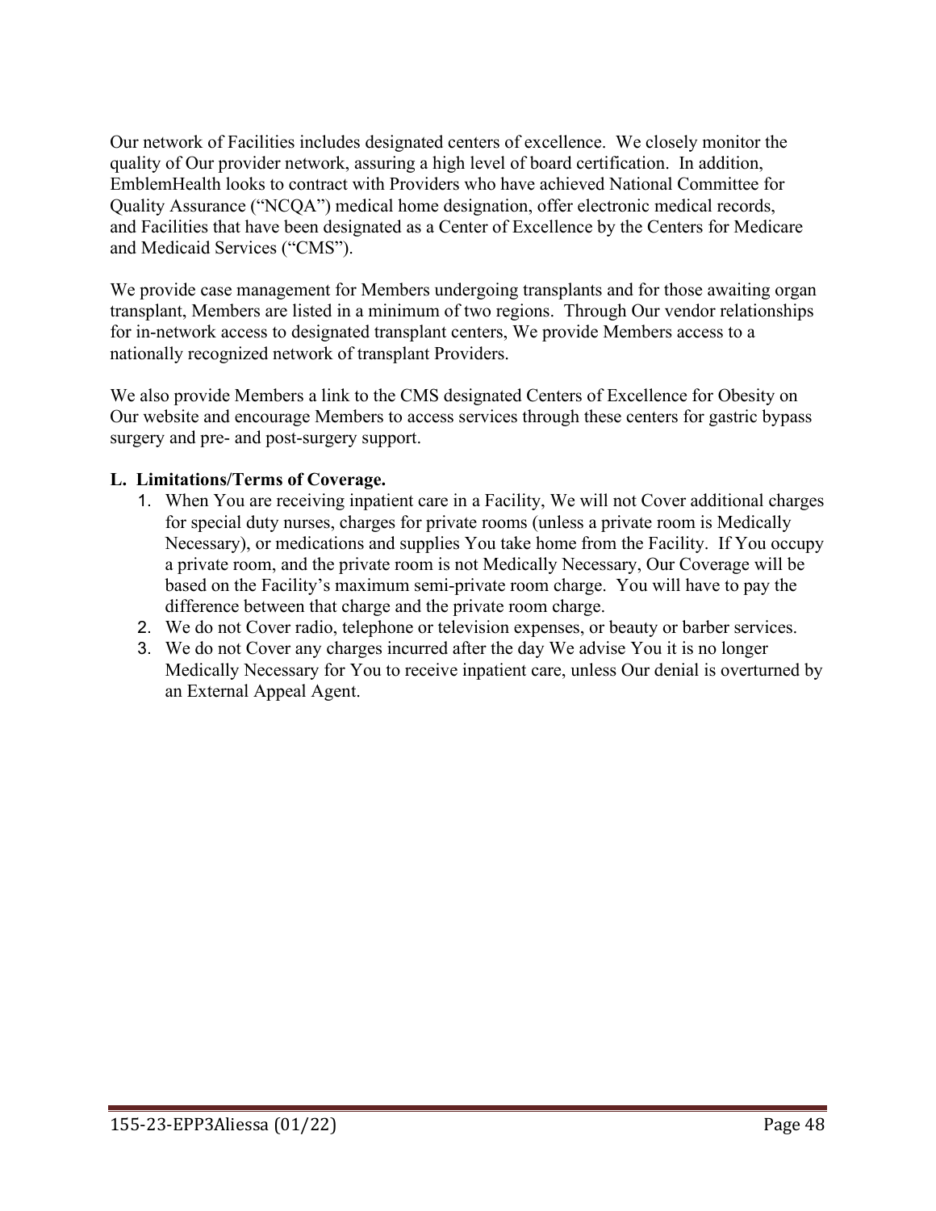Our network of Facilities includes designated centers of excellence. We closely monitor the quality of Our provider network, assuring a high level of board certification. In addition, EmblemHealth looks to contract with Providers who have achieved National Committee for Quality Assurance ("NCQA") medical home designation, offer electronic medical records, and Facilities that have been designated as a Center of Excellence by the Centers for Medicare and Medicaid Services ("CMS").

We provide case management for Members undergoing transplants and for those awaiting organ transplant, Members are listed in a minimum of two regions. Through Our vendor relationships for in-network access to designated transplant centers, We provide Members access to a nationally recognized network of transplant Providers.

We also provide Members a link to the CMS designated Centers of Excellence for Obesity on Our website and encourage Members to access services through these centers for gastric bypass surgery and pre- and post-surgery support.

**L. Limitations/Terms of Coverage.**

1. When You are receiving inpatient care in a Facility, We will not Cover additional charges for special duty nurses, charges for private rooms (unless a private room is Medically Necessary), or medications and supplies You take home from the Facility. If You occupy a private room, and the private room is not Medically Necessary, Our Coverage will be based on the Facility's maximum semi-private room charge. You will have to pay the difference between that charge and the private room charge.
2. We do not Cover radio, telephone or television expenses, or beauty or barber services.
3. We do not Cover any charges incurred after the day We advise You it is no longer Medically Necessary for You to receive inpatient care, unless Our denial is overturned by an External Appeal Agent.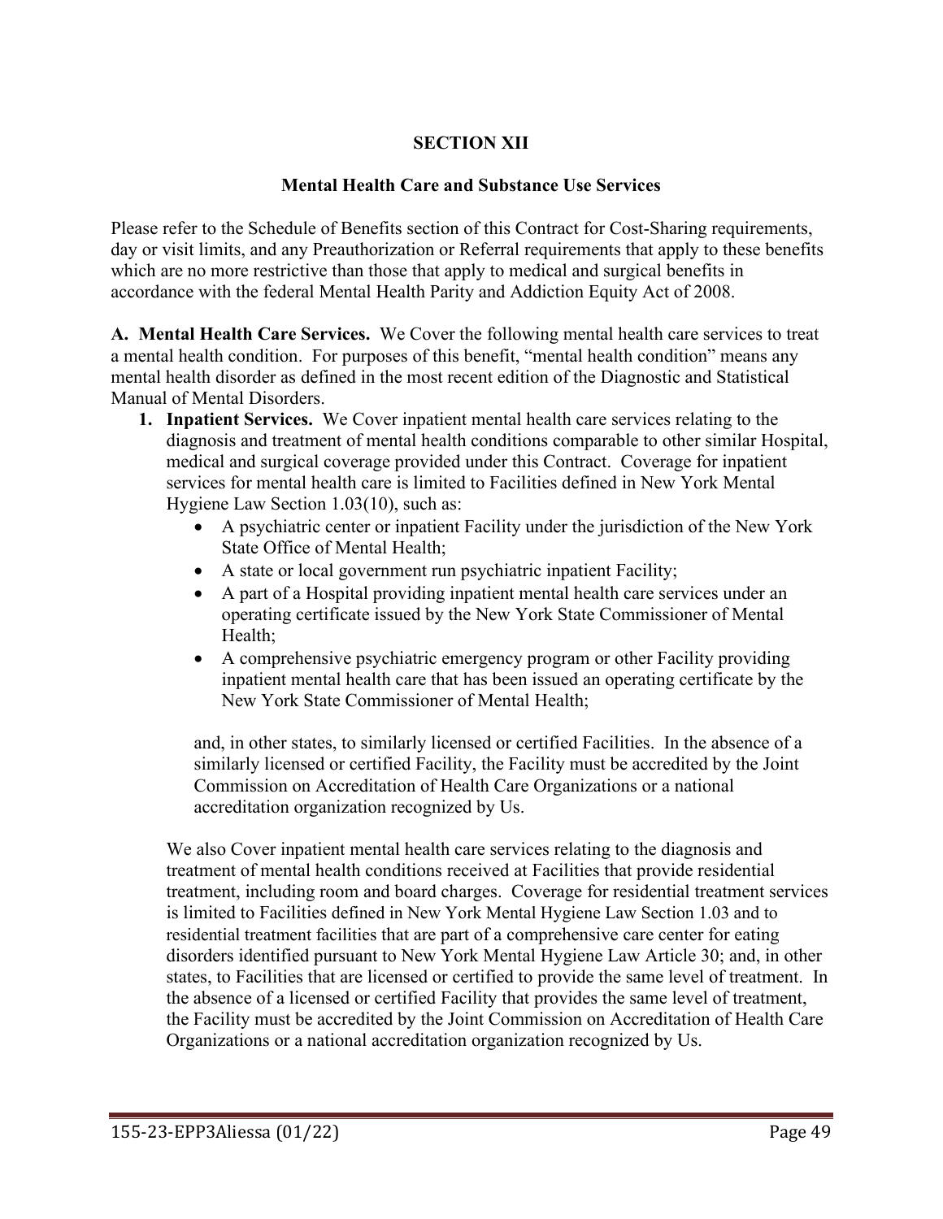# SECTION XII

## Mental Health Care and Substance Use Services

Please refer to the Schedule of Benefits section of this Contract for Cost-Sharing requirements, day or visit limits, and any Preauthorization or Referral requirements that apply to these benefits which are no more restrictive than those that apply to medical and surgical benefits in accordance with the federal Mental Health Parity and Addiction Equity Act of 2008.

**A. Mental Health Care Services.** We Cover the following mental health care services to treat a mental health condition. For purposes of this benefit, "mental health condition" means any mental health disorder as defined in the most recent edition of the Diagnostic and Statistical Manual of Mental Disorders.

1. **Inpatient Services.** We Cover inpatient mental health care services relating to the diagnosis and treatment of mental health conditions comparable to other similar Hospital, medical and surgical coverage provided under this Contract. Coverage for inpatient services for mental health care is limited to Facilities defined in New York Mental Hygiene Law Section 1.03(10), such as:
   - A psychiatric center or inpatient Facility under the jurisdiction of the New York State Office of Mental Health;
   - A state or local government run psychiatric inpatient Facility;
   - A part of a Hospital providing inpatient mental health care services under an operating certificate issued by the New York State Commissioner of Mental Health;
   - A comprehensive psychiatric emergency program or other Facility providing inpatient mental health care that has been issued an operating certificate by the New York State Commissioner of Mental Health;

   and, in other states, to similarly licensed or certified Facilities. In the absence of a similarly licensed or certified Facility, the Facility must be accredited by the Joint Commission on Accreditation of Health Care Organizations or a national accreditation organization recognized by Us.

   We also Cover inpatient mental health care services relating to the diagnosis and treatment of mental health conditions received at Facilities that provide residential treatment, including room and board charges. Coverage for residential treatment services is limited to Facilities defined in New York Mental Hygiene Law Section 1.03 and to residential treatment facilities that are part of a comprehensive care center for eating disorders identified pursuant to New York Mental Hygiene Law Article 30; and, in other states, to Facilities that are licensed or certified to provide the same level of treatment. In the absence of a licensed or certified Facility that provides the same level of treatment, the Facility must be accredited by the Joint Commission on Accreditation of Health Care Organizations or a national accreditation organization recognized by Us.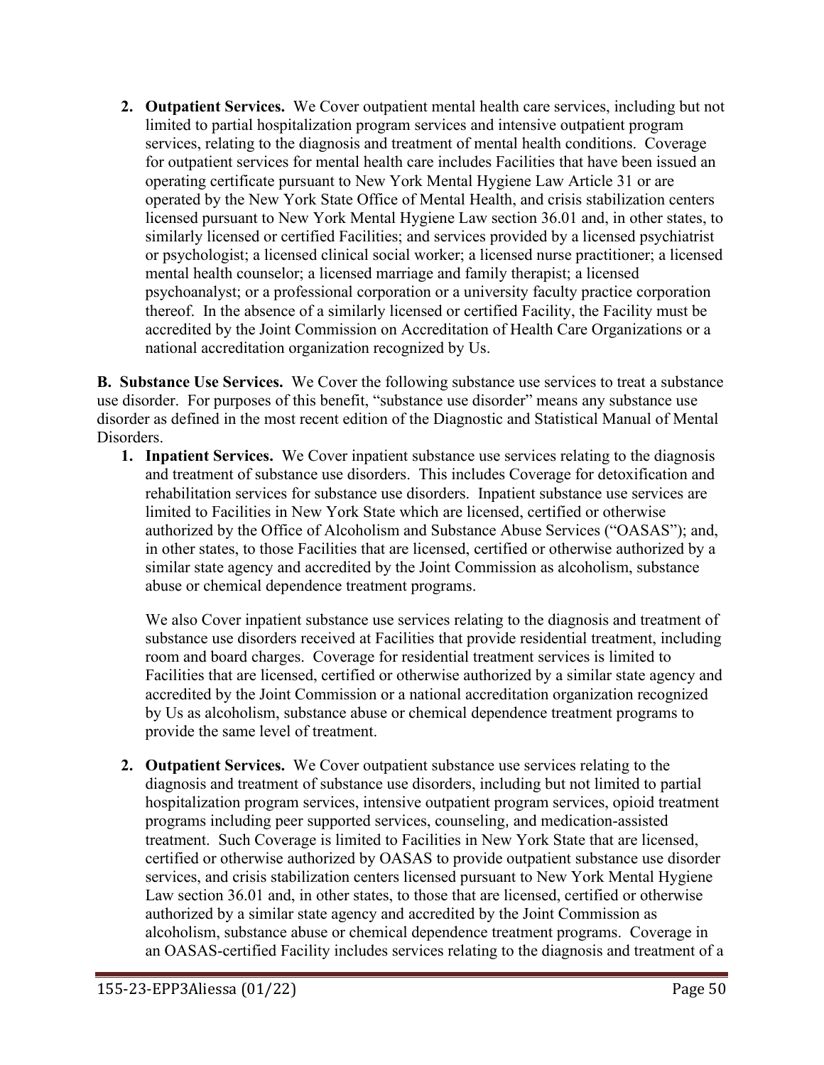2. **Outpatient Services.** We Cover outpatient mental health care services, including but not limited to partial hospitalization program services and intensive outpatient program services, relating to the diagnosis and treatment of mental health conditions. Coverage for outpatient services for mental health care includes Facilities that have been issued an operating certificate pursuant to New York Mental Hygiene Law Article 31 or are operated by the New York State Office of Mental Health, and crisis stabilization centers licensed pursuant to New York Mental Hygiene Law section 36.01 and, in other states, to similarly licensed or certified Facilities; and services provided by a licensed psychiatrist or psychologist; a licensed clinical social worker; a licensed nurse practitioner; a licensed mental health counselor; a licensed marriage and family therapist; a licensed psychoanalyst; or a professional corporation or a university faculty practice corporation thereof. In the absence of a similarly licensed or certified Facility, the Facility must be accredited by the Joint Commission on Accreditation of Health Care Organizations or a national accreditation organization recognized by Us.

**B. Substance Use Services.** We Cover the following substance use services to treat a substance use disorder. For purposes of this benefit, "substance use disorder" means any substance use disorder as defined in the most recent edition of the Diagnostic and Statistical Manual of Mental Disorders.

1. **Inpatient Services.** We Cover inpatient substance use services relating to the diagnosis and treatment of substance use disorders. This includes Coverage for detoxification and rehabilitation services for substance use disorders. Inpatient substance use services are limited to Facilities in New York State which are licensed, certified or otherwise authorized by the Office of Alcoholism and Substance Abuse Services ("OASAS"); and, in other states, to those Facilities that are licensed, certified or otherwise authorized by a similar state agency and accredited by the Joint Commission as alcoholism, substance abuse or chemical dependence treatment programs.

   We also Cover inpatient substance use services relating to the diagnosis and treatment of substance use disorders received at Facilities that provide residential treatment, including room and board charges. Coverage for residential treatment services is limited to Facilities that are licensed, certified or otherwise authorized by a similar state agency and accredited by the Joint Commission or a national accreditation organization recognized by Us as alcoholism, substance abuse or chemical dependence treatment programs to provide the same level of treatment.

2. **Outpatient Services.** We Cover outpatient substance use services relating to the diagnosis and treatment of substance use disorders, including but not limited to partial hospitalization program services, intensive outpatient program services, opioid treatment programs including peer supported services, counseling, and medication-assisted treatment. Such Coverage is limited to Facilities in New York State that are licensed, certified or otherwise authorized by OASAS to provide outpatient substance use disorder services, and crisis stabilization centers licensed pursuant to New York Mental Hygiene Law section 36.01 and, in other states, to those that are licensed, certified or otherwise authorized by a similar state agency and accredited by the Joint Commission as alcoholism, substance abuse or chemical dependence treatment programs. Coverage in an OASAS-certified Facility includes services relating to the diagnosis and treatment of a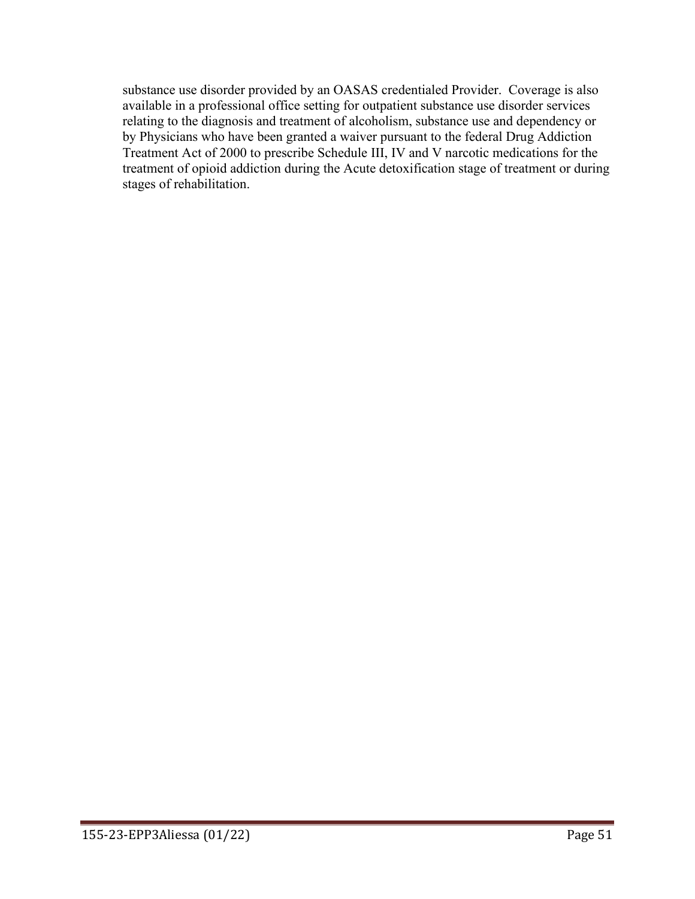substance use disorder provided by an OASAS credentialed Provider. Coverage is also available in a professional office setting for outpatient substance use disorder services relating to the diagnosis and treatment of alcoholism, substance use and dependency or by Physicians who have been granted a waiver pursuant to the federal Drug Addiction Treatment Act of 2000 to prescribe Schedule III, IV and V narcotic medications for the treatment of opioid addiction during the Acute detoxification stage of treatment or during stages of rehabilitation.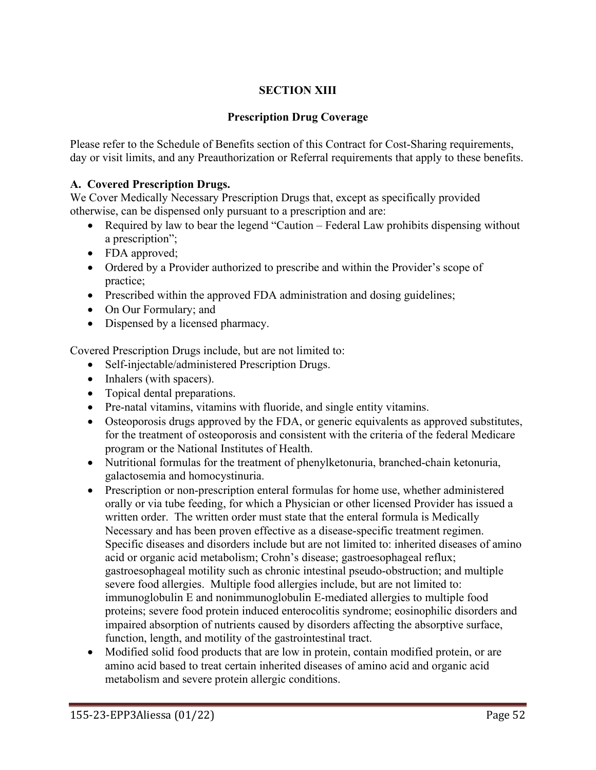# SECTION XIII

## Prescription Drug Coverage

Please refer to the Schedule of Benefits section of this Contract for Cost-Sharing requirements, day or visit limits, and any Preauthorization or Referral requirements that apply to these benefits.

### A. Covered Prescription Drugs.

We Cover Medically Necessary Prescription Drugs that, except as specifically provided otherwise, can be dispensed only pursuant to a prescription and are:

- Required by law to bear the legend "Caution – Federal Law prohibits dispensing without a prescription";
- FDA approved;
- Ordered by a Provider authorized to prescribe and within the Provider's scope of practice;
- Prescribed within the approved FDA administration and dosing guidelines;
- On Our Formulary; and
- Dispensed by a licensed pharmacy.

Covered Prescription Drugs include, but are not limited to:

- Self-injectable/administered Prescription Drugs.
- Inhalers (with spacers).
- Topical dental preparations.
- Pre-natal vitamins, vitamins with fluoride, and single entity vitamins.
- Osteoporosis drugs approved by the FDA, or generic equivalents as approved substitutes, for the treatment of osteoporosis and consistent with the criteria of the federal Medicare program or the National Institutes of Health.
- Nutritional formulas for the treatment of phenylketonuria, branched-chain ketonuria, galactosemia and homocystinuria.
- Prescription or non-prescription enteral formulas for home use, whether administered orally or via tube feeding, for which a Physician or other licensed Provider has issued a written order. The written order must state that the enteral formula is Medically Necessary and has been proven effective as a disease-specific treatment regimen. Specific diseases and disorders include but are not limited to: inherited diseases of amino acid or organic acid metabolism; Crohn's disease; gastroesophageal reflux; gastroesophageal motility such as chronic intestinal pseudo-obstruction; and multiple severe food allergies. Multiple food allergies include, but are not limited to: immunoglobulin E and nonimmunoglobulin E-mediated allergies to multiple food proteins; severe food protein induced enterocolitis syndrome; eosinophilic disorders and impaired absorption of nutrients caused by disorders affecting the absorptive surface, function, length, and motility of the gastrointestinal tract.
- Modified solid food products that are low in protein, contain modified protein, or are amino acid based to treat certain inherited diseases of amino acid and organic acid metabolism and severe protein allergic conditions.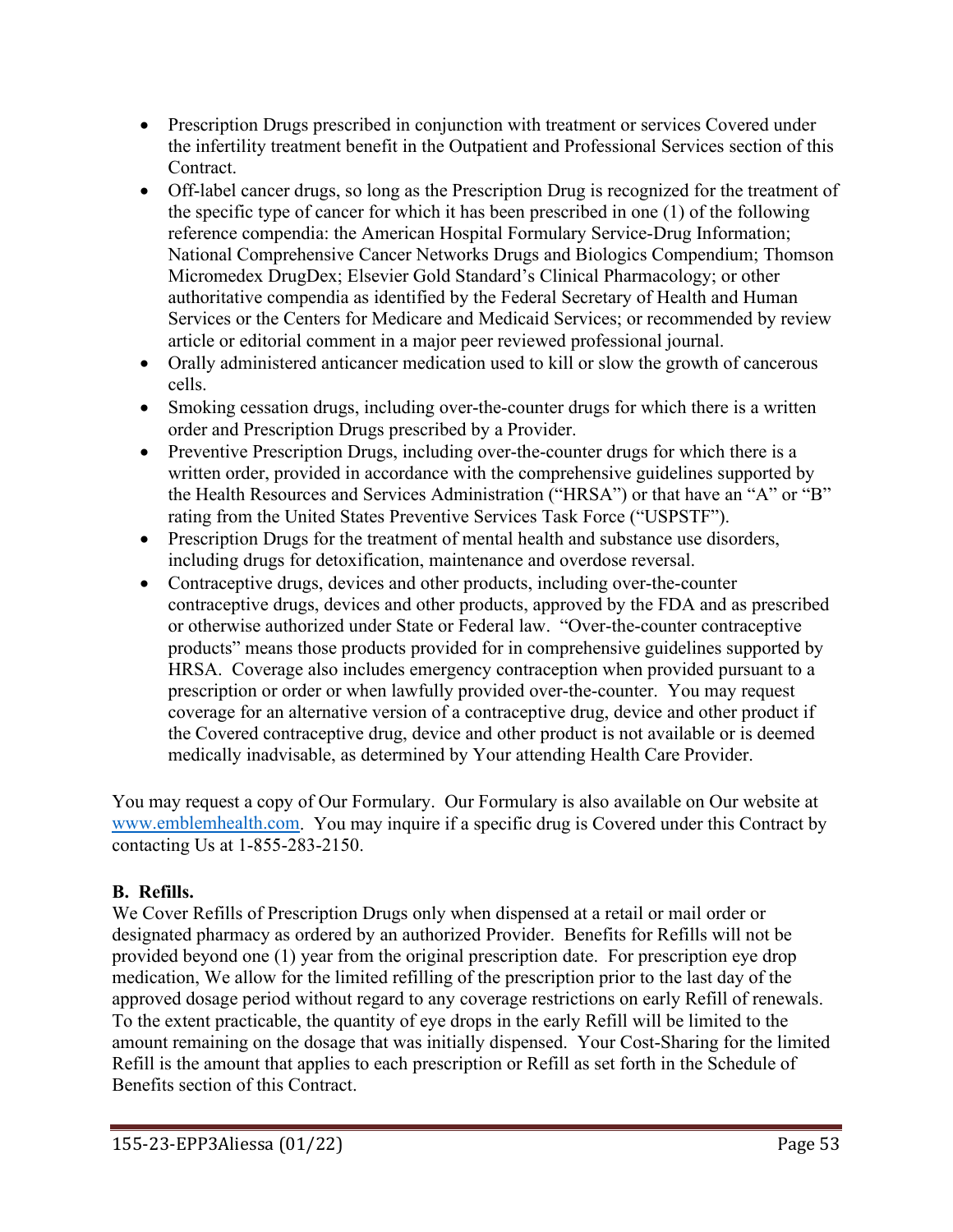- Prescription Drugs prescribed in conjunction with treatment or services Covered under the infertility treatment benefit in the Outpatient and Professional Services section of this Contract.
- Off-label cancer drugs, so long as the Prescription Drug is recognized for the treatment of the specific type of cancer for which it has been prescribed in one (1) of the following reference compendia: the American Hospital Formulary Service-Drug Information; National Comprehensive Cancer Networks Drugs and Biologics Compendium; Thomson Micromedex DrugDex; Elsevier Gold Standard's Clinical Pharmacology; or other authoritative compendia as identified by the Federal Secretary of Health and Human Services or the Centers for Medicare and Medicaid Services; or recommended by review article or editorial comment in a major peer reviewed professional journal.
- Orally administered anticancer medication used to kill or slow the growth of cancerous cells.
- Smoking cessation drugs, including over-the-counter drugs for which there is a written order and Prescription Drugs prescribed by a Provider.
- Preventive Prescription Drugs, including over-the-counter drugs for which there is a written order, provided in accordance with the comprehensive guidelines supported by the Health Resources and Services Administration ("HRSA") or that have an "A" or "B" rating from the United States Preventive Services Task Force ("USPSTF").
- Prescription Drugs for the treatment of mental health and substance use disorders, including drugs for detoxification, maintenance and overdose reversal.
- Contraceptive drugs, devices and other products, including over-the-counter contraceptive drugs, devices and other products, approved by the FDA and as prescribed or otherwise authorized under State or Federal law. "Over-the-counter contraceptive products" means those products provided for in comprehensive guidelines supported by HRSA. Coverage also includes emergency contraception when provided pursuant to a prescription or order or when lawfully provided over-the-counter. You may request coverage for an alternative version of a contraceptive drug, device and other product if the Covered contraceptive drug, device and other product is not available or is deemed medically inadvisable, as determined by Your attending Health Care Provider.

You may request a copy of Our Formulary. Our Formulary is also available on Our website at www.emblemhealth.com. You may inquire if a specific drug is Covered under this Contract by contacting Us at 1-855-283-2150.

**B. Refills.**

We Cover Refills of Prescription Drugs only when dispensed at a retail or mail order or designated pharmacy as ordered by an authorized Provider. Benefits for Refills will not be provided beyond one (1) year from the original prescription date. For prescription eye drop medication, We allow for the limited refilling of the prescription prior to the last day of the approved dosage period without regard to any coverage restrictions on early Refill of renewals. To the extent practicable, the quantity of eye drops in the early Refill will be limited to the amount remaining on the dosage that was initially dispensed. Your Cost-Sharing for the limited Refill is the amount that applies to each prescription or Refill as set forth in the Schedule of Benefits section of this Contract.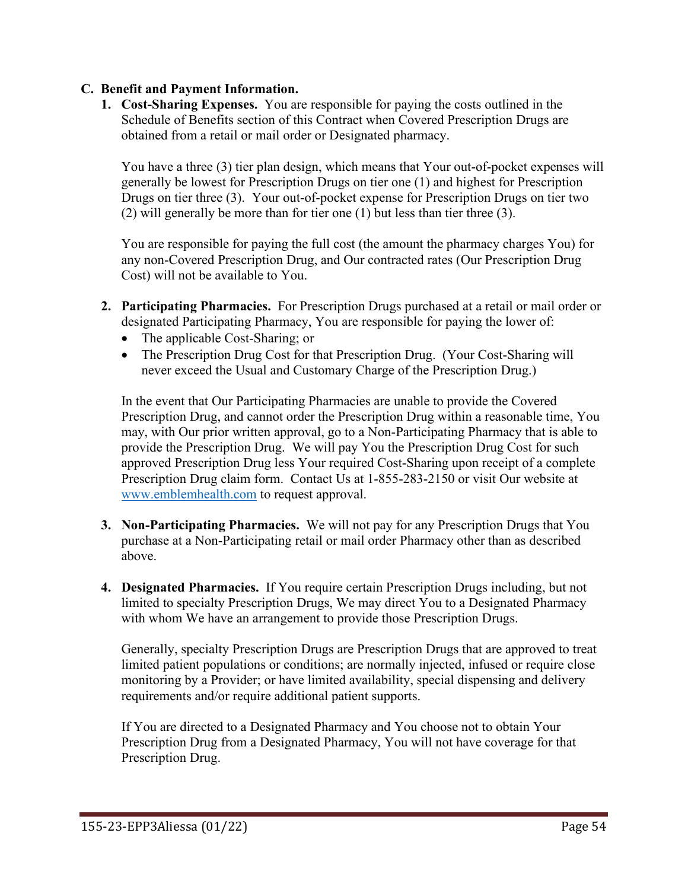**C. Benefit and Payment Information.**

1. **Cost-Sharing Expenses.** You are responsible for paying the costs outlined in the Schedule of Benefits section of this Contract when Covered Prescription Drugs are obtained from a retail or mail order or Designated pharmacy.

   You have a three (3) tier plan design, which means that Your out-of-pocket expenses will generally be lowest for Prescription Drugs on tier one (1) and highest for Prescription Drugs on tier three (3). Your out-of-pocket expense for Prescription Drugs on tier two (2) will generally be more than for tier one (1) but less than tier three (3).

   You are responsible for paying the full cost (the amount the pharmacy charges You) for any non-Covered Prescription Drug, and Our contracted rates (Our Prescription Drug Cost) will not be available to You.

2. **Participating Pharmacies.** For Prescription Drugs purchased at a retail or mail order or designated Participating Pharmacy, You are responsible for paying the lower of:
   - The applicable Cost-Sharing; or
   - The Prescription Drug Cost for that Prescription Drug. (Your Cost-Sharing will never exceed the Usual and Customary Charge of the Prescription Drug.)

   In the event that Our Participating Pharmacies are unable to provide the Covered Prescription Drug, and cannot order the Prescription Drug within a reasonable time, You may, with Our prior written approval, go to a Non-Participating Pharmacy that is able to provide the Prescription Drug. We will pay You the Prescription Drug Cost for such approved Prescription Drug less Your required Cost-Sharing upon receipt of a complete Prescription Drug claim form. Contact Us at 1-855-283-2150 or visit Our website at www.emblemhealth.com to request approval.

3. **Non-Participating Pharmacies.** We will not pay for any Prescription Drugs that You purchase at a Non-Participating retail or mail order Pharmacy other than as described above.

4. **Designated Pharmacies.** If You require certain Prescription Drugs including, but not limited to specialty Prescription Drugs, We may direct You to a Designated Pharmacy with whom We have an arrangement to provide those Prescription Drugs.

   Generally, specialty Prescription Drugs are Prescription Drugs that are approved to treat limited patient populations or conditions; are normally injected, infused or require close monitoring by a Provider; or have limited availability, special dispensing and delivery requirements and/or require additional patient supports.

   If You are directed to a Designated Pharmacy and You choose not to obtain Your Prescription Drug from a Designated Pharmacy, You will not have coverage for that Prescription Drug.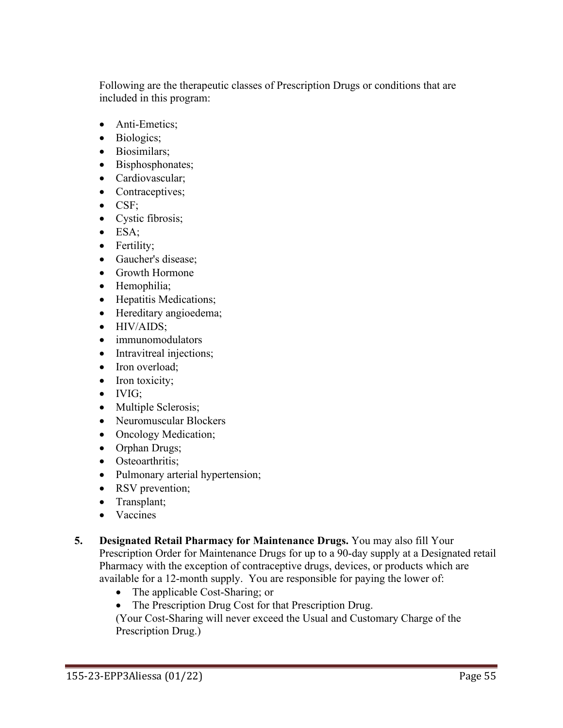Following are the therapeutic classes of Prescription Drugs or conditions that are included in this program:

- Anti-Emetics;
- Biologics;
- Biosimilars;
- Bisphosphonates;
- Cardiovascular;
- Contraceptives;
- CSF;
- Cystic fibrosis;
- ESA;
- Fertility;
- Gaucher's disease;
- Growth Hormone
- Hemophilia;
- Hepatitis Medications;
- Hereditary angioedema;
- HIV/AIDS;
- immunomodulators
- Intravitreal injections;
- Iron overload;
- Iron toxicity;
- IVIG;
- Multiple Sclerosis;
- Neuromuscular Blockers
- Oncology Medication;
- Orphan Drugs;
- Osteoarthritis;
- Pulmonary arterial hypertension;
- RSV prevention;
- Transplant;
- Vaccines

5. **Designated Retail Pharmacy for Maintenance Drugs.** You may also fill Your Prescription Order for Maintenance Drugs for up to a 90-day supply at a Designated retail Pharmacy with the exception of contraceptive drugs, devices, or products which are available for a 12-month supply. You are responsible for paying the lower of:
   - The applicable Cost-Sharing; or
   - The Prescription Drug Cost for that Prescription Drug.

   (Your Cost-Sharing will never exceed the Usual and Customary Charge of the Prescription Drug.)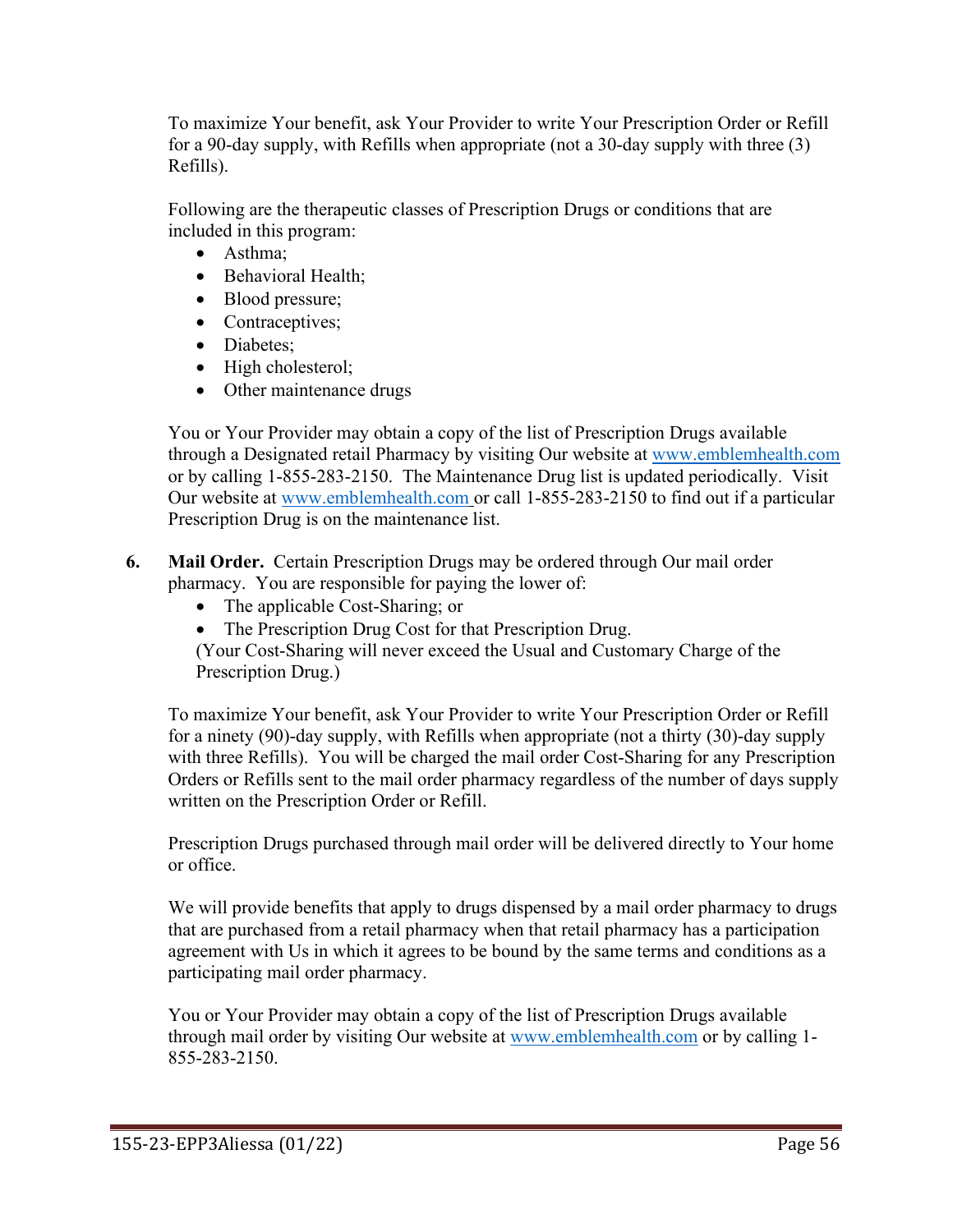To maximize Your benefit, ask Your Provider to write Your Prescription Order or Refill for a 90-day supply, with Refills when appropriate (not a 30-day supply with three (3) Refills).

Following are the therapeutic classes of Prescription Drugs or conditions that are included in this program:

- Asthma;
- Behavioral Health;
- Blood pressure;
- Contraceptives;
- Diabetes;
- High cholesterol;
- Other maintenance drugs

You or Your Provider may obtain a copy of the list of Prescription Drugs available through a Designated retail Pharmacy by visiting Our website at www.emblemhealth.com or by calling 1-855-283-2150. The Maintenance Drug list is updated periodically. Visit Our website at www.emblemhealth.com or call 1-855-283-2150 to find out if a particular Prescription Drug is on the maintenance list.

6. **Mail Order.** Certain Prescription Drugs may be ordered through Our mail order pharmacy. You are responsible for paying the lower of:
   - The applicable Cost-Sharing; or
   - The Prescription Drug Cost for that Prescription Drug.

   (Your Cost-Sharing will never exceed the Usual and Customary Charge of the Prescription Drug.)

   To maximize Your benefit, ask Your Provider to write Your Prescription Order or Refill for a ninety (90)-day supply, with Refills when appropriate (not a thirty (30)-day supply with three Refills). You will be charged the mail order Cost-Sharing for any Prescription Orders or Refills sent to the mail order pharmacy regardless of the number of days supply written on the Prescription Order or Refill.

   Prescription Drugs purchased through mail order will be delivered directly to Your home or office.

   We will provide benefits that apply to drugs dispensed by a mail order pharmacy to drugs that are purchased from a retail pharmacy when that retail pharmacy has a participation agreement with Us in which it agrees to be bound by the same terms and conditions as a participating mail order pharmacy.

   You or Your Provider may obtain a copy of the list of Prescription Drugs available through mail order by visiting Our website at www.emblemhealth.com or by calling 1-855-283-2150.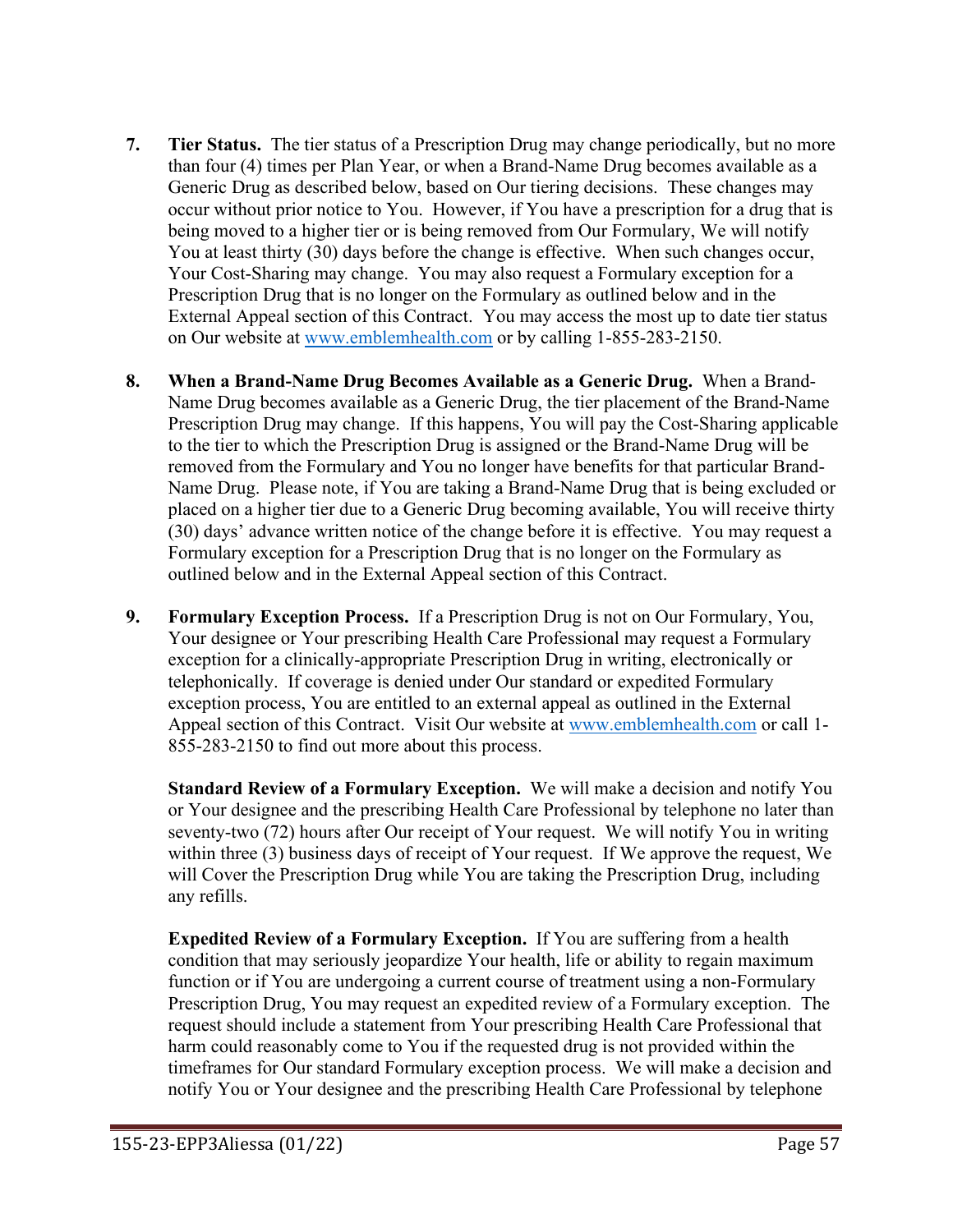7. **Tier Status.** The tier status of a Prescription Drug may change periodically, but no more than four (4) times per Plan Year, or when a Brand-Name Drug becomes available as a Generic Drug as described below, based on Our tiering decisions. These changes may occur without prior notice to You. However, if You have a prescription for a drug that is being moved to a higher tier or is being removed from Our Formulary, We will notify You at least thirty (30) days before the change is effective. When such changes occur, Your Cost-Sharing may change. You may also request a Formulary exception for a Prescription Drug that is no longer on the Formulary as outlined below and in the External Appeal section of this Contract. You may access the most up to date tier status on Our website at www.emblemhealth.com or by calling 1-855-283-2150.

8. **When a Brand-Name Drug Becomes Available as a Generic Drug.** When a Brand-Name Drug becomes available as a Generic Drug, the tier placement of the Brand-Name Prescription Drug may change. If this happens, You will pay the Cost-Sharing applicable to the tier to which the Prescription Drug is assigned or the Brand-Name Drug will be removed from the Formulary and You no longer have benefits for that particular Brand-Name Drug. Please note, if You are taking a Brand-Name Drug that is being excluded or placed on a higher tier due to a Generic Drug becoming available, You will receive thirty (30) days' advance written notice of the change before it is effective. You may request a Formulary exception for a Prescription Drug that is no longer on the Formulary as outlined below and in the External Appeal section of this Contract.

9. **Formulary Exception Process.** If a Prescription Drug is not on Our Formulary, You, Your designee or Your prescribing Health Care Professional may request a Formulary exception for a clinically-appropriate Prescription Drug in writing, electronically or telephonically. If coverage is denied under Our standard or expedited Formulary exception process, You are entitled to an external appeal as outlined in the External Appeal section of this Contract. Visit Our website at www.emblemhealth.com or call 1-855-283-2150 to find out more about this process.

   **Standard Review of a Formulary Exception.** We will make a decision and notify You or Your designee and the prescribing Health Care Professional by telephone no later than seventy-two (72) hours after Our receipt of Your request. We will notify You in writing within three (3) business days of receipt of Your request. If We approve the request, We will Cover the Prescription Drug while You are taking the Prescription Drug, including any refills.

   **Expedited Review of a Formulary Exception.** If You are suffering from a health condition that may seriously jeopardize Your health, life or ability to regain maximum function or if You are undergoing a current course of treatment using a non-Formulary Prescription Drug, You may request an expedited review of a Formulary exception. The request should include a statement from Your prescribing Health Care Professional that harm could reasonably come to You if the requested drug is not provided within the timeframes for Our standard Formulary exception process. We will make a decision and notify You or Your designee and the prescribing Health Care Professional by telephone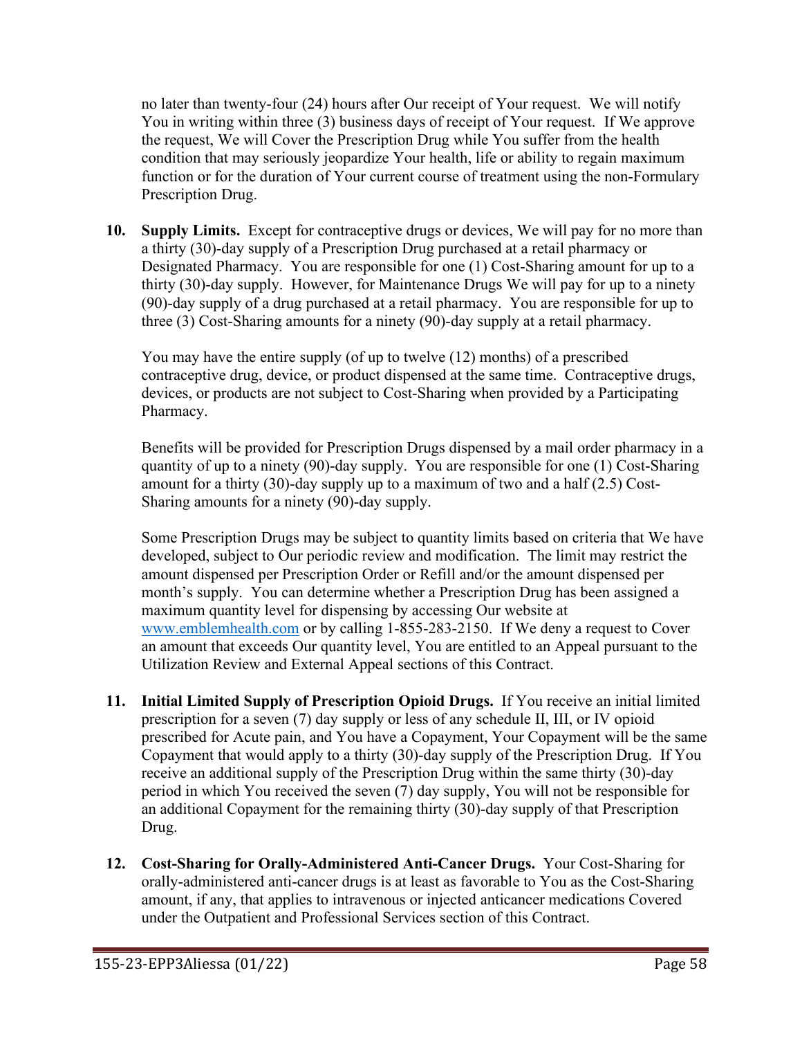no later than twenty-four (24) hours after Our receipt of Your request. We will notify You in writing within three (3) business days of receipt of Your request. If We approve the request, We will Cover the Prescription Drug while You suffer from the health condition that may seriously jeopardize Your health, life or ability to regain maximum function or for the duration of Your current course of treatment using the non-Formulary Prescription Drug.

10. **Supply Limits.** Except for contraceptive drugs or devices, We will pay for no more than a thirty (30)-day supply of a Prescription Drug purchased at a retail pharmacy or Designated Pharmacy. You are responsible for one (1) Cost-Sharing amount for up to a thirty (30)-day supply. However, for Maintenance Drugs We will pay for up to a ninety (90)-day supply of a drug purchased at a retail pharmacy. You are responsible for up to three (3) Cost-Sharing amounts for a ninety (90)-day supply at a retail pharmacy.

    You may have the entire supply (of up to twelve (12) months) of a prescribed contraceptive drug, device, or product dispensed at the same time. Contraceptive drugs, devices, or products are not subject to Cost-Sharing when provided by a Participating Pharmacy.

    Benefits will be provided for Prescription Drugs dispensed by a mail order pharmacy in a quantity of up to a ninety (90)-day supply. You are responsible for one (1) Cost-Sharing amount for a thirty (30)-day supply up to a maximum of two and a half (2.5) Cost-Sharing amounts for a ninety (90)-day supply.

    Some Prescription Drugs may be subject to quantity limits based on criteria that We have developed, subject to Our periodic review and modification. The limit may restrict the amount dispensed per Prescription Order or Refill and/or the amount dispensed per month's supply. You can determine whether a Prescription Drug has been assigned a maximum quantity level for dispensing by accessing Our website at www.emblemhealth.com or by calling 1-855-283-2150. If We deny a request to Cover an amount that exceeds Our quantity level, You are entitled to an Appeal pursuant to the Utilization Review and External Appeal sections of this Contract.

11. **Initial Limited Supply of Prescription Opioid Drugs.** If You receive an initial limited prescription for a seven (7) day supply or less of any schedule II, III, or IV opioid prescribed for Acute pain, and You have a Copayment, Your Copayment will be the same Copayment that would apply to a thirty (30)-day supply of the Prescription Drug. If You receive an additional supply of the Prescription Drug within the same thirty (30)-day period in which You received the seven (7) day supply, You will not be responsible for an additional Copayment for the remaining thirty (30)-day supply of that Prescription Drug.

12. **Cost-Sharing for Orally-Administered Anti-Cancer Drugs.** Your Cost-Sharing for orally-administered anti-cancer drugs is at least as favorable to You as the Cost-Sharing amount, if any, that applies to intravenous or injected anticancer medications Covered under the Outpatient and Professional Services section of this Contract.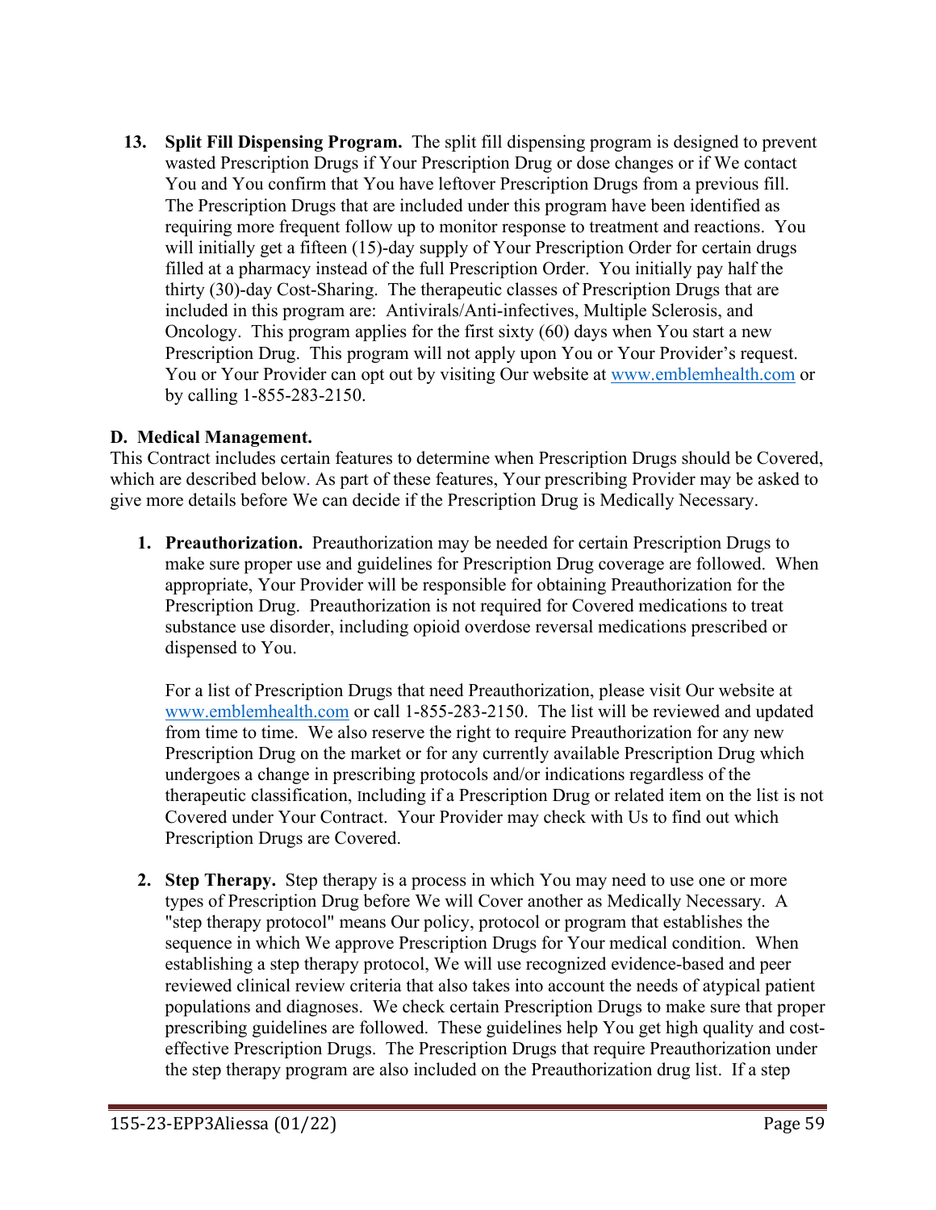13. **Split Fill Dispensing Program.** The split fill dispensing program is designed to prevent wasted Prescription Drugs if Your Prescription Drug or dose changes or if We contact You and You confirm that You have leftover Prescription Drugs from a previous fill. The Prescription Drugs that are included under this program have been identified as requiring more frequent follow up to monitor response to treatment and reactions. You will initially get a fifteen (15)-day supply of Your Prescription Order for certain drugs filled at a pharmacy instead of the full Prescription Order. You initially pay half the thirty (30)-day Cost-Sharing. The therapeutic classes of Prescription Drugs that are included in this program are: Antivirals/Anti-infectives, Multiple Sclerosis, and Oncology. This program applies for the first sixty (60) days when You start a new Prescription Drug. This program will not apply upon You or Your Provider's request. You or Your Provider can opt out by visiting Our website at www.emblemhealth.com or by calling 1-855-283-2150.

**D. Medical Management.**

This Contract includes certain features to determine when Prescription Drugs should be Covered, which are described below. As part of these features, Your prescribing Provider may be asked to give more details before We can decide if the Prescription Drug is Medically Necessary.

1. **Preauthorization.** Preauthorization may be needed for certain Prescription Drugs to make sure proper use and guidelines for Prescription Drug coverage are followed. When appropriate, Your Provider will be responsible for obtaining Preauthorization for the Prescription Drug. Preauthorization is not required for Covered medications to treat substance use disorder, including opioid overdose reversal medications prescribed or dispensed to You.

   For a list of Prescription Drugs that need Preauthorization, please visit Our website at www.emblemhealth.com or call 1-855-283-2150. The list will be reviewed and updated from time to time. We also reserve the right to require Preauthorization for any new Prescription Drug on the market or for any currently available Prescription Drug which undergoes a change in prescribing protocols and/or indications regardless of the therapeutic classification, including if a Prescription Drug or related item on the list is not Covered under Your Contract. Your Provider may check with Us to find out which Prescription Drugs are Covered.

2. **Step Therapy.** Step therapy is a process in which You may need to use one or more types of Prescription Drug before We will Cover another as Medically Necessary. A "step therapy protocol" means Our policy, protocol or program that establishes the sequence in which We approve Prescription Drugs for Your medical condition. When establishing a step therapy protocol, We will use recognized evidence-based and peer reviewed clinical review criteria that also takes into account the needs of atypical patient populations and diagnoses. We check certain Prescription Drugs to make sure that proper prescribing guidelines are followed. These guidelines help You get high quality and cost-effective Prescription Drugs. The Prescription Drugs that require Preauthorization under the step therapy program are also included on the Preauthorization drug list. If a step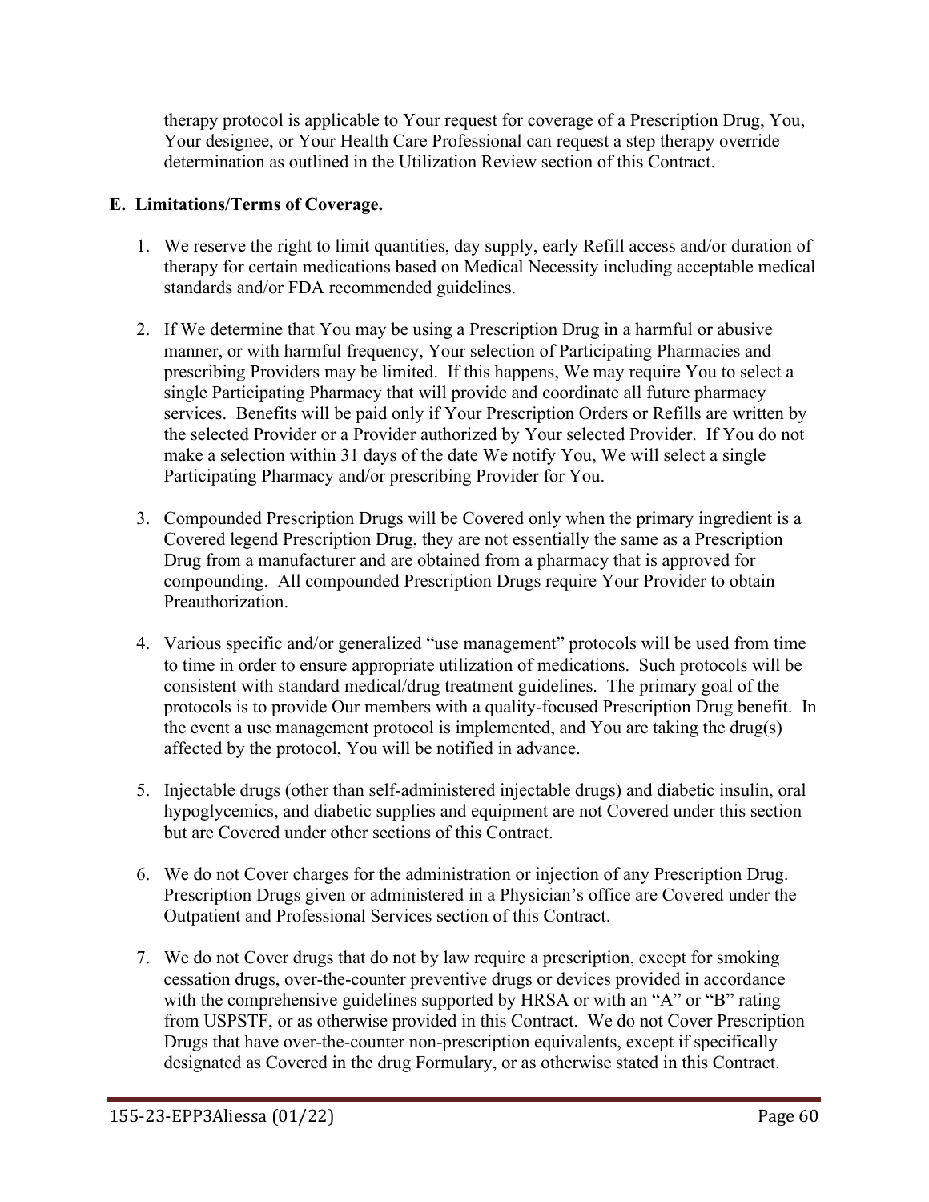therapy protocol is applicable to Your request for coverage of a Prescription Drug, You, Your designee, or Your Health Care Professional can request a step therapy override determination as outlined in the Utilization Review section of this Contract.

**E. Limitations/Terms of Coverage.**

1. We reserve the right to limit quantities, day supply, early Refill access and/or duration of therapy for certain medications based on Medical Necessity including acceptable medical standards and/or FDA recommended guidelines.

2. If We determine that You may be using a Prescription Drug in a harmful or abusive manner, or with harmful frequency, Your selection of Participating Pharmacies and prescribing Providers may be limited. If this happens, We may require You to select a single Participating Pharmacy that will provide and coordinate all future pharmacy services. Benefits will be paid only if Your Prescription Orders or Refills are written by the selected Provider or a Provider authorized by Your selected Provider. If You do not make a selection within 31 days of the date We notify You, We will select a single Participating Pharmacy and/or prescribing Provider for You.

3. Compounded Prescription Drugs will be Covered only when the primary ingredient is a Covered legend Prescription Drug, they are not essentially the same as a Prescription Drug from a manufacturer and are obtained from a pharmacy that is approved for compounding. All compounded Prescription Drugs require Your Provider to obtain Preauthorization.

4. Various specific and/or generalized "use management" protocols will be used from time to time in order to ensure appropriate utilization of medications. Such protocols will be consistent with standard medical/drug treatment guidelines. The primary goal of the protocols is to provide Our members with a quality-focused Prescription Drug benefit. In the event a use management protocol is implemented, and You are taking the drug(s) affected by the protocol, You will be notified in advance.

5. Injectable drugs (other than self-administered injectable drugs) and diabetic insulin, oral hypoglycemics, and diabetic supplies and equipment are not Covered under this section but are Covered under other sections of this Contract.

6. We do not Cover charges for the administration or injection of any Prescription Drug. Prescription Drugs given or administered in a Physician's office are Covered under the Outpatient and Professional Services section of this Contract.

7. We do not Cover drugs that do not by law require a prescription, except for smoking cessation drugs, over-the-counter preventive drugs or devices provided in accordance with the comprehensive guidelines supported by HRSA or with an "A" or "B" rating from USPSTF, or as otherwise provided in this Contract. We do not Cover Prescription Drugs that have over-the-counter non-prescription equivalents, except if specifically designated as Covered in the drug Formulary, or as otherwise stated in this Contract.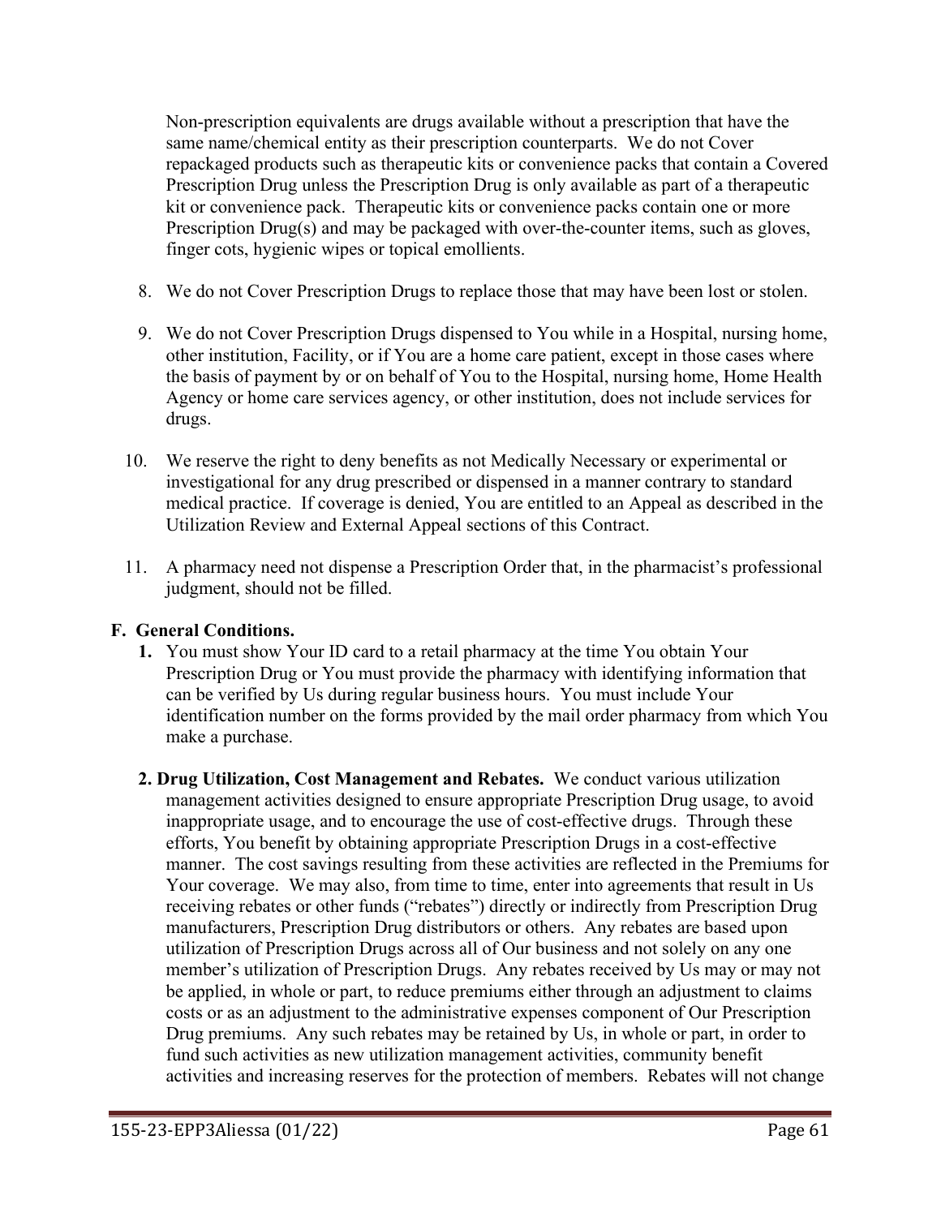Non-prescription equivalents are drugs available without a prescription that have the same name/chemical entity as their prescription counterparts. We do not Cover repackaged products such as therapeutic kits or convenience packs that contain a Covered Prescription Drug unless the Prescription Drug is only available as part of a therapeutic kit or convenience pack. Therapeutic kits or convenience packs contain one or more Prescription Drug(s) and may be packaged with over-the-counter items, such as gloves, finger cots, hygienic wipes or topical emollients.

8. We do not Cover Prescription Drugs to replace those that may have been lost or stolen.

9. We do not Cover Prescription Drugs dispensed to You while in a Hospital, nursing home, other institution, Facility, or if You are a home care patient, except in those cases where the basis of payment by or on behalf of You to the Hospital, nursing home, Home Health Agency or home care services agency, or other institution, does not include services for drugs.

10. We reserve the right to deny benefits as not Medically Necessary or experimental or investigational for any drug prescribed or dispensed in a manner contrary to standard medical practice. If coverage is denied, You are entitled to an Appeal as described in the Utilization Review and External Appeal sections of this Contract.

11. A pharmacy need not dispense a Prescription Order that, in the pharmacist's professional judgment, should not be filled.

## F. General Conditions.

1. You must show Your ID card to a retail pharmacy at the time You obtain Your Prescription Drug or You must provide the pharmacy with identifying information that can be verified by Us during regular business hours. You must include Your identification number on the forms provided by the mail order pharmacy from which You make a purchase.

2. **Drug Utilization, Cost Management and Rebates.** We conduct various utilization management activities designed to ensure appropriate Prescription Drug usage, to avoid inappropriate usage, and to encourage the use of cost-effective drugs. Through these efforts, You benefit by obtaining appropriate Prescription Drugs in a cost-effective manner. The cost savings resulting from these activities are reflected in the Premiums for Your coverage. We may also, from time to time, enter into agreements that result in Us receiving rebates or other funds ("rebates") directly or indirectly from Prescription Drug manufacturers, Prescription Drug distributors or others. Any rebates are based upon utilization of Prescription Drugs across all of Our business and not solely on any one member's utilization of Prescription Drugs. Any rebates received by Us may or may not be applied, in whole or part, to reduce premiums either through an adjustment to claims costs or as an adjustment to the administrative expenses component of Our Prescription Drug premiums. Any such rebates may be retained by Us, in whole or part, in order to fund such activities as new utilization management activities, community benefit activities and increasing reserves for the protection of members. Rebates will not change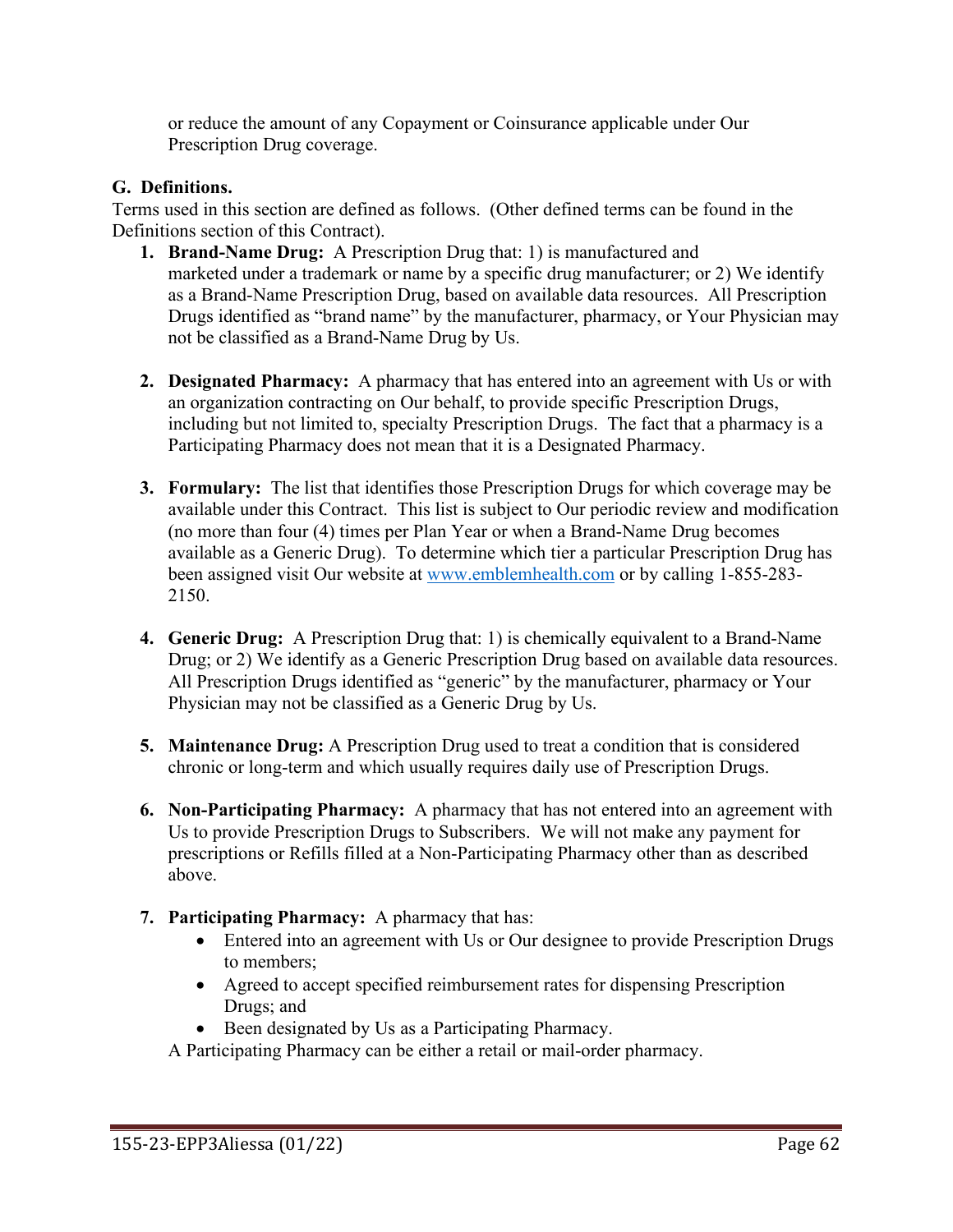or reduce the amount of any Copayment or Coinsurance applicable under Our Prescription Drug coverage.

### G. Definitions.

Terms used in this section are defined as follows. (Other defined terms can be found in the Definitions section of this Contract).

1. **Brand-Name Drug:** A Prescription Drug that: 1) is manufactured and marketed under a trademark or name by a specific drug manufacturer; or 2) We identify as a Brand-Name Prescription Drug, based on available data resources. All Prescription Drugs identified as "brand name" by the manufacturer, pharmacy, or Your Physician may not be classified as a Brand-Name Drug by Us.

2. **Designated Pharmacy:** A pharmacy that has entered into an agreement with Us or with an organization contracting on Our behalf, to provide specific Prescription Drugs, including but not limited to, specialty Prescription Drugs. The fact that a pharmacy is a Participating Pharmacy does not mean that it is a Designated Pharmacy.

3. **Formulary:** The list that identifies those Prescription Drugs for which coverage may be available under this Contract. This list is subject to Our periodic review and modification (no more than four (4) times per Plan Year or when a Brand-Name Drug becomes available as a Generic Drug). To determine which tier a particular Prescription Drug has been assigned visit Our website at www.emblemhealth.com or by calling 1-855-283-2150.

4. **Generic Drug:** A Prescription Drug that: 1) is chemically equivalent to a Brand-Name Drug; or 2) We identify as a Generic Prescription Drug based on available data resources. All Prescription Drugs identified as "generic" by the manufacturer, pharmacy or Your Physician may not be classified as a Generic Drug by Us.

5. **Maintenance Drug:** A Prescription Drug used to treat a condition that is considered chronic or long-term and which usually requires daily use of Prescription Drugs.

6. **Non-Participating Pharmacy:** A pharmacy that has not entered into an agreement with Us to provide Prescription Drugs to Subscribers. We will not make any payment for prescriptions or Refills filled at a Non-Participating Pharmacy other than as described above.

7. **Participating Pharmacy:** A pharmacy that has:
   - Entered into an agreement with Us or Our designee to provide Prescription Drugs to members;
   - Agreed to accept specified reimbursement rates for dispensing Prescription Drugs; and
   - Been designated by Us as a Participating Pharmacy.

   A Participating Pharmacy can be either a retail or mail-order pharmacy.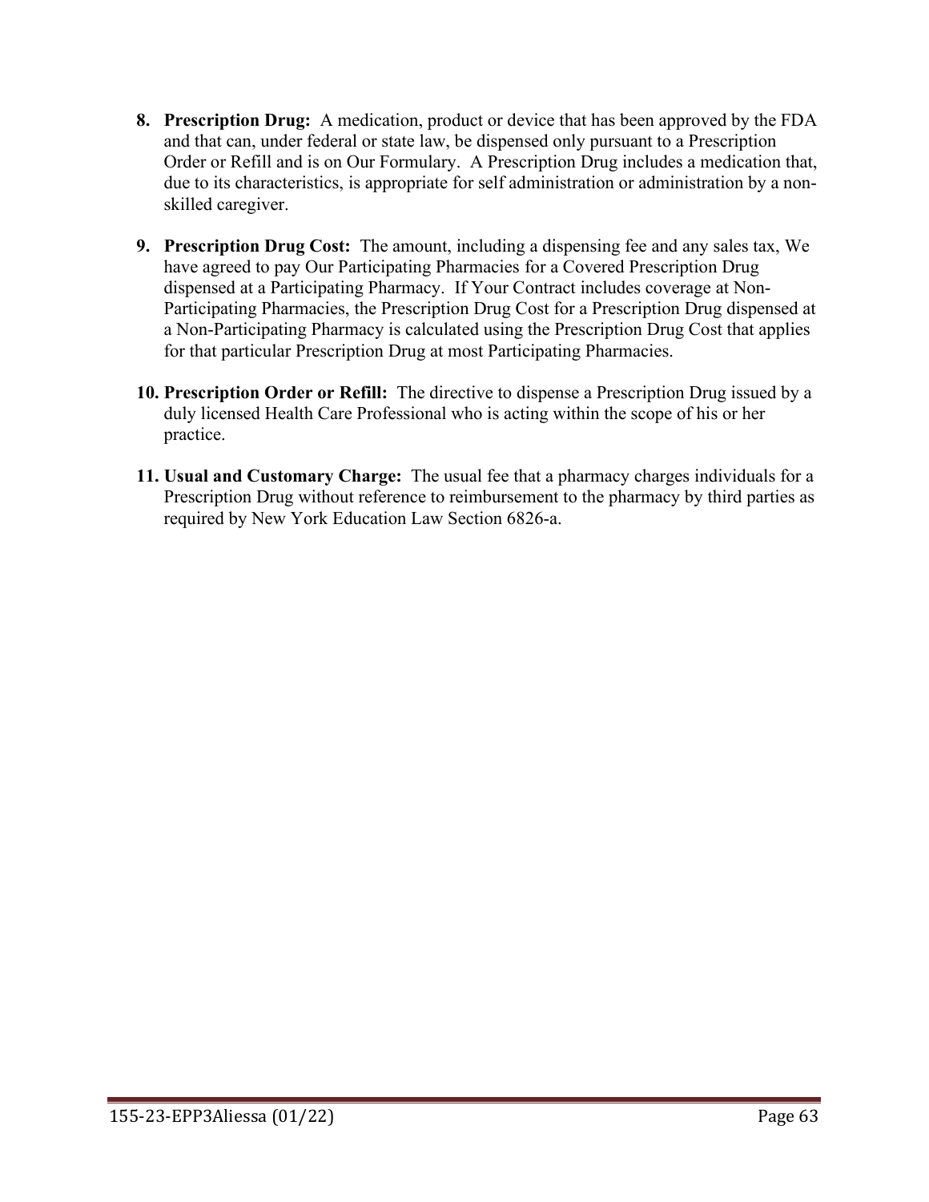8. **Prescription Drug:** A medication, product or device that has been approved by the FDA and that can, under federal or state law, be dispensed only pursuant to a Prescription Order or Refill and is on Our Formulary. A Prescription Drug includes a medication that, due to its characteristics, is appropriate for self administration or administration by a non-skilled caregiver.

9. **Prescription Drug Cost:** The amount, including a dispensing fee and any sales tax, We have agreed to pay Our Participating Pharmacies for a Covered Prescription Drug dispensed at a Participating Pharmacy. If Your Contract includes coverage at Non-Participating Pharmacies, the Prescription Drug Cost for a Prescription Drug dispensed at a Non-Participating Pharmacy is calculated using the Prescription Drug Cost that applies for that particular Prescription Drug at most Participating Pharmacies.

10. **Prescription Order or Refill:** The directive to dispense a Prescription Drug issued by a duly licensed Health Care Professional who is acting within the scope of his or her practice.

11. **Usual and Customary Charge:** The usual fee that a pharmacy charges individuals for a Prescription Drug without reference to reimbursement to the pharmacy by third parties as required by New York Education Law Section 6826-a.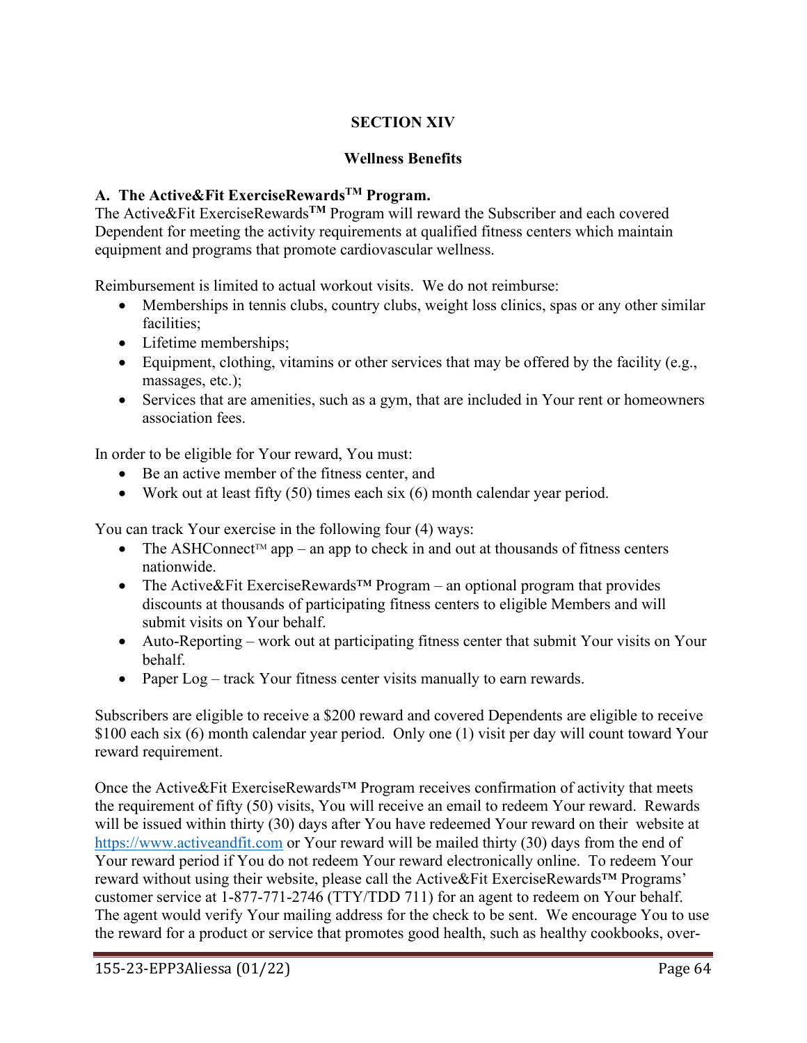# SECTION XIV

## Wellness Benefits

### A. The Active&Fit ExerciseRewards™ Program.

The Active&Fit ExerciseRewards™ Program will reward the Subscriber and each covered Dependent for meeting the activity requirements at qualified fitness centers which maintain equipment and programs that promote cardiovascular wellness.

Reimbursement is limited to actual workout visits. We do not reimburse:

- Memberships in tennis clubs, country clubs, weight loss clinics, spas or any other similar facilities;
- Lifetime memberships;
- Equipment, clothing, vitamins or other services that may be offered by the facility (e.g., massages, etc.);
- Services that are amenities, such as a gym, that are included in Your rent or homeowners association fees.

In order to be eligible for Your reward, You must:

- Be an active member of the fitness center, and
- Work out at least fifty (50) times each six (6) month calendar year period.

You can track Your exercise in the following four (4) ways:

- The ASHConnect™ app – an app to check in and out at thousands of fitness centers nationwide.
- The Active&Fit ExerciseRewards™ Program – an optional program that provides discounts at thousands of participating fitness centers to eligible Members and will submit visits on Your behalf.
- Auto-Reporting – work out at participating fitness center that submit Your visits on Your behalf.
- Paper Log – track Your fitness center visits manually to earn rewards.

Subscribers are eligible to receive a $200 reward and covered Dependents are eligible to receive $100 each six (6) month calendar year period. Only one (1) visit per day will count toward Your reward requirement.

Once the Active&Fit ExerciseRewards™ Program receives confirmation of activity that meets the requirement of fifty (50) visits, You will receive an email to redeem Your reward. Rewards will be issued within thirty (30) days after You have redeemed Your reward on their website at https://www.activeandfit.com or Your reward will be mailed thirty (30) days from the end of Your reward period if You do not redeem Your reward electronically online. To redeem Your reward without using their website, please call the Active&Fit ExerciseRewards™ Programs' customer service at 1-877-771-2746 (TTY/TDD 711) for an agent to redeem on Your behalf. The agent would verify Your mailing address for the check to be sent. We encourage You to use the reward for a product or service that promotes good health, such as healthy cookbooks, over-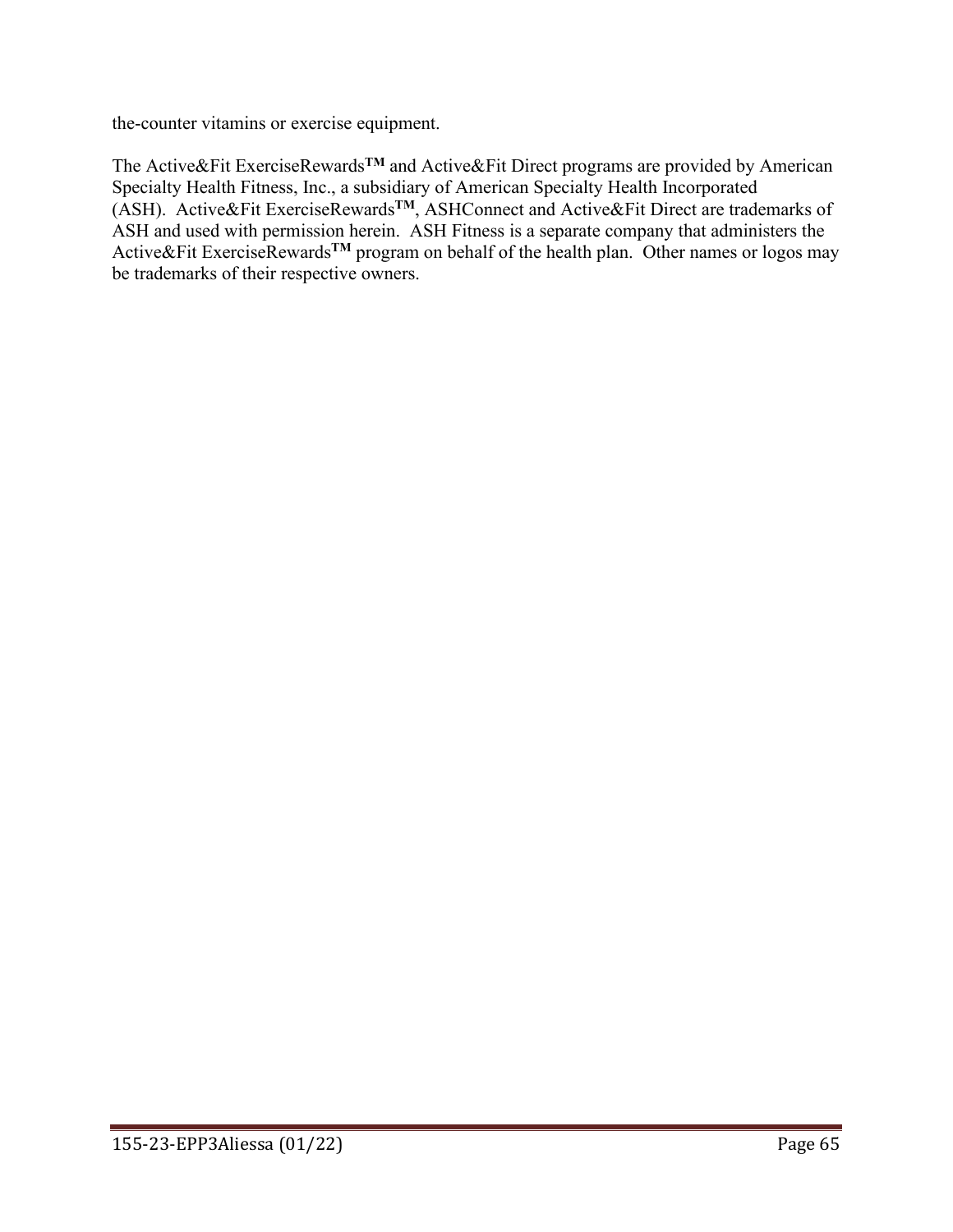the-counter vitamins or exercise equipment.

The Active&Fit ExerciseRewards**TM** and Active&Fit Direct programs are provided by American Specialty Health Fitness, Inc., a subsidiary of American Specialty Health Incorporated (ASH). Active&Fit ExerciseRewards**TM**, ASHConnect and Active&Fit Direct are trademarks of ASH and used with permission herein. ASH Fitness is a separate company that administers the Active&Fit ExerciseRewards**TM** program on behalf of the health plan. Other names or logos may be trademarks of their respective owners.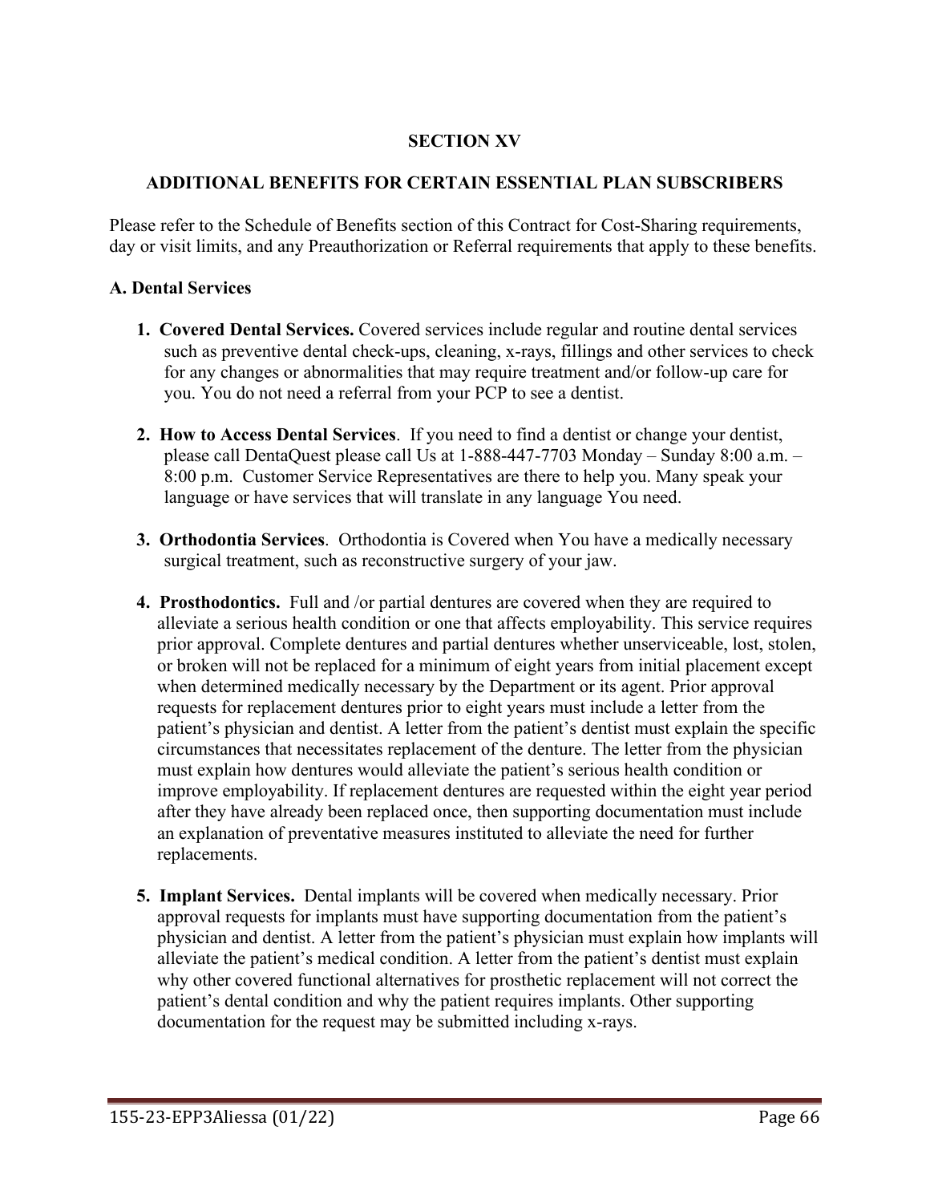# SECTION XV

## ADDITIONAL BENEFITS FOR CERTAIN ESSENTIAL PLAN SUBSCRIBERS

Please refer to the Schedule of Benefits section of this Contract for Cost-Sharing requirements, day or visit limits, and any Preauthorization or Referral requirements that apply to these benefits.

### A. Dental Services

1. **Covered Dental Services.** Covered services include regular and routine dental services such as preventive dental check-ups, cleaning, x-rays, fillings and other services to check for any changes or abnormalities that may require treatment and/or follow-up care for you. You do not need a referral from your PCP to see a dentist.

2. **How to Access Dental Services**. If you need to find a dentist or change your dentist, please call DentaQuest please call Us at 1-888-447-7703 Monday – Sunday 8:00 a.m. – 8:00 p.m. Customer Service Representatives are there to help you. Many speak your language or have services that will translate in any language You need.

3. **Orthodontia Services**. Orthodontia is Covered when You have a medically necessary surgical treatment, such as reconstructive surgery of your jaw.

4. **Prosthodontics.** Full and /or partial dentures are covered when they are required to alleviate a serious health condition or one that affects employability. This service requires prior approval. Complete dentures and partial dentures whether unserviceable, lost, stolen, or broken will not be replaced for a minimum of eight years from initial placement except when determined medically necessary by the Department or its agent. Prior approval requests for replacement dentures prior to eight years must include a letter from the patient's physician and dentist. A letter from the patient's dentist must explain the specific circumstances that necessitates replacement of the denture. The letter from the physician must explain how dentures would alleviate the patient's serious health condition or improve employability. If replacement dentures are requested within the eight year period after they have already been replaced once, then supporting documentation must include an explanation of preventative measures instituted to alleviate the need for further replacements.

5. **Implant Services.** Dental implants will be covered when medically necessary. Prior approval requests for implants must have supporting documentation from the patient's physician and dentist. A letter from the patient's physician must explain how implants will alleviate the patient's medical condition. A letter from the patient's dentist must explain why other covered functional alternatives for prosthetic replacement will not correct the patient's dental condition and why the patient requires implants. Other supporting documentation for the request may be submitted including x-rays.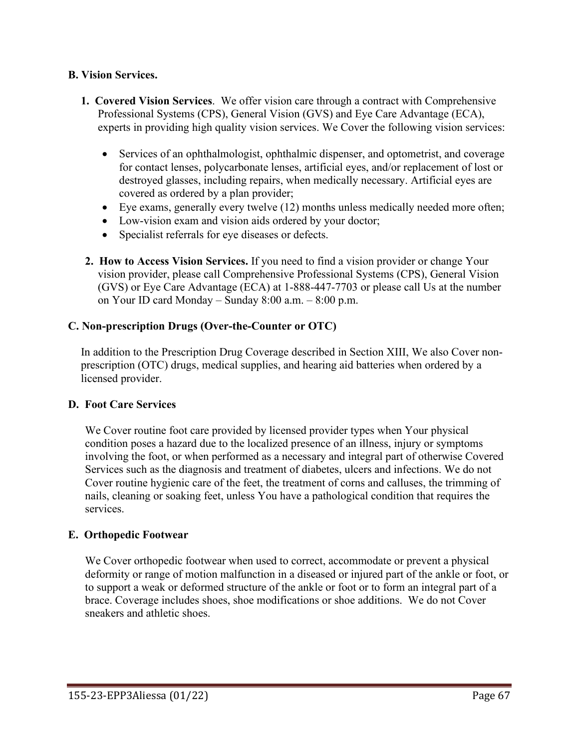**B. Vision Services.**

1. **Covered Vision Services**. We offer vision care through a contract with Comprehensive Professional Systems (CPS), General Vision (GVS) and Eye Care Advantage (ECA), experts in providing high quality vision services. We Cover the following vision services:

    - Services of an ophthalmologist, ophthalmic dispenser, and optometrist, and coverage for contact lenses, polycarbonate lenses, artificial eyes, and/or replacement of lost or destroyed glasses, including repairs, when medically necessary. Artificial eyes are covered as ordered by a plan provider;
    - Eye exams, generally every twelve (12) months unless medically needed more often;
    - Low-vision exam and vision aids ordered by your doctor;
    - Specialist referrals for eye diseases or defects.

2. **How to Access Vision Services.** If you need to find a vision provider or change Your vision provider, please call Comprehensive Professional Systems (CPS), General Vision (GVS) or Eye Care Advantage (ECA) at 1-888-447-7703 or please call Us at the number on Your ID card Monday – Sunday 8:00 a.m. – 8:00 p.m.

**C. Non-prescription Drugs (Over-the-Counter or OTC)**

In addition to the Prescription Drug Coverage described in Section XIII, We also Cover non-prescription (OTC) drugs, medical supplies, and hearing aid batteries when ordered by a licensed provider.

**D. Foot Care Services**

We Cover routine foot care provided by licensed provider types when Your physical condition poses a hazard due to the localized presence of an illness, injury or symptoms involving the foot, or when performed as a necessary and integral part of otherwise Covered Services such as the diagnosis and treatment of diabetes, ulcers and infections. We do not Cover routine hygienic care of the feet, the treatment of corns and calluses, the trimming of nails, cleaning or soaking feet, unless You have a pathological condition that requires the services.

**E. Orthopedic Footwear**

We Cover orthopedic footwear when used to correct, accommodate or prevent a physical deformity or range of motion malfunction in a diseased or injured part of the ankle or foot, or to support a weak or deformed structure of the ankle or foot or to form an integral part of a brace. Coverage includes shoes, shoe modifications or shoe additions. We do not Cover sneakers and athletic shoes.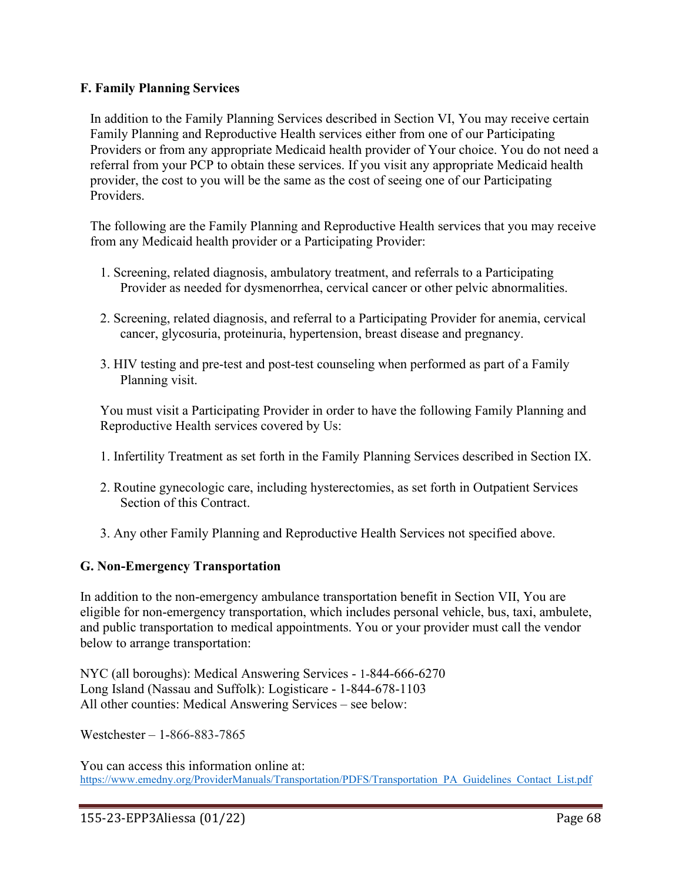### F. Family Planning Services

In addition to the Family Planning Services described in Section VI, You may receive certain Family Planning and Reproductive Health services either from one of our Participating Providers or from any appropriate Medicaid health provider of Your choice. You do not need a referral from your PCP to obtain these services. If you visit any appropriate Medicaid health provider, the cost to you will be the same as the cost of seeing one of our Participating Providers.

The following are the Family Planning and Reproductive Health services that you may receive from any Medicaid health provider or a Participating Provider:

1. Screening, related diagnosis, ambulatory treatment, and referrals to a Participating Provider as needed for dysmenorrhea, cervical cancer or other pelvic abnormalities.

2. Screening, related diagnosis, and referral to a Participating Provider for anemia, cervical cancer, glycosuria, proteinuria, hypertension, breast disease and pregnancy.

3. HIV testing and pre-test and post-test counseling when performed as part of a Family Planning visit.

You must visit a Participating Provider in order to have the following Family Planning and Reproductive Health services covered by Us:

1. Infertility Treatment as set forth in the Family Planning Services described in Section IX.

2. Routine gynecologic care, including hysterectomies, as set forth in Outpatient Services Section of this Contract.

3. Any other Family Planning and Reproductive Health Services not specified above.

### G. Non-Emergency Transportation

In addition to the non-emergency ambulance transportation benefit in Section VII, You are eligible for non-emergency transportation, which includes personal vehicle, bus, taxi, ambulete, and public transportation to medical appointments. You or your provider must call the vendor below to arrange transportation:

NYC (all boroughs): Medical Answering Services - 1-844-666-6270
Long Island (Nassau and Suffolk): Logisticare - 1-844-678-1103
All other counties: Medical Answering Services – see below:

Westchester – 1-866-883-7865

You can access this information online at:
https://www.emedny.org/ProviderManuals/Transportation/PDFS/Transportation_PA_Guidelines_Contact_List.pdf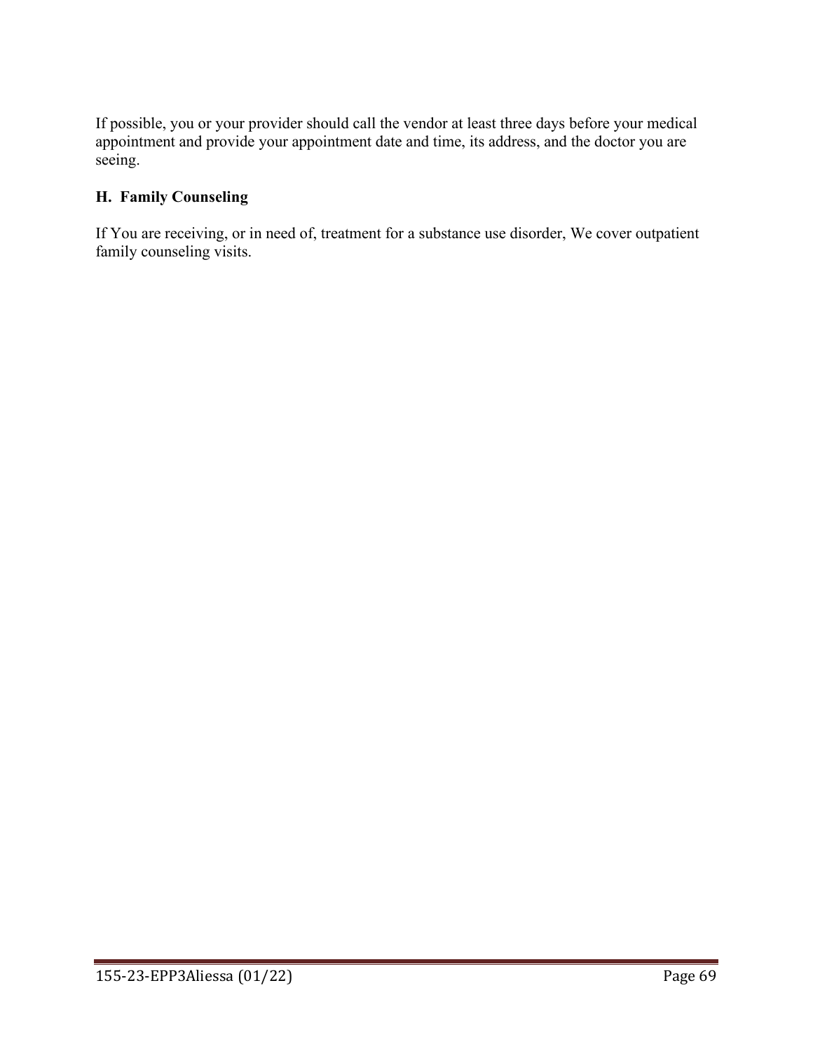If possible, you or your provider should call the vendor at least three days before your medical appointment and provide your appointment date and time, its address, and the doctor you are seeing.

### H. Family Counseling

If You are receiving, or in need of, treatment for a substance use disorder, We cover outpatient family counseling visits.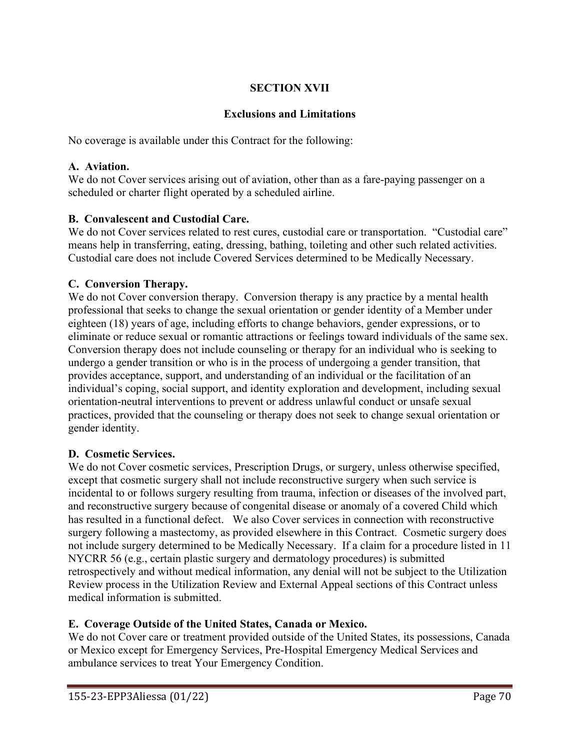## SECTION XVII

## Exclusions and Limitations

No coverage is available under this Contract for the following:

### A. Aviation.

We do not Cover services arising out of aviation, other than as a fare-paying passenger on a scheduled or charter flight operated by a scheduled airline.

### B. Convalescent and Custodial Care.

We do not Cover services related to rest cures, custodial care or transportation. "Custodial care" means help in transferring, eating, dressing, bathing, toileting and other such related activities. Custodial care does not include Covered Services determined to be Medically Necessary.

### C. Conversion Therapy.

We do not Cover conversion therapy. Conversion therapy is any practice by a mental health professional that seeks to change the sexual orientation or gender identity of a Member under eighteen (18) years of age, including efforts to change behaviors, gender expressions, or to eliminate or reduce sexual or romantic attractions or feelings toward individuals of the same sex. Conversion therapy does not include counseling or therapy for an individual who is seeking to undergo a gender transition or who is in the process of undergoing a gender transition, that provides acceptance, support, and understanding of an individual or the facilitation of an individual's coping, social support, and identity exploration and development, including sexual orientation-neutral interventions to prevent or address unlawful conduct or unsafe sexual practices, provided that the counseling or therapy does not seek to change sexual orientation or gender identity.

### D. Cosmetic Services.

We do not Cover cosmetic services, Prescription Drugs, or surgery, unless otherwise specified, except that cosmetic surgery shall not include reconstructive surgery when such service is incidental to or follows surgery resulting from trauma, infection or diseases of the involved part, and reconstructive surgery because of congenital disease or anomaly of a covered Child which has resulted in a functional defect. We also Cover services in connection with reconstructive surgery following a mastectomy, as provided elsewhere in this Contract. Cosmetic surgery does not include surgery determined to be Medically Necessary. If a claim for a procedure listed in 11 NYCRR 56 (e.g., certain plastic surgery and dermatology procedures) is submitted retrospectively and without medical information, any denial will not be subject to the Utilization Review process in the Utilization Review and External Appeal sections of this Contract unless medical information is submitted.

### E. Coverage Outside of the United States, Canada or Mexico.

We do not Cover care or treatment provided outside of the United States, its possessions, Canada or Mexico except for Emergency Services, Pre-Hospital Emergency Medical Services and ambulance services to treat Your Emergency Condition.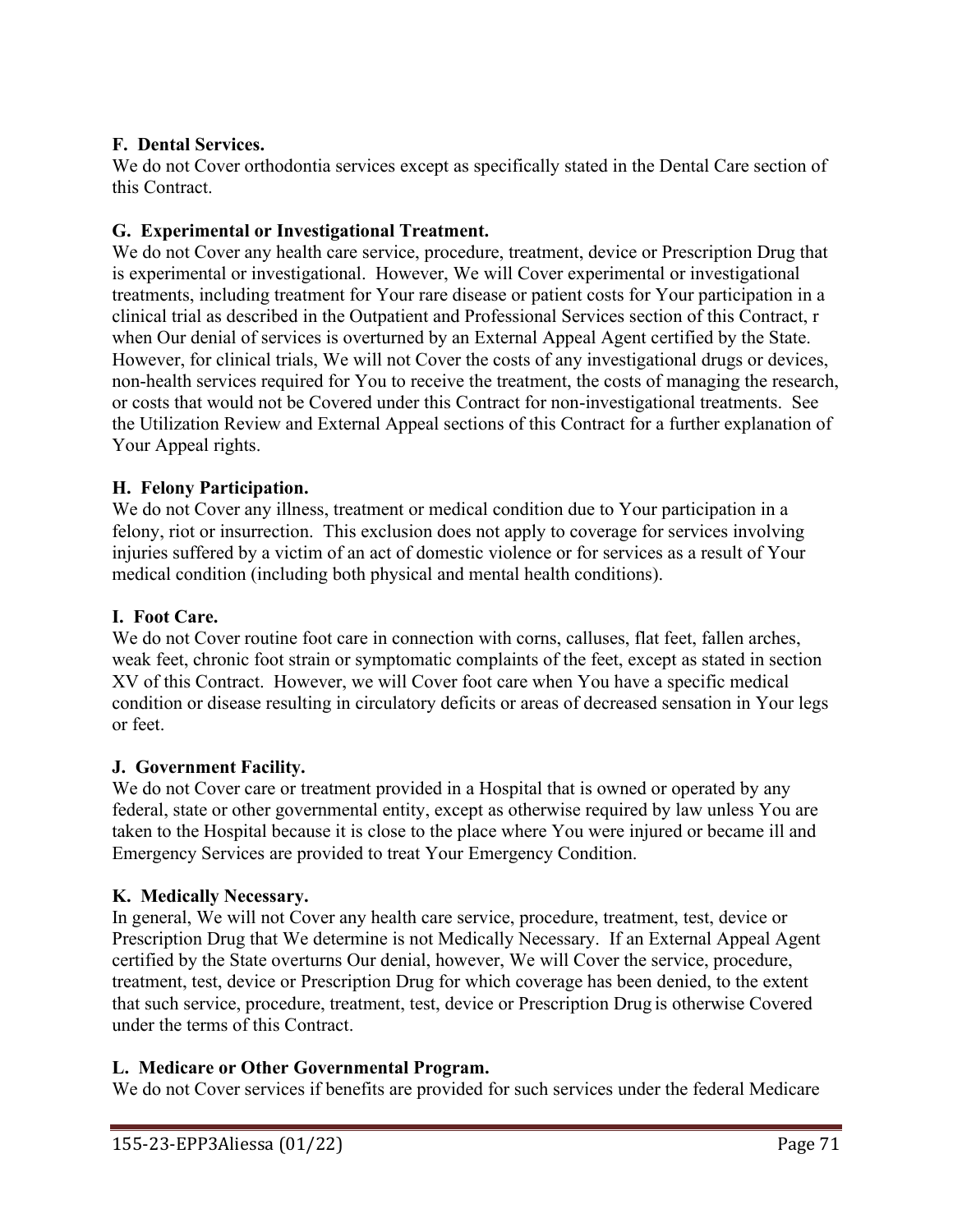### F. Dental Services.

We do not Cover orthodontia services except as specifically stated in the Dental Care section of this Contract.

### G. Experimental or Investigational Treatment.

We do not Cover any health care service, procedure, treatment, device or Prescription Drug that is experimental or investigational. However, We will Cover experimental or investigational treatments, including treatment for Your rare disease or patient costs for Your participation in a clinical trial as described in the Outpatient and Professional Services section of this Contract, r when Our denial of services is overturned by an External Appeal Agent certified by the State. However, for clinical trials, We will not Cover the costs of any investigational drugs or devices, non-health services required for You to receive the treatment, the costs of managing the research, or costs that would not be Covered under this Contract for non-investigational treatments. See the Utilization Review and External Appeal sections of this Contract for a further explanation of Your Appeal rights.

### H. Felony Participation.

We do not Cover any illness, treatment or medical condition due to Your participation in a felony, riot or insurrection. This exclusion does not apply to coverage for services involving injuries suffered by a victim of an act of domestic violence or for services as a result of Your medical condition (including both physical and mental health conditions).

### I. Foot Care.

We do not Cover routine foot care in connection with corns, calluses, flat feet, fallen arches, weak feet, chronic foot strain or symptomatic complaints of the feet, except as stated in section XV of this Contract. However, we will Cover foot care when You have a specific medical condition or disease resulting in circulatory deficits or areas of decreased sensation in Your legs or feet.

### J. Government Facility.

We do not Cover care or treatment provided in a Hospital that is owned or operated by any federal, state or other governmental entity, except as otherwise required by law unless You are taken to the Hospital because it is close to the place where You were injured or became ill and Emergency Services are provided to treat Your Emergency Condition.

### K. Medically Necessary.

In general, We will not Cover any health care service, procedure, treatment, test, device or Prescription Drug that We determine is not Medically Necessary. If an External Appeal Agent certified by the State overturns Our denial, however, We will Cover the service, procedure, treatment, test, device or Prescription Drug for which coverage has been denied, to the extent that such service, procedure, treatment, test, device or Prescription Drug is otherwise Covered under the terms of this Contract.

### L. Medicare or Other Governmental Program.

We do not Cover services if benefits are provided for such services under the federal Medicare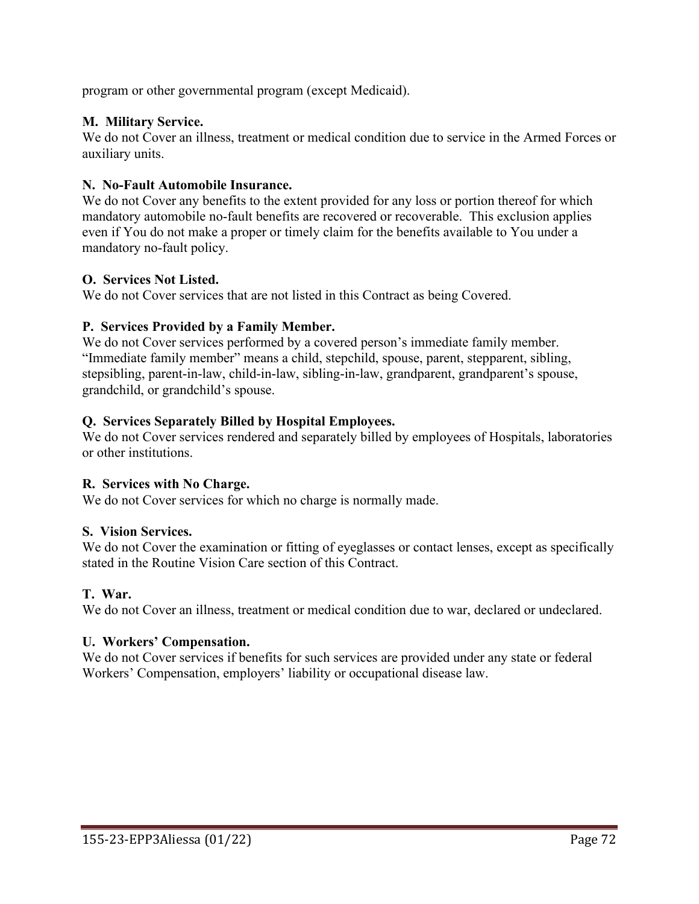program or other governmental program (except Medicaid).

**M. Military Service.**
We do not Cover an illness, treatment or medical condition due to service in the Armed Forces or auxiliary units.

**N. No-Fault Automobile Insurance.**
We do not Cover any benefits to the extent provided for any loss or portion thereof for which mandatory automobile no-fault benefits are recovered or recoverable. This exclusion applies even if You do not make a proper or timely claim for the benefits available to You under a mandatory no-fault policy.

**O. Services Not Listed.**
We do not Cover services that are not listed in this Contract as being Covered.

**P. Services Provided by a Family Member.**
We do not Cover services performed by a covered person's immediate family member. "Immediate family member" means a child, stepchild, spouse, parent, stepparent, sibling, stepsibling, parent-in-law, child-in-law, sibling-in-law, grandparent, grandparent's spouse, grandchild, or grandchild's spouse.

**Q. Services Separately Billed by Hospital Employees.**
We do not Cover services rendered and separately billed by employees of Hospitals, laboratories or other institutions.

**R. Services with No Charge.**
We do not Cover services for which no charge is normally made.

**S. Vision Services.**
We do not Cover the examination or fitting of eyeglasses or contact lenses, except as specifically stated in the Routine Vision Care section of this Contract.

**T. War.**
We do not Cover an illness, treatment or medical condition due to war, declared or undeclared.

**U. Workers' Compensation.**
We do not Cover services if benefits for such services are provided under any state or federal Workers' Compensation, employers' liability or occupational disease law.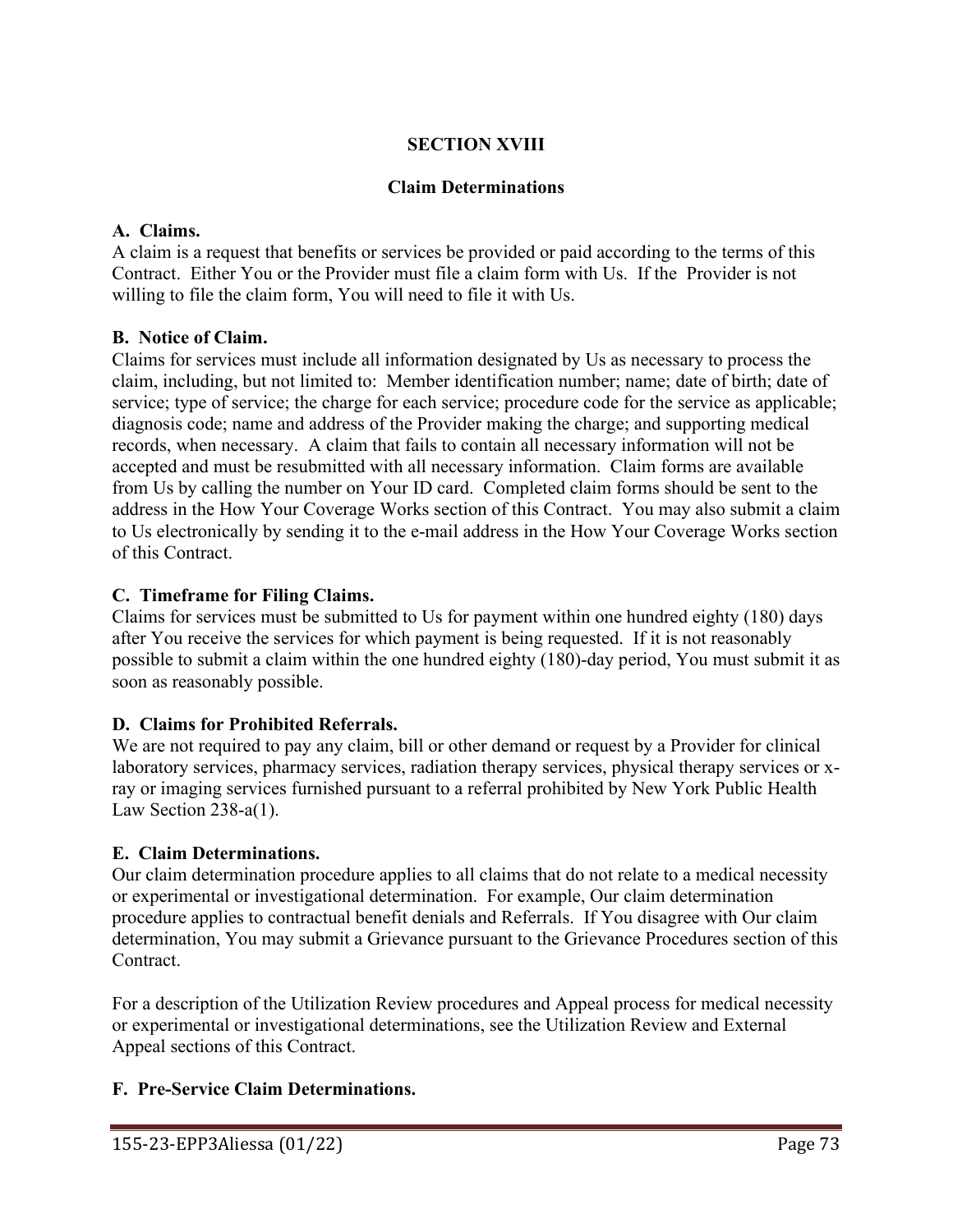## SECTION XVIII

## Claim Determinations

**A. Claims.**
A claim is a request that benefits or services be provided or paid according to the terms of this Contract. Either You or the Provider must file a claim form with Us. If the Provider is not willing to file the claim form, You will need to file it with Us.

**B. Notice of Claim.**
Claims for services must include all information designated by Us as necessary to process the claim, including, but not limited to: Member identification number; name; date of birth; date of service; type of service; the charge for each service; procedure code for the service as applicable; diagnosis code; name and address of the Provider making the charge; and supporting medical records, when necessary. A claim that fails to contain all necessary information will not be accepted and must be resubmitted with all necessary information. Claim forms are available from Us by calling the number on Your ID card. Completed claim forms should be sent to the address in the How Your Coverage Works section of this Contract. You may also submit a claim to Us electronically by sending it to the e-mail address in the How Your Coverage Works section of this Contract.

**C. Timeframe for Filing Claims.**
Claims for services must be submitted to Us for payment within one hundred eighty (180) days after You receive the services for which payment is being requested. If it is not reasonably possible to submit a claim within the one hundred eighty (180)-day period, You must submit it as soon as reasonably possible.

**D. Claims for Prohibited Referrals.**
We are not required to pay any claim, bill or other demand or request by a Provider for clinical laboratory services, pharmacy services, radiation therapy services, physical therapy services or x-ray or imaging services furnished pursuant to a referral prohibited by New York Public Health Law Section 238-a(1).

**E. Claim Determinations.**
Our claim determination procedure applies to all claims that do not relate to a medical necessity or experimental or investigational determination. For example, Our claim determination procedure applies to contractual benefit denials and Referrals. If You disagree with Our claim determination, You may submit a Grievance pursuant to the Grievance Procedures section of this Contract.

For a description of the Utilization Review procedures and Appeal process for medical necessity or experimental or investigational determinations, see the Utilization Review and External Appeal sections of this Contract.

**F. Pre-Service Claim Determinations.**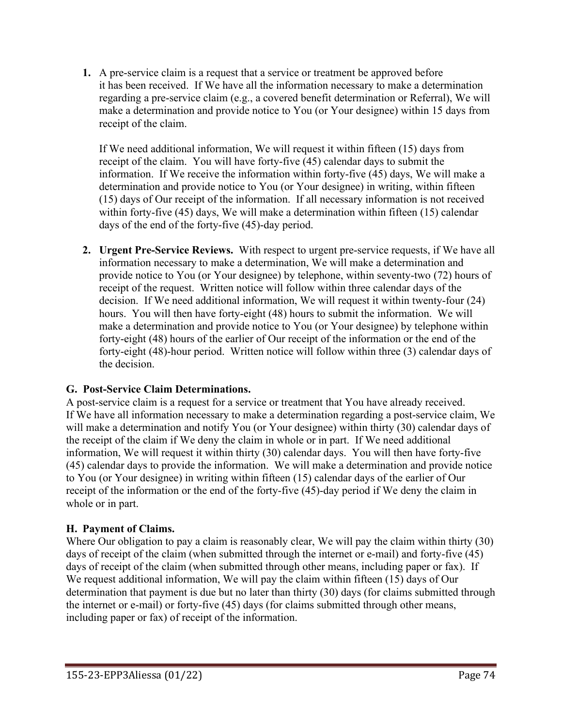1. A pre-service claim is a request that a service or treatment be approved before it has been received. If We have all the information necessary to make a determination regarding a pre-service claim (e.g., a covered benefit determination or Referral), We will make a determination and provide notice to You (or Your designee) within 15 days from receipt of the claim.

   If We need additional information, We will request it within fifteen (15) days from receipt of the claim. You will have forty-five (45) calendar days to submit the information. If We receive the information within forty-five (45) days, We will make a determination and provide notice to You (or Your designee) in writing, within fifteen (15) days of Our receipt of the information. If all necessary information is not received within forty-five (45) days, We will make a determination within fifteen (15) calendar days of the end of the forty-five (45)-day period.

2. **Urgent Pre-Service Reviews.** With respect to urgent pre-service requests, if We have all information necessary to make a determination, We will make a determination and provide notice to You (or Your designee) by telephone, within seventy-two (72) hours of receipt of the request. Written notice will follow within three calendar days of the decision. If We need additional information, We will request it within twenty-four (24) hours. You will then have forty-eight (48) hours to submit the information. We will make a determination and provide notice to You (or Your designee) by telephone within forty-eight (48) hours of the earlier of Our receipt of the information or the end of the forty-eight (48)-hour period. Written notice will follow within three (3) calendar days of the decision.

## G. Post-Service Claim Determinations.

A post-service claim is a request for a service or treatment that You have already received. If We have all information necessary to make a determination regarding a post-service claim, We will make a determination and notify You (or Your designee) within thirty (30) calendar days of the receipt of the claim if We deny the claim in whole or in part. If We need additional information, We will request it within thirty (30) calendar days. You will then have forty-five (45) calendar days to provide the information. We will make a determination and provide notice to You (or Your designee) in writing within fifteen (15) calendar days of the earlier of Our receipt of the information or the end of the forty-five (45)-day period if We deny the claim in whole or in part.

## H. Payment of Claims.

Where Our obligation to pay a claim is reasonably clear, We will pay the claim within thirty (30) days of receipt of the claim (when submitted through the internet or e-mail) and forty-five (45) days of receipt of the claim (when submitted through other means, including paper or fax). If We request additional information, We will pay the claim within fifteen (15) days of Our determination that payment is due but no later than thirty (30) days (for claims submitted through the internet or e-mail) or forty-five (45) days (for claims submitted through other means, including paper or fax) of receipt of the information.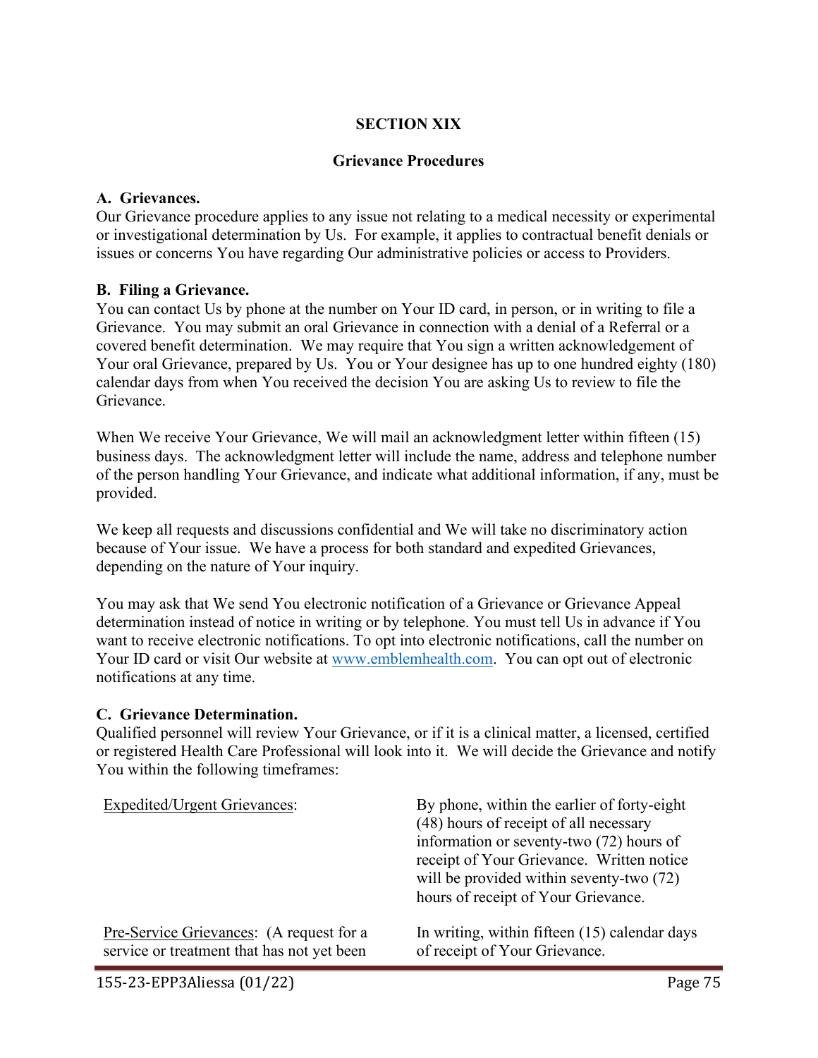# SECTION XIX

## Grievance Procedures

**A. Grievances.**
Our Grievance procedure applies to any issue not relating to a medical necessity or experimental or investigational determination by Us. For example, it applies to contractual benefit denials or issues or concerns You have regarding Our administrative policies or access to Providers.

**B. Filing a Grievance.**
You can contact Us by phone at the number on Your ID card, in person, or in writing to file a Grievance. You may submit an oral Grievance in connection with a denial of a Referral or a covered benefit determination. We may require that You sign a written acknowledgement of Your oral Grievance, prepared by Us. You or Your designee has up to one hundred eighty (180) calendar days from when You received the decision You are asking Us to review to file the Grievance.

When We receive Your Grievance, We will mail an acknowledgment letter within fifteen (15) business days. The acknowledgment letter will include the name, address and telephone number of the person handling Your Grievance, and indicate what additional information, if any, must be provided.

We keep all requests and discussions confidential and We will take no discriminatory action because of Your issue. We have a process for both standard and expedited Grievances, depending on the nature of Your inquiry.

You may ask that We send You electronic notification of a Grievance or Grievance Appeal determination instead of notice in writing or by telephone. You must tell Us in advance if You want to receive electronic notifications. To opt into electronic notifications, call the number on Your ID card or visit Our website at [www.emblemhealth.com](http://www.emblemhealth.com). You can opt out of electronic notifications at any time.

**C. Grievance Determination.**
Qualified personnel will review Your Grievance, or if it is a clinical matter, a licensed, certified or registered Health Care Professional will look into it. We will decide the Grievance and notify You within the following timeframes:

| | |
|---|---|
| Expedited/Urgent Grievances: | By phone, within the earlier of forty-eight (48) hours of receipt of all necessary information or seventy-two (72) hours of receipt of Your Grievance. Written notice will be provided within seventy-two (72) hours of receipt of Your Grievance. |
| Pre-Service Grievances: (A request for a service or treatment that has not yet been | In writing, within fifteen (15) calendar days of receipt of Your Grievance. |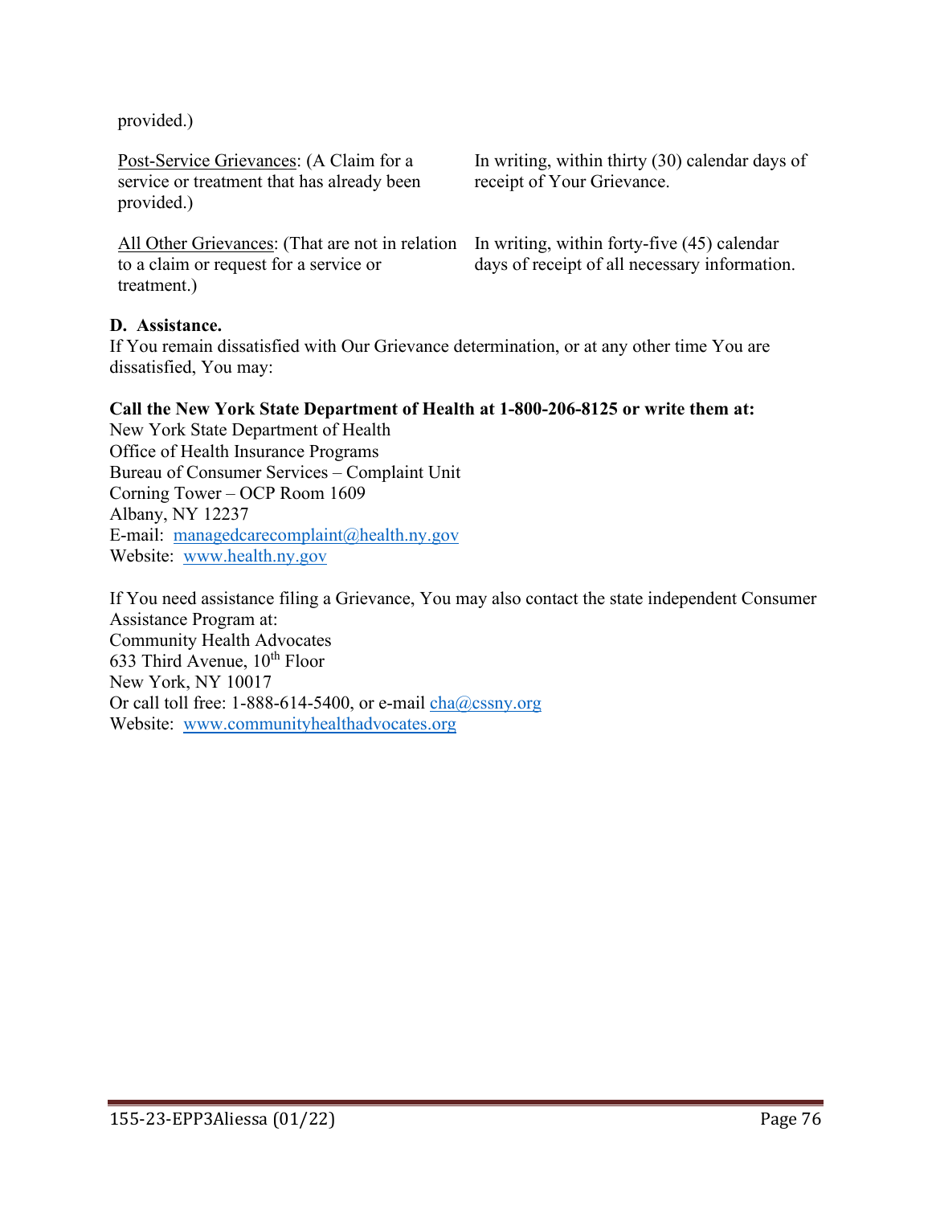provided.)

| | |
|---|---|
| Post-Service Grievances: (A Claim for a service or treatment that has already been provided.) | In writing, within thirty (30) calendar days of receipt of Your Grievance. |
| All Other Grievances: (That are not in relation to a claim or request for a service or treatment.) | In writing, within forty-five (45) calendar days of receipt of all necessary information. |

**D. Assistance.**
If You remain dissatisfied with Our Grievance determination, or at any other time You are dissatisfied, You may:

**Call the New York State Department of Health at 1-800-206-8125 or write them at:**
New York State Department of Health
Office of Health Insurance Programs
Bureau of Consumer Services – Complaint Unit
Corning Tower – OCP Room 1609
Albany, NY 12237
E-mail: managedcarecomplaint@health.ny.gov
Website: www.health.ny.gov

If You need assistance filing a Grievance, You may also contact the state independent Consumer Assistance Program at:
Community Health Advocates
633 Third Avenue, 10th Floor
New York, NY 10017
Or call toll free: 1-888-614-5400, or e-mail cha@cssny.org
Website: www.communityhealthadvocates.org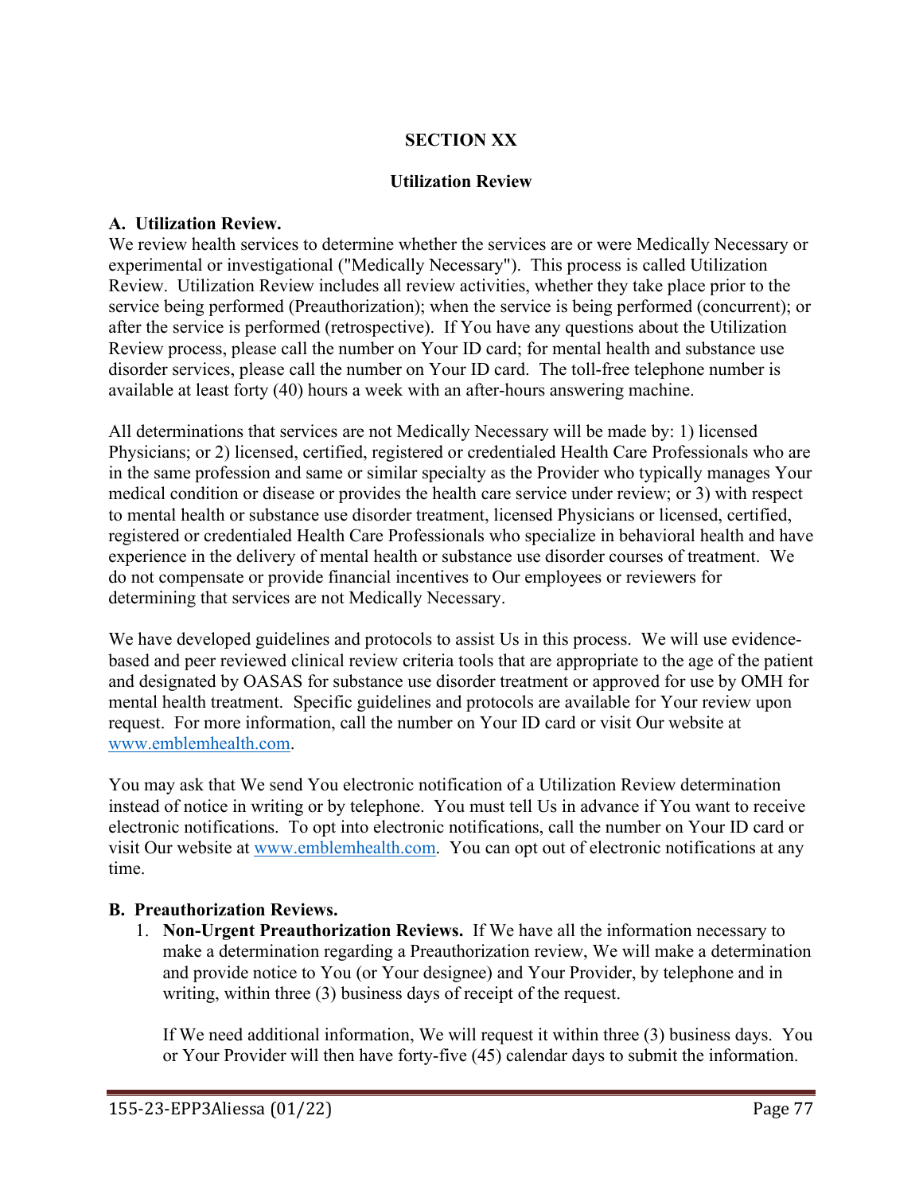# SECTION XX

## Utilization Review

### A. Utilization Review.

We review health services to determine whether the services are or were Medically Necessary or experimental or investigational ("Medically Necessary"). This process is called Utilization Review. Utilization Review includes all review activities, whether they take place prior to the service being performed (Preauthorization); when the service is being performed (concurrent); or after the service is performed (retrospective). If You have any questions about the Utilization Review process, please call the number on Your ID card; for mental health and substance use disorder services, please call the number on Your ID card. The toll-free telephone number is available at least forty (40) hours a week with an after-hours answering machine.

All determinations that services are not Medically Necessary will be made by: 1) licensed Physicians; or 2) licensed, certified, registered or credentialed Health Care Professionals who are in the same profession and same or similar specialty as the Provider who typically manages Your medical condition or disease or provides the health care service under review; or 3) with respect to mental health or substance use disorder treatment, licensed Physicians or licensed, certified, registered or credentialed Health Care Professionals who specialize in behavioral health and have experience in the delivery of mental health or substance use disorder courses of treatment. We do not compensate or provide financial incentives to Our employees or reviewers for determining that services are not Medically Necessary.

We have developed guidelines and protocols to assist Us in this process. We will use evidence-based and peer reviewed clinical review criteria tools that are appropriate to the age of the patient and designated by OASAS for substance use disorder treatment or approved for use by OMH for mental health treatment. Specific guidelines and protocols are available for Your review upon request. For more information, call the number on Your ID card or visit Our website at www.emblemhealth.com.

You may ask that We send You electronic notification of a Utilization Review determination instead of notice in writing or by telephone. You must tell Us in advance if You want to receive electronic notifications. To opt into electronic notifications, call the number on Your ID card or visit Our website at www.emblemhealth.com. You can opt out of electronic notifications at any time.

### B. Preauthorization Reviews.

1. **Non-Urgent Preauthorization Reviews.** If We have all the information necessary to make a determination regarding a Preauthorization review, We will make a determination and provide notice to You (or Your designee) and Your Provider, by telephone and in writing, within three (3) business days of receipt of the request.

   If We need additional information, We will request it within three (3) business days. You or Your Provider will then have forty-five (45) calendar days to submit the information.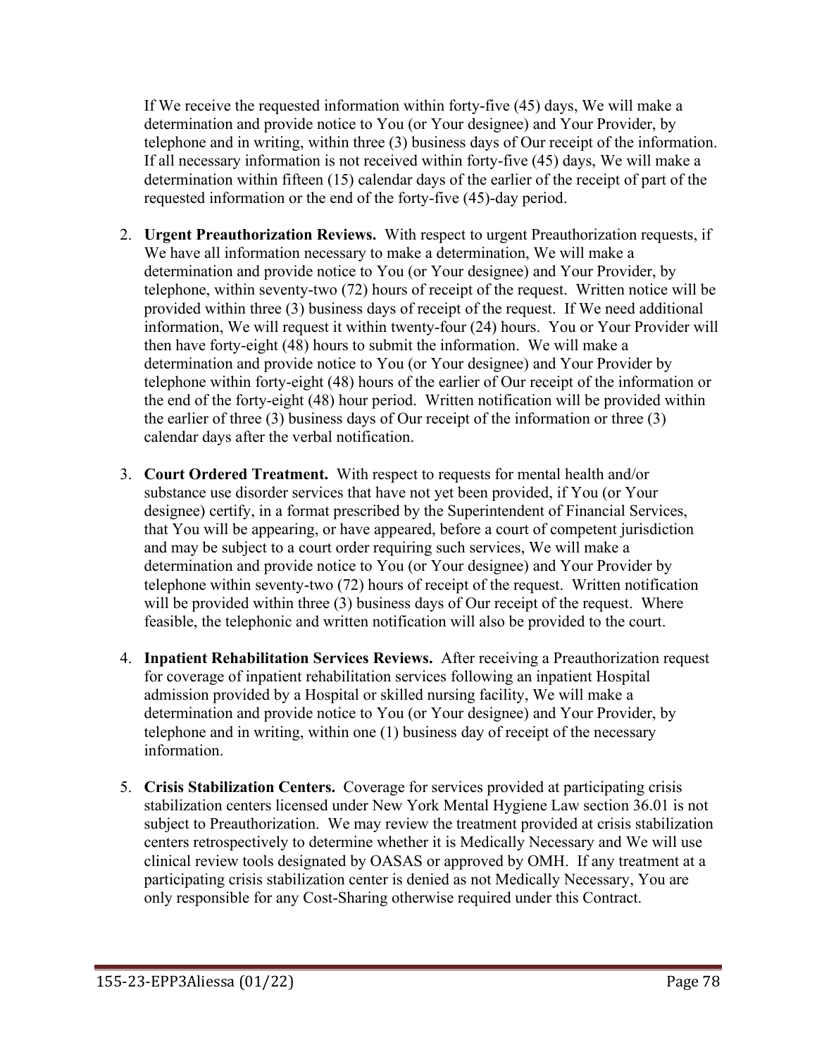If We receive the requested information within forty-five (45) days, We will make a determination and provide notice to You (or Your designee) and Your Provider, by telephone and in writing, within three (3) business days of Our receipt of the information. If all necessary information is not received within forty-five (45) days, We will make a determination within fifteen (15) calendar days of the earlier of the receipt of part of the requested information or the end of the forty-five (45)-day period.

2. **Urgent Preauthorization Reviews.** With respect to urgent Preauthorization requests, if We have all information necessary to make a determination, We will make a determination and provide notice to You (or Your designee) and Your Provider, by telephone, within seventy-two (72) hours of receipt of the request. Written notice will be provided within three (3) business days of receipt of the request. If We need additional information, We will request it within twenty-four (24) hours. You or Your Provider will then have forty-eight (48) hours to submit the information. We will make a determination and provide notice to You (or Your designee) and Your Provider by telephone within forty-eight (48) hours of the earlier of Our receipt of the information or the end of the forty-eight (48) hour period. Written notification will be provided within the earlier of three (3) business days of Our receipt of the information or three (3) calendar days after the verbal notification.

3. **Court Ordered Treatment.** With respect to requests for mental health and/or substance use disorder services that have not yet been provided, if You (or Your designee) certify, in a format prescribed by the Superintendent of Financial Services, that You will be appearing, or have appeared, before a court of competent jurisdiction and may be subject to a court order requiring such services, We will make a determination and provide notice to You (or Your designee) and Your Provider by telephone within seventy-two (72) hours of receipt of the request. Written notification will be provided within three (3) business days of Our receipt of the request. Where feasible, the telephonic and written notification will also be provided to the court.

4. **Inpatient Rehabilitation Services Reviews.** After receiving a Preauthorization request for coverage of inpatient rehabilitation services following an inpatient Hospital admission provided by a Hospital or skilled nursing facility, We will make a determination and provide notice to You (or Your designee) and Your Provider, by telephone and in writing, within one (1) business day of receipt of the necessary information.

5. **Crisis Stabilization Centers.** Coverage for services provided at participating crisis stabilization centers licensed under New York Mental Hygiene Law section 36.01 is not subject to Preauthorization. We may review the treatment provided at crisis stabilization centers retrospectively to determine whether it is Medically Necessary and We will use clinical review tools designated by OASAS or approved by OMH. If any treatment at a participating crisis stabilization center is denied as not Medically Necessary, You are only responsible for any Cost-Sharing otherwise required under this Contract.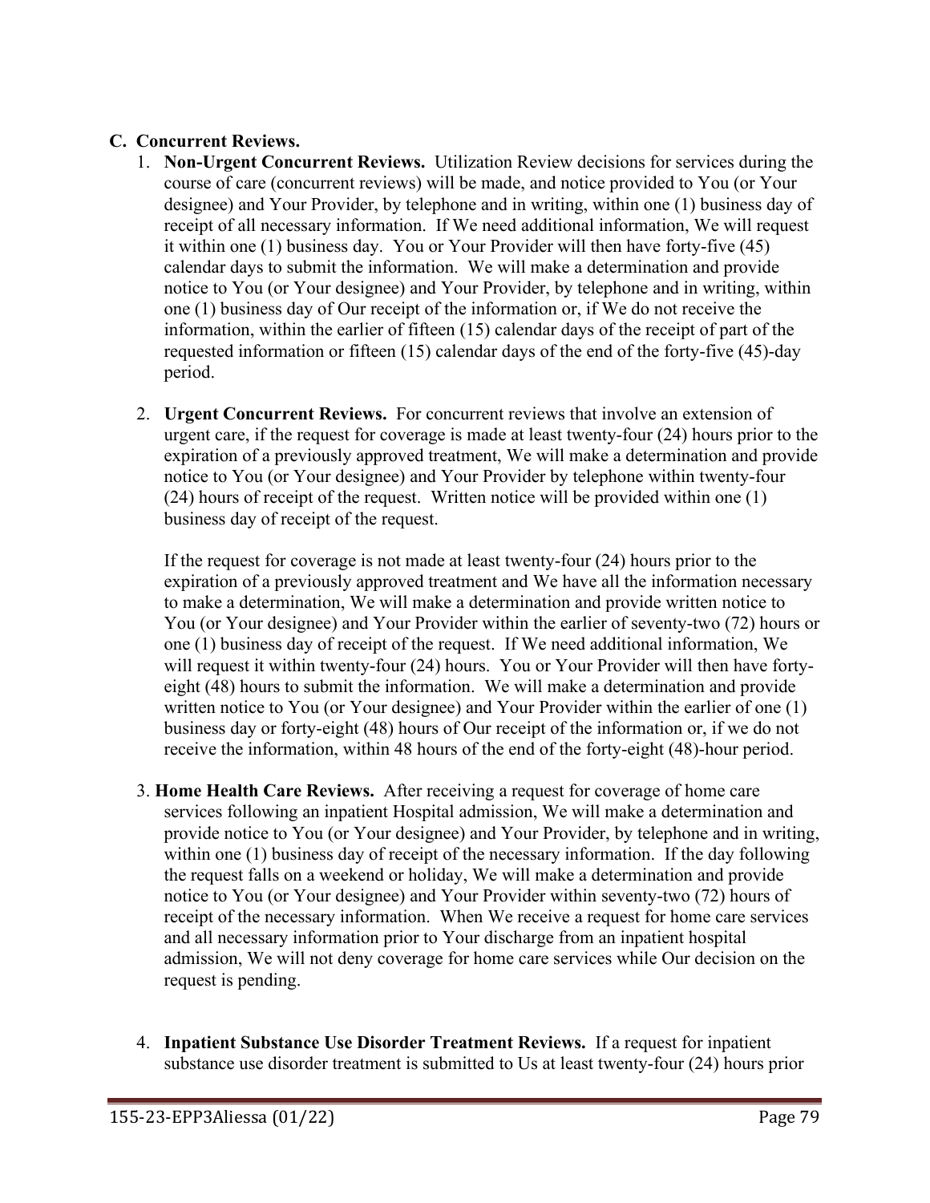**C. Concurrent Reviews.**

1. **Non-Urgent Concurrent Reviews.** Utilization Review decisions for services during the course of care (concurrent reviews) will be made, and notice provided to You (or Your designee) and Your Provider, by telephone and in writing, within one (1) business day of receipt of all necessary information. If We need additional information, We will request it within one (1) business day. You or Your Provider will then have forty-five (45) calendar days to submit the information. We will make a determination and provide notice to You (or Your designee) and Your Provider, by telephone and in writing, within one (1) business day of Our receipt of the information or, if We do not receive the information, within the earlier of fifteen (15) calendar days of the receipt of part of the requested information or fifteen (15) calendar days of the end of the forty-five (45)-day period.

2. **Urgent Concurrent Reviews.** For concurrent reviews that involve an extension of urgent care, if the request for coverage is made at least twenty-four (24) hours prior to the expiration of a previously approved treatment, We will make a determination and provide notice to You (or Your designee) and Your Provider by telephone within twenty-four (24) hours of receipt of the request. Written notice will be provided within one (1) business day of receipt of the request.

   If the request for coverage is not made at least twenty-four (24) hours prior to the expiration of a previously approved treatment and We have all the information necessary to make a determination, We will make a determination and provide written notice to You (or Your designee) and Your Provider within the earlier of seventy-two (72) hours or one (1) business day of receipt of the request. If We need additional information, We will request it within twenty-four (24) hours. You or Your Provider will then have forty-eight (48) hours to submit the information. We will make a determination and provide written notice to You (or Your designee) and Your Provider within the earlier of one (1) business day or forty-eight (48) hours of Our receipt of the information or, if we do not receive the information, within 48 hours of the end of the forty-eight (48)-hour period.

3. **Home Health Care Reviews.** After receiving a request for coverage of home care services following an inpatient Hospital admission, We will make a determination and provide notice to You (or Your designee) and Your Provider, by telephone and in writing, within one (1) business day of receipt of the necessary information. If the day following the request falls on a weekend or holiday, We will make a determination and provide notice to You (or Your designee) and Your Provider within seventy-two (72) hours of receipt of the necessary information. When We receive a request for home care services and all necessary information prior to Your discharge from an inpatient hospital admission, We will not deny coverage for home care services while Our decision on the request is pending.

4. **Inpatient Substance Use Disorder Treatment Reviews.** If a request for inpatient substance use disorder treatment is submitted to Us at least twenty-four (24) hours prior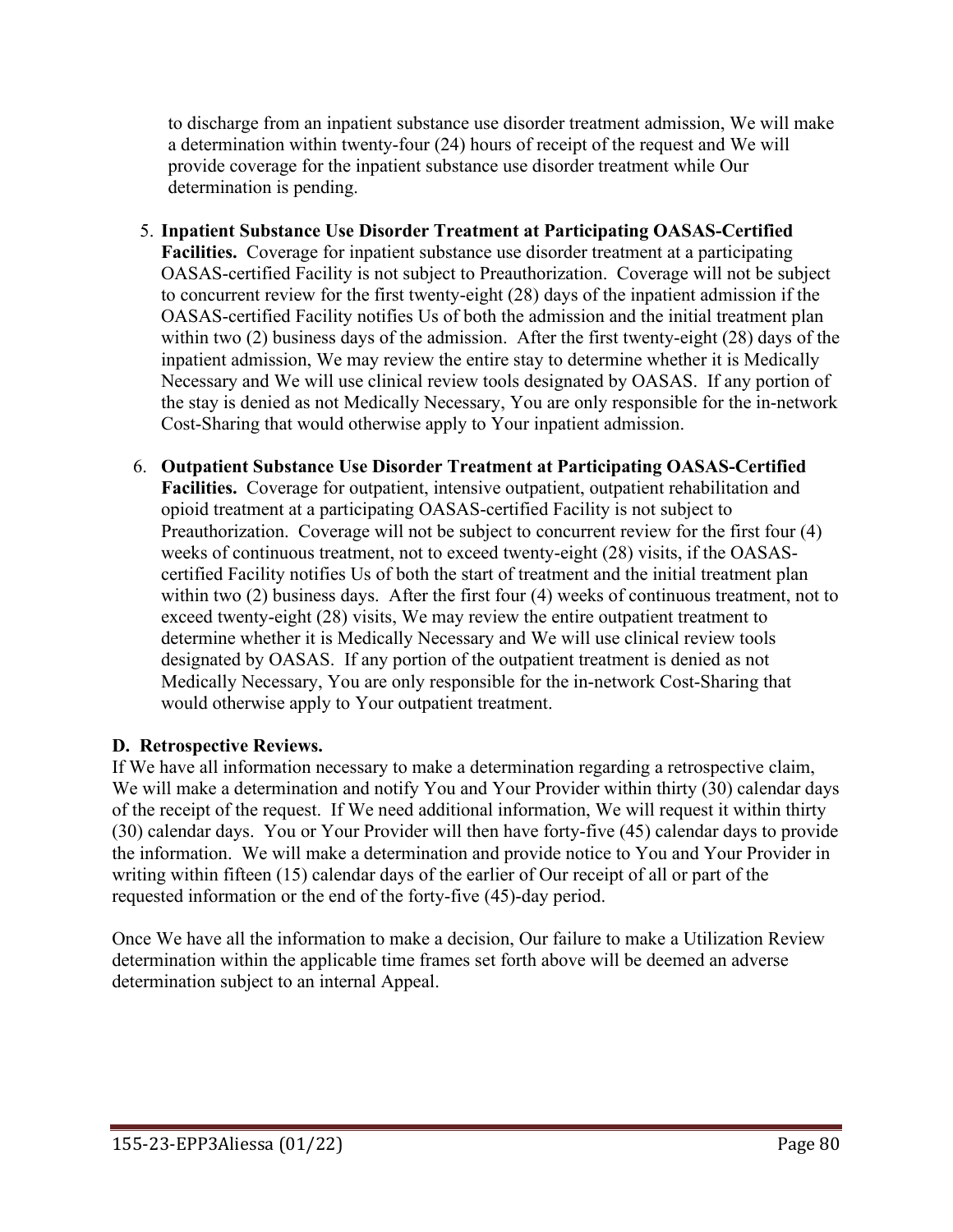to discharge from an inpatient substance use disorder treatment admission, We will make a determination within twenty-four (24) hours of receipt of the request and We will provide coverage for the inpatient substance use disorder treatment while Our determination is pending.

5. **Inpatient Substance Use Disorder Treatment at Participating OASAS-Certified Facilities.** Coverage for inpatient substance use disorder treatment at a participating OASAS-certified Facility is not subject to Preauthorization. Coverage will not be subject to concurrent review for the first twenty-eight (28) days of the inpatient admission if the OASAS-certified Facility notifies Us of both the admission and the initial treatment plan within two (2) business days of the admission. After the first twenty-eight (28) days of the inpatient admission, We may review the entire stay to determine whether it is Medically Necessary and We will use clinical review tools designated by OASAS. If any portion of the stay is denied as not Medically Necessary, You are only responsible for the in-network Cost-Sharing that would otherwise apply to Your inpatient admission.

6. **Outpatient Substance Use Disorder Treatment at Participating OASAS-Certified Facilities.** Coverage for outpatient, intensive outpatient, outpatient rehabilitation and opioid treatment at a participating OASAS-certified Facility is not subject to Preauthorization. Coverage will not be subject to concurrent review for the first four (4) weeks of continuous treatment, not to exceed twenty-eight (28) visits, if the OASAS-certified Facility notifies Us of both the start of treatment and the initial treatment plan within two (2) business days. After the first four (4) weeks of continuous treatment, not to exceed twenty-eight (28) visits, We may review the entire outpatient treatment to determine whether it is Medically Necessary and We will use clinical review tools designated by OASAS. If any portion of the outpatient treatment is denied as not Medically Necessary, You are only responsible for the in-network Cost-Sharing that would otherwise apply to Your outpatient treatment.

### D. Retrospective Reviews.

If We have all information necessary to make a determination regarding a retrospective claim, We will make a determination and notify You and Your Provider within thirty (30) calendar days of the receipt of the request. If We need additional information, We will request it within thirty (30) calendar days. You or Your Provider will then have forty-five (45) calendar days to provide the information. We will make a determination and provide notice to You and Your Provider in writing within fifteen (15) calendar days of the earlier of Our receipt of all or part of the requested information or the end of the forty-five (45)-day period.

Once We have all the information to make a decision, Our failure to make a Utilization Review determination within the applicable time frames set forth above will be deemed an adverse determination subject to an internal Appeal.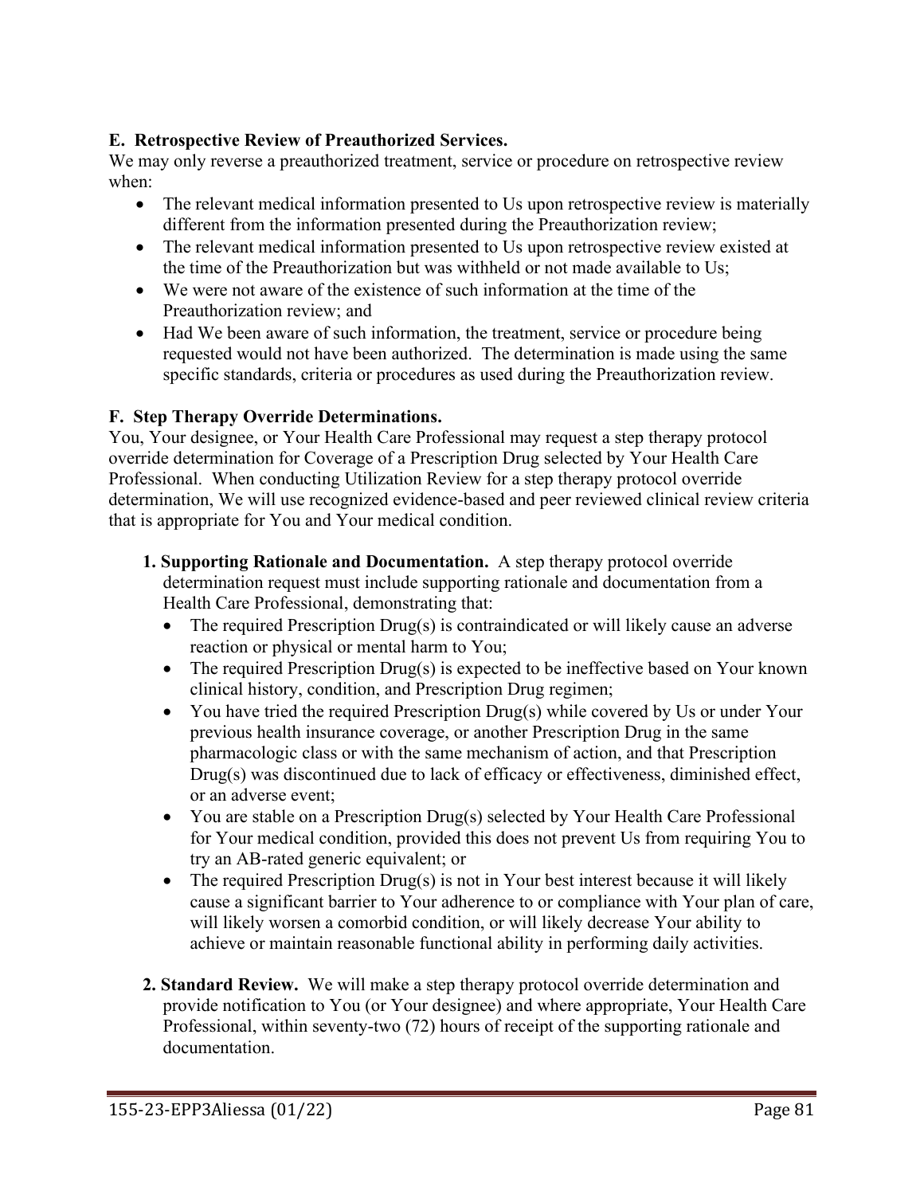**E. Retrospective Review of Preauthorized Services.**

We may only reverse a preauthorized treatment, service or procedure on retrospective review when:

- The relevant medical information presented to Us upon retrospective review is materially different from the information presented during the Preauthorization review;
- The relevant medical information presented to Us upon retrospective review existed at the time of the Preauthorization but was withheld or not made available to Us;
- We were not aware of the existence of such information at the time of the Preauthorization review; and
- Had We been aware of such information, the treatment, service or procedure being requested would not have been authorized. The determination is made using the same specific standards, criteria or procedures as used during the Preauthorization review.

**F. Step Therapy Override Determinations.**

You, Your designee, or Your Health Care Professional may request a step therapy protocol override determination for Coverage of a Prescription Drug selected by Your Health Care Professional. When conducting Utilization Review for a step therapy protocol override determination, We will use recognized evidence-based and peer reviewed clinical review criteria that is appropriate for You and Your medical condition.

1. **Supporting Rationale and Documentation.** A step therapy protocol override determination request must include supporting rationale and documentation from a Health Care Professional, demonstrating that:
   - The required Prescription Drug(s) is contraindicated or will likely cause an adverse reaction or physical or mental harm to You;
   - The required Prescription Drug(s) is expected to be ineffective based on Your known clinical history, condition, and Prescription Drug regimen;
   - You have tried the required Prescription Drug(s) while covered by Us or under Your previous health insurance coverage, or another Prescription Drug in the same pharmacologic class or with the same mechanism of action, and that Prescription Drug(s) was discontinued due to lack of efficacy or effectiveness, diminished effect, or an adverse event;
   - You are stable on a Prescription Drug(s) selected by Your Health Care Professional for Your medical condition, provided this does not prevent Us from requiring You to try an AB-rated generic equivalent; or
   - The required Prescription Drug(s) is not in Your best interest because it will likely cause a significant barrier to Your adherence to or compliance with Your plan of care, will likely worsen a comorbid condition, or will likely decrease Your ability to achieve or maintain reasonable functional ability in performing daily activities.

2. **Standard Review.** We will make a step therapy protocol override determination and provide notification to You (or Your designee) and where appropriate, Your Health Care Professional, within seventy-two (72) hours of receipt of the supporting rationale and documentation.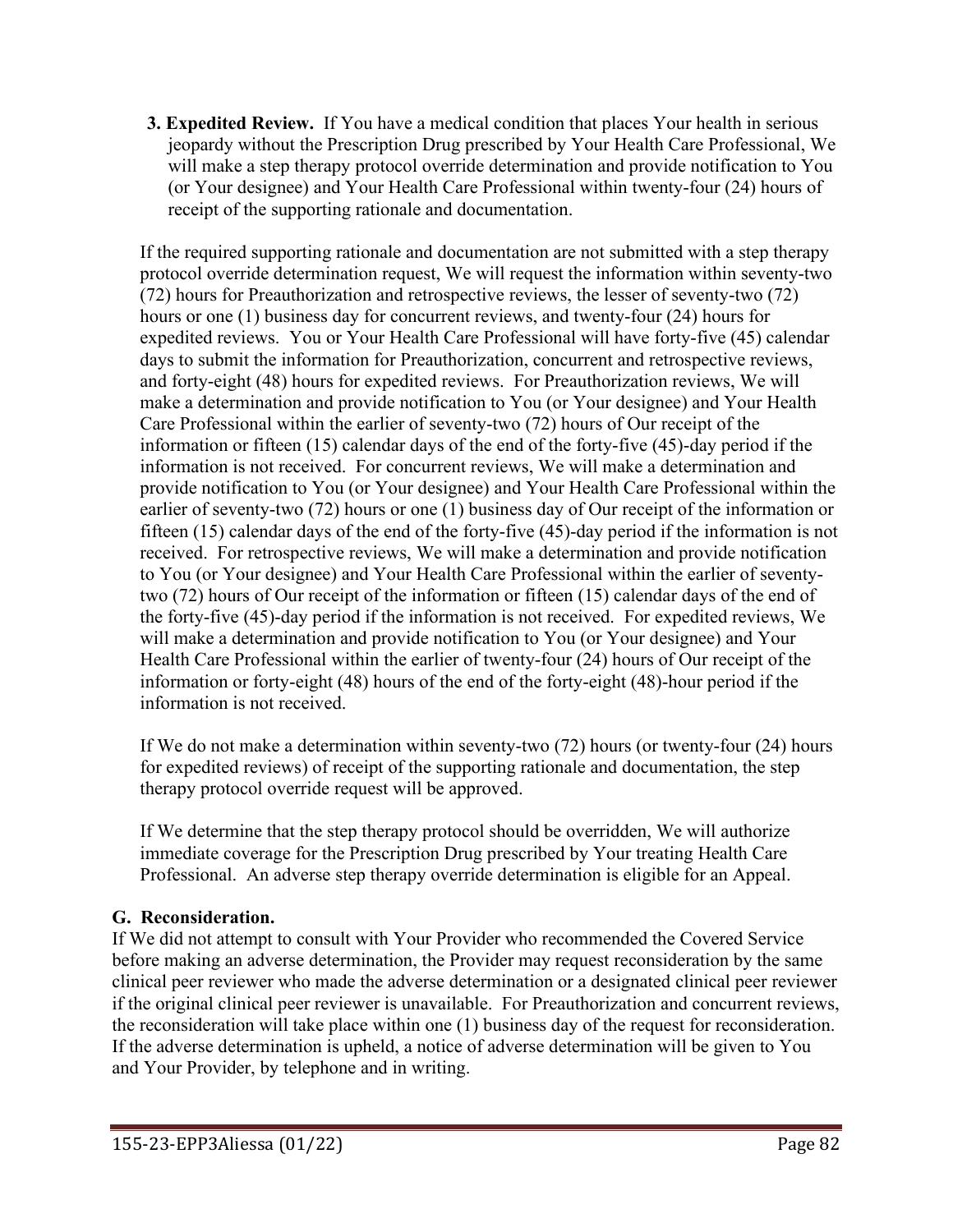**3. Expedited Review.** If You have a medical condition that places Your health in serious jeopardy without the Prescription Drug prescribed by Your Health Care Professional, We will make a step therapy protocol override determination and provide notification to You (or Your designee) and Your Health Care Professional within twenty-four (24) hours of receipt of the supporting rationale and documentation.

If the required supporting rationale and documentation are not submitted with a step therapy protocol override determination request, We will request the information within seventy-two (72) hours for Preauthorization and retrospective reviews, the lesser of seventy-two (72) hours or one (1) business day for concurrent reviews, and twenty-four (24) hours for expedited reviews. You or Your Health Care Professional will have forty-five (45) calendar days to submit the information for Preauthorization, concurrent and retrospective reviews, and forty-eight (48) hours for expedited reviews. For Preauthorization reviews, We will make a determination and provide notification to You (or Your designee) and Your Health Care Professional within the earlier of seventy-two (72) hours of Our receipt of the information or fifteen (15) calendar days of the end of the forty-five (45)-day period if the information is not received. For concurrent reviews, We will make a determination and provide notification to You (or Your designee) and Your Health Care Professional within the earlier of seventy-two (72) hours or one (1) business day of Our receipt of the information or fifteen (15) calendar days of the end of the forty-five (45)-day period if the information is not received. For retrospective reviews, We will make a determination and provide notification to You (or Your designee) and Your Health Care Professional within the earlier of seventy-two (72) hours of Our receipt of the information or fifteen (15) calendar days of the end of the forty-five (45)-day period if the information is not received. For expedited reviews, We will make a determination and provide notification to You (or Your designee) and Your Health Care Professional within the earlier of twenty-four (24) hours of Our receipt of the information or forty-eight (48) hours of the end of the forty-eight (48)-hour period if the information is not received.

If We do not make a determination within seventy-two (72) hours (or twenty-four (24) hours for expedited reviews) of receipt of the supporting rationale and documentation, the step therapy protocol override request will be approved.

If We determine that the step therapy protocol should be overridden, We will authorize immediate coverage for the Prescription Drug prescribed by Your treating Health Care Professional. An adverse step therapy override determination is eligible for an Appeal.

## G. Reconsideration.

If We did not attempt to consult with Your Provider who recommended the Covered Service before making an adverse determination, the Provider may request reconsideration by the same clinical peer reviewer who made the adverse determination or a designated clinical peer reviewer if the original clinical peer reviewer is unavailable. For Preauthorization and concurrent reviews, the reconsideration will take place within one (1) business day of the request for reconsideration. If the adverse determination is upheld, a notice of adverse determination will be given to You and Your Provider, by telephone and in writing.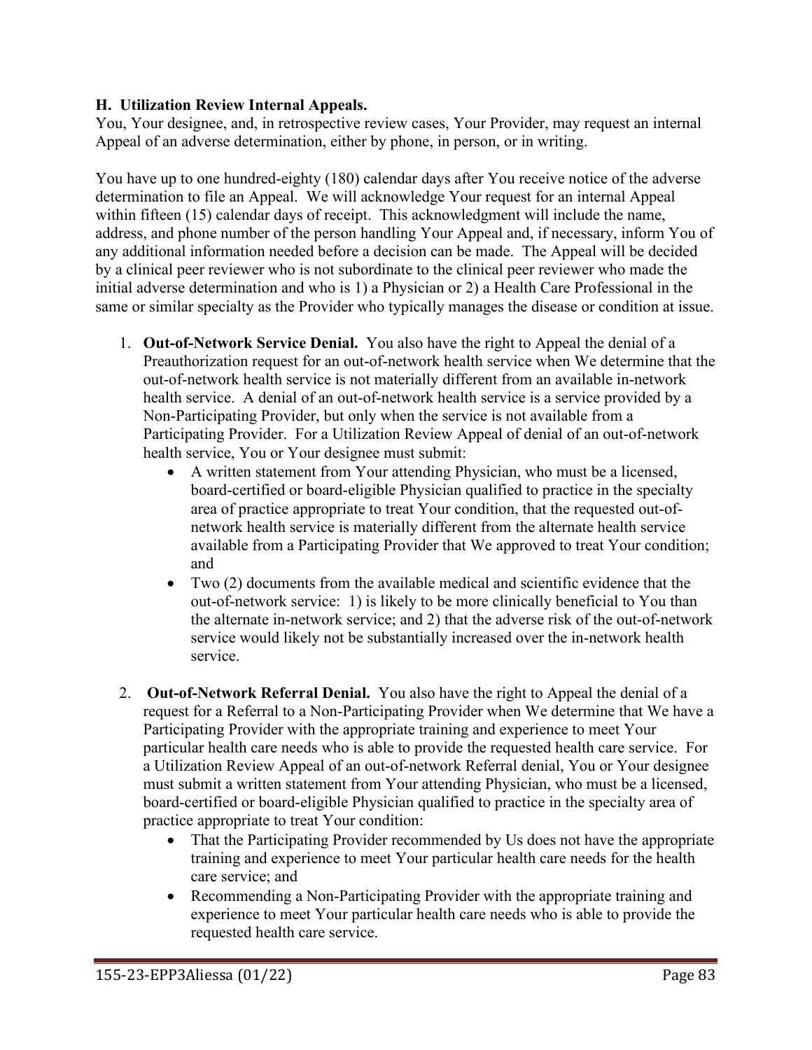### H. Utilization Review Internal Appeals.

You, Your designee, and, in retrospective review cases, Your Provider, may request an internal Appeal of an adverse determination, either by phone, in person, or in writing.

You have up to one hundred-eighty (180) calendar days after You receive notice of the adverse determination to file an Appeal. We will acknowledge Your request for an internal Appeal within fifteen (15) calendar days of receipt. This acknowledgment will include the name, address, and phone number of the person handling Your Appeal and, if necessary, inform You of any additional information needed before a decision can be made. The Appeal will be decided by a clinical peer reviewer who is not subordinate to the clinical peer reviewer who made the initial adverse determination and who is 1) a Physician or 2) a Health Care Professional in the same or similar specialty as the Provider who typically manages the disease or condition at issue.

1. **Out-of-Network Service Denial.** You also have the right to Appeal the denial of a Preauthorization request for an out-of-network health service when We determine that the out-of-network health service is not materially different from an available in-network health service. A denial of an out-of-network health service is a service provided by a Non-Participating Provider, but only when the service is not available from a Participating Provider. For a Utilization Review Appeal of denial of an out-of-network health service, You or Your designee must submit:
   - A written statement from Your attending Physician, who must be a licensed, board-certified or board-eligible Physician qualified to practice in the specialty area of practice appropriate to treat Your condition, that the requested out-of-network health service is materially different from the alternate health service available from a Participating Provider that We approved to treat Your condition; and
   - Two (2) documents from the available medical and scientific evidence that the out-of-network service: 1) is likely to be more clinically beneficial to You than the alternate in-network service; and 2) that the adverse risk of the out-of-network service would likely not be substantially increased over the in-network health service.

2. **Out-of-Network Referral Denial.** You also have the right to Appeal the denial of a request for a Referral to a Non-Participating Provider when We determine that We have a Participating Provider with the appropriate training and experience to meet Your particular health care needs who is able to provide the requested health care service. For a Utilization Review Appeal of an out-of-network Referral denial, You or Your designee must submit a written statement from Your attending Physician, who must be a licensed, board-certified or board-eligible Physician qualified to practice in the specialty area of practice appropriate to treat Your condition:
   - That the Participating Provider recommended by Us does not have the appropriate training and experience to meet Your particular health care needs for the health care service; and
   - Recommending a Non-Participating Provider with the appropriate training and experience to meet Your particular health care needs who is able to provide the requested health care service.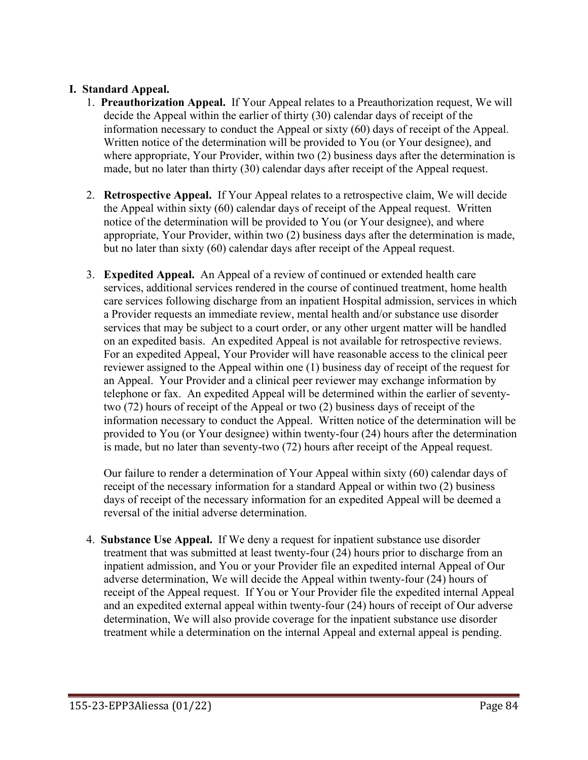## I. Standard Appeal.

1. **Preauthorization Appeal.** If Your Appeal relates to a Preauthorization request, We will decide the Appeal within the earlier of thirty (30) calendar days of receipt of the information necessary to conduct the Appeal or sixty (60) days of receipt of the Appeal. Written notice of the determination will be provided to You (or Your designee), and where appropriate, Your Provider, within two (2) business days after the determination is made, but no later than thirty (30) calendar days after receipt of the Appeal request.

2. **Retrospective Appeal.** If Your Appeal relates to a retrospective claim, We will decide the Appeal within sixty (60) calendar days of receipt of the Appeal request. Written notice of the determination will be provided to You (or Your designee), and where appropriate, Your Provider, within two (2) business days after the determination is made, but no later than sixty (60) calendar days after receipt of the Appeal request.

3. **Expedited Appeal.** An Appeal of a review of continued or extended health care services, additional services rendered in the course of continued treatment, home health care services following discharge from an inpatient Hospital admission, services in which a Provider requests an immediate review, mental health and/or substance use disorder services that may be subject to a court order, or any other urgent matter will be handled on an expedited basis. An expedited Appeal is not available for retrospective reviews. For an expedited Appeal, Your Provider will have reasonable access to the clinical peer reviewer assigned to the Appeal within one (1) business day of receipt of the request for an Appeal. Your Provider and a clinical peer reviewer may exchange information by telephone or fax. An expedited Appeal will be determined within the earlier of seventy-two (72) hours of receipt of the Appeal or two (2) business days of receipt of the information necessary to conduct the Appeal. Written notice of the determination will be provided to You (or Your designee) within twenty-four (24) hours after the determination is made, but no later than seventy-two (72) hours after receipt of the Appeal request.

   Our failure to render a determination of Your Appeal within sixty (60) calendar days of receipt of the necessary information for a standard Appeal or within two (2) business days of receipt of the necessary information for an expedited Appeal will be deemed a reversal of the initial adverse determination.

4. **Substance Use Appeal.** If We deny a request for inpatient substance use disorder treatment that was submitted at least twenty-four (24) hours prior to discharge from an inpatient admission, and You or your Provider file an expedited internal Appeal of Our adverse determination, We will decide the Appeal within twenty-four (24) hours of receipt of the Appeal request. If You or Your Provider file the expedited internal Appeal and an expedited external appeal within twenty-four (24) hours of receipt of Our adverse determination, We will also provide coverage for the inpatient substance use disorder treatment while a determination on the internal Appeal and external appeal is pending.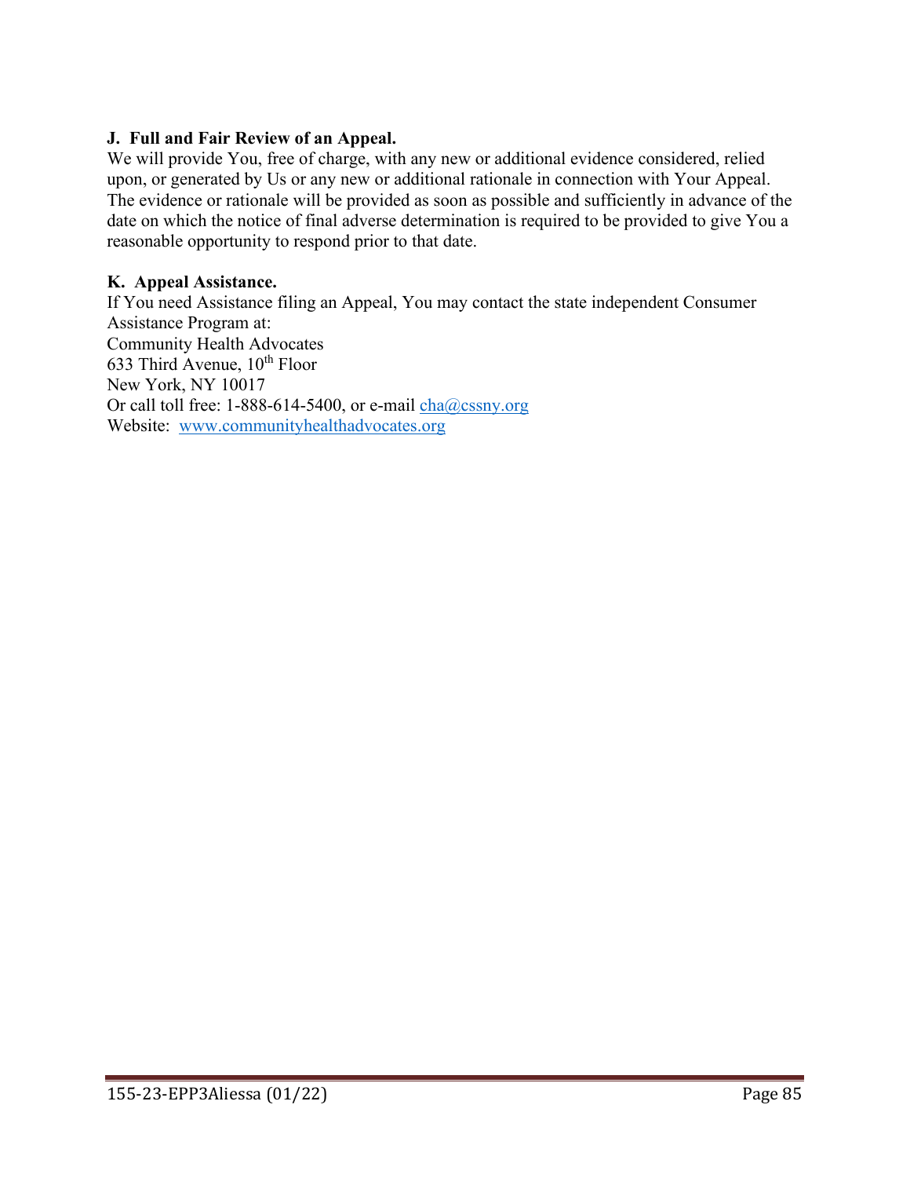**J. Full and Fair Review of an Appeal.**
We will provide You, free of charge, with any new or additional evidence considered, relied upon, or generated by Us or any new or additional rationale in connection with Your Appeal. The evidence or rationale will be provided as soon as possible and sufficiently in advance of the date on which the notice of final adverse determination is required to be provided to give You a reasonable opportunity to respond prior to that date.

**K. Appeal Assistance.**
If You need Assistance filing an Appeal, You may contact the state independent Consumer Assistance Program at:
Community Health Advocates
633 Third Avenue, 10th Floor
New York, NY 10017
Or call toll free: 1-888-614-5400, or e-mail cha@cssny.org
Website: www.communityhealthadvocates.org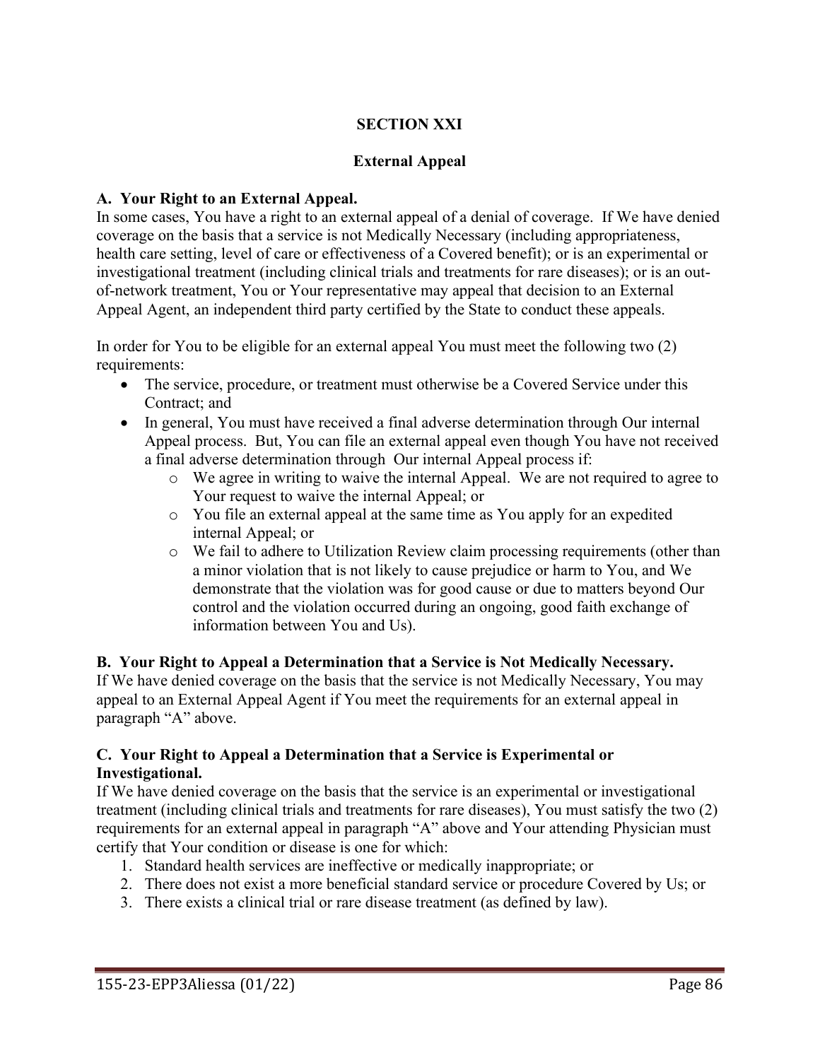# SECTION XXI

## External Appeal

**A. Your Right to an External Appeal.**
In some cases, You have a right to an external appeal of a denial of coverage. If We have denied coverage on the basis that a service is not Medically Necessary (including appropriateness, health care setting, level of care or effectiveness of a Covered benefit); or is an experimental or investigational treatment (including clinical trials and treatments for rare diseases); or is an out-of-network treatment, You or Your representative may appeal that decision to an External Appeal Agent, an independent third party certified by the State to conduct these appeals.

In order for You to be eligible for an external appeal You must meet the following two (2) requirements:

- The service, procedure, or treatment must otherwise be a Covered Service under this Contract; and
- In general, You must have received a final adverse determination through Our internal Appeal process. But, You can file an external appeal even though You have not received a final adverse determination through Our internal Appeal process if:
  - We agree in writing to waive the internal Appeal. We are not required to agree to Your request to waive the internal Appeal; or
  - You file an external appeal at the same time as You apply for an expedited internal Appeal; or
  - We fail to adhere to Utilization Review claim processing requirements (other than a minor violation that is not likely to cause prejudice or harm to You, and We demonstrate that the violation was for good cause or due to matters beyond Our control and the violation occurred during an ongoing, good faith exchange of information between You and Us).

**B. Your Right to Appeal a Determination that a Service is Not Medically Necessary.**
If We have denied coverage on the basis that the service is not Medically Necessary, You may appeal to an External Appeal Agent if You meet the requirements for an external appeal in paragraph "A" above.

**C. Your Right to Appeal a Determination that a Service is Experimental or Investigational.**
If We have denied coverage on the basis that the service is an experimental or investigational treatment (including clinical trials and treatments for rare diseases), You must satisfy the two (2) requirements for an external appeal in paragraph "A" above and Your attending Physician must certify that Your condition or disease is one for which:

1. Standard health services are ineffective or medically inappropriate; or
2. There does not exist a more beneficial standard service or procedure Covered by Us; or
3. There exists a clinical trial or rare disease treatment (as defined by law).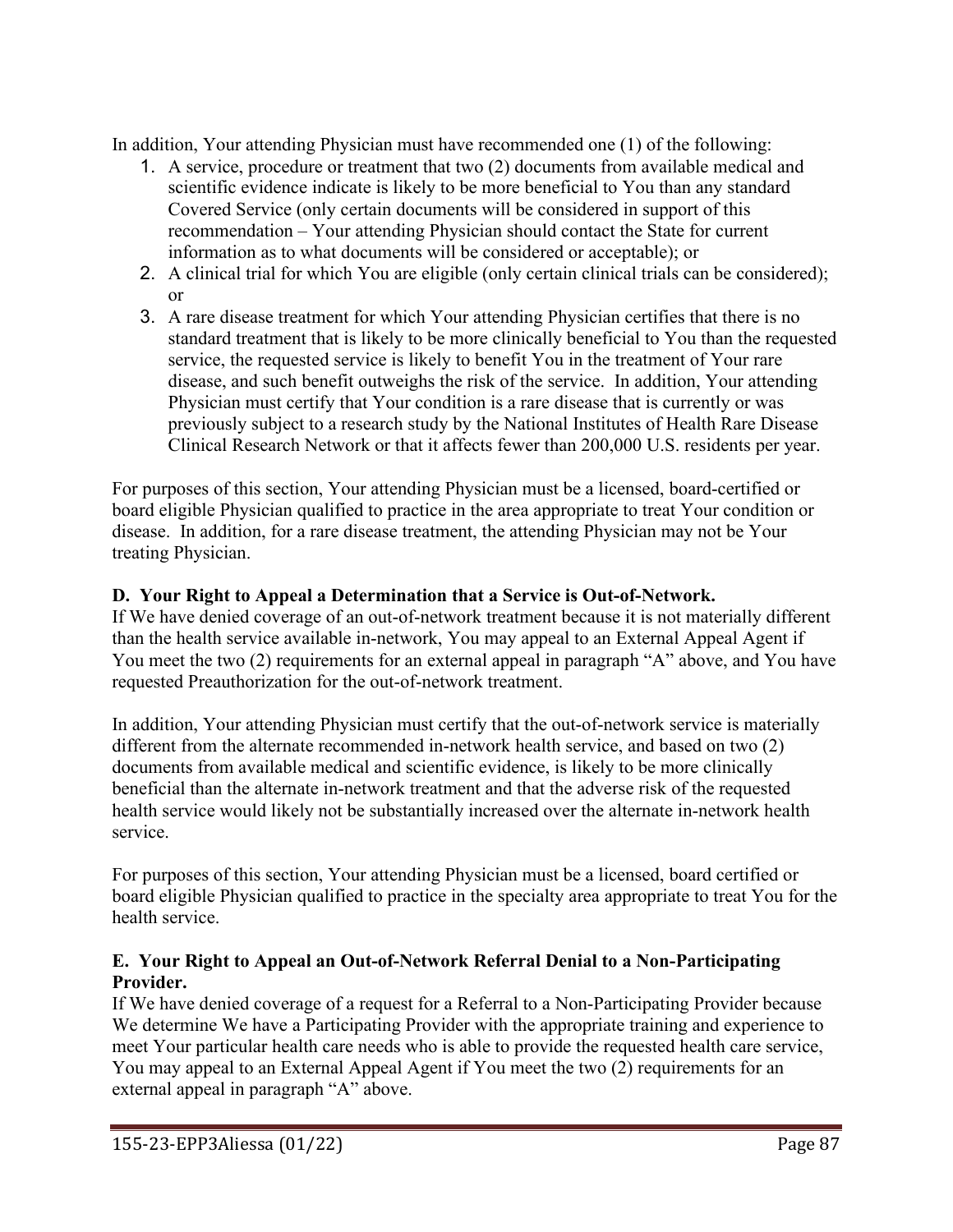In addition, Your attending Physician must have recommended one (1) of the following:

1. A service, procedure or treatment that two (2) documents from available medical and scientific evidence indicate is likely to be more beneficial to You than any standard Covered Service (only certain documents will be considered in support of this recommendation – Your attending Physician should contact the State for current information as to what documents will be considered or acceptable); or
2. A clinical trial for which You are eligible (only certain clinical trials can be considered); or
3. A rare disease treatment for which Your attending Physician certifies that there is no standard treatment that is likely to be more clinically beneficial to You than the requested service, the requested service is likely to benefit You in the treatment of Your rare disease, and such benefit outweighs the risk of the service. In addition, Your attending Physician must certify that Your condition is a rare disease that is currently or was previously subject to a research study by the National Institutes of Health Rare Disease Clinical Research Network or that it affects fewer than 200,000 U.S. residents per year.

For purposes of this section, Your attending Physician must be a licensed, board-certified or board eligible Physician qualified to practice in the area appropriate to treat Your condition or disease. In addition, for a rare disease treatment, the attending Physician may not be Your treating Physician.

**D. Your Right to Appeal a Determination that a Service is Out-of-Network.**

If We have denied coverage of an out-of-network treatment because it is not materially different than the health service available in-network, You may appeal to an External Appeal Agent if You meet the two (2) requirements for an external appeal in paragraph "A" above, and You have requested Preauthorization for the out-of-network treatment.

In addition, Your attending Physician must certify that the out-of-network service is materially different from the alternate recommended in-network health service, and based on two (2) documents from available medical and scientific evidence, is likely to be more clinically beneficial than the alternate in-network treatment and that the adverse risk of the requested health service would likely not be substantially increased over the alternate in-network health service.

For purposes of this section, Your attending Physician must be a licensed, board certified or board eligible Physician qualified to practice in the specialty area appropriate to treat You for the health service.

**E. Your Right to Appeal an Out-of-Network Referral Denial to a Non-Participating Provider.**

If We have denied coverage of a request for a Referral to a Non-Participating Provider because We determine We have a Participating Provider with the appropriate training and experience to meet Your particular health care needs who is able to provide the requested health care service, You may appeal to an External Appeal Agent if You meet the two (2) requirements for an external appeal in paragraph "A" above.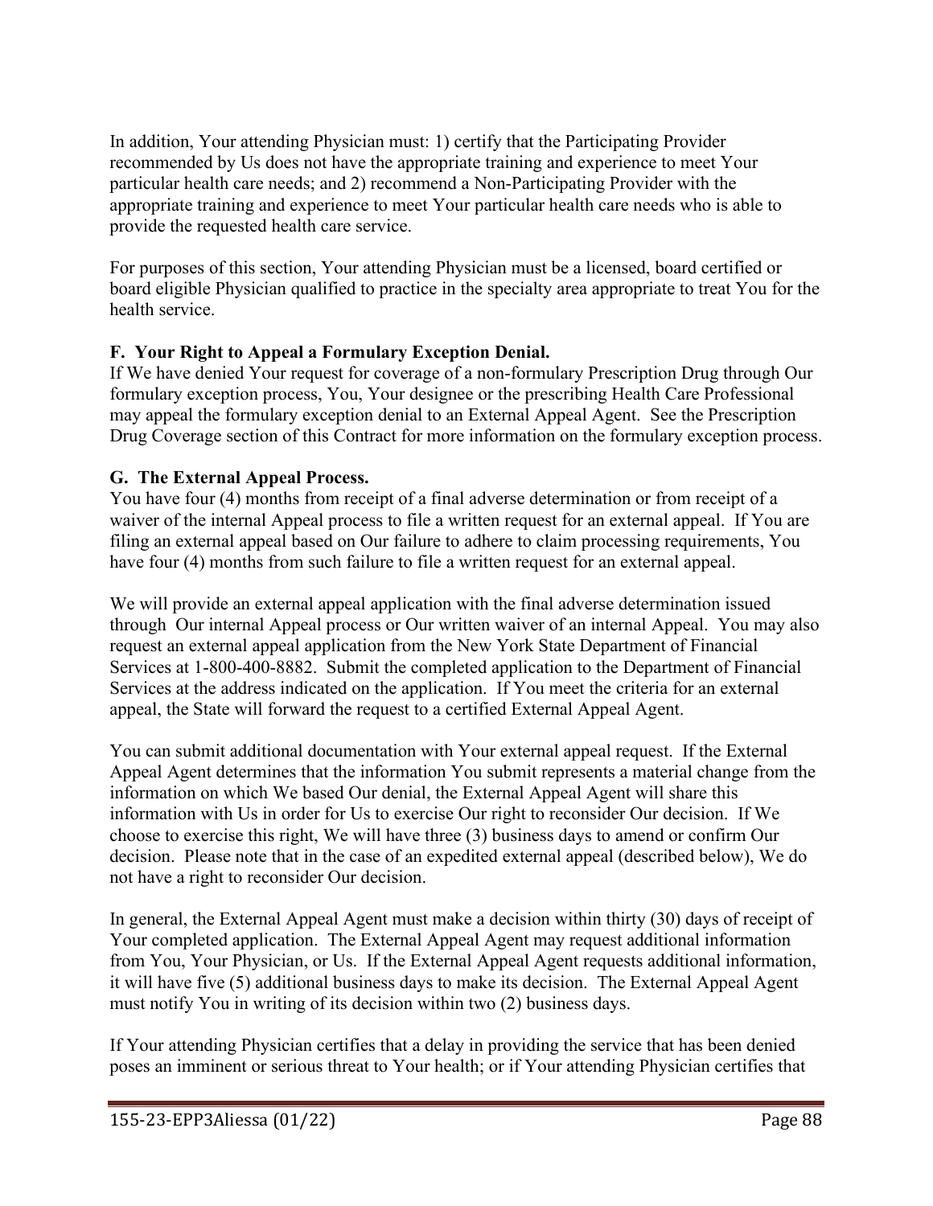In addition, Your attending Physician must: 1) certify that the Participating Provider recommended by Us does not have the appropriate training and experience to meet Your particular health care needs; and 2) recommend a Non-Participating Provider with the appropriate training and experience to meet Your particular health care needs who is able to provide the requested health care service.

For purposes of this section, Your attending Physician must be a licensed, board certified or board eligible Physician qualified to practice in the specialty area appropriate to treat You for the health service.

**F. Your Right to Appeal a Formulary Exception Denial.**
If We have denied Your request for coverage of a non-formulary Prescription Drug through Our formulary exception process, You, Your designee or the prescribing Health Care Professional may appeal the formulary exception denial to an External Appeal Agent. See the Prescription Drug Coverage section of this Contract for more information on the formulary exception process.

**G. The External Appeal Process.**
You have four (4) months from receipt of a final adverse determination or from receipt of a waiver of the internal Appeal process to file a written request for an external appeal. If You are filing an external appeal based on Our failure to adhere to claim processing requirements, You have four (4) months from such failure to file a written request for an external appeal.

We will provide an external appeal application with the final adverse determination issued through Our internal Appeal process or Our written waiver of an internal Appeal. You may also request an external appeal application from the New York State Department of Financial Services at 1-800-400-8882. Submit the completed application to the Department of Financial Services at the address indicated on the application. If You meet the criteria for an external appeal, the State will forward the request to a certified External Appeal Agent.

You can submit additional documentation with Your external appeal request. If the External Appeal Agent determines that the information You submit represents a material change from the information on which We based Our denial, the External Appeal Agent will share this information with Us in order for Us to exercise Our right to reconsider Our decision. If We choose to exercise this right, We will have three (3) business days to amend or confirm Our decision. Please note that in the case of an expedited external appeal (described below), We do not have a right to reconsider Our decision.

In general, the External Appeal Agent must make a decision within thirty (30) days of receipt of Your completed application. The External Appeal Agent may request additional information from You, Your Physician, or Us. If the External Appeal Agent requests additional information, it will have five (5) additional business days to make its decision. The External Appeal Agent must notify You in writing of its decision within two (2) business days.

If Your attending Physician certifies that a delay in providing the service that has been denied poses an imminent or serious threat to Your health; or if Your attending Physician certifies that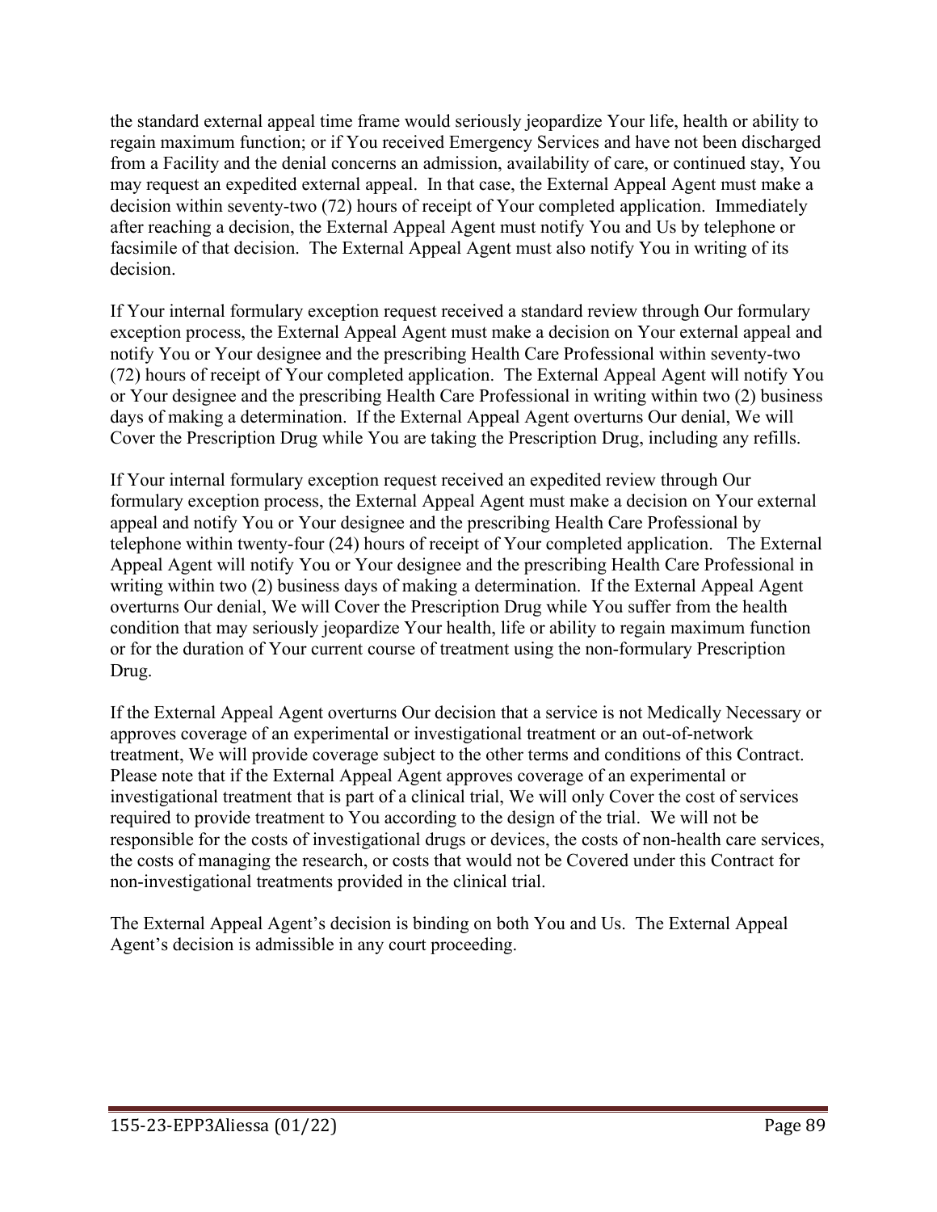the standard external appeal time frame would seriously jeopardize Your life, health or ability to regain maximum function; or if You received Emergency Services and have not been discharged from a Facility and the denial concerns an admission, availability of care, or continued stay, You may request an expedited external appeal. In that case, the External Appeal Agent must make a decision within seventy-two (72) hours of receipt of Your completed application. Immediately after reaching a decision, the External Appeal Agent must notify You and Us by telephone or facsimile of that decision. The External Appeal Agent must also notify You in writing of its decision.

If Your internal formulary exception request received a standard review through Our formulary exception process, the External Appeal Agent must make a decision on Your external appeal and notify You or Your designee and the prescribing Health Care Professional within seventy-two (72) hours of receipt of Your completed application. The External Appeal Agent will notify You or Your designee and the prescribing Health Care Professional in writing within two (2) business days of making a determination. If the External Appeal Agent overturns Our denial, We will Cover the Prescription Drug while You are taking the Prescription Drug, including any refills.

If Your internal formulary exception request received an expedited review through Our formulary exception process, the External Appeal Agent must make a decision on Your external appeal and notify You or Your designee and the prescribing Health Care Professional by telephone within twenty-four (24) hours of receipt of Your completed application. The External Appeal Agent will notify You or Your designee and the prescribing Health Care Professional in writing within two (2) business days of making a determination. If the External Appeal Agent overturns Our denial, We will Cover the Prescription Drug while You suffer from the health condition that may seriously jeopardize Your health, life or ability to regain maximum function or for the duration of Your current course of treatment using the non-formulary Prescription Drug.

If the External Appeal Agent overturns Our decision that a service is not Medically Necessary or approves coverage of an experimental or investigational treatment or an out-of-network treatment, We will provide coverage subject to the other terms and conditions of this Contract. Please note that if the External Appeal Agent approves coverage of an experimental or investigational treatment that is part of a clinical trial, We will only Cover the cost of services required to provide treatment to You according to the design of the trial. We will not be responsible for the costs of investigational drugs or devices, the costs of non-health care services, the costs of managing the research, or costs that would not be Covered under this Contract for non-investigational treatments provided in the clinical trial.

The External Appeal Agent's decision is binding on both You and Us. The External Appeal Agent's decision is admissible in any court proceeding.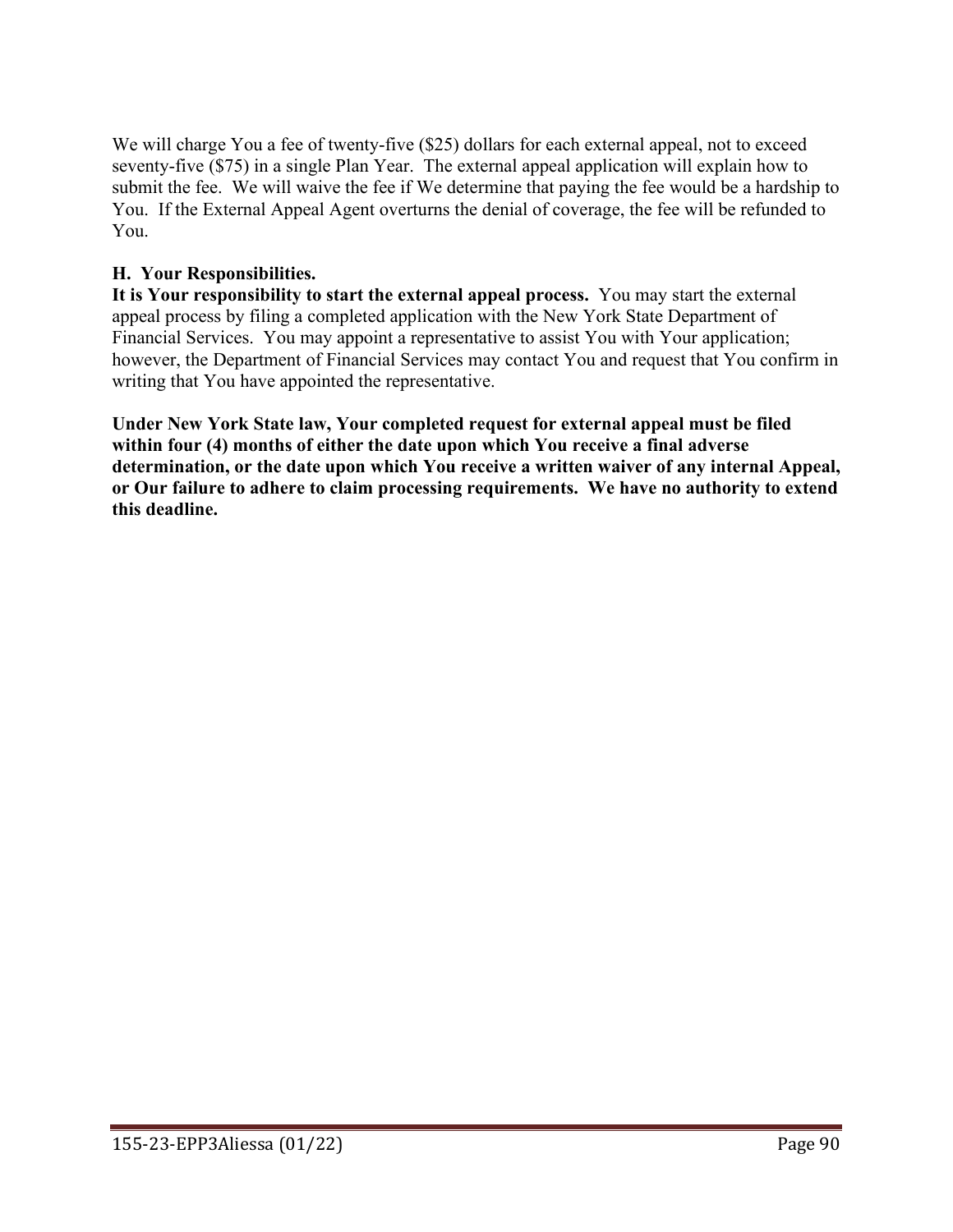We will charge You a fee of twenty-five ($25) dollars for each external appeal, not to exceed seventy-five ($75) in a single Plan Year. The external appeal application will explain how to submit the fee. We will waive the fee if We determine that paying the fee would be a hardship to You. If the External Appeal Agent overturns the denial of coverage, the fee will be refunded to You.

### H. Your Responsibilities.

**It is Your responsibility to start the external appeal process.** You may start the external appeal process by filing a completed application with the New York State Department of Financial Services. You may appoint a representative to assist You with Your application; however, the Department of Financial Services may contact You and request that You confirm in writing that You have appointed the representative.

**Under New York State law, Your completed request for external appeal must be filed within four (4) months of either the date upon which You receive a final adverse determination, or the date upon which You receive a written waiver of any internal Appeal, or Our failure to adhere to claim processing requirements. We have no authority to extend this deadline.**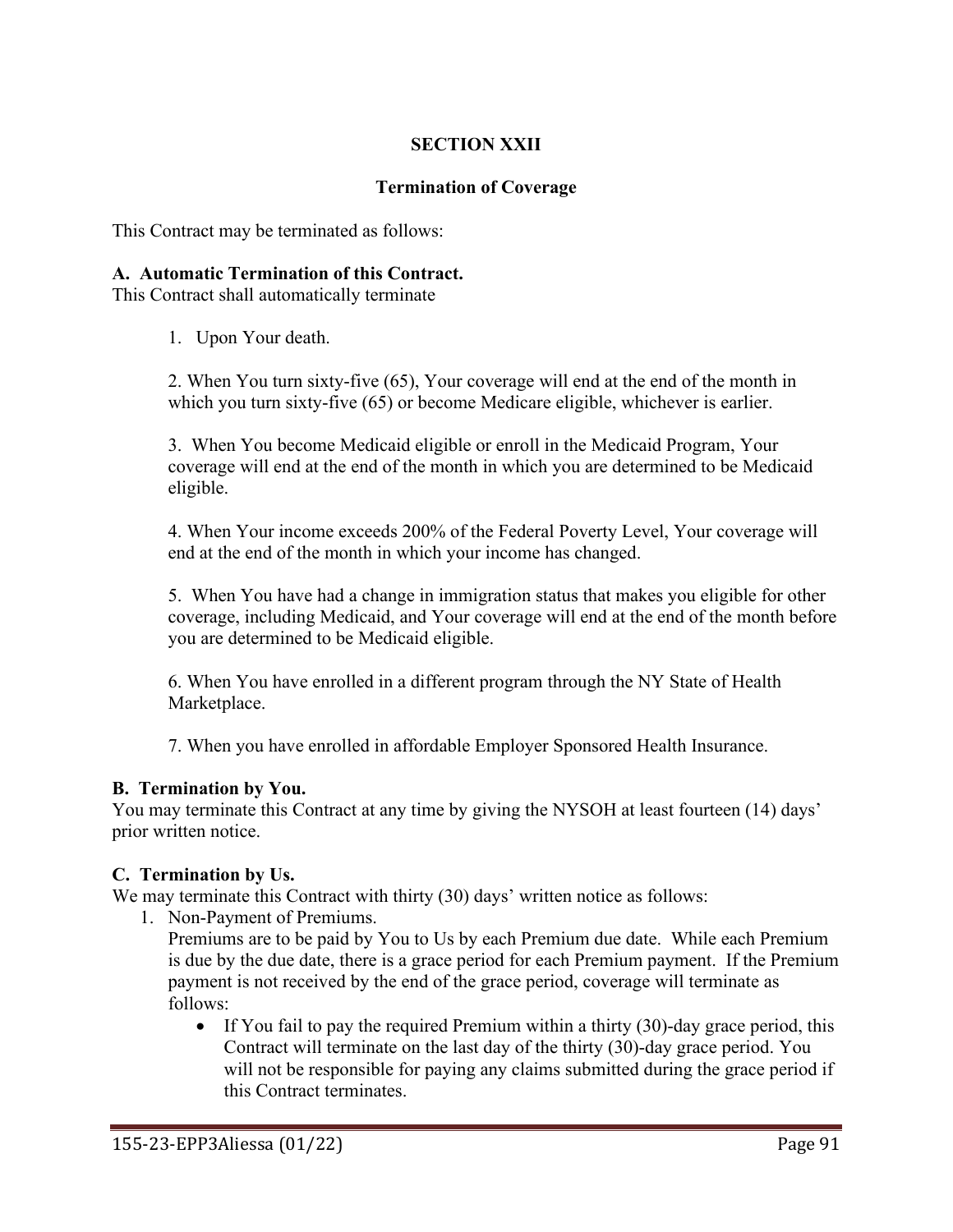# SECTION XXII

## Termination of Coverage

This Contract may be terminated as follows:

**A. Automatic Termination of this Contract.**
This Contract shall automatically terminate

1. Upon Your death.

2. When You turn sixty-five (65), Your coverage will end at the end of the month in which you turn sixty-five (65) or become Medicare eligible, whichever is earlier.

3. When You become Medicaid eligible or enroll in the Medicaid Program, Your coverage will end at the end of the month in which you are determined to be Medicaid eligible.

4. When Your income exceeds 200% of the Federal Poverty Level, Your coverage will end at the end of the month in which your income has changed.

5. When You have had a change in immigration status that makes you eligible for other coverage, including Medicaid, and Your coverage will end at the end of the month before you are determined to be Medicaid eligible.

6. When You have enrolled in a different program through the NY State of Health Marketplace.

7. When you have enrolled in affordable Employer Sponsored Health Insurance.

**B. Termination by You.**
You may terminate this Contract at any time by giving the NYSOH at least fourteen (14) days' prior written notice.

**C. Termination by Us.**
We may terminate this Contract with thirty (30) days' written notice as follows:

1. Non-Payment of Premiums.
   Premiums are to be paid by You to Us by each Premium due date. While each Premium is due by the due date, there is a grace period for each Premium payment. If the Premium payment is not received by the end of the grace period, coverage will terminate as follows:
   - If You fail to pay the required Premium within a thirty (30)-day grace period, this Contract will terminate on the last day of the thirty (30)-day grace period. You will not be responsible for paying any claims submitted during the grace period if this Contract terminates.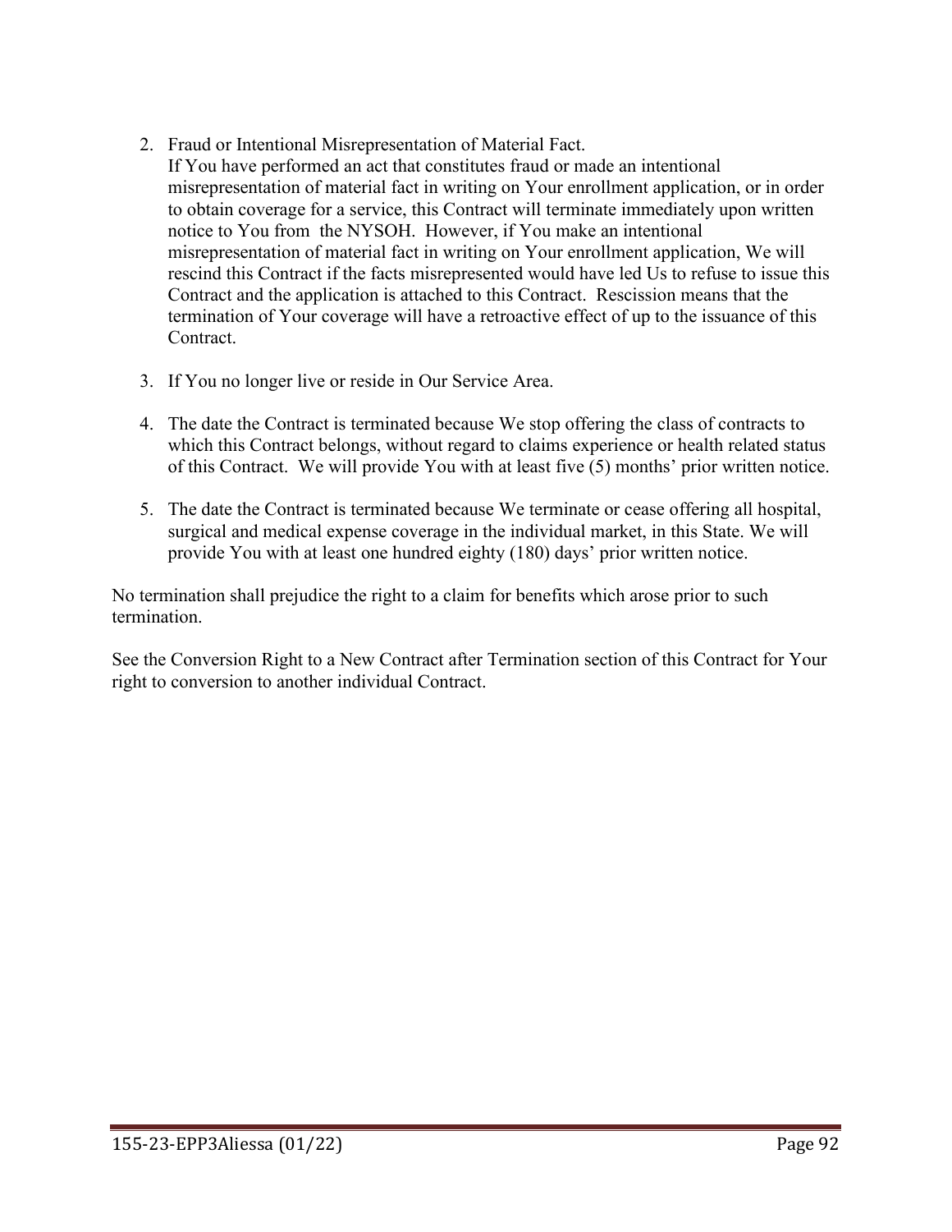2. Fraud or Intentional Misrepresentation of Material Fact.
   If You have performed an act that constitutes fraud or made an intentional misrepresentation of material fact in writing on Your enrollment application, or in order to obtain coverage for a service, this Contract will terminate immediately upon written notice to You from the NYSOH. However, if You make an intentional misrepresentation of material fact in writing on Your enrollment application, We will rescind this Contract if the facts misrepresented would have led Us to refuse to issue this Contract and the application is attached to this Contract. Rescission means that the termination of Your coverage will have a retroactive effect of up to the issuance of this Contract.

3. If You no longer live or reside in Our Service Area.

4. The date the Contract is terminated because We stop offering the class of contracts to which this Contract belongs, without regard to claims experience or health related status of this Contract. We will provide You with at least five (5) months' prior written notice.

5. The date the Contract is terminated because We terminate or cease offering all hospital, surgical and medical expense coverage in the individual market, in this State. We will provide You with at least one hundred eighty (180) days' prior written notice.

No termination shall prejudice the right to a claim for benefits which arose prior to such termination.

See the Conversion Right to a New Contract after Termination section of this Contract for Your right to conversion to another individual Contract.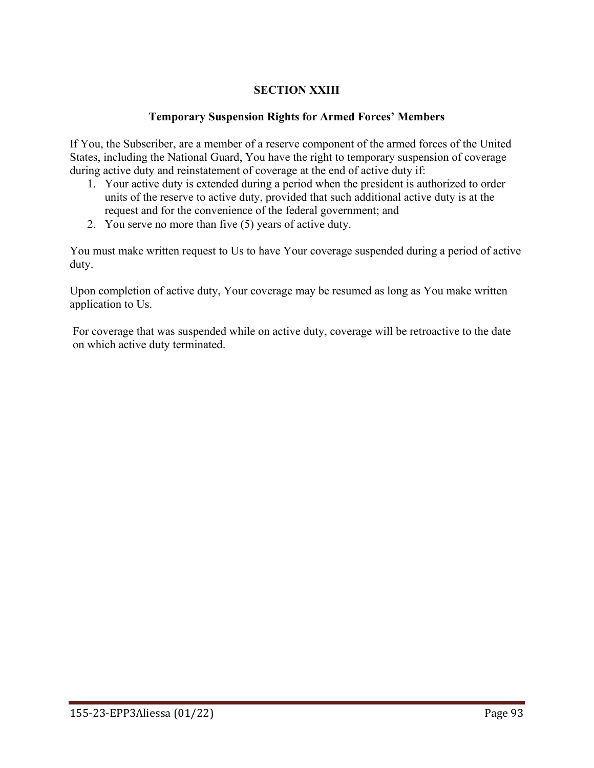## SECTION XXIII

### Temporary Suspension Rights for Armed Forces' Members

If You, the Subscriber, are a member of a reserve component of the armed forces of the United States, including the National Guard, You have the right to temporary suspension of coverage during active duty and reinstatement of coverage at the end of active duty if:

1. Your active duty is extended during a period when the president is authorized to order units of the reserve to active duty, provided that such additional active duty is at the request and for the convenience of the federal government; and
2. You serve no more than five (5) years of active duty.

You must make written request to Us to have Your coverage suspended during a period of active duty.

Upon completion of active duty, Your coverage may be resumed as long as You make written application to Us.

For coverage that was suspended while on active duty, coverage will be retroactive to the date on which active duty terminated.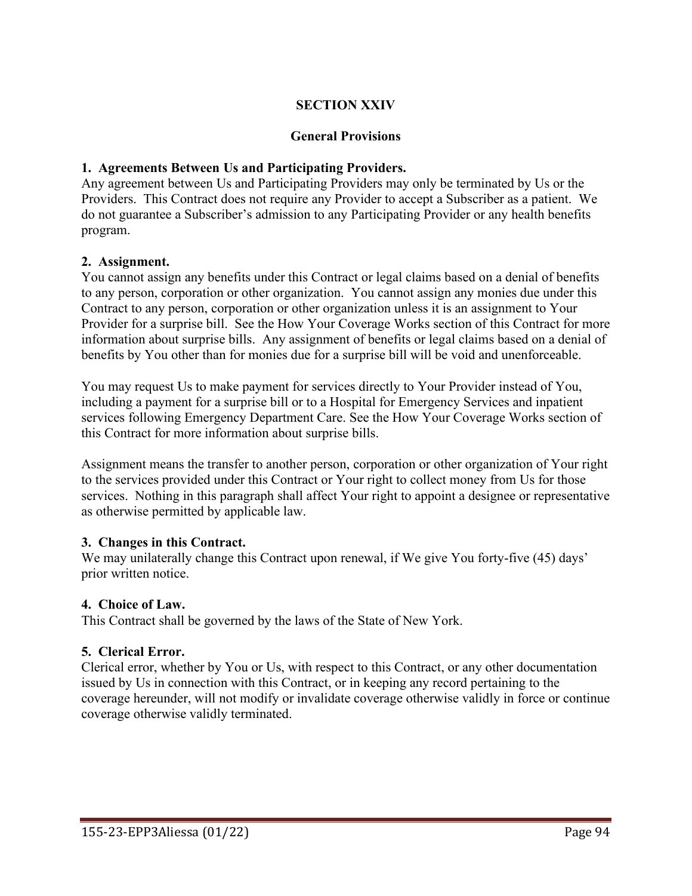# SECTION XXIV

## General Provisions

**1. Agreements Between Us and Participating Providers.**
Any agreement between Us and Participating Providers may only be terminated by Us or the Providers. This Contract does not require any Provider to accept a Subscriber as a patient. We do not guarantee a Subscriber's admission to any Participating Provider or any health benefits program.

**2. Assignment.**
You cannot assign any benefits under this Contract or legal claims based on a denial of benefits to any person, corporation or other organization. You cannot assign any monies due under this Contract to any person, corporation or other organization unless it is an assignment to Your Provider for a surprise bill. See the How Your Coverage Works section of this Contract for more information about surprise bills. Any assignment of benefits or legal claims based on a denial of benefits by You other than for monies due for a surprise bill will be void and unenforceable.

You may request Us to make payment for services directly to Your Provider instead of You, including a payment for a surprise bill or to a Hospital for Emergency Services and inpatient services following Emergency Department Care. See the How Your Coverage Works section of this Contract for more information about surprise bills.

Assignment means the transfer to another person, corporation or other organization of Your right to the services provided under this Contract or Your right to collect money from Us for those services. Nothing in this paragraph shall affect Your right to appoint a designee or representative as otherwise permitted by applicable law.

**3. Changes in this Contract.**
We may unilaterally change this Contract upon renewal, if We give You forty-five (45) days' prior written notice.

**4. Choice of Law.**
This Contract shall be governed by the laws of the State of New York.

**5. Clerical Error.**
Clerical error, whether by You or Us, with respect to this Contract, or any other documentation issued by Us in connection with this Contract, or in keeping any record pertaining to the coverage hereunder, will not modify or invalidate coverage otherwise validly in force or continue coverage otherwise validly terminated.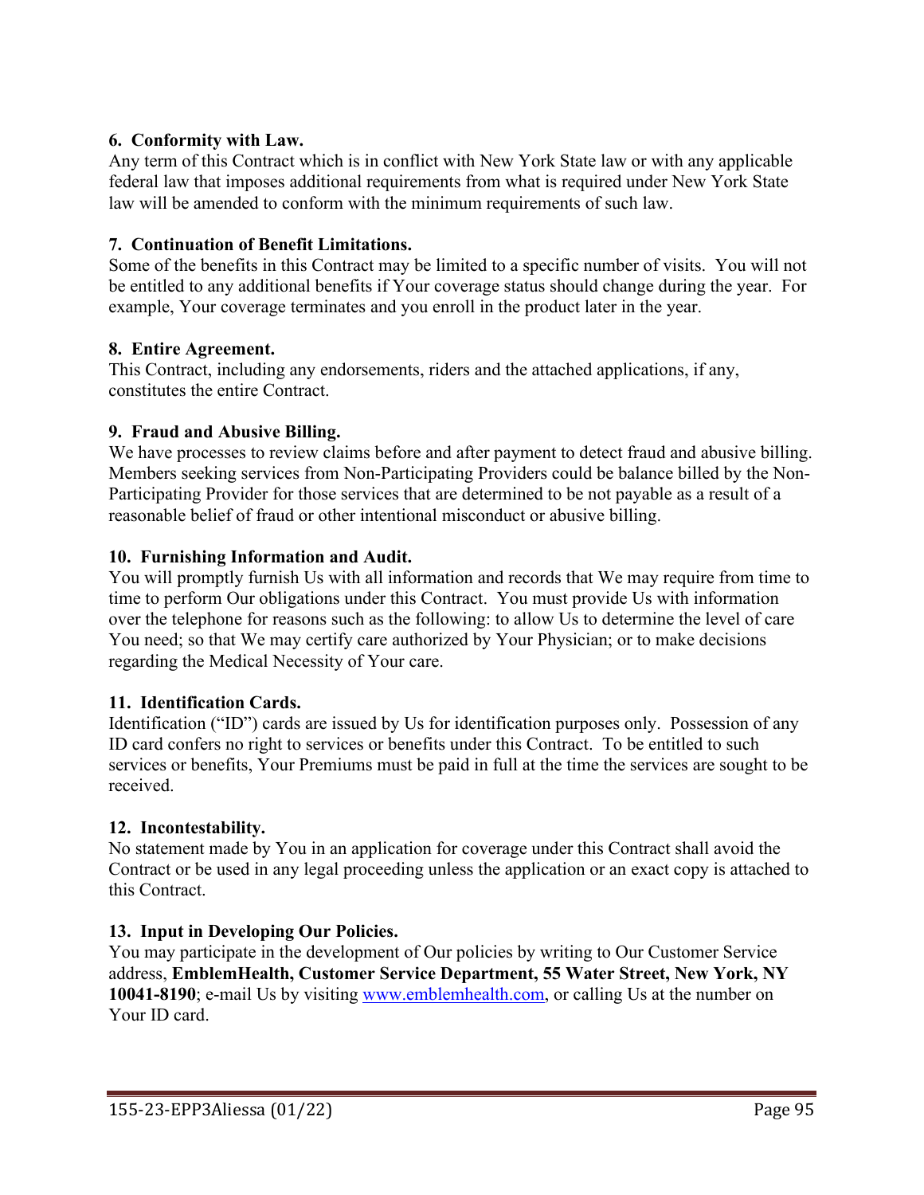**6. Conformity with Law.**

Any term of this Contract which is in conflict with New York State law or with any applicable federal law that imposes additional requirements from what is required under New York State law will be amended to conform with the minimum requirements of such law.

**7. Continuation of Benefit Limitations.**

Some of the benefits in this Contract may be limited to a specific number of visits. You will not be entitled to any additional benefits if Your coverage status should change during the year. For example, Your coverage terminates and you enroll in the product later in the year.

**8. Entire Agreement.**

This Contract, including any endorsements, riders and the attached applications, if any, constitutes the entire Contract.

**9. Fraud and Abusive Billing.**

We have processes to review claims before and after payment to detect fraud and abusive billing. Members seeking services from Non-Participating Providers could be balance billed by the Non-Participating Provider for those services that are determined to be not payable as a result of a reasonable belief of fraud or other intentional misconduct or abusive billing.

**10. Furnishing Information and Audit.**

You will promptly furnish Us with all information and records that We may require from time to time to perform Our obligations under this Contract. You must provide Us with information over the telephone for reasons such as the following: to allow Us to determine the level of care You need; so that We may certify care authorized by Your Physician; or to make decisions regarding the Medical Necessity of Your care.

**11. Identification Cards.**

Identification ("ID") cards are issued by Us for identification purposes only. Possession of any ID card confers no right to services or benefits under this Contract. To be entitled to such services or benefits, Your Premiums must be paid in full at the time the services are sought to be received.

**12. Incontestability.**

No statement made by You in an application for coverage under this Contract shall avoid the Contract or be used in any legal proceeding unless the application or an exact copy is attached to this Contract.

**13. Input in Developing Our Policies.**

You may participate in the development of Our policies by writing to Our Customer Service address, **EmblemHealth, Customer Service Department, 55 Water Street, New York, NY 10041-8190**; e-mail Us by visiting www.emblemhealth.com, or calling Us at the number on Your ID card.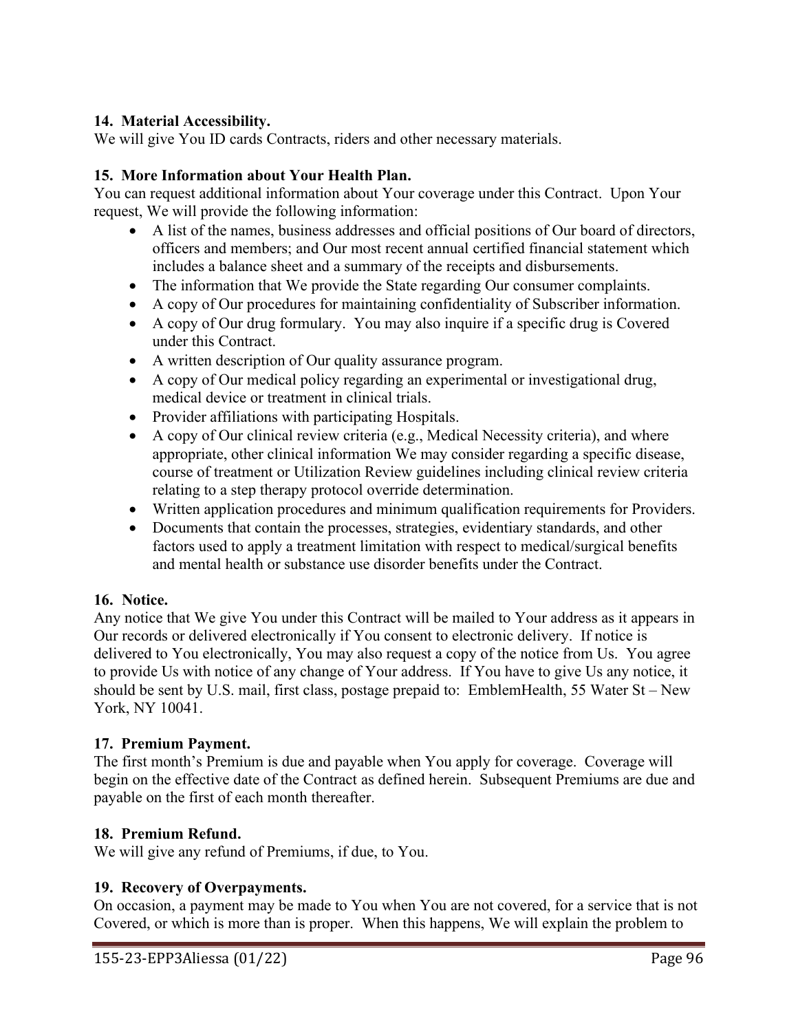**14. Material Accessibility.**
We will give You ID cards Contracts, riders and other necessary materials.

**15. More Information about Your Health Plan.**
You can request additional information about Your coverage under this Contract. Upon Your request, We will provide the following information:

- A list of the names, business addresses and official positions of Our board of directors, officers and members; and Our most recent annual certified financial statement which includes a balance sheet and a summary of the receipts and disbursements.
- The information that We provide the State regarding Our consumer complaints.
- A copy of Our procedures for maintaining confidentiality of Subscriber information.
- A copy of Our drug formulary. You may also inquire if a specific drug is Covered under this Contract.
- A written description of Our quality assurance program.
- A copy of Our medical policy regarding an experimental or investigational drug, medical device or treatment in clinical trials.
- Provider affiliations with participating Hospitals.
- A copy of Our clinical review criteria (e.g., Medical Necessity criteria), and where appropriate, other clinical information We may consider regarding a specific disease, course of treatment or Utilization Review guidelines including clinical review criteria relating to a step therapy protocol override determination.
- Written application procedures and minimum qualification requirements for Providers.
- Documents that contain the processes, strategies, evidentiary standards, and other factors used to apply a treatment limitation with respect to medical/surgical benefits and mental health or substance use disorder benefits under the Contract.

**16. Notice.**
Any notice that We give You under this Contract will be mailed to Your address as it appears in Our records or delivered electronically if You consent to electronic delivery. If notice is delivered to You electronically, You may also request a copy of the notice from Us. You agree to provide Us with notice of any change of Your address. If You have to give Us any notice, it should be sent by U.S. mail, first class, postage prepaid to: EmblemHealth, 55 Water St – New York, NY 10041.

**17. Premium Payment.**
The first month's Premium is due and payable when You apply for coverage. Coverage will begin on the effective date of the Contract as defined herein. Subsequent Premiums are due and payable on the first of each month thereafter.

**18. Premium Refund.**
We will give any refund of Premiums, if due, to You.

**19. Recovery of Overpayments.**
On occasion, a payment may be made to You when You are not covered, for a service that is not Covered, or which is more than is proper. When this happens, We will explain the problem to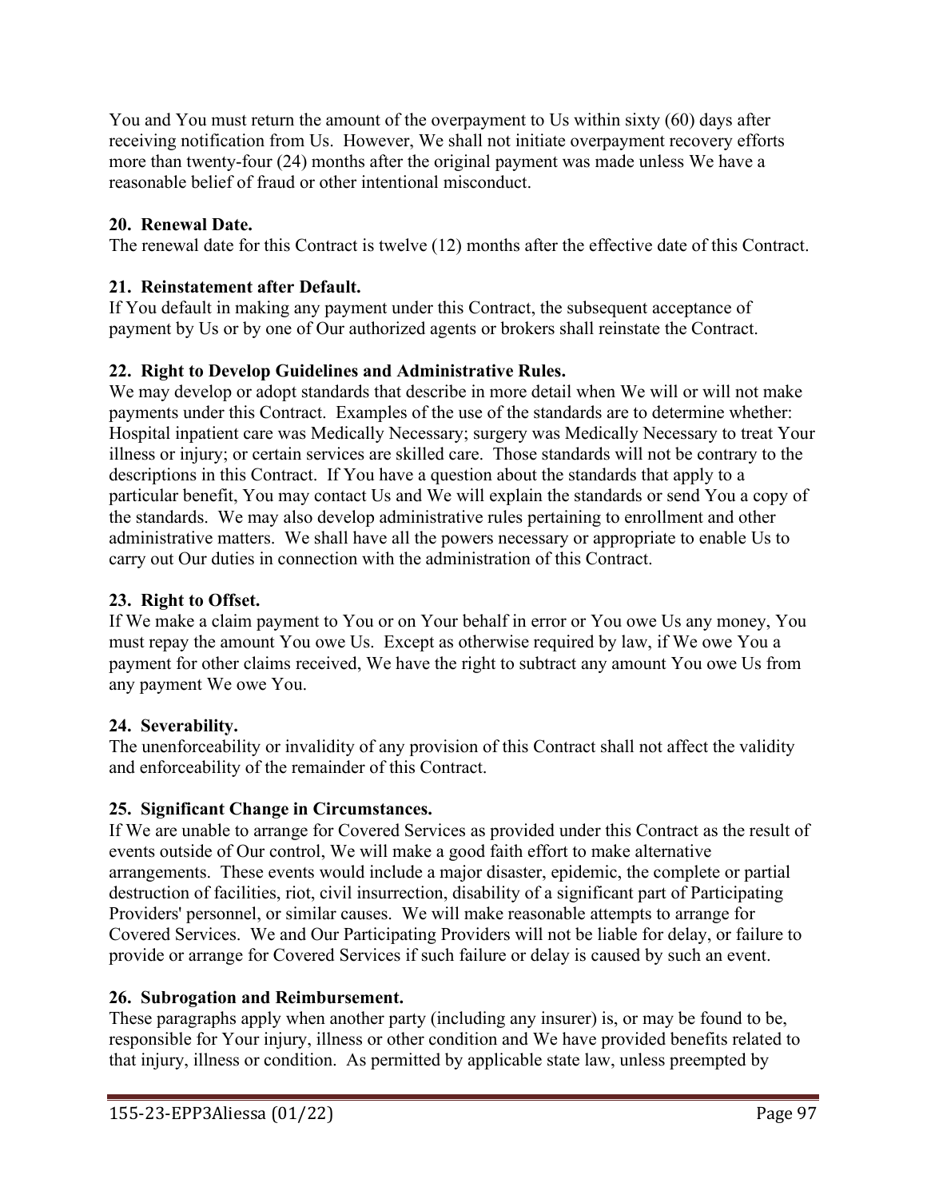You and You must return the amount of the overpayment to Us within sixty (60) days after receiving notification from Us. However, We shall not initiate overpayment recovery efforts more than twenty-four (24) months after the original payment was made unless We have a reasonable belief of fraud or other intentional misconduct.

**20. Renewal Date.**

The renewal date for this Contract is twelve (12) months after the effective date of this Contract.

**21. Reinstatement after Default.**

If You default in making any payment under this Contract, the subsequent acceptance of payment by Us or by one of Our authorized agents or brokers shall reinstate the Contract.

**22. Right to Develop Guidelines and Administrative Rules.**

We may develop or adopt standards that describe in more detail when We will or will not make payments under this Contract. Examples of the use of the standards are to determine whether: Hospital inpatient care was Medically Necessary; surgery was Medically Necessary to treat Your illness or injury; or certain services are skilled care. Those standards will not be contrary to the descriptions in this Contract. If You have a question about the standards that apply to a particular benefit, You may contact Us and We will explain the standards or send You a copy of the standards. We may also develop administrative rules pertaining to enrollment and other administrative matters. We shall have all the powers necessary or appropriate to enable Us to carry out Our duties in connection with the administration of this Contract.

**23. Right to Offset.**

If We make a claim payment to You or on Your behalf in error or You owe Us any money, You must repay the amount You owe Us. Except as otherwise required by law, if We owe You a payment for other claims received, We have the right to subtract any amount You owe Us from any payment We owe You.

**24. Severability.**

The unenforceability or invalidity of any provision of this Contract shall not affect the validity and enforceability of the remainder of this Contract.

**25. Significant Change in Circumstances.**

If We are unable to arrange for Covered Services as provided under this Contract as the result of events outside of Our control, We will make a good faith effort to make alternative arrangements. These events would include a major disaster, epidemic, the complete or partial destruction of facilities, riot, civil insurrection, disability of a significant part of Participating Providers' personnel, or similar causes. We will make reasonable attempts to arrange for Covered Services. We and Our Participating Providers will not be liable for delay, or failure to provide or arrange for Covered Services if such failure or delay is caused by such an event.

**26. Subrogation and Reimbursement.**

These paragraphs apply when another party (including any insurer) is, or may be found to be, responsible for Your injury, illness or other condition and We have provided benefits related to that injury, illness or condition. As permitted by applicable state law, unless preempted by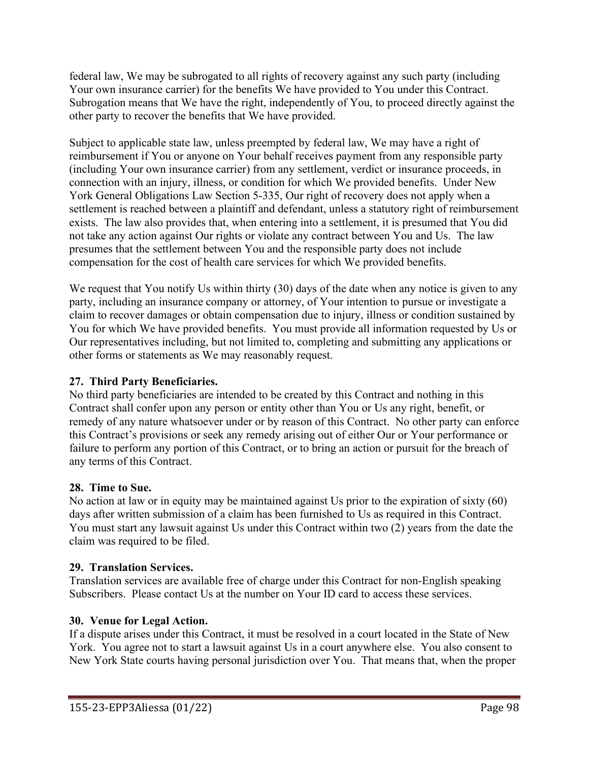federal law, We may be subrogated to all rights of recovery against any such party (including Your own insurance carrier) for the benefits We have provided to You under this Contract. Subrogation means that We have the right, independently of You, to proceed directly against the other party to recover the benefits that We have provided.

Subject to applicable state law, unless preempted by federal law, We may have a right of reimbursement if You or anyone on Your behalf receives payment from any responsible party (including Your own insurance carrier) from any settlement, verdict or insurance proceeds, in connection with an injury, illness, or condition for which We provided benefits. Under New York General Obligations Law Section 5-335, Our right of recovery does not apply when a settlement is reached between a plaintiff and defendant, unless a statutory right of reimbursement exists. The law also provides that, when entering into a settlement, it is presumed that You did not take any action against Our rights or violate any contract between You and Us. The law presumes that the settlement between You and the responsible party does not include compensation for the cost of health care services for which We provided benefits.

We request that You notify Us within thirty (30) days of the date when any notice is given to any party, including an insurance company or attorney, of Your intention to pursue or investigate a claim to recover damages or obtain compensation due to injury, illness or condition sustained by You for which We have provided benefits. You must provide all information requested by Us or Our representatives including, but not limited to, completing and submitting any applications or other forms or statements as We may reasonably request.

**27. Third Party Beneficiaries.**

No third party beneficiaries are intended to be created by this Contract and nothing in this Contract shall confer upon any person or entity other than You or Us any right, benefit, or remedy of any nature whatsoever under or by reason of this Contract. No other party can enforce this Contract's provisions or seek any remedy arising out of either Our or Your performance or failure to perform any portion of this Contract, or to bring an action or pursuit for the breach of any terms of this Contract.

**28. Time to Sue.**

No action at law or in equity may be maintained against Us prior to the expiration of sixty (60) days after written submission of a claim has been furnished to Us as required in this Contract. You must start any lawsuit against Us under this Contract within two (2) years from the date the claim was required to be filed.

**29. Translation Services.**

Translation services are available free of charge under this Contract for non-English speaking Subscribers. Please contact Us at the number on Your ID card to access these services.

**30. Venue for Legal Action.**

If a dispute arises under this Contract, it must be resolved in a court located in the State of New York. You agree not to start a lawsuit against Us in a court anywhere else. You also consent to New York State courts having personal jurisdiction over You. That means that, when the proper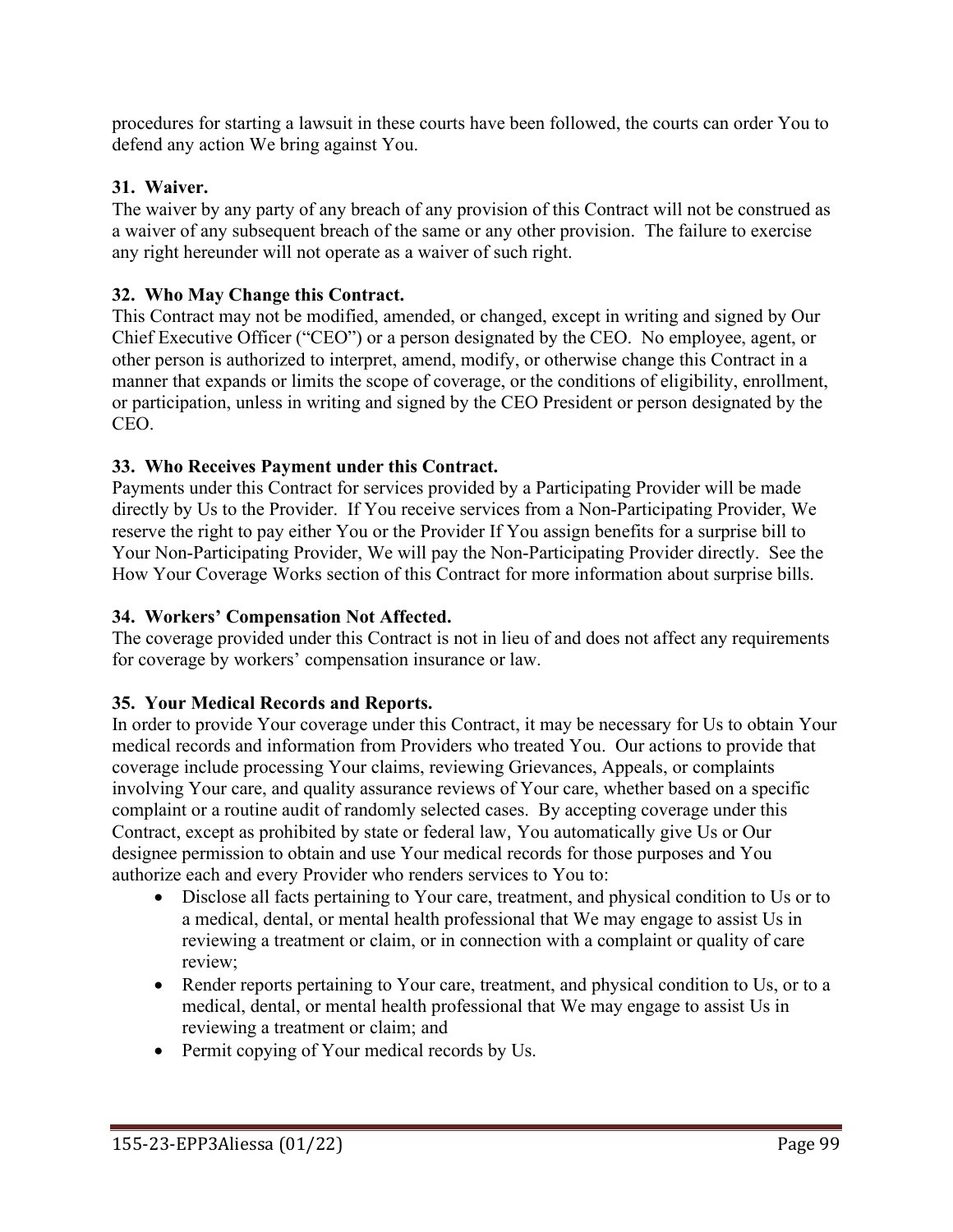procedures for starting a lawsuit in these courts have been followed, the courts can order You to defend any action We bring against You.

### 31. Waiver.

The waiver by any party of any breach of any provision of this Contract will not be construed as a waiver of any subsequent breach of the same or any other provision. The failure to exercise any right hereunder will not operate as a waiver of such right.

### 32. Who May Change this Contract.

This Contract may not be modified, amended, or changed, except in writing and signed by Our Chief Executive Officer ("CEO") or a person designated by the CEO. No employee, agent, or other person is authorized to interpret, amend, modify, or otherwise change this Contract in a manner that expands or limits the scope of coverage, or the conditions of eligibility, enrollment, or participation, unless in writing and signed by the CEO President or person designated by the CEO.

### 33. Who Receives Payment under this Contract.

Payments under this Contract for services provided by a Participating Provider will be made directly by Us to the Provider. If You receive services from a Non-Participating Provider, We reserve the right to pay either You or the Provider If You assign benefits for a surprise bill to Your Non-Participating Provider, We will pay the Non-Participating Provider directly. See the How Your Coverage Works section of this Contract for more information about surprise bills.

### 34. Workers' Compensation Not Affected.

The coverage provided under this Contract is not in lieu of and does not affect any requirements for coverage by workers' compensation insurance or law.

### 35. Your Medical Records and Reports.

In order to provide Your coverage under this Contract, it may be necessary for Us to obtain Your medical records and information from Providers who treated You. Our actions to provide that coverage include processing Your claims, reviewing Grievances, Appeals, or complaints involving Your care, and quality assurance reviews of Your care, whether based on a specific complaint or a routine audit of randomly selected cases. By accepting coverage under this Contract, except as prohibited by state or federal law, You automatically give Us or Our designee permission to obtain and use Your medical records for those purposes and You authorize each and every Provider who renders services to You to:

- Disclose all facts pertaining to Your care, treatment, and physical condition to Us or to a medical, dental, or mental health professional that We may engage to assist Us in reviewing a treatment or claim, or in connection with a complaint or quality of care review;
- Render reports pertaining to Your care, treatment, and physical condition to Us, or to a medical, dental, or mental health professional that We may engage to assist Us in reviewing a treatment or claim; and
- Permit copying of Your medical records by Us.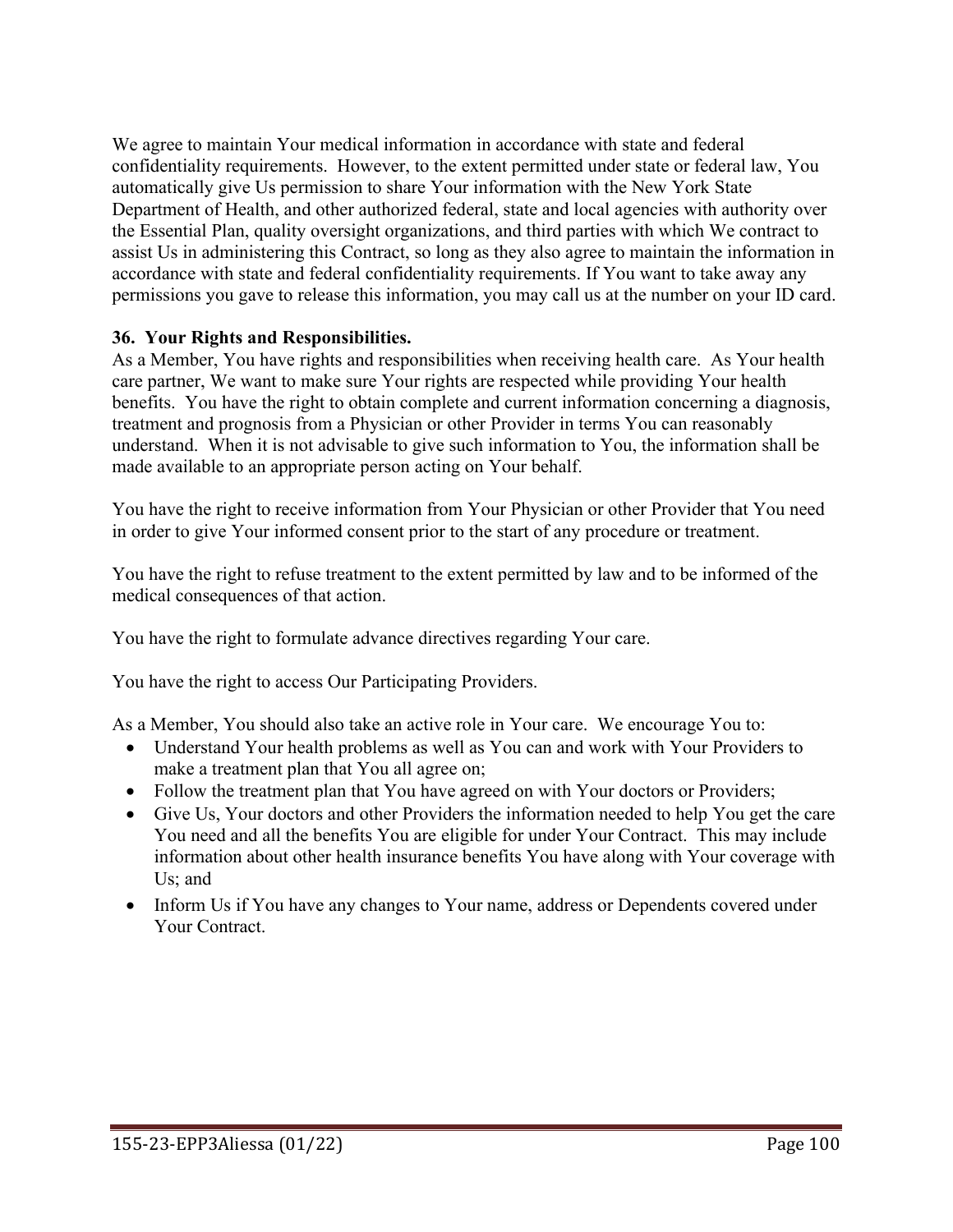We agree to maintain Your medical information in accordance with state and federal confidentiality requirements. However, to the extent permitted under state or federal law, You automatically give Us permission to share Your information with the New York State Department of Health, and other authorized federal, state and local agencies with authority over the Essential Plan, quality oversight organizations, and third parties with which We contract to assist Us in administering this Contract, so long as they also agree to maintain the information in accordance with state and federal confidentiality requirements. If You want to take away any permissions you gave to release this information, you may call us at the number on your ID card.

**36. Your Rights and Responsibilities.**

As a Member, You have rights and responsibilities when receiving health care. As Your health care partner, We want to make sure Your rights are respected while providing Your health benefits. You have the right to obtain complete and current information concerning a diagnosis, treatment and prognosis from a Physician or other Provider in terms You can reasonably understand. When it is not advisable to give such information to You, the information shall be made available to an appropriate person acting on Your behalf.

You have the right to receive information from Your Physician or other Provider that You need in order to give Your informed consent prior to the start of any procedure or treatment.

You have the right to refuse treatment to the extent permitted by law and to be informed of the medical consequences of that action.

You have the right to formulate advance directives regarding Your care.

You have the right to access Our Participating Providers.

As a Member, You should also take an active role in Your care. We encourage You to:

- Understand Your health problems as well as You can and work with Your Providers to make a treatment plan that You all agree on;
- Follow the treatment plan that You have agreed on with Your doctors or Providers;
- Give Us, Your doctors and other Providers the information needed to help You get the care You need and all the benefits You are eligible for under Your Contract. This may include information about other health insurance benefits You have along with Your coverage with Us; and
- Inform Us if You have any changes to Your name, address or Dependents covered under Your Contract.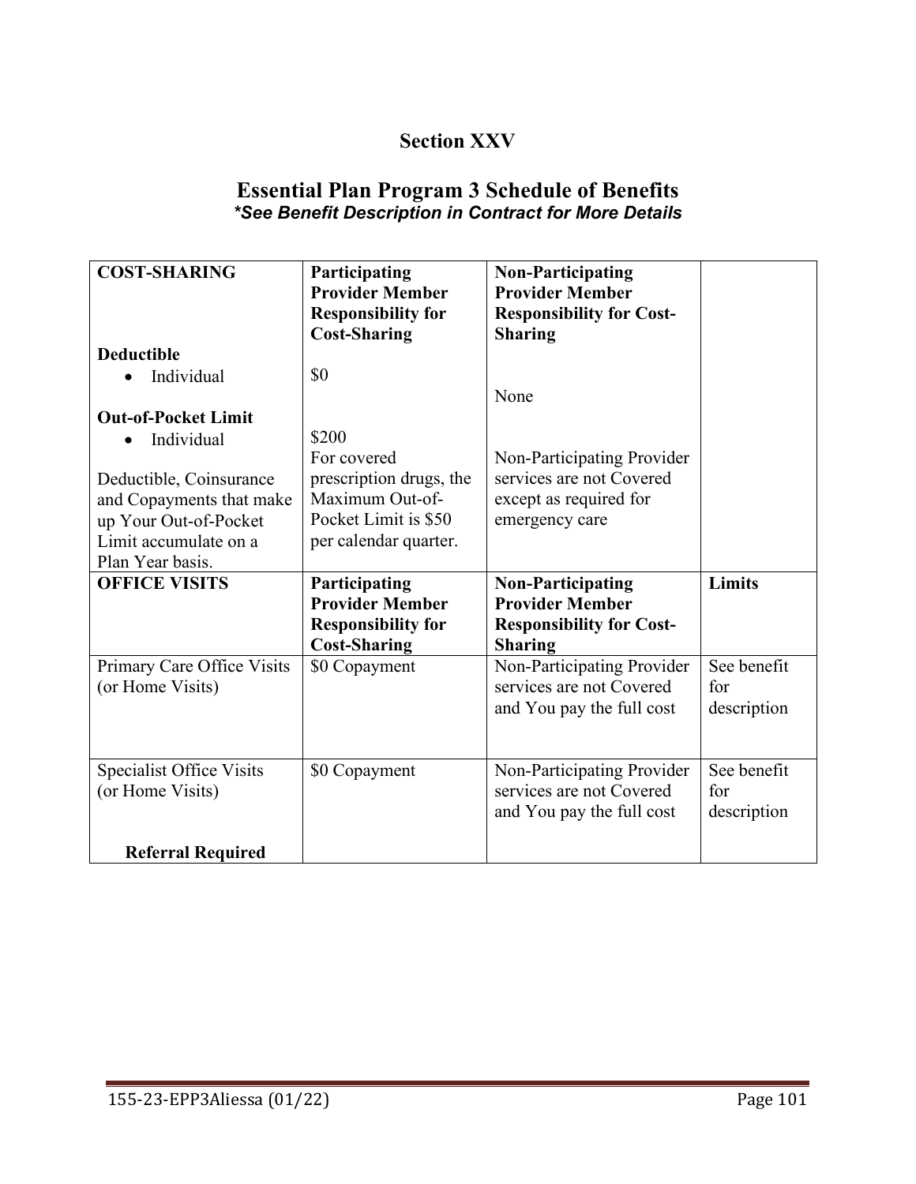## Section XXV

## Essential Plan Program 3 Schedule of Benefits

***See Benefit Description in Contract for More Details***

| **COST-SHARING** | **Participating Provider Member Responsibility for Cost-Sharing** | **Non-Participating Provider Member Responsibility for Cost-Sharing** | |
|---|---|---|---|
| **Deductible**<br>• Individual<br><br>**Out-of-Pocket Limit**<br>• Individual<br><br>Deductible, Coinsurance and Copayments that make up Your Out-of-Pocket Limit accumulate on a Plan Year basis. | $0<br><br>$200<br>For covered prescription drugs, the Maximum Out-of-Pocket Limit is $50 per calendar quarter. | None<br><br>Non-Participating Provider services are not Covered except as required for emergency care | |
| **OFFICE VISITS** | **Participating Provider Member Responsibility for Cost-Sharing** | **Non-Participating Provider Member Responsibility for Cost-Sharing** | **Limits** |
| Primary Care Office Visits (or Home Visits) | $0 Copayment | Non-Participating Provider services are not Covered and You pay the full cost | See benefit for description |
| Specialist Office Visits (or Home Visits)<br><br>**Referral Required** | $0 Copayment | Non-Participating Provider services are not Covered and You pay the full cost | See benefit for description |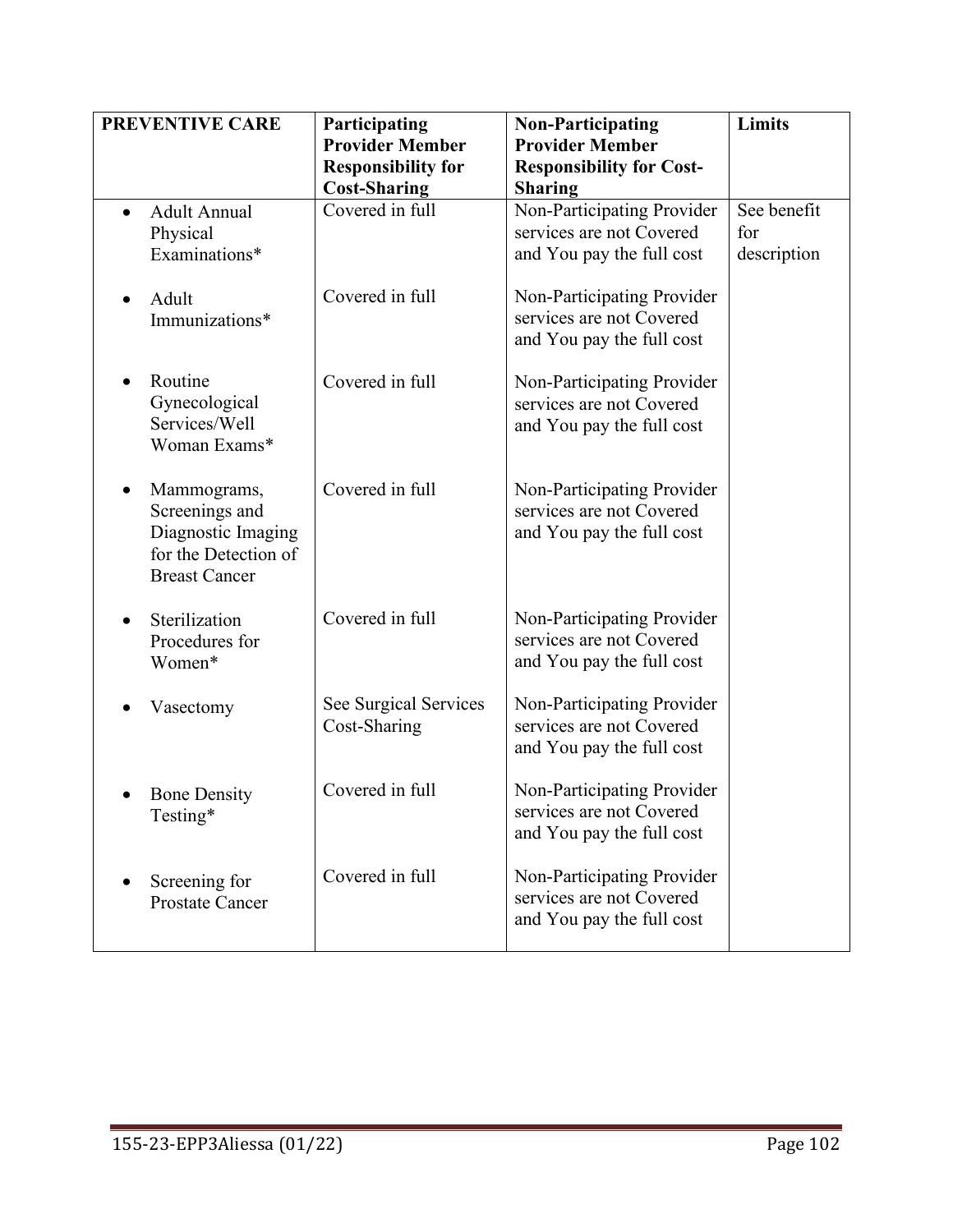| PREVENTIVE CARE | Participating Provider Member Responsibility for Cost-Sharing | Non-Participating Provider Member Responsibility for Cost-Sharing | Limits |
|---|---|---|---|
| • Adult Annual Physical Examinations* | Covered in full | Non-Participating Provider services are not Covered and You pay the full cost | See benefit for description |
| • Adult Immunizations* | Covered in full | Non-Participating Provider services are not Covered and You pay the full cost | |
| • Routine Gynecological Services/Well Woman Exams* | Covered in full | Non-Participating Provider services are not Covered and You pay the full cost | |
| • Mammograms, Screenings and Diagnostic Imaging for the Detection of Breast Cancer | Covered in full | Non-Participating Provider services are not Covered and You pay the full cost | |
| • Sterilization Procedures for Women* | Covered in full | Non-Participating Provider services are not Covered and You pay the full cost | |
| • Vasectomy | See Surgical Services Cost-Sharing | Non-Participating Provider services are not Covered and You pay the full cost | |
| • Bone Density Testing* | Covered in full | Non-Participating Provider services are not Covered and You pay the full cost | |
| • Screening for Prostate Cancer | Covered in full | Non-Participating Provider services are not Covered and You pay the full cost | |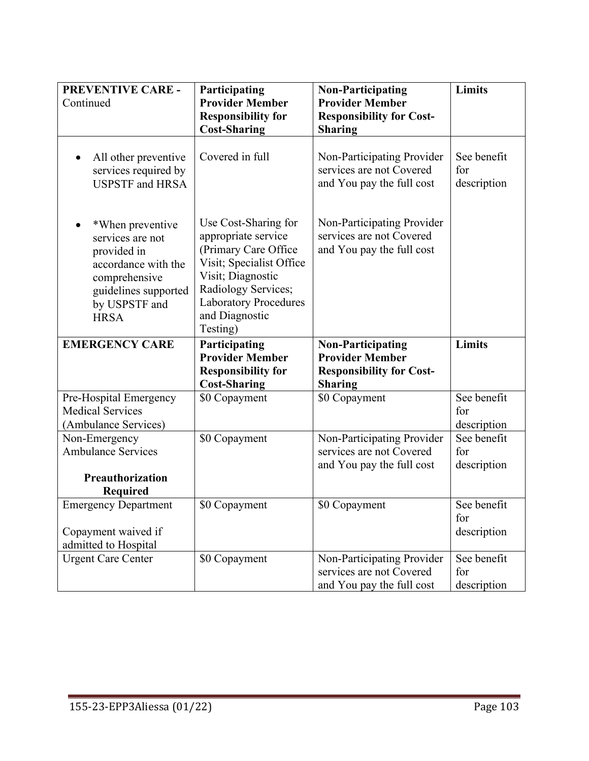| **PREVENTIVE CARE -** Continued | **Participating Provider Member Responsibility for Cost-Sharing** | **Non-Participating Provider Member Responsibility for Cost-Sharing** | **Limits** |
|---|---|---|---|
| • All other preventive services required by USPSTF and HRSA | Covered in full | Non-Participating Provider services are not Covered and You pay the full cost | See benefit for description |
| • *When preventive services are not provided in accordance with the comprehensive guidelines supported by USPSTF and HRSA | Use Cost-Sharing for appropriate service (Primary Care Office Visit; Specialist Office Visit; Diagnostic Radiology Services; Laboratory Procedures and Diagnostic Testing) | Non-Participating Provider services are not Covered and You pay the full cost | |
| **EMERGENCY CARE** | **Participating Provider Member Responsibility for Cost-Sharing** | **Non-Participating Provider Member Responsibility for Cost-Sharing** | **Limits** |
| Pre-Hospital Emergency Medical Services (Ambulance Services) | $0 Copayment | $0 Copayment | See benefit for description |
| Non-Emergency Ambulance Services<br><br>**Preauthorization Required** | $0 Copayment | Non-Participating Provider services are not Covered and You pay the full cost | See benefit for description |
| Emergency Department<br><br>Copayment waived if admitted to Hospital | $0 Copayment | $0 Copayment | See benefit for description |
| Urgent Care Center | $0 Copayment | Non-Participating Provider services are not Covered and You pay the full cost | See benefit for description |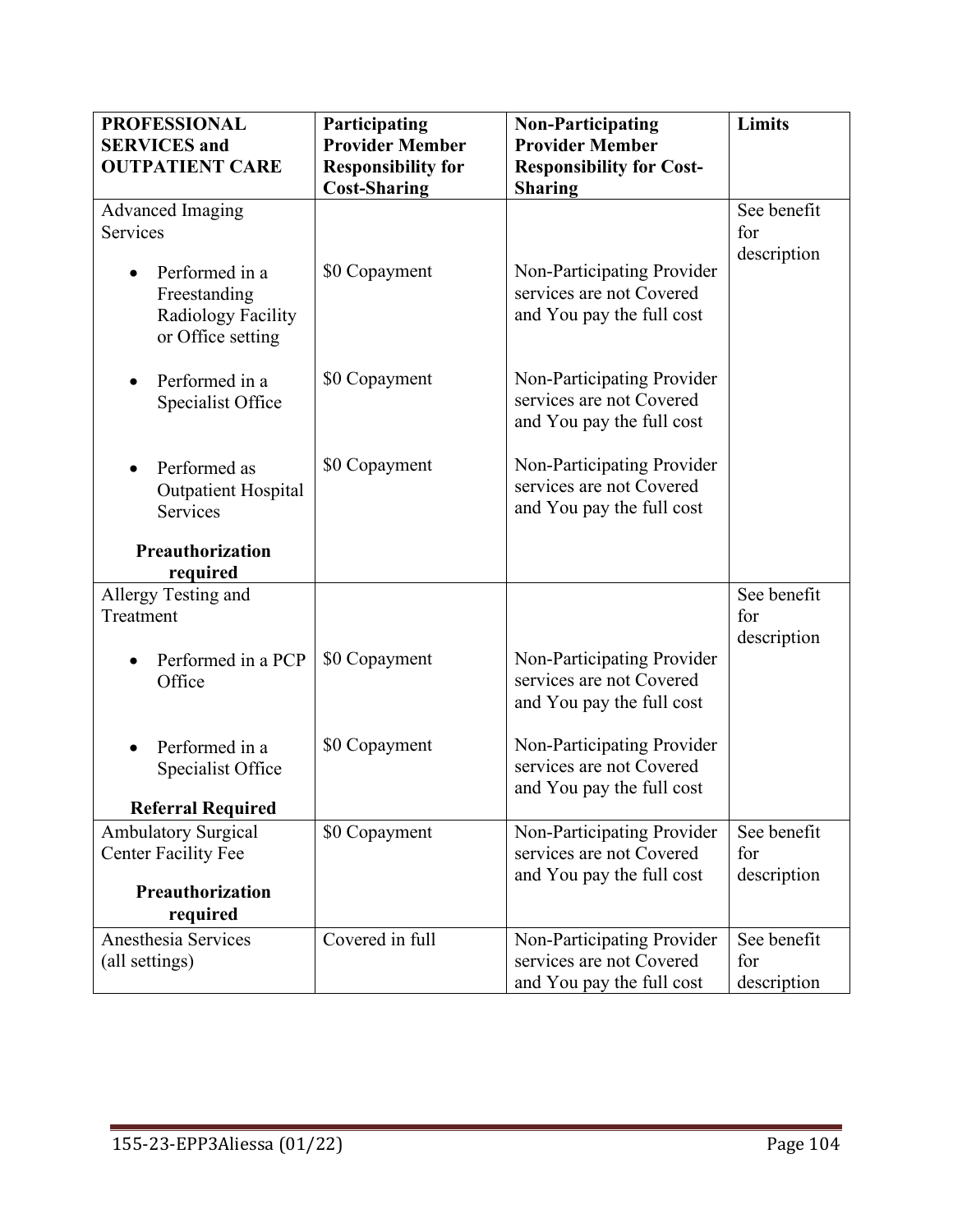| PROFESSIONAL SERVICES and OUTPATIENT CARE | Participating Provider Member Responsibility for Cost-Sharing | Non-Participating Provider Member Responsibility for Cost-Sharing | Limits |
|---|---|---|---|
| Advanced Imaging Services | | | See benefit for description |
| • Performed in a Freestanding Radiology Facility or Office setting | $0 Copayment | Non-Participating Provider services are not Covered and You pay the full cost | |
| • Performed in a Specialist Office | $0 Copayment | Non-Participating Provider services are not Covered and You pay the full cost | |
| • Performed as Outpatient Hospital Services<br><br>**Preauthorization required** | $0 Copayment | Non-Participating Provider services are not Covered and You pay the full cost | |
| Allergy Testing and Treatment | | | See benefit for description |
| • Performed in a PCP Office | $0 Copayment | Non-Participating Provider services are not Covered and You pay the full cost | |
| • Performed in a Specialist Office<br><br>**Referral Required** | $0 Copayment | Non-Participating Provider services are not Covered and You pay the full cost | |
| Ambulatory Surgical Center Facility Fee<br><br>**Preauthorization required** | $0 Copayment | Non-Participating Provider services are not Covered and You pay the full cost | See benefit for description |
| Anesthesia Services (all settings) | Covered in full | Non-Participating Provider services are not Covered and You pay the full cost | See benefit for description |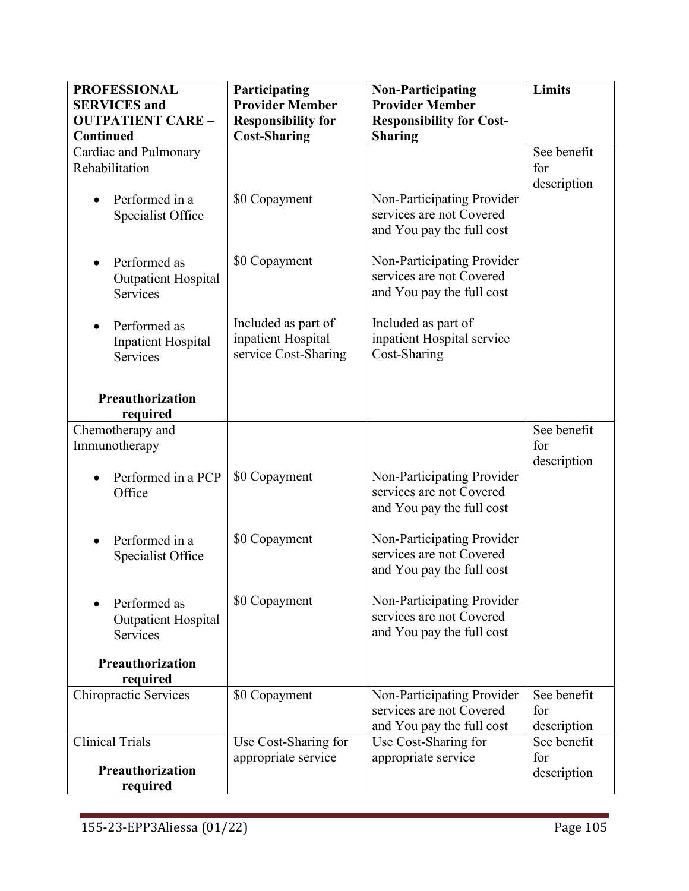| PROFESSIONAL SERVICES and OUTPATIENT CARE – Continued | Participating Provider Member Responsibility for Cost-Sharing | Non-Participating Provider Member Responsibility for Cost-Sharing | Limits |
|---|---|---|---|
| Cardiac and Pulmonary Rehabilitation | | | See benefit for description |
| • Performed in a Specialist Office | $0 Copayment | Non-Participating Provider services are not Covered and You pay the full cost | |
| • Performed as Outpatient Hospital Services | $0 Copayment | Non-Participating Provider services are not Covered and You pay the full cost | |
| • Performed as Inpatient Hospital Services | Included as part of inpatient Hospital service Cost-Sharing | Included as part of inpatient Hospital service Cost-Sharing | |
| **Preauthorization required** | | | |
| Chemotherapy and Immunotherapy | | | See benefit for description |
| • Performed in a PCP Office | $0 Copayment | Non-Participating Provider services are not Covered and You pay the full cost | |
| • Performed in a Specialist Office | $0 Copayment | Non-Participating Provider services are not Covered and You pay the full cost | |
| • Performed as Outpatient Hospital Services | $0 Copayment | Non-Participating Provider services are not Covered and You pay the full cost | |
| **Preauthorization required** | | | |
| Chiropractic Services | $0 Copayment | Non-Participating Provider services are not Covered and You pay the full cost | See benefit for description |
| Clinical Trials<br><br>**Preauthorization required** | Use Cost-Sharing for appropriate service | Use Cost-Sharing for appropriate service | See benefit for description |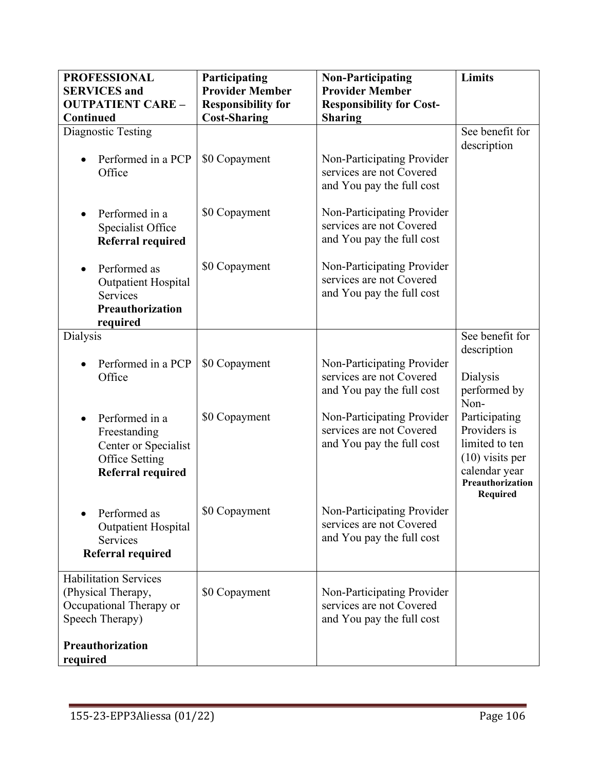| PROFESSIONAL SERVICES and OUTPATIENT CARE – Continued | Participating Provider Member Responsibility for Cost-Sharing | Non-Participating Provider Member Responsibility for Cost-Sharing | Limits |
|---|---|---|---|
| Diagnostic Testing | | | See benefit for description |
| • Performed in a PCP Office | $0 Copayment | Non-Participating Provider services are not Covered and You pay the full cost | |
| • Performed in a Specialist Office **Referral required** | $0 Copayment | Non-Participating Provider services are not Covered and You pay the full cost | |
| • Performed as Outpatient Hospital Services **Preauthorization required** | $0 Copayment | Non-Participating Provider services are not Covered and You pay the full cost | |
| Dialysis | | | See benefit for description<br><br>Dialysis performed by Non-Participating Providers is limited to ten (10) visits per calendar year **Preauthorization Required** |
| • Performed in a PCP Office | $0 Copayment | Non-Participating Provider services are not Covered and You pay the full cost | |
| • Performed in a Freestanding Center or Specialist Office Setting **Referral required** | $0 Copayment | Non-Participating Provider services are not Covered and You pay the full cost | |
| • Performed as Outpatient Hospital Services **Referral required** | $0 Copayment | Non-Participating Provider services are not Covered and You pay the full cost | |
| Habilitation Services (Physical Therapy, Occupational Therapy or Speech Therapy)<br><br>**Preauthorization required** | $0 Copayment | Non-Participating Provider services are not Covered and You pay the full cost | |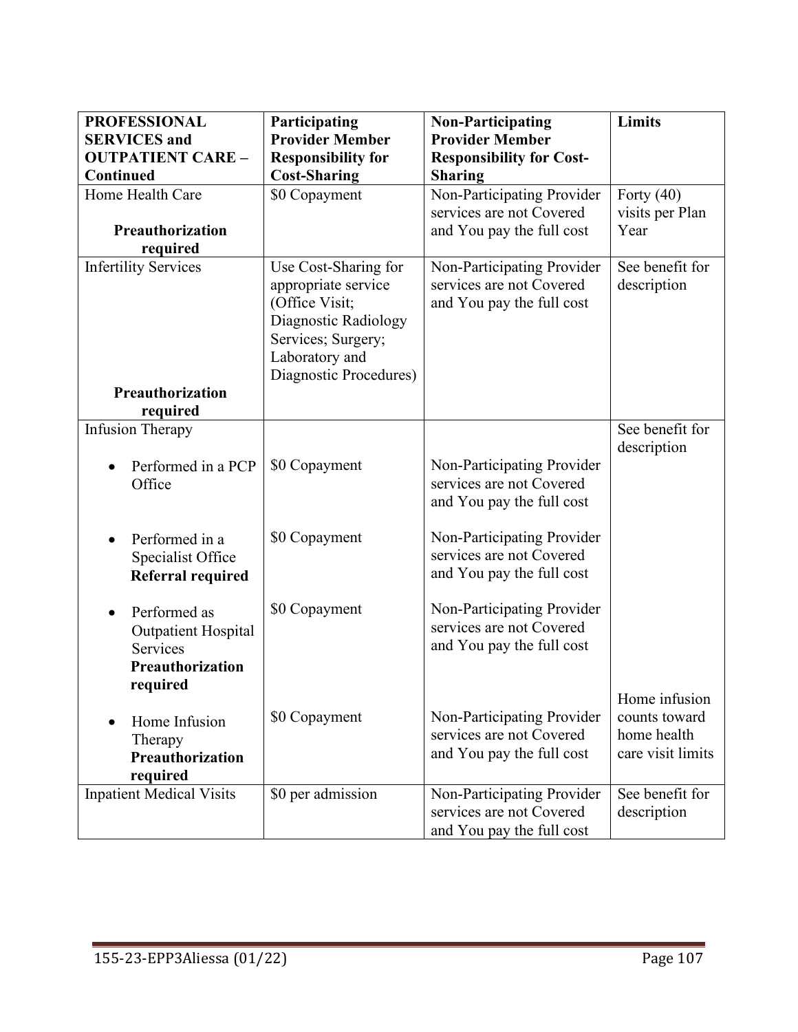| **PROFESSIONAL SERVICES and OUTPATIENT CARE – Continued** | **Participating Provider Member Responsibility for Cost-Sharing** | **Non-Participating Provider Member Responsibility for Cost-Sharing** | **Limits** |
|---|---|---|---|
| Home Health Care<br><br>**Preauthorization required** | $0 Copayment | Non-Participating Provider services are not Covered and You pay the full cost | Forty (40) visits per Plan Year |
| Infertility Services<br><br>**Preauthorization required** | Use Cost-Sharing for appropriate service (Office Visit; Diagnostic Radiology Services; Surgery; Laboratory and Diagnostic Procedures) | Non-Participating Provider services are not Covered and You pay the full cost | See benefit for description |
| Infusion Therapy | | | See benefit for description |
| • Performed in a PCP Office | $0 Copayment | Non-Participating Provider services are not Covered and You pay the full cost | |
| • Performed in a Specialist Office **Referral required** | $0 Copayment | Non-Participating Provider services are not Covered and You pay the full cost | |
| • Performed as Outpatient Hospital Services **Preauthorization required** | $0 Copayment | Non-Participating Provider services are not Covered and You pay the full cost | |
| • Home Infusion Therapy **Preauthorization required** | $0 Copayment | Non-Participating Provider services are not Covered and You pay the full cost | Home infusion counts toward home health care visit limits |
| Inpatient Medical Visits | $0 per admission | Non-Participating Provider services are not Covered and You pay the full cost | See benefit for description |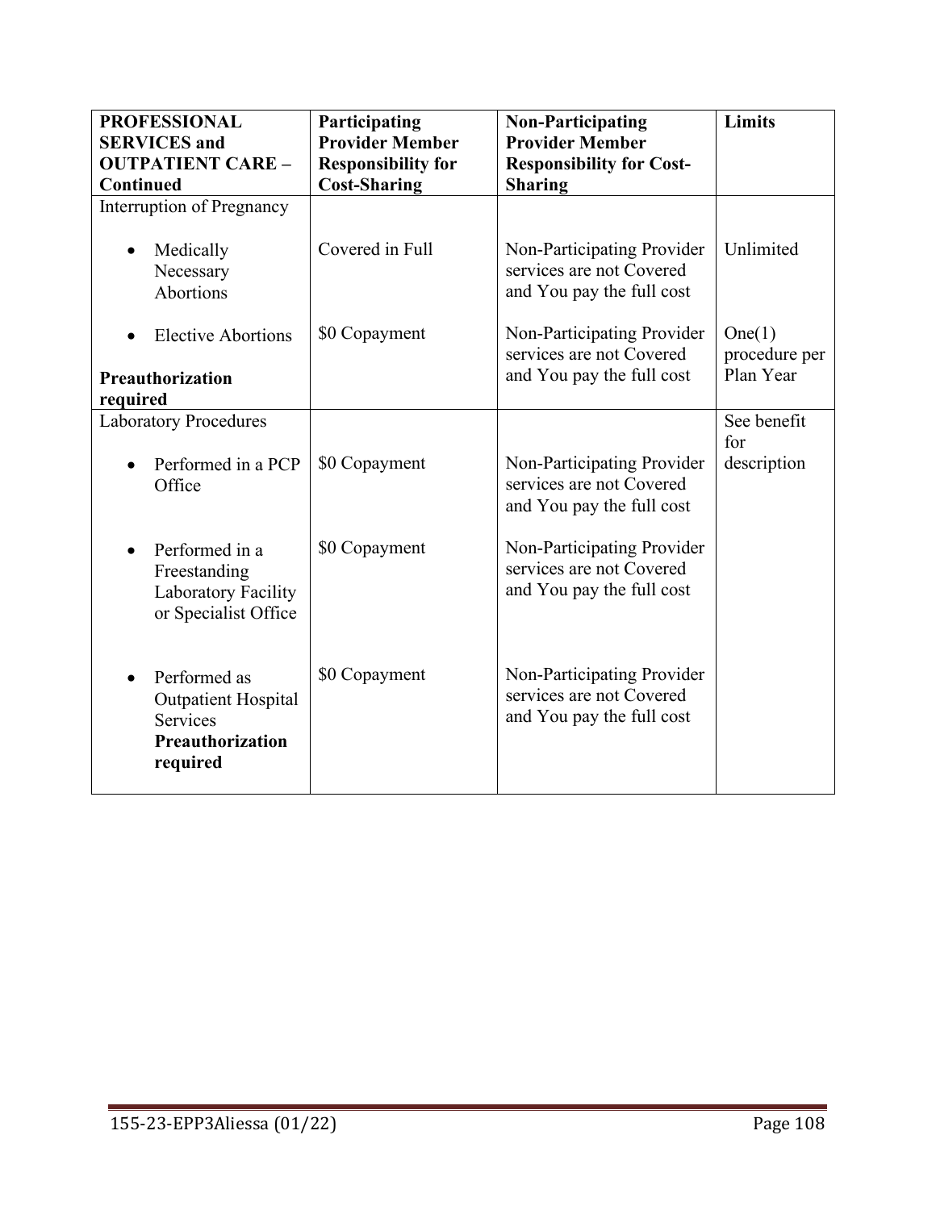| **PROFESSIONAL SERVICES and OUTPATIENT CARE – Continued** | **Participating Provider Member Responsibility for Cost-Sharing** | **Non-Participating Provider Member Responsibility for Cost-Sharing** | **Limits** |
|---|---|---|---|
| Interruption of Pregnancy | | | |
| • Medically Necessary Abortions | Covered in Full | Non-Participating Provider services are not Covered and You pay the full cost | Unlimited |
| • Elective Abortions<br><br>**Preauthorization required** | $0 Copayment | Non-Participating Provider services are not Covered and You pay the full cost | One(1) procedure per Plan Year |
| Laboratory Procedures | | | See benefit for description |
| • Performed in a PCP Office | $0 Copayment | Non-Participating Provider services are not Covered and You pay the full cost | |
| • Performed in a Freestanding Laboratory Facility or Specialist Office | $0 Copayment | Non-Participating Provider services are not Covered and You pay the full cost | |
| • Performed as Outpatient Hospital Services **Preauthorization required** | $0 Copayment | Non-Participating Provider services are not Covered and You pay the full cost | |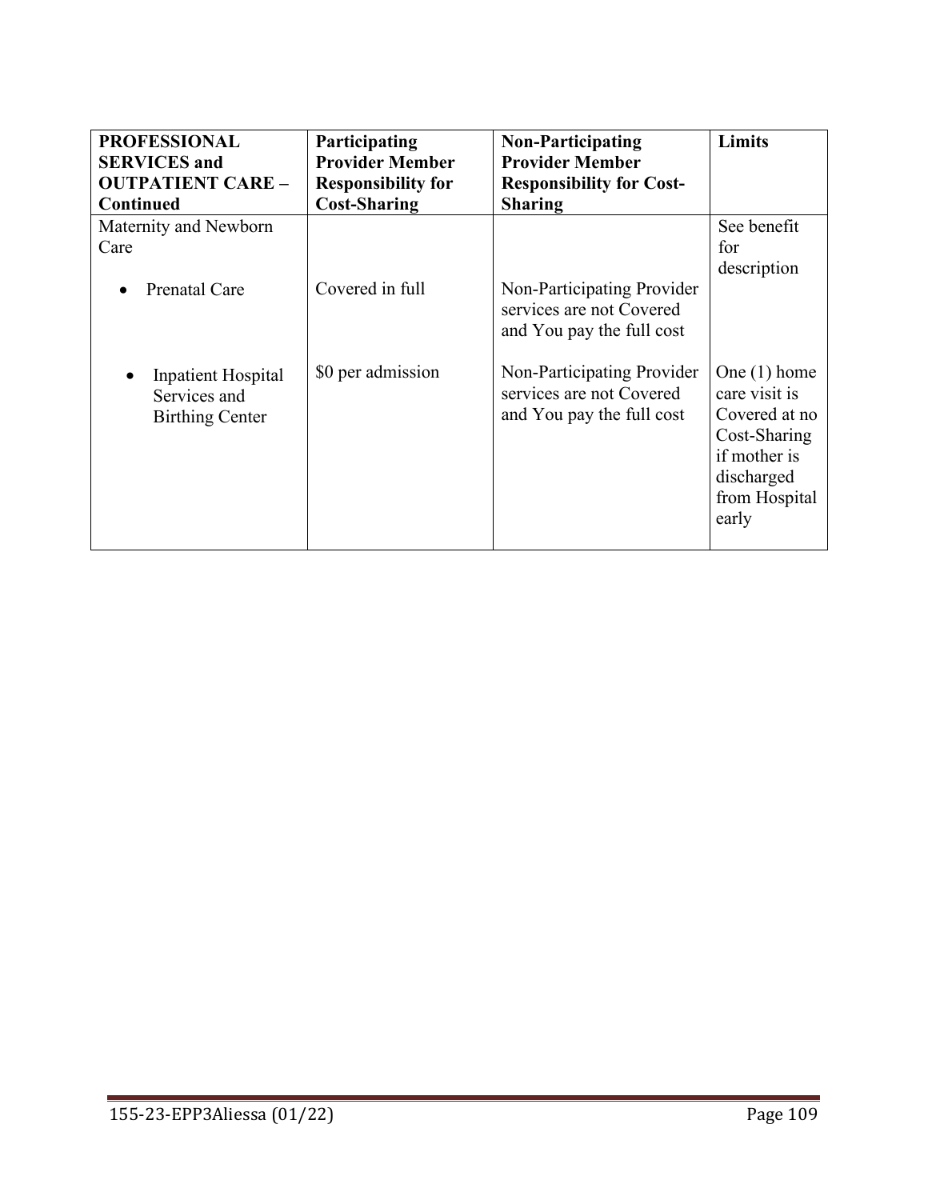| **PROFESSIONAL SERVICES and OUTPATIENT CARE – Continued** | **Participating Provider Member Responsibility for Cost-Sharing** | **Non-Participating Provider Member Responsibility for Cost-Sharing** | **Limits** |
|---|---|---|---|
| Maternity and Newborn Care<br>• Prenatal Care<br><br>• Inpatient Hospital Services and Birthing Center | <br>Covered in full<br><br>$0 per admission | <br>Non-Participating Provider services are not Covered and You pay the full cost<br><br>Non-Participating Provider services are not Covered and You pay the full cost | See benefit for description<br><br>One (1) home care visit is Covered at no Cost-Sharing if mother is discharged from Hospital early |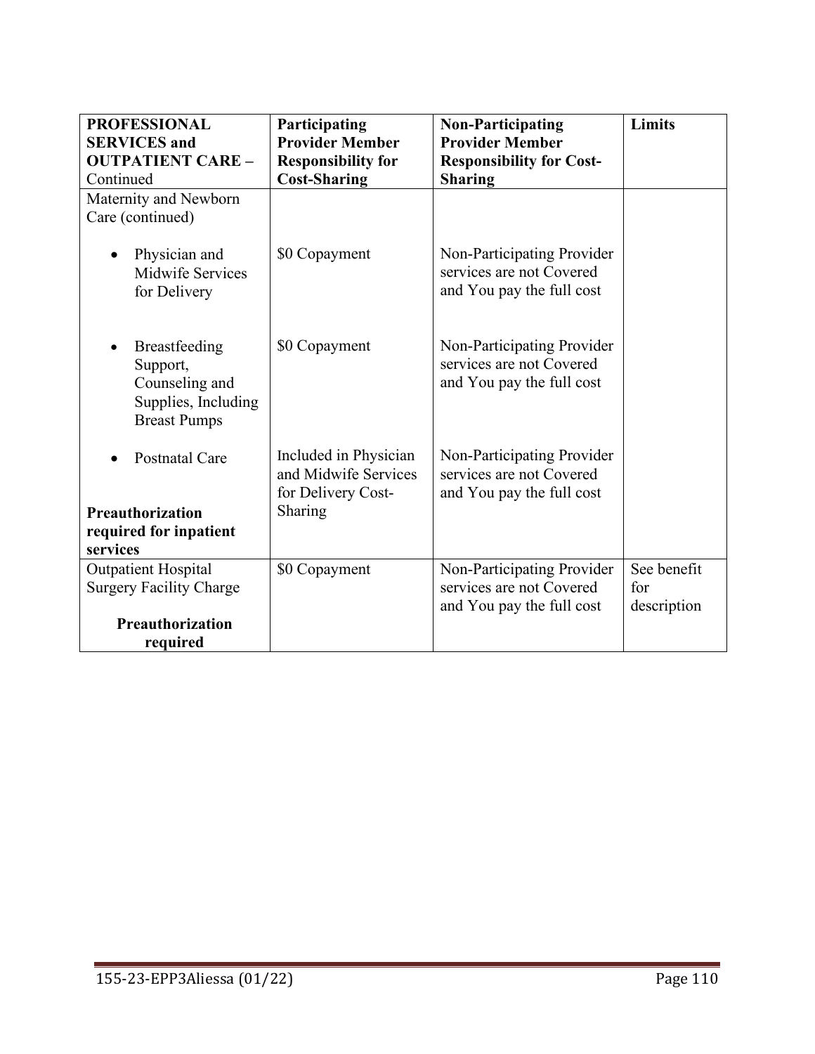| **PROFESSIONAL SERVICES and OUTPATIENT CARE –** Continued | **Participating Provider Member Responsibility for Cost-Sharing** | **Non-Participating Provider Member Responsibility for Cost-Sharing** | **Limits** |
|---|---|---|---|
| Maternity and Newborn Care (continued)<br><br>• Physician and Midwife Services for Delivery<br><br>• Breastfeeding Support, Counseling and Supplies, Including Breast Pumps<br><br>• Postnatal Care<br><br>**Preauthorization required for inpatient services** | <br><br>$0 Copayment<br><br>$0 Copayment<br><br>Included in Physician and Midwife Services for Delivery Cost-Sharing | <br><br>Non-Participating Provider services are not Covered and You pay the full cost<br><br>Non-Participating Provider services are not Covered and You pay the full cost<br><br>Non-Participating Provider services are not Covered and You pay the full cost | |
| Outpatient Hospital Surgery Facility Charge<br><br>**Preauthorization required** | $0 Copayment | Non-Participating Provider services are not Covered and You pay the full cost | See benefit for description |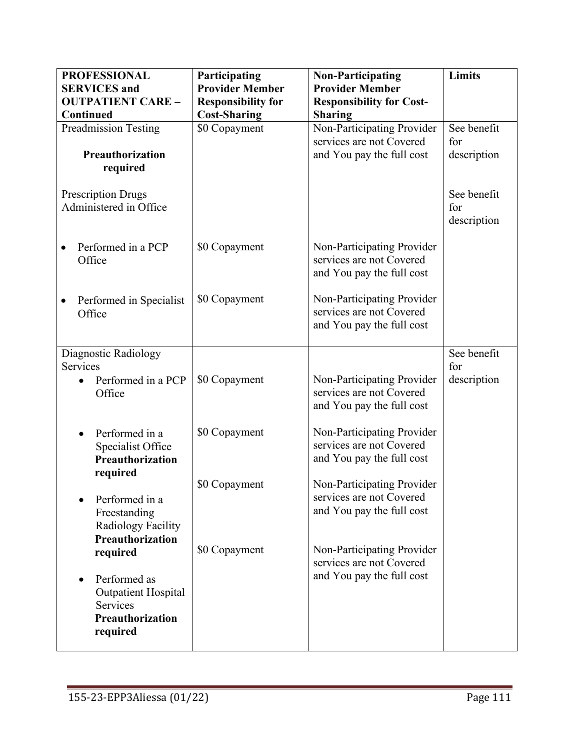| **PROFESSIONAL SERVICES and OUTPATIENT CARE – Continued** | **Participating Provider Member Responsibility for Cost-Sharing** | **Non-Participating Provider Member Responsibility for Cost-Sharing** | **Limits** |
|---|---|---|---|
| Preadmission Testing<br><br>**Preauthorization required** | $0 Copayment | Non-Participating Provider services are not Covered and You pay the full cost | See benefit for description |
| Prescription Drugs Administered in Office | | | See benefit for description |
| • Performed in a PCP Office | $0 Copayment | Non-Participating Provider services are not Covered and You pay the full cost | |
| • Performed in Specialist Office | $0 Copayment | Non-Participating Provider services are not Covered and You pay the full cost | |
| Diagnostic Radiology Services | | | See benefit for description |
| • Performed in a PCP Office | $0 Copayment | Non-Participating Provider services are not Covered and You pay the full cost | |
| • Performed in a Specialist Office **Preauthorization required** | $0 Copayment | Non-Participating Provider services are not Covered and You pay the full cost | |
| • Performed in a Freestanding Radiology Facility **Preauthorization required** | $0 Copayment | Non-Participating Provider services are not Covered and You pay the full cost | |
| • Performed as Outpatient Hospital Services **Preauthorization required** | $0 Copayment | Non-Participating Provider services are not Covered and You pay the full cost | |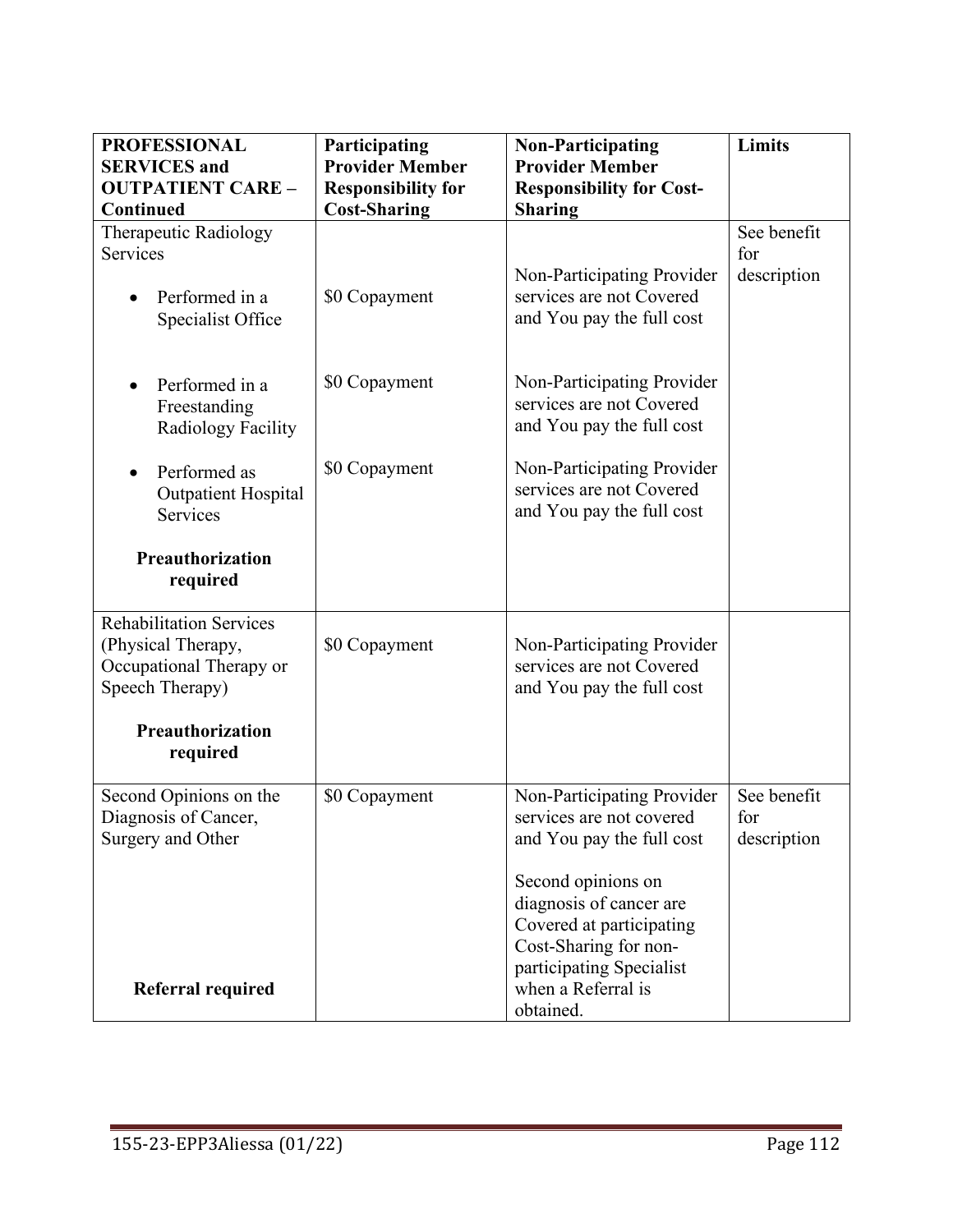| PROFESSIONAL SERVICES and OUTPATIENT CARE – Continued | Participating Provider Member Responsibility for Cost-Sharing | Non-Participating Provider Member Responsibility for Cost-Sharing | Limits |
|---|---|---|---|
| Therapeutic Radiology Services | | | See benefit for description |
| • Performed in a Specialist Office | $0 Copayment | Non-Participating Provider services are not Covered and You pay the full cost | |
| • Performed in a Freestanding Radiology Facility | $0 Copayment | Non-Participating Provider services are not Covered and You pay the full cost | |
| • Performed as Outpatient Hospital Services<br><br>**Preauthorization required** | $0 Copayment | Non-Participating Provider services are not Covered and You pay the full cost | |
| Rehabilitation Services (Physical Therapy, Occupational Therapy or Speech Therapy)<br><br>**Preauthorization required** | $0 Copayment | Non-Participating Provider services are not Covered and You pay the full cost | |
| Second Opinions on the Diagnosis of Cancer, Surgery and Other<br><br>**Referral required** | $0 Copayment | Non-Participating Provider services are not covered and You pay the full cost<br><br>Second opinions on diagnosis of cancer are Covered at participating Cost-Sharing for non-participating Specialist when a Referral is obtained. | See benefit for description |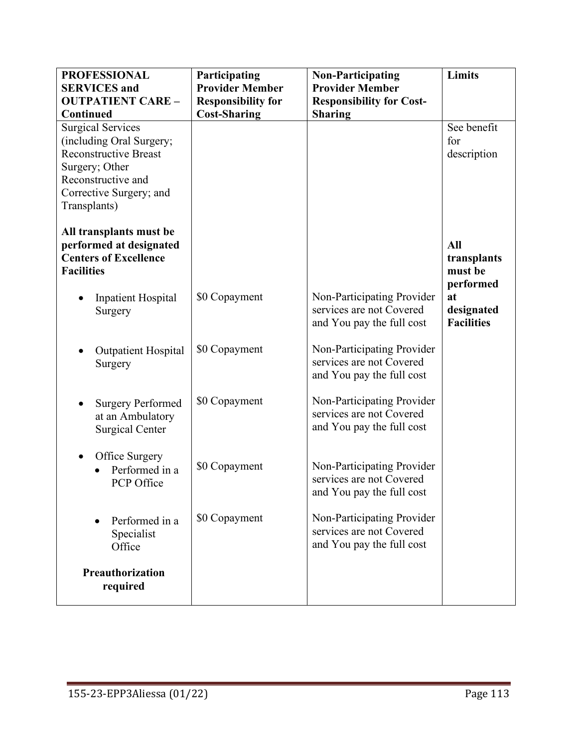| PROFESSIONAL SERVICES and OUTPATIENT CARE – Continued | Participating Provider Member Responsibility for Cost-Sharing | Non-Participating Provider Member Responsibility for Cost-Sharing | Limits |
|---|---|---|---|
| Surgical Services (including Oral Surgery; Reconstructive Breast Surgery; Other Reconstructive and Corrective Surgery; and Transplants) | | | See benefit for description |
| **All transplants must be performed at designated Centers of Excellence Facilities** | | | **All transplants must be performed at designated Facilities** |
| • Inpatient Hospital Surgery | $0 Copayment | Non-Participating Provider services are not Covered and You pay the full cost | |
| • Outpatient Hospital Surgery | $0 Copayment | Non-Participating Provider services are not Covered and You pay the full cost | |
| • Surgery Performed at an Ambulatory Surgical Center | $0 Copayment | Non-Participating Provider services are not Covered and You pay the full cost | |
| • Office Surgery<br>  • Performed in a PCP Office | $0 Copayment | Non-Participating Provider services are not Covered and You pay the full cost | |
|   • Performed in a Specialist Office | $0 Copayment | Non-Participating Provider services are not Covered and You pay the full cost | |
| **Preauthorization required** | | | |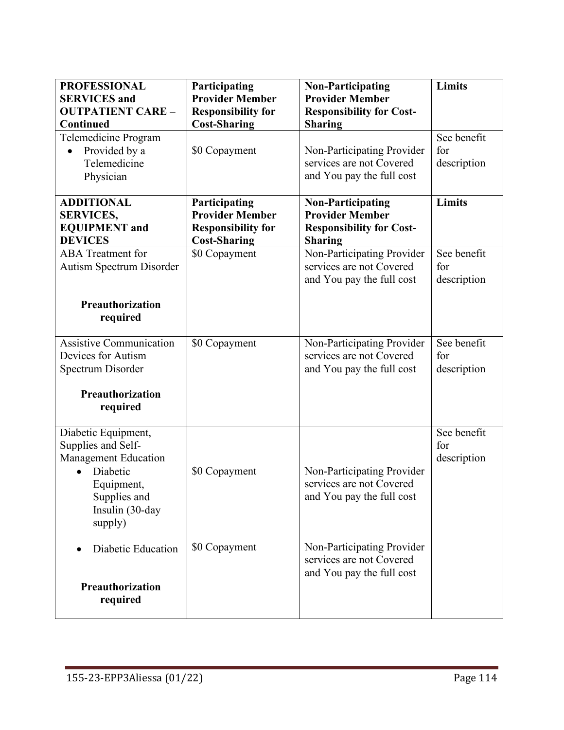| **PROFESSIONAL SERVICES and OUTPATIENT CARE – Continued** | **Participating Provider Member Responsibility for Cost-Sharing** | **Non-Participating Provider Member Responsibility for Cost-Sharing** | **Limits** |
|---|---|---|---|
| Telemedicine Program<br>• Provided by a Telemedicine Physician | $0 Copayment | Non-Participating Provider services are not Covered and You pay the full cost | See benefit for description |

| **ADDITIONAL SERVICES, EQUIPMENT and DEVICES** | **Participating Provider Member Responsibility for Cost-Sharing** | **Non-Participating Provider Member Responsibility for Cost-Sharing** | **Limits** |
|---|---|---|---|
| ABA Treatment for Autism Spectrum Disorder<br><br>**Preauthorization required** | $0 Copayment | Non-Participating Provider services are not Covered and You pay the full cost | See benefit for description |
| Assistive Communication Devices for Autism Spectrum Disorder<br><br>**Preauthorization required** | $0 Copayment | Non-Participating Provider services are not Covered and You pay the full cost | See benefit for description |
| Diabetic Equipment, Supplies and Self-Management Education<br>• Diabetic Equipment, Supplies and Insulin (30-day supply)<br><br>• Diabetic Education<br><br>**Preauthorization required** | $0 Copayment<br><br>$0 Copayment | Non-Participating Provider services are not Covered and You pay the full cost<br><br>Non-Participating Provider services are not Covered and You pay the full cost | See benefit for description |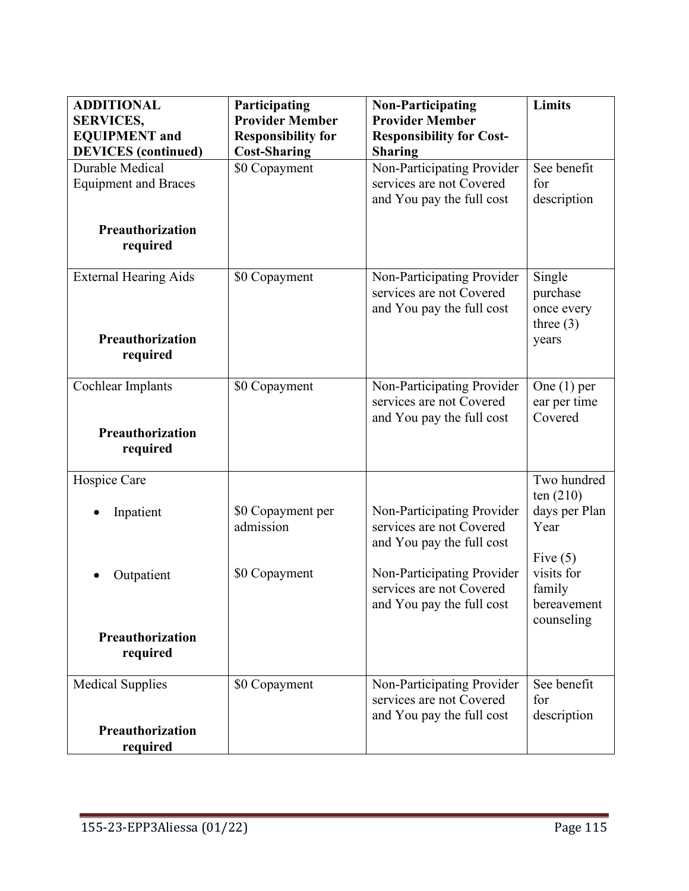| ADDITIONAL SERVICES, EQUIPMENT and DEVICES (continued) | Participating Provider Member Responsibility for Cost-Sharing | Non-Participating Provider Member Responsibility for Cost-Sharing | Limits |
|---|---|---|---|
| Durable Medical Equipment and Braces<br><br>**Preauthorization required** | $0 Copayment | Non-Participating Provider services are not Covered and You pay the full cost | See benefit for description |
| External Hearing Aids<br><br>**Preauthorization required** | $0 Copayment | Non-Participating Provider services are not Covered and You pay the full cost | Single purchase once every three (3) years |
| Cochlear Implants<br><br>**Preauthorization required** | $0 Copayment | Non-Participating Provider services are not Covered and You pay the full cost | One (1) per ear per time Covered |
| Hospice Care<br>• Inpatient<br><br>• Outpatient<br><br>**Preauthorization required** | <br>$0 Copayment per admission<br><br>$0 Copayment | <br>Non-Participating Provider services are not Covered and You pay the full cost<br><br>Non-Participating Provider services are not Covered and You pay the full cost | Two hundred ten (210) days per Plan Year<br><br>Five (5) visits for family bereavement counseling |
| Medical Supplies<br><br>**Preauthorization required** | $0 Copayment | Non-Participating Provider services are not Covered and You pay the full cost | See benefit for description |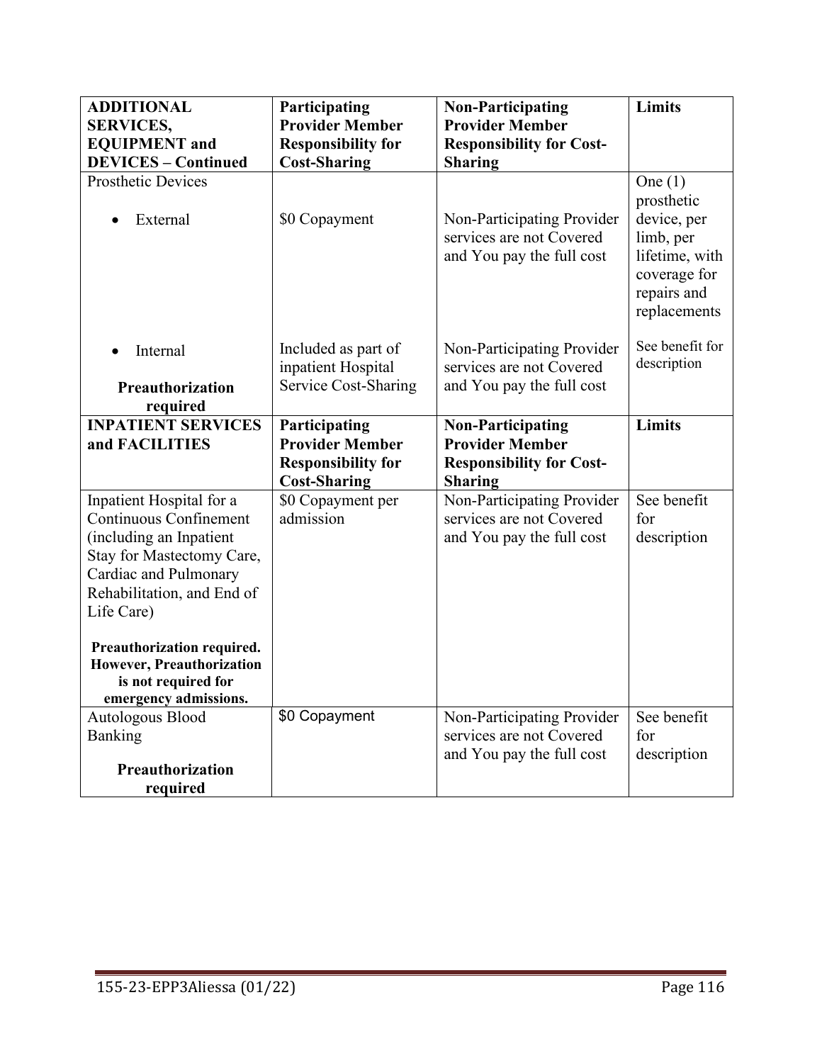| ADDITIONAL SERVICES, EQUIPMENT and DEVICES – Continued | Participating Provider Member Responsibility for Cost-Sharing | Non-Participating Provider Member Responsibility for Cost-Sharing | Limits |
|---|---|---|---|
| Prosthetic Devices<br><br>• External | <br><br>$0 Copayment | <br><br>Non-Participating Provider services are not Covered and You pay the full cost | One (1) prosthetic device, per limb, per lifetime, with coverage for repairs and replacements |
| • Internal<br><br>**Preauthorization required** | Included as part of inpatient Hospital Service Cost-Sharing | Non-Participating Provider services are not Covered and You pay the full cost | See benefit for description |
| **INPATIENT SERVICES and FACILITIES** | **Participating Provider Member Responsibility for Cost-Sharing** | **Non-Participating Provider Member Responsibility for Cost-Sharing** | **Limits** |
| Inpatient Hospital for a Continuous Confinement (including an Inpatient Stay for Mastectomy Care, Cardiac and Pulmonary Rehabilitation, and End of Life Care)<br><br>**Preauthorization required. However, Preauthorization is not required for emergency admissions.** | $0 Copayment per admission | Non-Participating Provider services are not Covered and You pay the full cost | See benefit for description |
| Autologous Blood Banking<br><br>**Preauthorization required** | $0 Copayment | Non-Participating Provider services are not Covered and You pay the full cost | See benefit for description |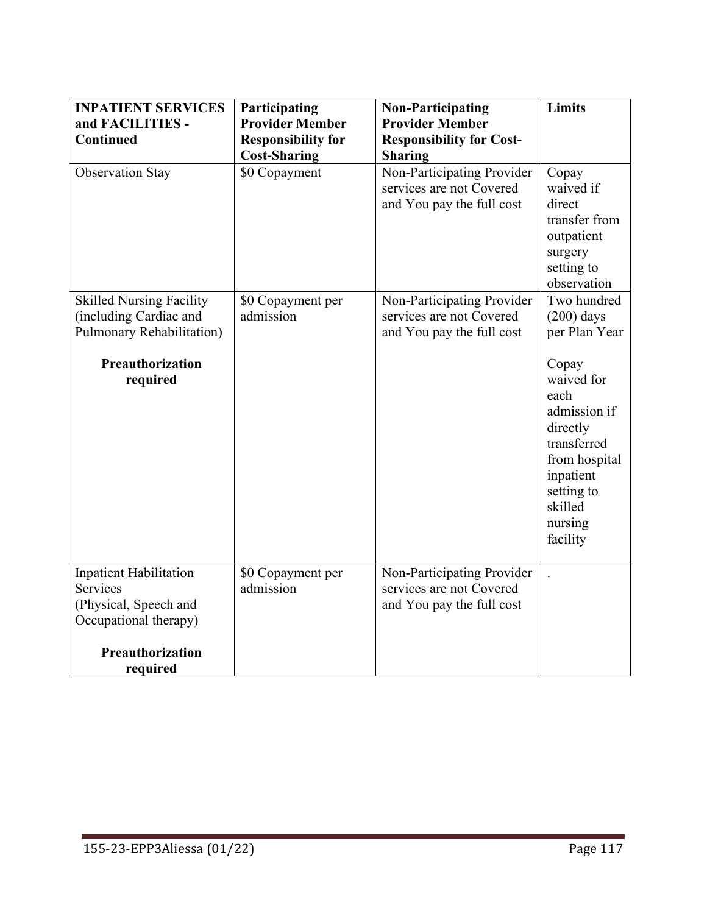| INPATIENT SERVICES and FACILITIES - Continued | Participating Provider Member Responsibility for Cost-Sharing | Non-Participating Provider Member Responsibility for Cost-Sharing | Limits |
|---|---|---|---|
| Observation Stay | $0 Copayment | Non-Participating Provider services are not Covered and You pay the full cost | Copay waived if direct transfer from outpatient surgery setting to observation |
| Skilled Nursing Facility (including Cardiac and Pulmonary Rehabilitation)<br><br>**Preauthorization required** | $0 Copayment per admission | Non-Participating Provider services are not Covered and You pay the full cost | Two hundred (200) days per Plan Year<br><br>Copay waived for each admission if directly transferred from hospital inpatient setting to skilled nursing facility |
| Inpatient Habilitation Services (Physical, Speech and Occupational therapy)<br><br>**Preauthorization required** | $0 Copayment per admission | Non-Participating Provider services are not Covered and You pay the full cost | . |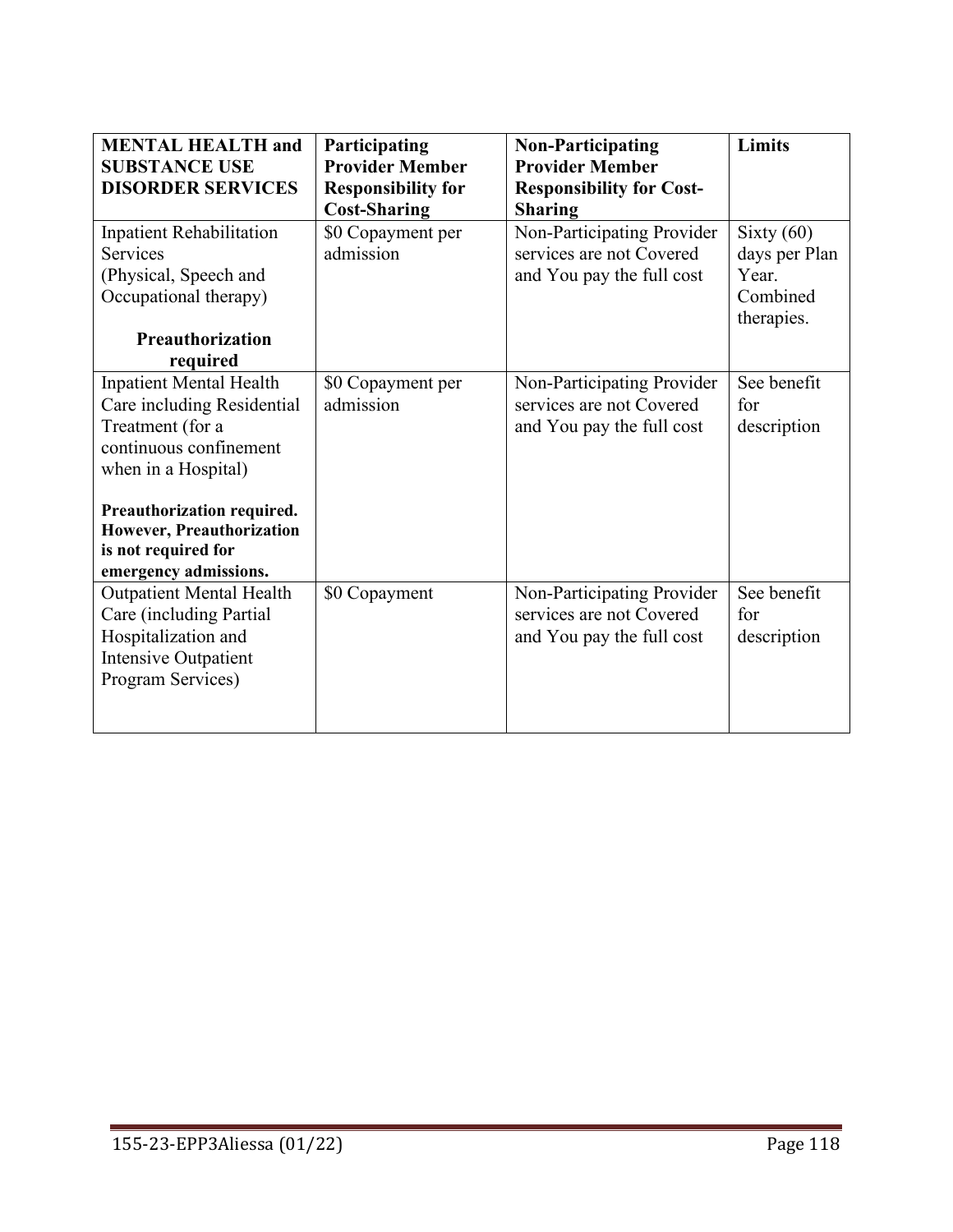| **MENTAL HEALTH and SUBSTANCE USE DISORDER SERVICES** | **Participating Provider Member Responsibility for Cost-Sharing** | **Non-Participating Provider Member Responsibility for Cost-Sharing** | **Limits** |
|---|---|---|---|
| Inpatient Rehabilitation Services (Physical, Speech and Occupational therapy)<br><br>**Preauthorization required** | $0 Copayment per admission | Non-Participating Provider services are not Covered and You pay the full cost | Sixty (60) days per Plan Year. Combined therapies. |
| Inpatient Mental Health Care including Residential Treatment (for a continuous confinement when in a Hospital)<br><br>**Preauthorization required. However, Preauthorization is not required for emergency admissions.** | $0 Copayment per admission | Non-Participating Provider services are not Covered and You pay the full cost | See benefit for description |
| Outpatient Mental Health Care (including Partial Hospitalization and Intensive Outpatient Program Services) | $0 Copayment | Non-Participating Provider services are not Covered and You pay the full cost | See benefit for description |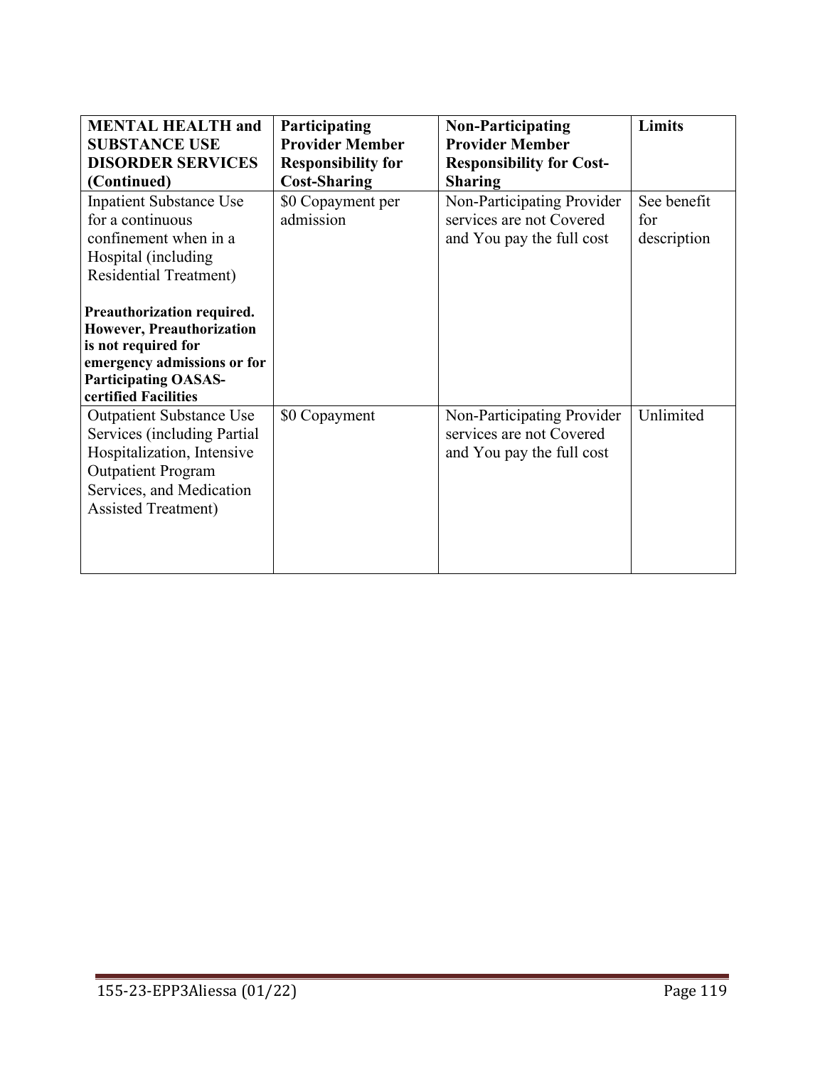| **MENTAL HEALTH and SUBSTANCE USE DISORDER SERVICES (Continued)** | **Participating Provider Member Responsibility for Cost-Sharing** | **Non-Participating Provider Member Responsibility for Cost-Sharing** | **Limits** |
|---|---|---|---|
| Inpatient Substance Use for a continuous confinement when in a Hospital (including Residential Treatment)<br><br>**Preauthorization required. However, Preauthorization is not required for emergency admissions or for Participating OASAS-certified Facilities** | $0 Copayment per admission | Non-Participating Provider services are not Covered and You pay the full cost | See benefit for description |
| Outpatient Substance Use Services (including Partial Hospitalization, Intensive Outpatient Program Services, and Medication Assisted Treatment) | $0 Copayment | Non-Participating Provider services are not Covered and You pay the full cost | Unlimited |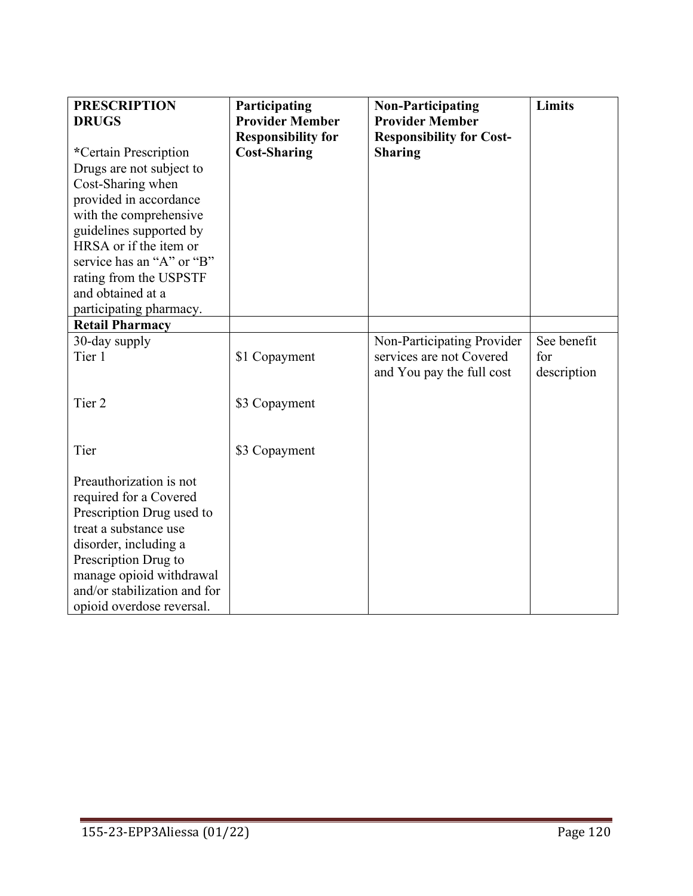| PRESCRIPTION DRUGS<br><br>*Certain Prescription Drugs are not subject to Cost-Sharing when provided in accordance with the comprehensive guidelines supported by HRSA or if the item or service has an "A" or "B" rating from the USPSTF and obtained at a participating pharmacy. | Participating Provider Member Responsibility for Cost-Sharing | Non-Participating Provider Member Responsibility for Cost-Sharing | Limits |
|---|---|---|---|
| **Retail Pharmacy** | | | |
| 30-day supply<br>Tier 1<br><br>Tier 2<br><br>Tier<br><br>Preauthorization is not required for a Covered Prescription Drug used to treat a substance use disorder, including a Prescription Drug to manage opioid withdrawal and/or stabilization and for opioid overdose reversal. | <br>$1 Copayment<br><br>$3 Copayment<br><br>$3 Copayment | Non-Participating Provider services are not Covered and You pay the full cost | See benefit for description |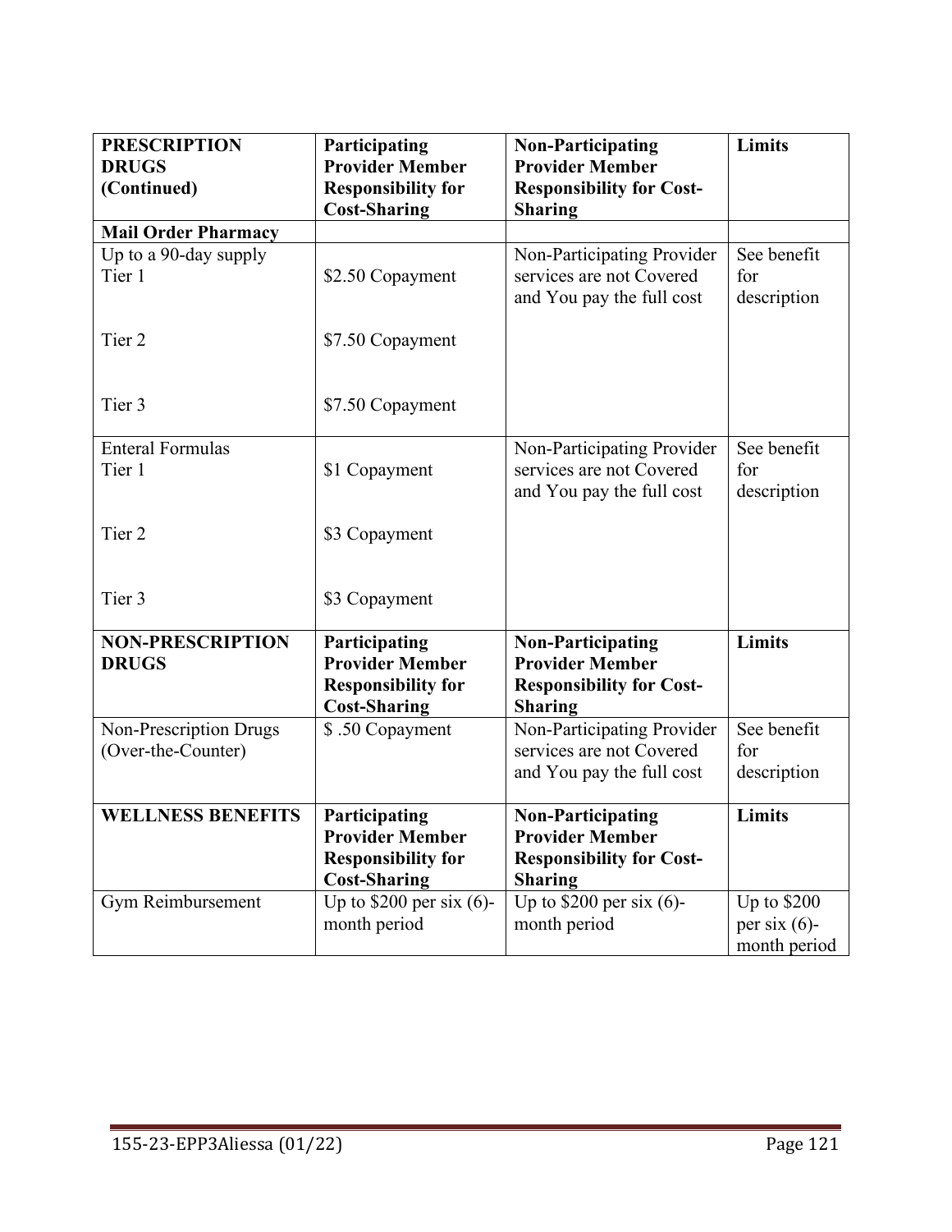| PRESCRIPTION DRUGS (Continued) | Participating Provider Member Responsibility for Cost-Sharing | Non-Participating Provider Member Responsibility for Cost-Sharing | Limits |
|---|---|---|---|
| **Mail Order Pharmacy** | | | |
| Up to a 90-day supply<br>Tier 1<br><br>Tier 2<br><br>Tier 3 | <br>$2.50 Copayment<br><br>$7.50 Copayment<br><br>$7.50 Copayment | Non-Participating Provider services are not Covered and You pay the full cost | See benefit for description |
| Enteral Formulas<br>Tier 1<br><br>Tier 2<br><br>Tier 3 | <br>$1 Copayment<br><br>$3 Copayment<br><br>$3 Copayment | Non-Participating Provider services are not Covered and You pay the full cost | See benefit for description |
| **NON-PRESCRIPTION DRUGS** | **Participating Provider Member Responsibility for Cost-Sharing** | **Non-Participating Provider Member Responsibility for Cost-Sharing** | **Limits** |
| Non-Prescription Drugs (Over-the-Counter) | $ .50 Copayment | Non-Participating Provider services are not Covered and You pay the full cost | See benefit for description |
| **WELLNESS BENEFITS** | **Participating Provider Member Responsibility for Cost-Sharing** | **Non-Participating Provider Member Responsibility for Cost-Sharing** | **Limits** |
| Gym Reimbursement | Up to $200 per six (6)-month period | Up to $200 per six (6)-month period | Up to $200 per six (6)-month period |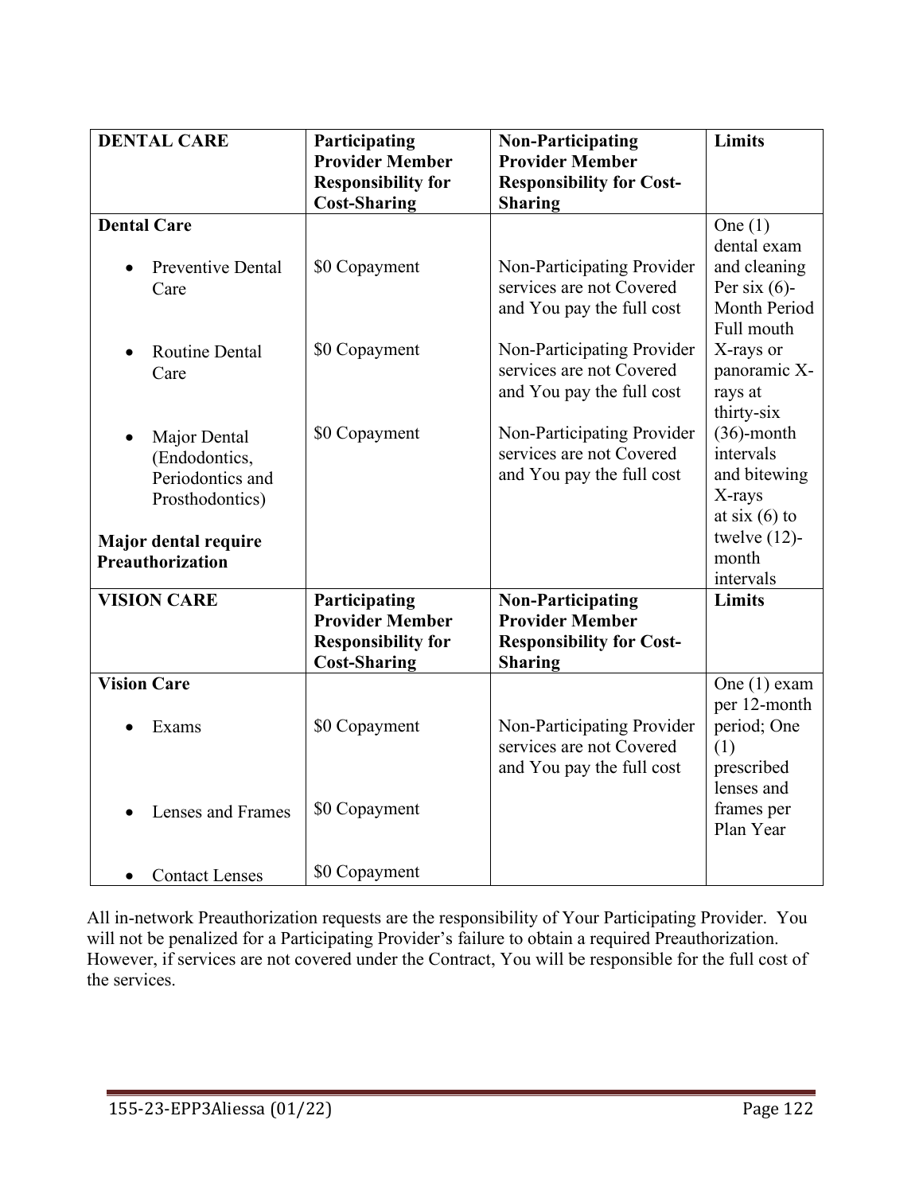| DENTAL CARE | Participating Provider Member Responsibility for Cost-Sharing | Non-Participating Provider Member Responsibility for Cost-Sharing | Limits |
|---|---|---|---|
| **Dental Care**<br>• Preventive Dental Care<br>• Routine Dental Care<br>• Major Dental (Endodontics, Periodontics and Prosthodontics)<br>**Major dental require Preauthorization** | <br>$0 Copayment<br>$0 Copayment<br>$0 Copayment | <br>Non-Participating Provider services are not Covered and You pay the full cost<br>Non-Participating Provider services are not Covered and You pay the full cost<br>Non-Participating Provider services are not Covered and You pay the full cost | One (1) dental exam and cleaning Per six (6)-Month Period Full mouth X-rays or panoramic X-rays at thirty-six (36)-month intervals and bitewing X-rays at six (6) to twelve (12)-month intervals |
| **VISION CARE** | **Participating Provider Member Responsibility for Cost-Sharing** | **Non-Participating Provider Member Responsibility for Cost-Sharing** | **Limits** |
| **Vision Care**<br>• Exams<br>• Lenses and Frames<br>• Contact Lenses | <br>$0 Copayment<br>$0 Copayment<br>$0 Copayment | <br>Non-Participating Provider services are not Covered and You pay the full cost | One (1) exam per 12-month period; One (1) prescribed lenses and frames per Plan Year |

All in-network Preauthorization requests are the responsibility of Your Participating Provider. You will not be penalized for a Participating Provider's failure to obtain a required Preauthorization. However, if services are not covered under the Contract, You will be responsible for the full cost of the services.